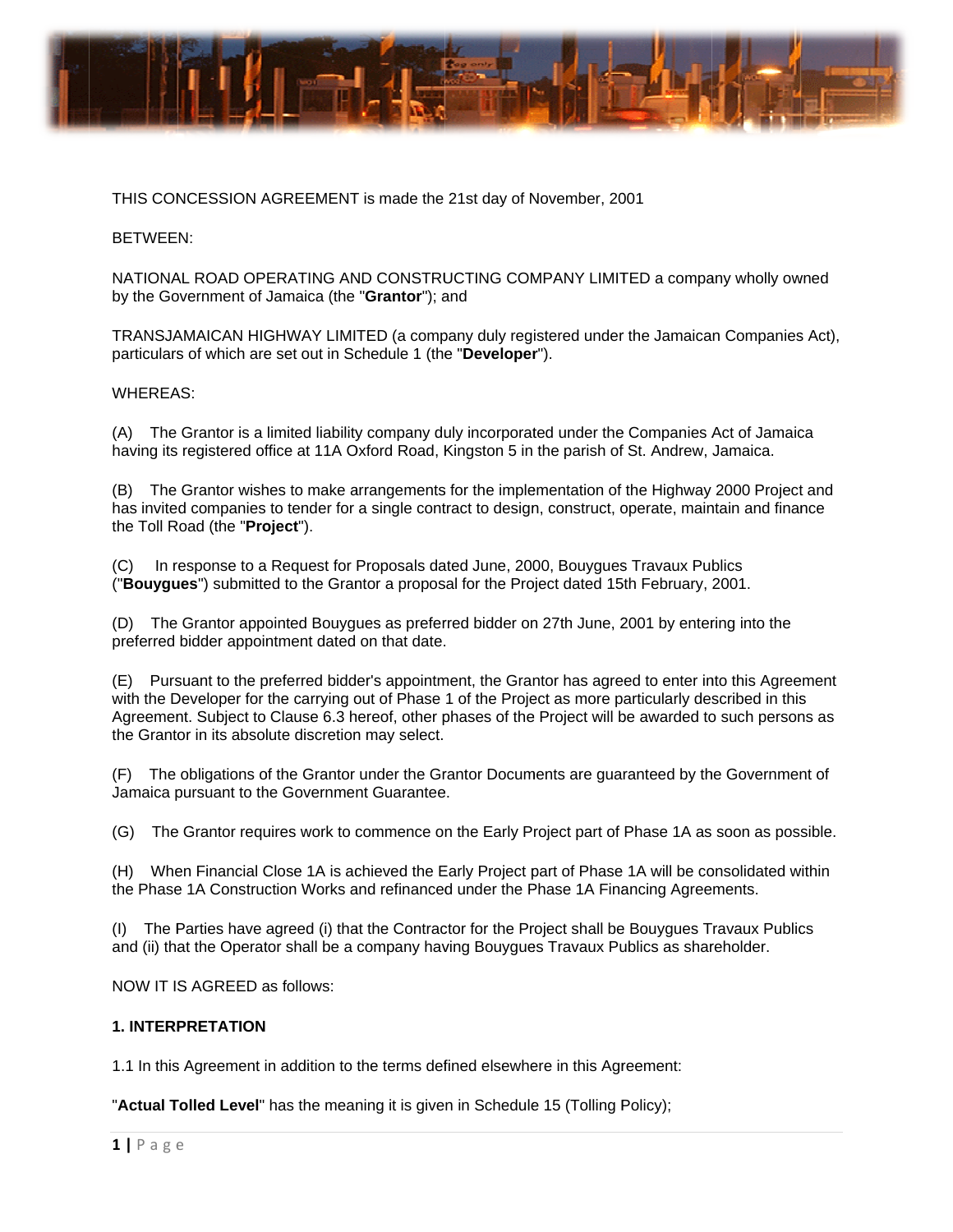THIS CONCESSION AGREEMENT is made the 21st day of November, 2001

BETWEEN:

NATIONAL ROAD OPERATING AND CONSTRUCTING COMPANY LIMITED a company wholly owned by the Government of Jamaica (the "**Grantor**"); and

TRANSJAMAICAN HIGHWAY LIMITED (a company duly registered under the Jamaican Companies Act), particulars of which are set out in Schedule 1 (the "**Developer**").

WHEREAS:

(A) The Grantor is a limited liability company duly incorporated under the Companies Act of Jamaica having its registered office at 11A Oxford Road, Kingston 5 in the parish of St. Andrew, Jamaica.

(B) The Grantor wishes to make arrangements for the implementation of the Highway 2000 Project and has invited companies to tender for a single contract to design, construct, operate, maintain and finance the Toll Road (the "**Project**").

(C) In response to a Request for Proposals dated June, 2000, Bouygues Travaux Publics ("**Bouygues**") submitted to the Grantor a proposal for the Project dated 15th February, 2001.

(D) The Grantor appointed Bouygues as preferred bidder on 27th June, 2001 by entering into the preferred bidder appointment dated on that date.

(E) Pursuant to the preferred bidder's appointment, the Grantor has agreed to enter into this Agreement with the Developer for the carrying out of Phase 1 of the Project as more particularly described in this Agreement. Subject to Clause 6.3 hereof, other phases of the Project will be awarded to such persons as the Grantor in its absolute discretion may select.

(F) The obligations of the Grantor under the Grantor Documents are guaranteed by the Government of Jamaica pursuant to the Government Guarantee.

(G) The Grantor requires work to commence on the Early Project part of Phase 1A as soon as possible.

(H) When Financial Close 1A is achieved the Early Project part of Phase 1A will be consolidated within the Phase 1A Construction Works and refinanced under the Phase 1A Financing Agreements.

(I) The Parties have agreed (i) that the Contractor for the Project shall be Bouygues Travaux Publics and (ii) that the Operator shall be a company having Bouygues Travaux Publics as shareholder.

NOW IT IS AGREED as follows:

**1. INTERPRETATION**

1.1 In this Agreement in addition to the terms defined elsewhere in this Agreement:

"**Actual Tolled Level**" has the meaning it is given in Schedule 15 (Tolling Policy);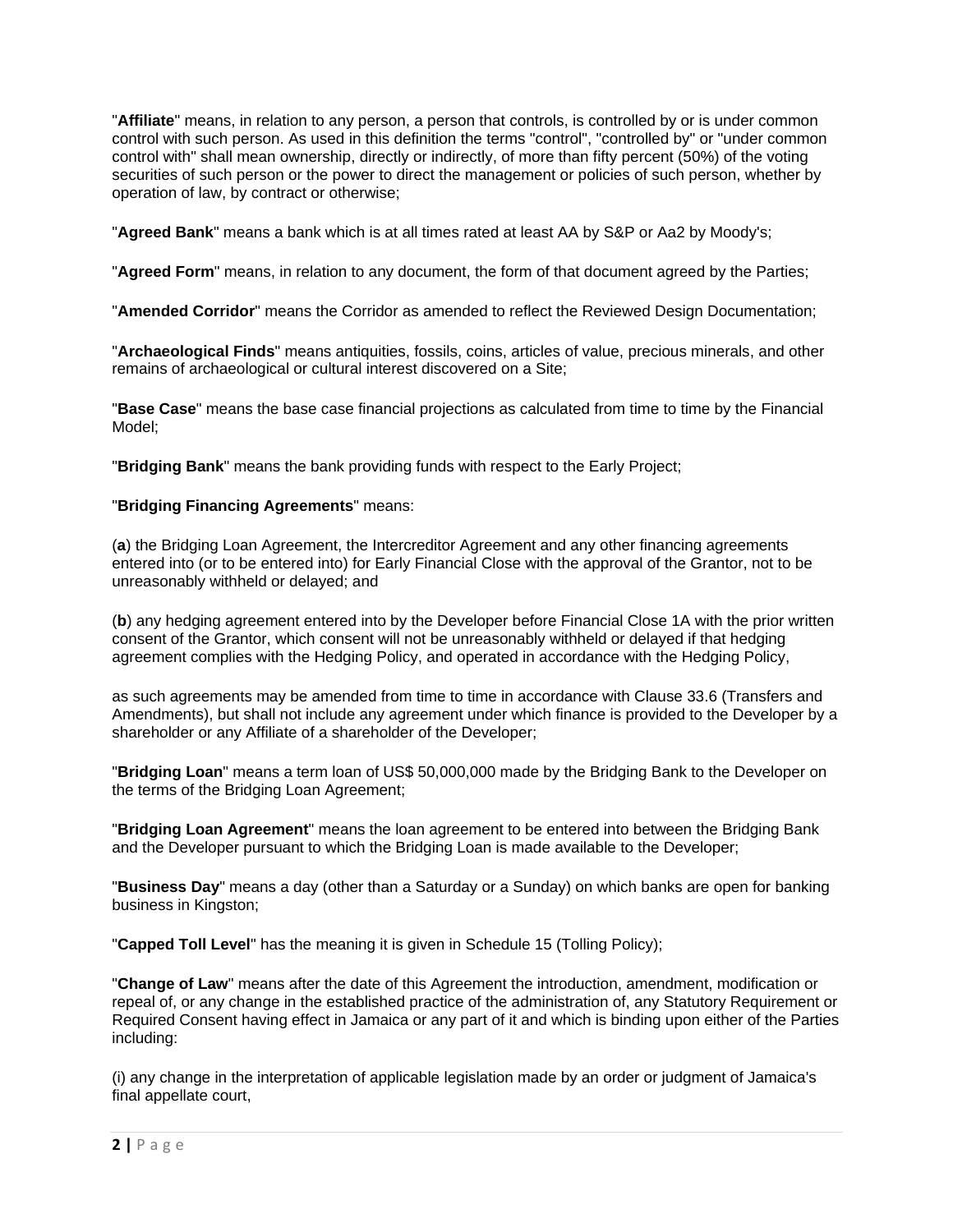"**Affiliate**" means, in relation to any person, a person that controls, is controlled by or is under common control with such person. As used in this definition the terms "control", "controlled by" or "under common control with" shall mean ownership, directly or indirectly, of more than fifty percent (50%) of the voting securities of such person or the power to direct the management or policies of such person, whether by operation of law, by contract or otherwise;

"**Agreed Bank**" means a bank which is at all times rated at least AA by S&P or Aa2 by Moody's;

"**Agreed Form**" means, in relation to any document, the form of that document agreed by the Parties;

"**Amended Corridor**" means the Corridor as amended to reflect the Reviewed Design Documentation;

"**Archaeological Finds**" means antiquities, fossils, coins, articles of value, precious minerals, and other remains of archaeological or cultural interest discovered on a Site;

"**Base Case**" means the base case financial projections as calculated from time to time by the Financial Model;

"**Bridging Bank**" means the bank providing funds with respect to the Early Project;

"**Bridging Financing Agreements**" means:

(**a**) the Bridging Loan Agreement, the Intercreditor Agreement and any other financing agreements entered into (or to be entered into) for Early Financial Close with the approval of the Grantor, not to be unreasonably withheld or delayed; and

(**b**) any hedging agreement entered into by the Developer before Financial Close 1A with the prior written consent of the Grantor, which consent will not be unreasonably withheld or delayed if that hedging agreement complies with the Hedging Policy, and operated in accordance with the Hedging Policy,

as such agreements may be amended from time to time in accordance with Clause 33.6 (Transfers and Amendments), but shall not include any agreement under which finance is provided to the Developer by a shareholder or any Affiliate of a shareholder of the Developer;

"**Bridging Loan**" means a term loan of US$ 50,000,000 made by the Bridging Bank to the Developer on the terms of the Bridging Loan Agreement;

"**Bridging Loan Agreement**" means the loan agreement to be entered into between the Bridging Bank and the Developer pursuant to which the Bridging Loan is made available to the Developer;

"**Business Day**" means a day (other than a Saturday or a Sunday) on which banks are open for banking business in Kingston;

"**Capped Toll Level**" has the meaning it is given in Schedule 15 (Tolling Policy);

"**Change of Law**" means after the date of this Agreement the introduction, amendment, modification or repeal of, or any change in the established practice of the administration of, any Statutory Requirement or Required Consent having effect in Jamaica or any part of it and which is binding upon either of the Parties including:

(i) any change in the interpretation of applicable legislation made by an order or judgment of Jamaica's final appellate court,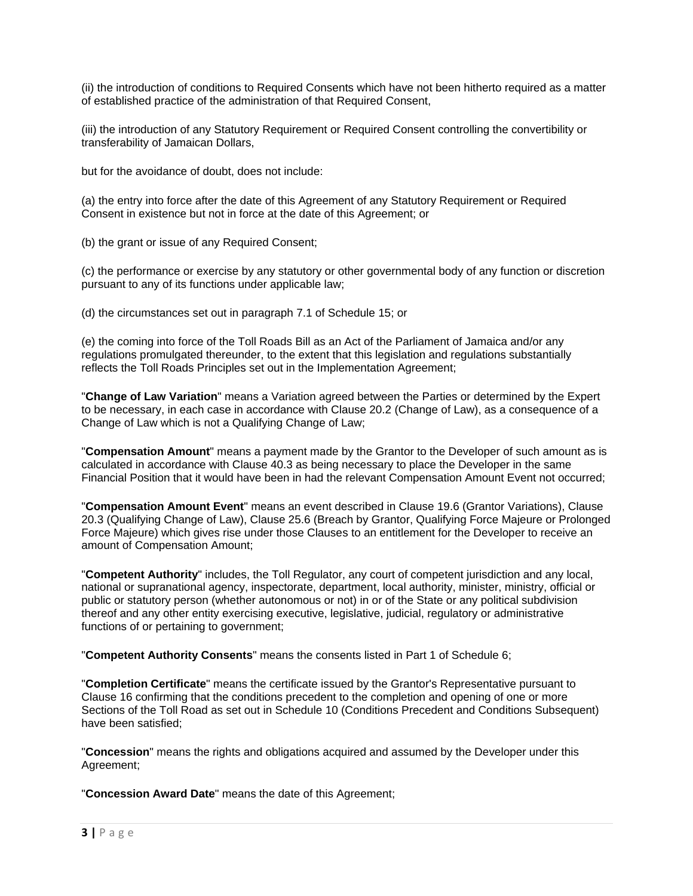(ii) the introduction of conditions to Required Consents which have not been hitherto required as a matter of established practice of the administration of that Required Consent,

(iii) the introduction of any Statutory Requirement or Required Consent controlling the convertibility or transferability of Jamaican Dollars,

but for the avoidance of doubt, does not include:

(a) the entry into force after the date of this Agreement of any Statutory Requirement or Required Consent in existence but not in force at the date of this Agreement; or

(b) the grant or issue of any Required Consent;

(c) the performance or exercise by any statutory or other governmental body of any function or discretion pursuant to any of its functions under applicable law;

(d) the circumstances set out in paragraph 7.1 of Schedule 15; or

(e) the coming into force of the Toll Roads Bill as an Act of the Parliament of Jamaica and/or any regulations promulgated thereunder, to the extent that this legislation and regulations substantially reflects the Toll Roads Principles set out in the Implementation Agreement;

"**Change of Law Variation**" means a Variation agreed between the Parties or determined by the Expert to be necessary, in each case in accordance with Clause 20.2 (Change of Law), as a consequence of a Change of Law which is not a Qualifying Change of Law;

"**Compensation Amount**" means a payment made by the Grantor to the Developer of such amount as is calculated in accordance with Clause 40.3 as being necessary to place the Developer in the same Financial Position that it would have been in had the relevant Compensation Amount Event not occurred;

"**Compensation Amount Event**" means an event described in Clause 19.6 (Grantor Variations), Clause 20.3 (Qualifying Change of Law), Clause 25.6 (Breach by Grantor, Qualifying Force Majeure or Prolonged Force Majeure) which gives rise under those Clauses to an entitlement for the Developer to receive an amount of Compensation Amount;

"**Competent Authority**" includes, the Toll Regulator, any court of competent jurisdiction and any local, national or supranational agency, inspectorate, department, local authority, minister, ministry, official or public or statutory person (whether autonomous or not) in or of the State or any political subdivision thereof and any other entity exercising executive, legislative, judicial, regulatory or administrative functions of or pertaining to government;

"**Competent Authority Consents**" means the consents listed in Part 1 of Schedule 6;

"**Completion Certificate**" means the certificate issued by the Grantor's Representative pursuant to Clause 16 confirming that the conditions precedent to the completion and opening of one or more Sections of the Toll Road as set out in Schedule 10 (Conditions Precedent and Conditions Subsequent) have been satisfied;

"**Concession**" means the rights and obligations acquired and assumed by the Developer under this Agreement;

"**Concession Award Date**" means the date of this Agreement;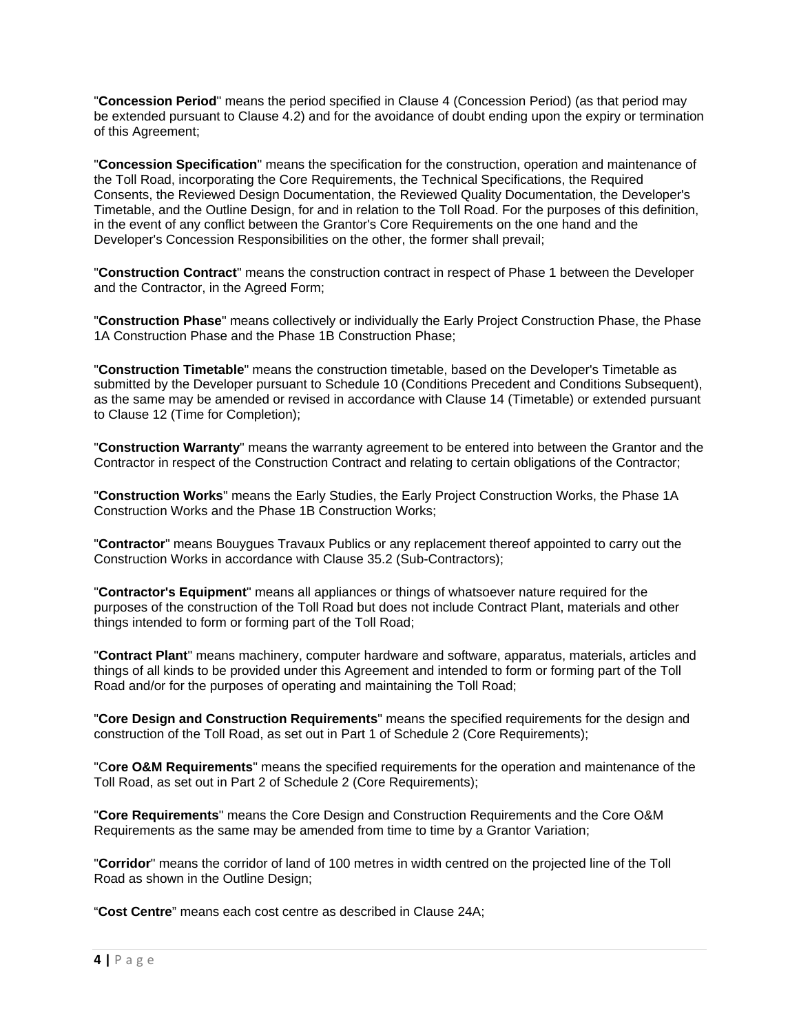"**Concession Period**" means the period specified in Clause 4 (Concession Period) (as that period may be extended pursuant to Clause 4.2) and for the avoidance of doubt ending upon the expiry or termination of this Agreement;

"**Concession Specification**" means the specification for the construction, operation and maintenance of the Toll Road, incorporating the Core Requirements, the Technical Specifications, the Required Consents, the Reviewed Design Documentation, the Reviewed Quality Documentation, the Developer's Timetable, and the Outline Design, for and in relation to the Toll Road. For the purposes of this definition, in the event of any conflict between the Grantor's Core Requirements on the one hand and the Developer's Concession Responsibilities on the other, the former shall prevail;

"**Construction Contract**" means the construction contract in respect of Phase 1 between the Developer and the Contractor, in the Agreed Form;

"**Construction Phase**" means collectively or individually the Early Project Construction Phase, the Phase 1A Construction Phase and the Phase 1B Construction Phase;

"**Construction Timetable**" means the construction timetable, based on the Developer's Timetable as submitted by the Developer pursuant to Schedule 10 (Conditions Precedent and Conditions Subsequent), as the same may be amended or revised in accordance with Clause 14 (Timetable) or extended pursuant to Clause 12 (Time for Completion);

"**Construction Warranty**" means the warranty agreement to be entered into between the Grantor and the Contractor in respect of the Construction Contract and relating to certain obligations of the Contractor;

"**Construction Works**" means the Early Studies, the Early Project Construction Works, the Phase 1A Construction Works and the Phase 1B Construction Works;

"**Contractor**" means Bouygues Travaux Publics or any replacement thereof appointed to carry out the Construction Works in accordance with Clause 35.2 (Sub-Contractors);

"**Contractor's Equipment**" means all appliances or things of whatsoever nature required for the purposes of the construction of the Toll Road but does not include Contract Plant, materials and other things intended to form or forming part of the Toll Road;

"**Contract Plant**" means machinery, computer hardware and software, apparatus, materials, articles and things of all kinds to be provided under this Agreement and intended to form or forming part of the Toll Road and/or for the purposes of operating and maintaining the Toll Road;

"**Core Design and Construction Requirements**" means the specified requirements for the design and construction of the Toll Road, as set out in Part 1 of Schedule 2 (Core Requirements);

"**Core O&M Requirements**" means the specified requirements for the operation and maintenance of the Toll Road, as set out in Part 2 of Schedule 2 (Core Requirements);

"**Core Requirements**" means the Core Design and Construction Requirements and the Core O&M Requirements as the same may be amended from time to time by a Grantor Variation;

"**Corridor**" means the corridor of land of 100 metres in width centred on the projected line of the Toll Road as shown in the Outline Design;

"**Cost Centre**" means each cost centre as described in Clause 24A;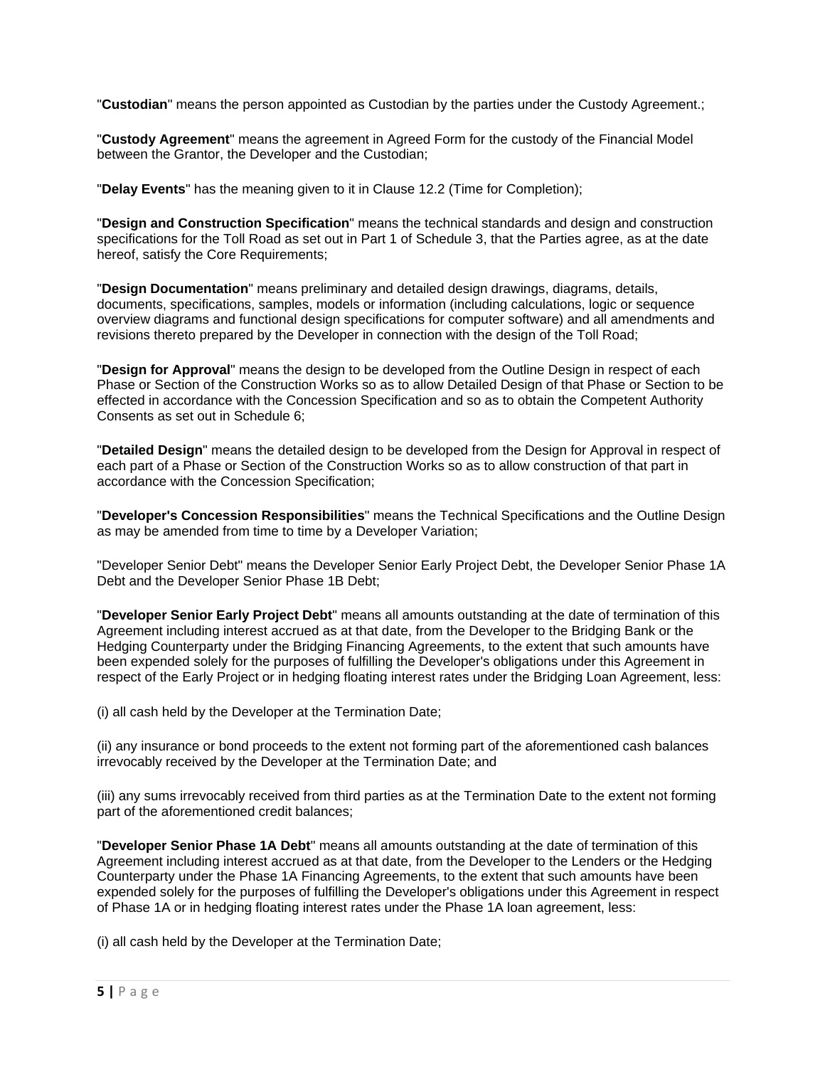"**Custodian**" means the person appointed as Custodian by the parties under the Custody Agreement.;

"**Custody Agreement**" means the agreement in Agreed Form for the custody of the Financial Model between the Grantor, the Developer and the Custodian;

"**Delay Events**" has the meaning given to it in Clause 12.2 (Time for Completion);

"**Design and Construction Specification**" means the technical standards and design and construction specifications for the Toll Road as set out in Part 1 of Schedule 3, that the Parties agree, as at the date hereof, satisfy the Core Requirements;

"**Design Documentation**" means preliminary and detailed design drawings, diagrams, details, documents, specifications, samples, models or information (including calculations, logic or sequence overview diagrams and functional design specifications for computer software) and all amendments and revisions thereto prepared by the Developer in connection with the design of the Toll Road;

"**Design for Approval**" means the design to be developed from the Outline Design in respect of each Phase or Section of the Construction Works so as to allow Detailed Design of that Phase or Section to be effected in accordance with the Concession Specification and so as to obtain the Competent Authority Consents as set out in Schedule 6;

"**Detailed Design**" means the detailed design to be developed from the Design for Approval in respect of each part of a Phase or Section of the Construction Works so as to allow construction of that part in accordance with the Concession Specification;

"**Developer's Concession Responsibilities**" means the Technical Specifications and the Outline Design as may be amended from time to time by a Developer Variation;

"Developer Senior Debt" means the Developer Senior Early Project Debt, the Developer Senior Phase 1A Debt and the Developer Senior Phase 1B Debt;

"**Developer Senior Early Project Debt**" means all amounts outstanding at the date of termination of this Agreement including interest accrued as at that date, from the Developer to the Bridging Bank or the Hedging Counterparty under the Bridging Financing Agreements, to the extent that such amounts have been expended solely for the purposes of fulfilling the Developer's obligations under this Agreement in respect of the Early Project or in hedging floating interest rates under the Bridging Loan Agreement, less:

(i) all cash held by the Developer at the Termination Date;

(ii) any insurance or bond proceeds to the extent not forming part of the aforementioned cash balances irrevocably received by the Developer at the Termination Date; and

(iii) any sums irrevocably received from third parties as at the Termination Date to the extent not forming part of the aforementioned credit balances;

"**Developer Senior Phase 1A Debt**" means all amounts outstanding at the date of termination of this Agreement including interest accrued as at that date, from the Developer to the Lenders or the Hedging Counterparty under the Phase 1A Financing Agreements, to the extent that such amounts have been expended solely for the purposes of fulfilling the Developer's obligations under this Agreement in respect of Phase 1A or in hedging floating interest rates under the Phase 1A loan agreement, less:

(i) all cash held by the Developer at the Termination Date;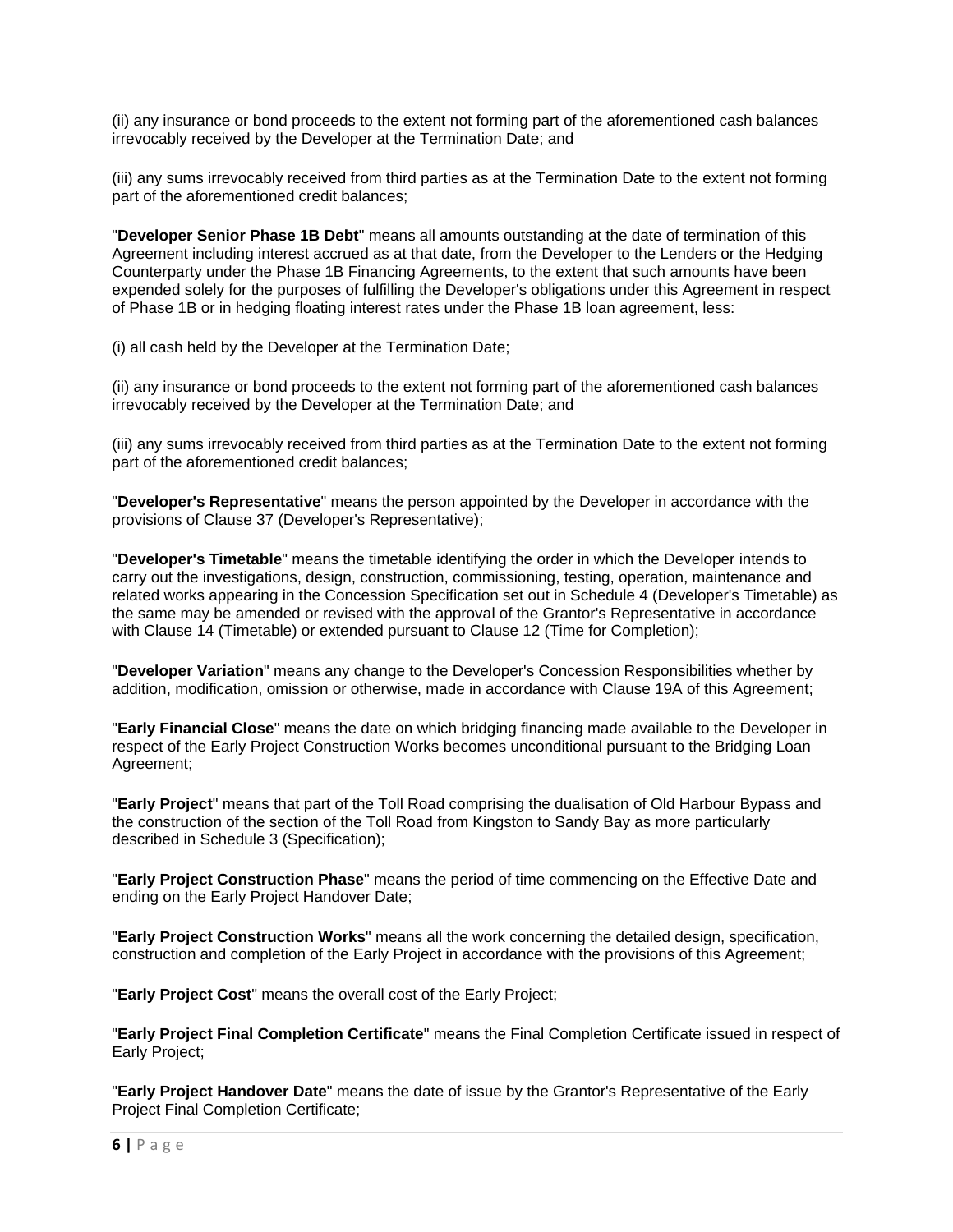(ii) any insurance or bond proceeds to the extent not forming part of the aforementioned cash balances irrevocably received by the Developer at the Termination Date; and

(iii) any sums irrevocably received from third parties as at the Termination Date to the extent not forming part of the aforementioned credit balances;

"**Developer Senior Phase 1B Debt**" means all amounts outstanding at the date of termination of this Agreement including interest accrued as at that date, from the Developer to the Lenders or the Hedging Counterparty under the Phase 1B Financing Agreements, to the extent that such amounts have been expended solely for the purposes of fulfilling the Developer's obligations under this Agreement in respect of Phase 1B or in hedging floating interest rates under the Phase 1B loan agreement, less:

(i) all cash held by the Developer at the Termination Date;

(ii) any insurance or bond proceeds to the extent not forming part of the aforementioned cash balances irrevocably received by the Developer at the Termination Date; and

(iii) any sums irrevocably received from third parties as at the Termination Date to the extent not forming part of the aforementioned credit balances;

"**Developer's Representative**" means the person appointed by the Developer in accordance with the provisions of Clause 37 (Developer's Representative);

"**Developer's Timetable**" means the timetable identifying the order in which the Developer intends to carry out the investigations, design, construction, commissioning, testing, operation, maintenance and related works appearing in the Concession Specification set out in Schedule 4 (Developer's Timetable) as the same may be amended or revised with the approval of the Grantor's Representative in accordance with Clause 14 (Timetable) or extended pursuant to Clause 12 (Time for Completion);

"**Developer Variation**" means any change to the Developer's Concession Responsibilities whether by addition, modification, omission or otherwise, made in accordance with Clause 19A of this Agreement;

"**Early Financial Close**" means the date on which bridging financing made available to the Developer in respect of the Early Project Construction Works becomes unconditional pursuant to the Bridging Loan Agreement;

"**Early Project**" means that part of the Toll Road comprising the dualisation of Old Harbour Bypass and the construction of the section of the Toll Road from Kingston to Sandy Bay as more particularly described in Schedule 3 (Specification);

"**Early Project Construction Phase**" means the period of time commencing on the Effective Date and ending on the Early Project Handover Date;

"**Early Project Construction Works**" means all the work concerning the detailed design, specification, construction and completion of the Early Project in accordance with the provisions of this Agreement;

"**Early Project Cost**" means the overall cost of the Early Project;

"**Early Project Final Completion Certificate**" means the Final Completion Certificate issued in respect of Early Project;

"**Early Project Handover Date**" means the date of issue by the Grantor's Representative of the Early Project Final Completion Certificate;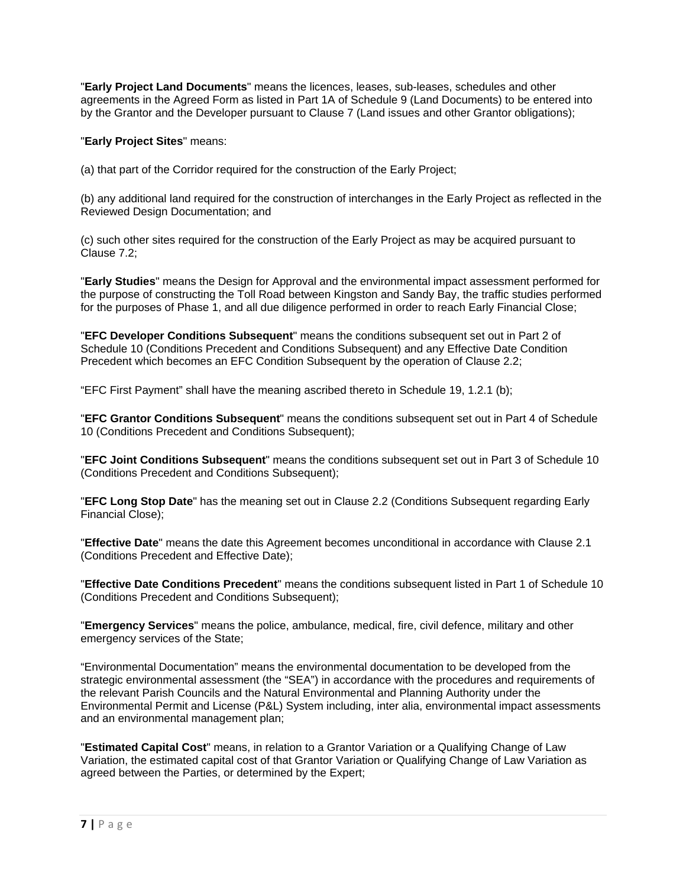"**Early Project Land Documents**" means the licences, leases, sub-leases, schedules and other agreements in the Agreed Form as listed in Part 1A of Schedule 9 (Land Documents) to be entered into by the Grantor and the Developer pursuant to Clause 7 (Land issues and other Grantor obligations);

"**Early Project Sites**" means:

(a) that part of the Corridor required for the construction of the Early Project;

(b) any additional land required for the construction of interchanges in the Early Project as reflected in the Reviewed Design Documentation; and

(c) such other sites required for the construction of the Early Project as may be acquired pursuant to Clause 7.2;

"**Early Studies**" means the Design for Approval and the environmental impact assessment performed for the purpose of constructing the Toll Road between Kingston and Sandy Bay, the traffic studies performed for the purposes of Phase 1, and all due diligence performed in order to reach Early Financial Close;

"**EFC Developer Conditions Subsequent**" means the conditions subsequent set out in Part 2 of Schedule 10 (Conditions Precedent and Conditions Subsequent) and any Effective Date Condition Precedent which becomes an EFC Condition Subsequent by the operation of Clause 2.2;

"EFC First Payment" shall have the meaning ascribed thereto in Schedule 19, 1.2.1 (b);

"**EFC Grantor Conditions Subsequent**" means the conditions subsequent set out in Part 4 of Schedule 10 (Conditions Precedent and Conditions Subsequent);

"**EFC Joint Conditions Subsequent**" means the conditions subsequent set out in Part 3 of Schedule 10 (Conditions Precedent and Conditions Subsequent);

"**EFC Long Stop Date**" has the meaning set out in Clause 2.2 (Conditions Subsequent regarding Early Financial Close);

"**Effective Date**" means the date this Agreement becomes unconditional in accordance with Clause 2.1 (Conditions Precedent and Effective Date);

"**Effective Date Conditions Precedent**" means the conditions subsequent listed in Part 1 of Schedule 10 (Conditions Precedent and Conditions Subsequent);

"**Emergency Services**" means the police, ambulance, medical, fire, civil defence, military and other emergency services of the State;

"Environmental Documentation" means the environmental documentation to be developed from the strategic environmental assessment (the "SEA") in accordance with the procedures and requirements of the relevant Parish Councils and the Natural Environmental and Planning Authority under the Environmental Permit and License (P&L) System including, inter alia, environmental impact assessments and an environmental management plan;

"**Estimated Capital Cost**" means, in relation to a Grantor Variation or a Qualifying Change of Law Variation, the estimated capital cost of that Grantor Variation or Qualifying Change of Law Variation as agreed between the Parties, or determined by the Expert;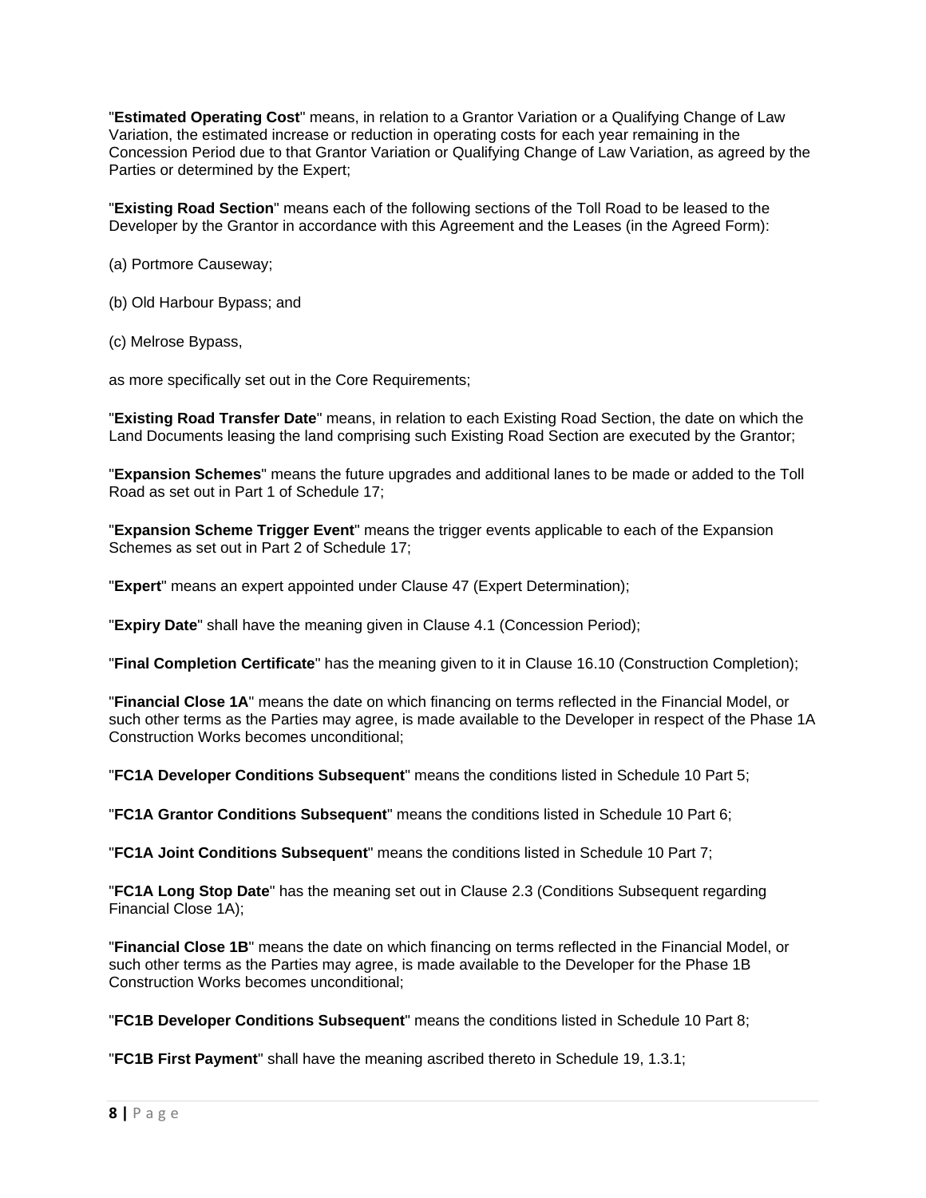"**Estimated Operating Cost**" means, in relation to a Grantor Variation or a Qualifying Change of Law Variation, the estimated increase or reduction in operating costs for each year remaining in the Concession Period due to that Grantor Variation or Qualifying Change of Law Variation, as agreed by the Parties or determined by the Expert;

"**Existing Road Section**" means each of the following sections of the Toll Road to be leased to the Developer by the Grantor in accordance with this Agreement and the Leases (in the Agreed Form):

(a) Portmore Causeway;

(b) Old Harbour Bypass; and

(c) Melrose Bypass,

as more specifically set out in the Core Requirements;

"**Existing Road Transfer Date**" means, in relation to each Existing Road Section, the date on which the Land Documents leasing the land comprising such Existing Road Section are executed by the Grantor;

"**Expansion Schemes**" means the future upgrades and additional lanes to be made or added to the Toll Road as set out in Part 1 of Schedule 17;

"**Expansion Scheme Trigger Event**" means the trigger events applicable to each of the Expansion Schemes as set out in Part 2 of Schedule 17;

"**Expert**" means an expert appointed under Clause 47 (Expert Determination);

"**Expiry Date**" shall have the meaning given in Clause 4.1 (Concession Period);

"**Final Completion Certificate**" has the meaning given to it in Clause 16.10 (Construction Completion);

"**Financial Close 1A**" means the date on which financing on terms reflected in the Financial Model, or such other terms as the Parties may agree, is made available to the Developer in respect of the Phase 1A Construction Works becomes unconditional;

"**FC1A Developer Conditions Subsequent**" means the conditions listed in Schedule 10 Part 5;

"**FC1A Grantor Conditions Subsequent**" means the conditions listed in Schedule 10 Part 6;

"**FC1A Joint Conditions Subsequent**" means the conditions listed in Schedule 10 Part 7;

"**FC1A Long Stop Date**" has the meaning set out in Clause 2.3 (Conditions Subsequent regarding Financial Close 1A);

"**Financial Close 1B**" means the date on which financing on terms reflected in the Financial Model, or such other terms as the Parties may agree, is made available to the Developer for the Phase 1B Construction Works becomes unconditional;

"**FC1B Developer Conditions Subsequent**" means the conditions listed in Schedule 10 Part 8;

"**FC1B First Payment**" shall have the meaning ascribed thereto in Schedule 19, 1.3.1;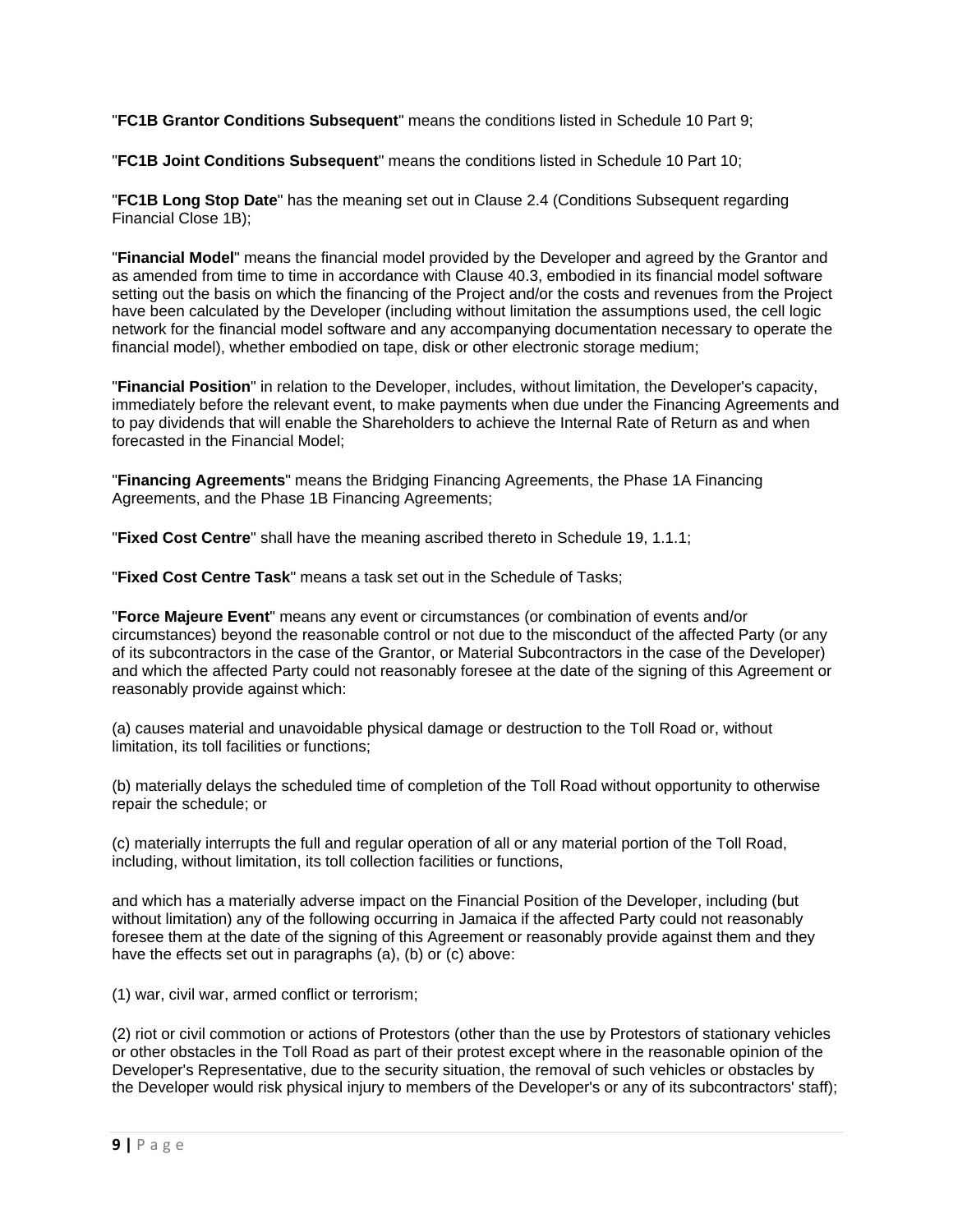"**FC1B Grantor Conditions Subsequent**" means the conditions listed in Schedule 10 Part 9;

"**FC1B Joint Conditions Subsequent**" means the conditions listed in Schedule 10 Part 10;

"**FC1B Long Stop Date**" has the meaning set out in Clause 2.4 (Conditions Subsequent regarding Financial Close 1B);

"**Financial Model**" means the financial model provided by the Developer and agreed by the Grantor and as amended from time to time in accordance with Clause 40.3, embodied in its financial model software setting out the basis on which the financing of the Project and/or the costs and revenues from the Project have been calculated by the Developer (including without limitation the assumptions used, the cell logic network for the financial model software and any accompanying documentation necessary to operate the financial model), whether embodied on tape, disk or other electronic storage medium;

"**Financial Position**" in relation to the Developer, includes, without limitation, the Developer's capacity, immediately before the relevant event, to make payments when due under the Financing Agreements and to pay dividends that will enable the Shareholders to achieve the Internal Rate of Return as and when forecasted in the Financial Model;

"**Financing Agreements**" means the Bridging Financing Agreements, the Phase 1A Financing Agreements, and the Phase 1B Financing Agreements;

"**Fixed Cost Centre**" shall have the meaning ascribed thereto in Schedule 19, 1.1.1;

"**Fixed Cost Centre Task**" means a task set out in the Schedule of Tasks;

"**Force Majeure Event**" means any event or circumstances (or combination of events and/or circumstances) beyond the reasonable control or not due to the misconduct of the affected Party (or any of its subcontractors in the case of the Grantor, or Material Subcontractors in the case of the Developer) and which the affected Party could not reasonably foresee at the date of the signing of this Agreement or reasonably provide against which:

(a) causes material and unavoidable physical damage or destruction to the Toll Road or, without limitation, its toll facilities or functions;

(b) materially delays the scheduled time of completion of the Toll Road without opportunity to otherwise repair the schedule; or

(c) materially interrupts the full and regular operation of all or any material portion of the Toll Road, including, without limitation, its toll collection facilities or functions,

and which has a materially adverse impact on the Financial Position of the Developer, including (but without limitation) any of the following occurring in Jamaica if the affected Party could not reasonably foresee them at the date of the signing of this Agreement or reasonably provide against them and they have the effects set out in paragraphs (a), (b) or (c) above:

(1) war, civil war, armed conflict or terrorism;

(2) riot or civil commotion or actions of Protestors (other than the use by Protestors of stationary vehicles or other obstacles in the Toll Road as part of their protest except where in the reasonable opinion of the Developer's Representative, due to the security situation, the removal of such vehicles or obstacles by the Developer would risk physical injury to members of the Developer's or any of its subcontractors' staff);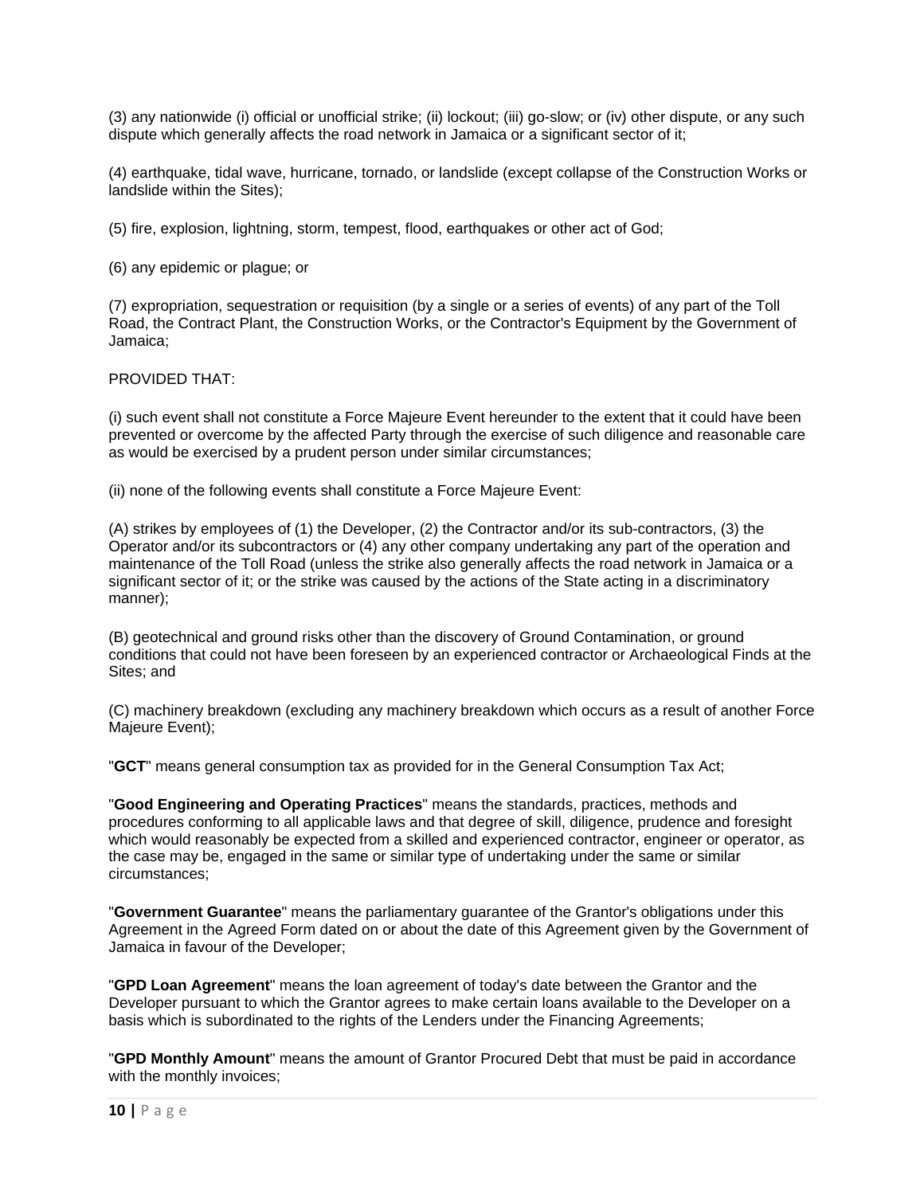(3) any nationwide (i) official or unofficial strike; (ii) lockout; (iii) go-slow; or (iv) other dispute, or any such dispute which generally affects the road network in Jamaica or a significant sector of it;

(4) earthquake, tidal wave, hurricane, tornado, or landslide (except collapse of the Construction Works or landslide within the Sites);

(5) fire, explosion, lightning, storm, tempest, flood, earthquakes or other act of God;

(6) any epidemic or plague; or

(7) expropriation, sequestration or requisition (by a single or a series of events) of any part of the Toll Road, the Contract Plant, the Construction Works, or the Contractor's Equipment by the Government of Jamaica;

PROVIDED THAT:

(i) such event shall not constitute a Force Majeure Event hereunder to the extent that it could have been prevented or overcome by the affected Party through the exercise of such diligence and reasonable care as would be exercised by a prudent person under similar circumstances;

(ii) none of the following events shall constitute a Force Majeure Event:

(A) strikes by employees of (1) the Developer, (2) the Contractor and/or its sub-contractors, (3) the Operator and/or its subcontractors or (4) any other company undertaking any part of the operation and maintenance of the Toll Road (unless the strike also generally affects the road network in Jamaica or a significant sector of it; or the strike was caused by the actions of the State acting in a discriminatory manner);

(B) geotechnical and ground risks other than the discovery of Ground Contamination, or ground conditions that could not have been foreseen by an experienced contractor or Archaeological Finds at the Sites; and

(C) machinery breakdown (excluding any machinery breakdown which occurs as a result of another Force Majeure Event);

"**GCT**" means general consumption tax as provided for in the General Consumption Tax Act;

"**Good Engineering and Operating Practices**" means the standards, practices, methods and procedures conforming to all applicable laws and that degree of skill, diligence, prudence and foresight which would reasonably be expected from a skilled and experienced contractor, engineer or operator, as the case may be, engaged in the same or similar type of undertaking under the same or similar circumstances;

"**Government Guarantee**" means the parliamentary guarantee of the Grantor's obligations under this Agreement in the Agreed Form dated on or about the date of this Agreement given by the Government of Jamaica in favour of the Developer;

"**GPD Loan Agreement**" means the loan agreement of today's date between the Grantor and the Developer pursuant to which the Grantor agrees to make certain loans available to the Developer on a basis which is subordinated to the rights of the Lenders under the Financing Agreements;

"**GPD Monthly Amount**" means the amount of Grantor Procured Debt that must be paid in accordance with the monthly invoices;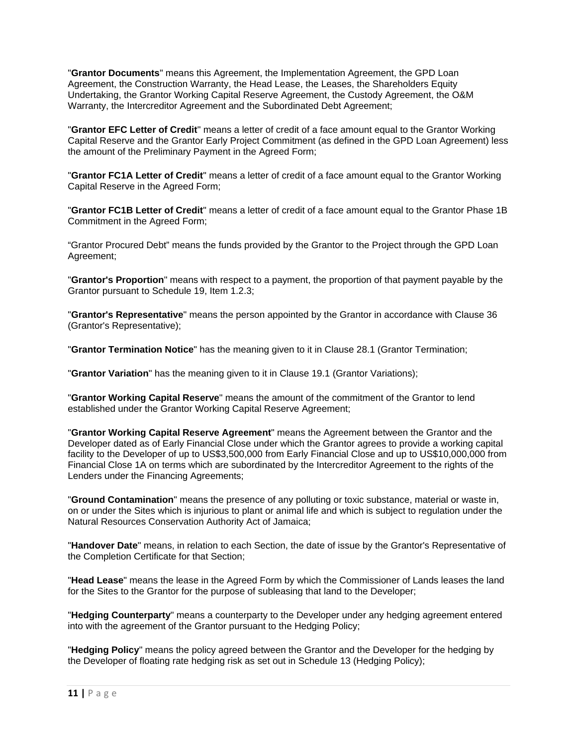"**Grantor Documents**" means this Agreement, the Implementation Agreement, the GPD Loan Agreement, the Construction Warranty, the Head Lease, the Leases, the Shareholders Equity Undertaking, the Grantor Working Capital Reserve Agreement, the Custody Agreement, the O&M Warranty, the Intercreditor Agreement and the Subordinated Debt Agreement;

"**Grantor EFC Letter of Credit**" means a letter of credit of a face amount equal to the Grantor Working Capital Reserve and the Grantor Early Project Commitment (as defined in the GPD Loan Agreement) less the amount of the Preliminary Payment in the Agreed Form;

"**Grantor FC1A Letter of Credit**" means a letter of credit of a face amount equal to the Grantor Working Capital Reserve in the Agreed Form;

"**Grantor FC1B Letter of Credit**" means a letter of credit of a face amount equal to the Grantor Phase 1B Commitment in the Agreed Form;

"Grantor Procured Debt" means the funds provided by the Grantor to the Project through the GPD Loan Agreement;

"**Grantor's Proportion**" means with respect to a payment, the proportion of that payment payable by the Grantor pursuant to Schedule 19, Item 1.2.3;

"**Grantor's Representative**" means the person appointed by the Grantor in accordance with Clause 36 (Grantor's Representative);

"**Grantor Termination Notice**" has the meaning given to it in Clause 28.1 (Grantor Termination;

"**Grantor Variation**" has the meaning given to it in Clause 19.1 (Grantor Variations);

"**Grantor Working Capital Reserve**" means the amount of the commitment of the Grantor to lend established under the Grantor Working Capital Reserve Agreement;

"**Grantor Working Capital Reserve Agreement**" means the Agreement between the Grantor and the Developer dated as of Early Financial Close under which the Grantor agrees to provide a working capital facility to the Developer of up to US$3,500,000 from Early Financial Close and up to US$10,000,000 from Financial Close 1A on terms which are subordinated by the Intercreditor Agreement to the rights of the Lenders under the Financing Agreements;

"**Ground Contamination**" means the presence of any polluting or toxic substance, material or waste in, on or under the Sites which is injurious to plant or animal life and which is subject to regulation under the Natural Resources Conservation Authority Act of Jamaica;

"**Handover Date**" means, in relation to each Section, the date of issue by the Grantor's Representative of the Completion Certificate for that Section;

"**Head Lease**" means the lease in the Agreed Form by which the Commissioner of Lands leases the land for the Sites to the Grantor for the purpose of subleasing that land to the Developer;

"**Hedging Counterparty**" means a counterparty to the Developer under any hedging agreement entered into with the agreement of the Grantor pursuant to the Hedging Policy;

"**Hedging Policy**" means the policy agreed between the Grantor and the Developer for the hedging by the Developer of floating rate hedging risk as set out in Schedule 13 (Hedging Policy);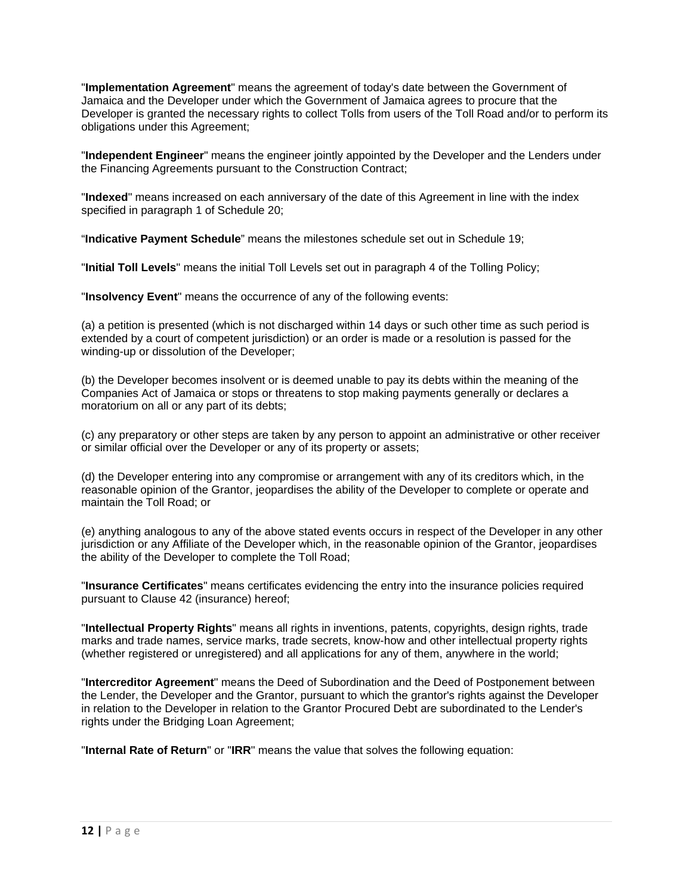"**Implementation Agreement**" means the agreement of today's date between the Government of Jamaica and the Developer under which the Government of Jamaica agrees to procure that the Developer is granted the necessary rights to collect Tolls from users of the Toll Road and/or to perform its obligations under this Agreement;

"**Independent Engineer**" means the engineer jointly appointed by the Developer and the Lenders under the Financing Agreements pursuant to the Construction Contract;

"**Indexed**" means increased on each anniversary of the date of this Agreement in line with the index specified in paragraph 1 of Schedule 20;

"**Indicative Payment Schedule**" means the milestones schedule set out in Schedule 19;

"**Initial Toll Levels**" means the initial Toll Levels set out in paragraph 4 of the Tolling Policy;

"**Insolvency Event**" means the occurrence of any of the following events:

(a) a petition is presented (which is not discharged within 14 days or such other time as such period is extended by a court of competent jurisdiction) or an order is made or a resolution is passed for the winding-up or dissolution of the Developer;

(b) the Developer becomes insolvent or is deemed unable to pay its debts within the meaning of the Companies Act of Jamaica or stops or threatens to stop making payments generally or declares a moratorium on all or any part of its debts;

(c) any preparatory or other steps are taken by any person to appoint an administrative or other receiver or similar official over the Developer or any of its property or assets;

(d) the Developer entering into any compromise or arrangement with any of its creditors which, in the reasonable opinion of the Grantor, jeopardises the ability of the Developer to complete or operate and maintain the Toll Road; or

(e) anything analogous to any of the above stated events occurs in respect of the Developer in any other jurisdiction or any Affiliate of the Developer which, in the reasonable opinion of the Grantor, jeopardises the ability of the Developer to complete the Toll Road;

"**Insurance Certificates**" means certificates evidencing the entry into the insurance policies required pursuant to Clause 42 (insurance) hereof;

"**Intellectual Property Rights**" means all rights in inventions, patents, copyrights, design rights, trade marks and trade names, service marks, trade secrets, know-how and other intellectual property rights (whether registered or unregistered) and all applications for any of them, anywhere in the world;

"**Intercreditor Agreement**" means the Deed of Subordination and the Deed of Postponement between the Lender, the Developer and the Grantor, pursuant to which the grantor's rights against the Developer in relation to the Developer in relation to the Grantor Procured Debt are subordinated to the Lender's rights under the Bridging Loan Agreement;

"**Internal Rate of Return**" or "**IRR**" means the value that solves the following equation: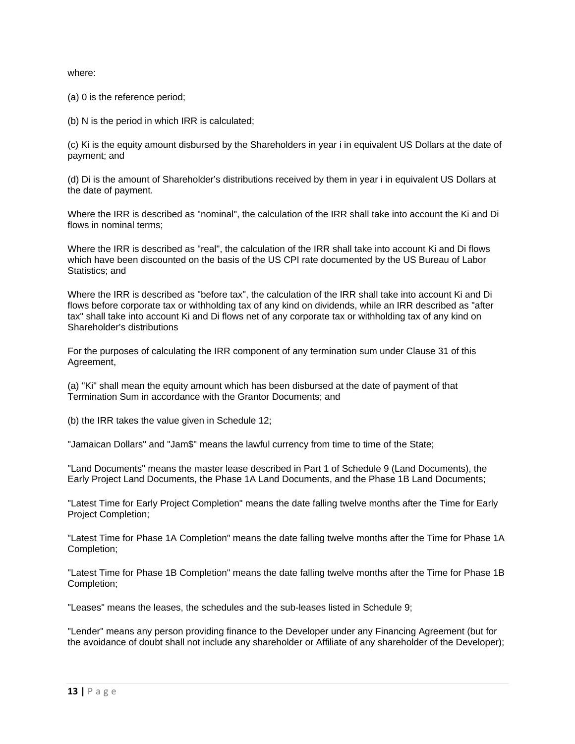where:

(a) 0 is the reference period;

(b) N is the period in which IRR is calculated;

(c) Ki is the equity amount disbursed by the Shareholders in year i in equivalent US Dollars at the date of payment; and

(d) Di is the amount of Shareholder's distributions received by them in year i in equivalent US Dollars at the date of payment.

Where the IRR is described as "nominal", the calculation of the IRR shall take into account the Ki and Di flows in nominal terms;

Where the IRR is described as "real", the calculation of the IRR shall take into account Ki and Di flows which have been discounted on the basis of the US CPI rate documented by the US Bureau of Labor Statistics; and

Where the IRR is described as "before tax", the calculation of the IRR shall take into account Ki and Di flows before corporate tax or withholding tax of any kind on dividends, while an IRR described as "after tax" shall take into account Ki and Di flows net of any corporate tax or withholding tax of any kind on Shareholder's distributions

For the purposes of calculating the IRR component of any termination sum under Clause 31 of this Agreement,

(a) "Ki" shall mean the equity amount which has been disbursed at the date of payment of that Termination Sum in accordance with the Grantor Documents; and

(b) the IRR takes the value given in Schedule 12;

"Jamaican Dollars" and "Jam$" means the lawful currency from time to time of the State;

"Land Documents" means the master lease described in Part 1 of Schedule 9 (Land Documents), the Early Project Land Documents, the Phase 1A Land Documents, and the Phase 1B Land Documents;

"Latest Time for Early Project Completion" means the date falling twelve months after the Time for Early Project Completion;

"Latest Time for Phase 1A Completion" means the date falling twelve months after the Time for Phase 1A Completion;

"Latest Time for Phase 1B Completion" means the date falling twelve months after the Time for Phase 1B Completion;

"Leases" means the leases, the schedules and the sub-leases listed in Schedule 9;

"Lender" means any person providing finance to the Developer under any Financing Agreement (but for the avoidance of doubt shall not include any shareholder or Affiliate of any shareholder of the Developer);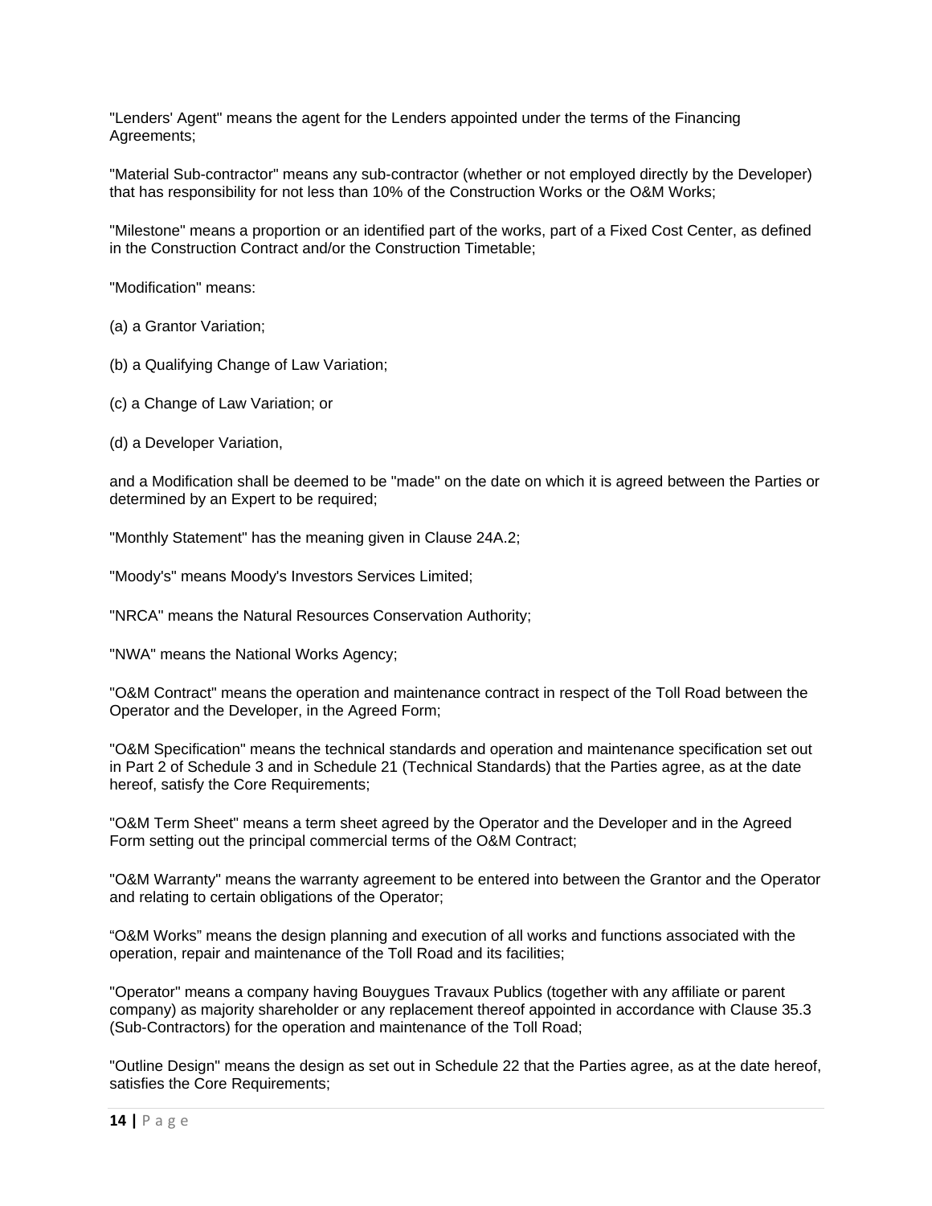"Lenders' Agent" means the agent for the Lenders appointed under the terms of the Financing Agreements;

"Material Sub-contractor" means any sub-contractor (whether or not employed directly by the Developer) that has responsibility for not less than 10% of the Construction Works or the O&M Works;

"Milestone" means a proportion or an identified part of the works, part of a Fixed Cost Center, as defined in the Construction Contract and/or the Construction Timetable;

"Modification" means:

(a) a Grantor Variation;

(b) a Qualifying Change of Law Variation;

(c) a Change of Law Variation; or

(d) a Developer Variation,

and a Modification shall be deemed to be "made" on the date on which it is agreed between the Parties or determined by an Expert to be required;

"Monthly Statement" has the meaning given in Clause 24A.2;

"Moody's" means Moody's Investors Services Limited;

"NRCA" means the Natural Resources Conservation Authority;

"NWA" means the National Works Agency;

"O&M Contract" means the operation and maintenance contract in respect of the Toll Road between the Operator and the Developer, in the Agreed Form;

"O&M Specification" means the technical standards and operation and maintenance specification set out in Part 2 of Schedule 3 and in Schedule 21 (Technical Standards) that the Parties agree, as at the date hereof, satisfy the Core Requirements;

"O&M Term Sheet" means a term sheet agreed by the Operator and the Developer and in the Agreed Form setting out the principal commercial terms of the O&M Contract;

"O&M Warranty" means the warranty agreement to be entered into between the Grantor and the Operator and relating to certain obligations of the Operator;

"O&M Works" means the design planning and execution of all works and functions associated with the operation, repair and maintenance of the Toll Road and its facilities;

"Operator" means a company having Bouygues Travaux Publics (together with any affiliate or parent company) as majority shareholder or any replacement thereof appointed in accordance with Clause 35.3 (Sub-Contractors) for the operation and maintenance of the Toll Road;

"Outline Design" means the design as set out in Schedule 22 that the Parties agree, as at the date hereof, satisfies the Core Requirements;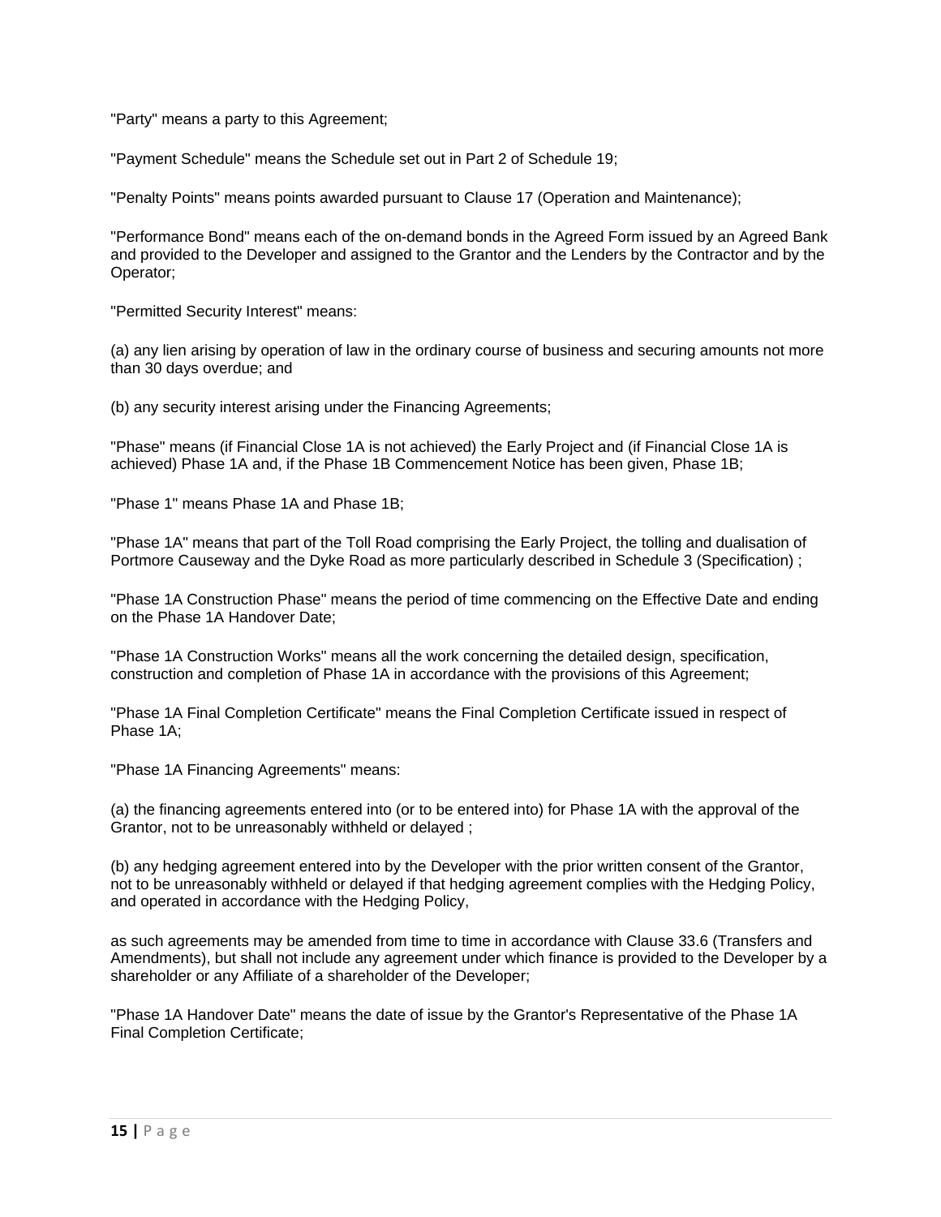"Party" means a party to this Agreement;

"Payment Schedule" means the Schedule set out in Part 2 of Schedule 19;

"Penalty Points" means points awarded pursuant to Clause 17 (Operation and Maintenance);

"Performance Bond" means each of the on-demand bonds in the Agreed Form issued by an Agreed Bank and provided to the Developer and assigned to the Grantor and the Lenders by the Contractor and by the Operator;

"Permitted Security Interest" means:

(a) any lien arising by operation of law in the ordinary course of business and securing amounts not more than 30 days overdue; and

(b) any security interest arising under the Financing Agreements;

"Phase" means (if Financial Close 1A is not achieved) the Early Project and (if Financial Close 1A is achieved) Phase 1A and, if the Phase 1B Commencement Notice has been given, Phase 1B;

"Phase 1" means Phase 1A and Phase 1B;

"Phase 1A" means that part of the Toll Road comprising the Early Project, the tolling and dualisation of Portmore Causeway and the Dyke Road as more particularly described in Schedule 3 (Specification) ;

"Phase 1A Construction Phase" means the period of time commencing on the Effective Date and ending on the Phase 1A Handover Date;

"Phase 1A Construction Works" means all the work concerning the detailed design, specification, construction and completion of Phase 1A in accordance with the provisions of this Agreement;

"Phase 1A Final Completion Certificate" means the Final Completion Certificate issued in respect of Phase 1A;

"Phase 1A Financing Agreements" means:

(a) the financing agreements entered into (or to be entered into) for Phase 1A with the approval of the Grantor, not to be unreasonably withheld or delayed ;

(b) any hedging agreement entered into by the Developer with the prior written consent of the Grantor, not to be unreasonably withheld or delayed if that hedging agreement complies with the Hedging Policy, and operated in accordance with the Hedging Policy,

as such agreements may be amended from time to time in accordance with Clause 33.6 (Transfers and Amendments), but shall not include any agreement under which finance is provided to the Developer by a shareholder or any Affiliate of a shareholder of the Developer;

"Phase 1A Handover Date" means the date of issue by the Grantor's Representative of the Phase 1A Final Completion Certificate;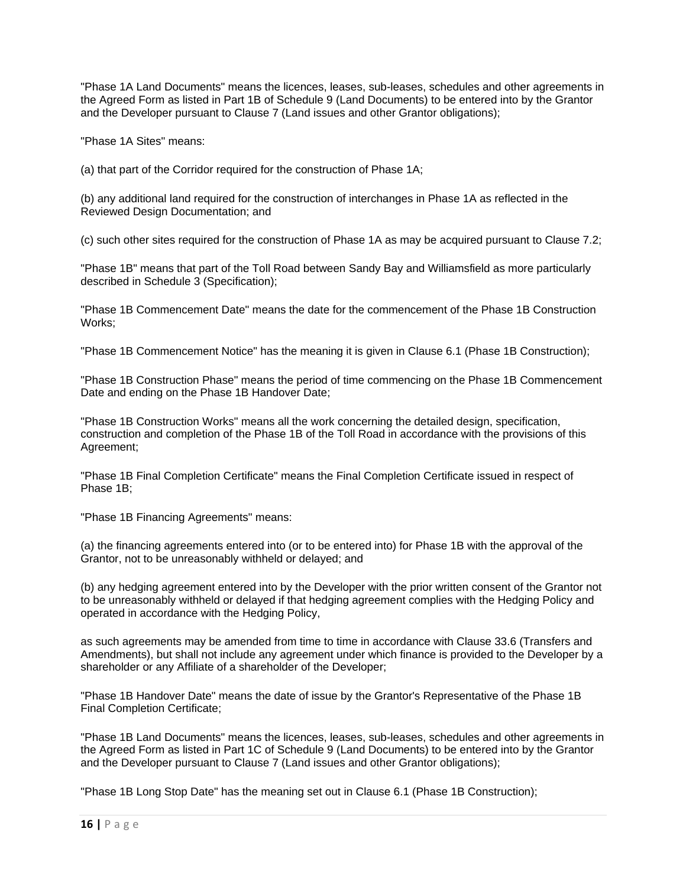"Phase 1A Land Documents" means the licences, leases, sub-leases, schedules and other agreements in the Agreed Form as listed in Part 1B of Schedule 9 (Land Documents) to be entered into by the Grantor and the Developer pursuant to Clause 7 (Land issues and other Grantor obligations);

"Phase 1A Sites" means:

(a) that part of the Corridor required for the construction of Phase 1A;

(b) any additional land required for the construction of interchanges in Phase 1A as reflected in the Reviewed Design Documentation; and

(c) such other sites required for the construction of Phase 1A as may be acquired pursuant to Clause 7.2;

"Phase 1B" means that part of the Toll Road between Sandy Bay and Williamsfield as more particularly described in Schedule 3 (Specification);

"Phase 1B Commencement Date" means the date for the commencement of the Phase 1B Construction Works;

"Phase 1B Commencement Notice" has the meaning it is given in Clause 6.1 (Phase 1B Construction);

"Phase 1B Construction Phase" means the period of time commencing on the Phase 1B Commencement Date and ending on the Phase 1B Handover Date;

"Phase 1B Construction Works" means all the work concerning the detailed design, specification, construction and completion of the Phase 1B of the Toll Road in accordance with the provisions of this Agreement;

"Phase 1B Final Completion Certificate" means the Final Completion Certificate issued in respect of Phase 1B;

"Phase 1B Financing Agreements" means:

(a) the financing agreements entered into (or to be entered into) for Phase 1B with the approval of the Grantor, not to be unreasonably withheld or delayed; and

(b) any hedging agreement entered into by the Developer with the prior written consent of the Grantor not to be unreasonably withheld or delayed if that hedging agreement complies with the Hedging Policy and operated in accordance with the Hedging Policy,

as such agreements may be amended from time to time in accordance with Clause 33.6 (Transfers and Amendments), but shall not include any agreement under which finance is provided to the Developer by a shareholder or any Affiliate of a shareholder of the Developer;

"Phase 1B Handover Date" means the date of issue by the Grantor's Representative of the Phase 1B Final Completion Certificate;

"Phase 1B Land Documents" means the licences, leases, sub-leases, schedules and other agreements in the Agreed Form as listed in Part 1C of Schedule 9 (Land Documents) to be entered into by the Grantor and the Developer pursuant to Clause 7 (Land issues and other Grantor obligations);

"Phase 1B Long Stop Date" has the meaning set out in Clause 6.1 (Phase 1B Construction);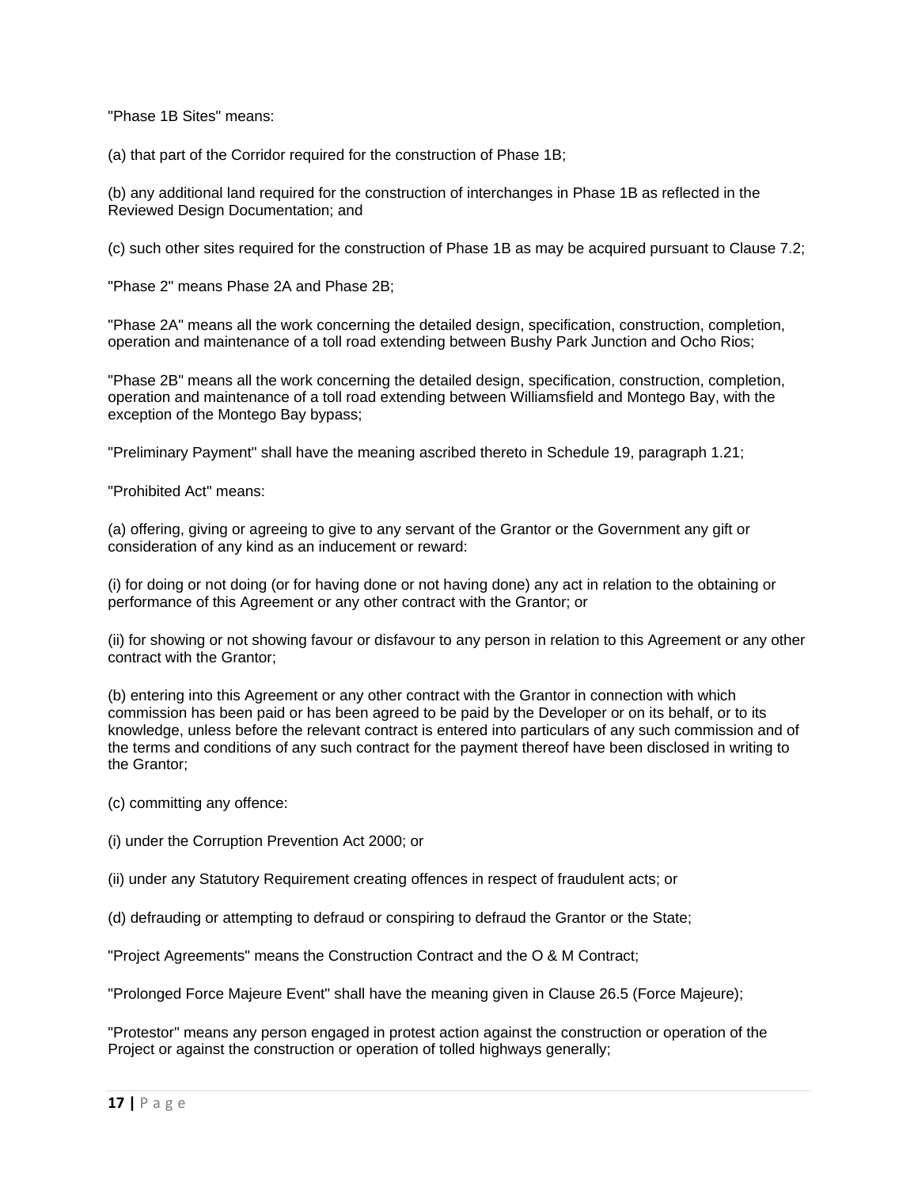"Phase 1B Sites" means:

(a) that part of the Corridor required for the construction of Phase 1B;

(b) any additional land required for the construction of interchanges in Phase 1B as reflected in the Reviewed Design Documentation; and

(c) such other sites required for the construction of Phase 1B as may be acquired pursuant to Clause 7.2;

"Phase 2" means Phase 2A and Phase 2B;

"Phase 2A" means all the work concerning the detailed design, specification, construction, completion, operation and maintenance of a toll road extending between Bushy Park Junction and Ocho Rios;

"Phase 2B" means all the work concerning the detailed design, specification, construction, completion, operation and maintenance of a toll road extending between Williamsfield and Montego Bay, with the exception of the Montego Bay bypass;

"Preliminary Payment" shall have the meaning ascribed thereto in Schedule 19, paragraph 1.21;

"Prohibited Act" means:

(a) offering, giving or agreeing to give to any servant of the Grantor or the Government any gift or consideration of any kind as an inducement or reward:

(i) for doing or not doing (or for having done or not having done) any act in relation to the obtaining or performance of this Agreement or any other contract with the Grantor; or

(ii) for showing or not showing favour or disfavour to any person in relation to this Agreement or any other contract with the Grantor;

(b) entering into this Agreement or any other contract with the Grantor in connection with which commission has been paid or has been agreed to be paid by the Developer or on its behalf, or to its knowledge, unless before the relevant contract is entered into particulars of any such commission and of the terms and conditions of any such contract for the payment thereof have been disclosed in writing to the Grantor;

(c) committing any offence:

(i) under the Corruption Prevention Act 2000; or

(ii) under any Statutory Requirement creating offences in respect of fraudulent acts; or

(d) defrauding or attempting to defraud or conspiring to defraud the Grantor or the State;

"Project Agreements" means the Construction Contract and the O & M Contract;

"Prolonged Force Majeure Event" shall have the meaning given in Clause 26.5 (Force Majeure);

"Protestor" means any person engaged in protest action against the construction or operation of the Project or against the construction or operation of tolled highways generally;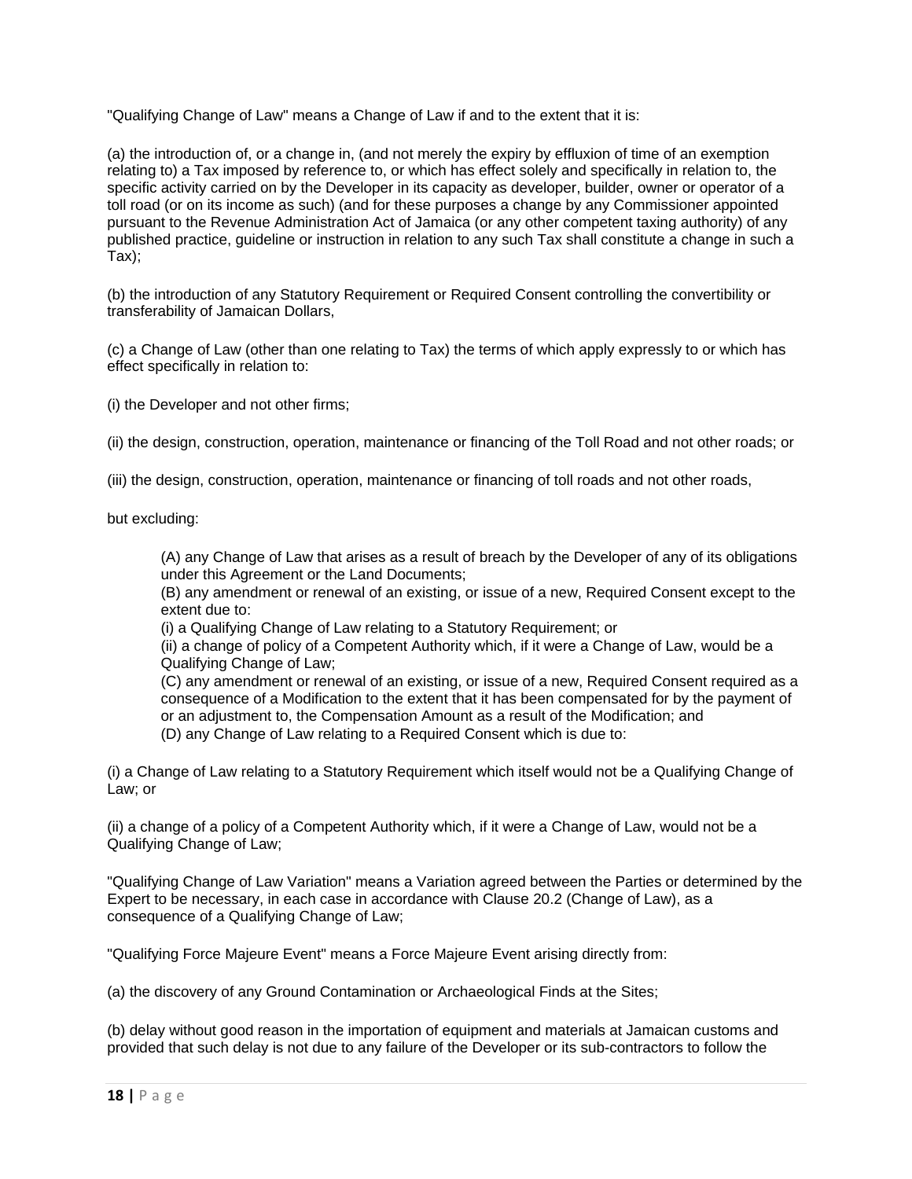"Qualifying Change of Law" means a Change of Law if and to the extent that it is:

(a) the introduction of, or a change in, (and not merely the expiry by effluxion of time of an exemption relating to) a Tax imposed by reference to, or which has effect solely and specifically in relation to, the specific activity carried on by the Developer in its capacity as developer, builder, owner or operator of a toll road (or on its income as such) (and for these purposes a change by any Commissioner appointed pursuant to the Revenue Administration Act of Jamaica (or any other competent taxing authority) of any published practice, guideline or instruction in relation to any such Tax shall constitute a change in such a Tax);

(b) the introduction of any Statutory Requirement or Required Consent controlling the convertibility or transferability of Jamaican Dollars,

(c) a Change of Law (other than one relating to Tax) the terms of which apply expressly to or which has effect specifically in relation to:

(i) the Developer and not other firms;

(ii) the design, construction, operation, maintenance or financing of the Toll Road and not other roads; or

(iii) the design, construction, operation, maintenance or financing of toll roads and not other roads,

but excluding:

> (A) any Change of Law that arises as a result of breach by the Developer of any of its obligations under this Agreement or the Land Documents;
> (B) any amendment or renewal of an existing, or issue of a new, Required Consent except to the extent due to:
> (i) a Qualifying Change of Law relating to a Statutory Requirement; or
> (ii) a change of policy of a Competent Authority which, if it were a Change of Law, would be a Qualifying Change of Law;
> (C) any amendment or renewal of an existing, or issue of a new, Required Consent required as a consequence of a Modification to the extent that it has been compensated for by the payment of or an adjustment to, the Compensation Amount as a result of the Modification; and
> (D) any Change of Law relating to a Required Consent which is due to:

(i) a Change of Law relating to a Statutory Requirement which itself would not be a Qualifying Change of Law; or

(ii) a change of a policy of a Competent Authority which, if it were a Change of Law, would not be a Qualifying Change of Law;

"Qualifying Change of Law Variation" means a Variation agreed between the Parties or determined by the Expert to be necessary, in each case in accordance with Clause 20.2 (Change of Law), as a consequence of a Qualifying Change of Law;

"Qualifying Force Majeure Event" means a Force Majeure Event arising directly from:

(a) the discovery of any Ground Contamination or Archaeological Finds at the Sites;

(b) delay without good reason in the importation of equipment and materials at Jamaican customs and provided that such delay is not due to any failure of the Developer or its sub-contractors to follow the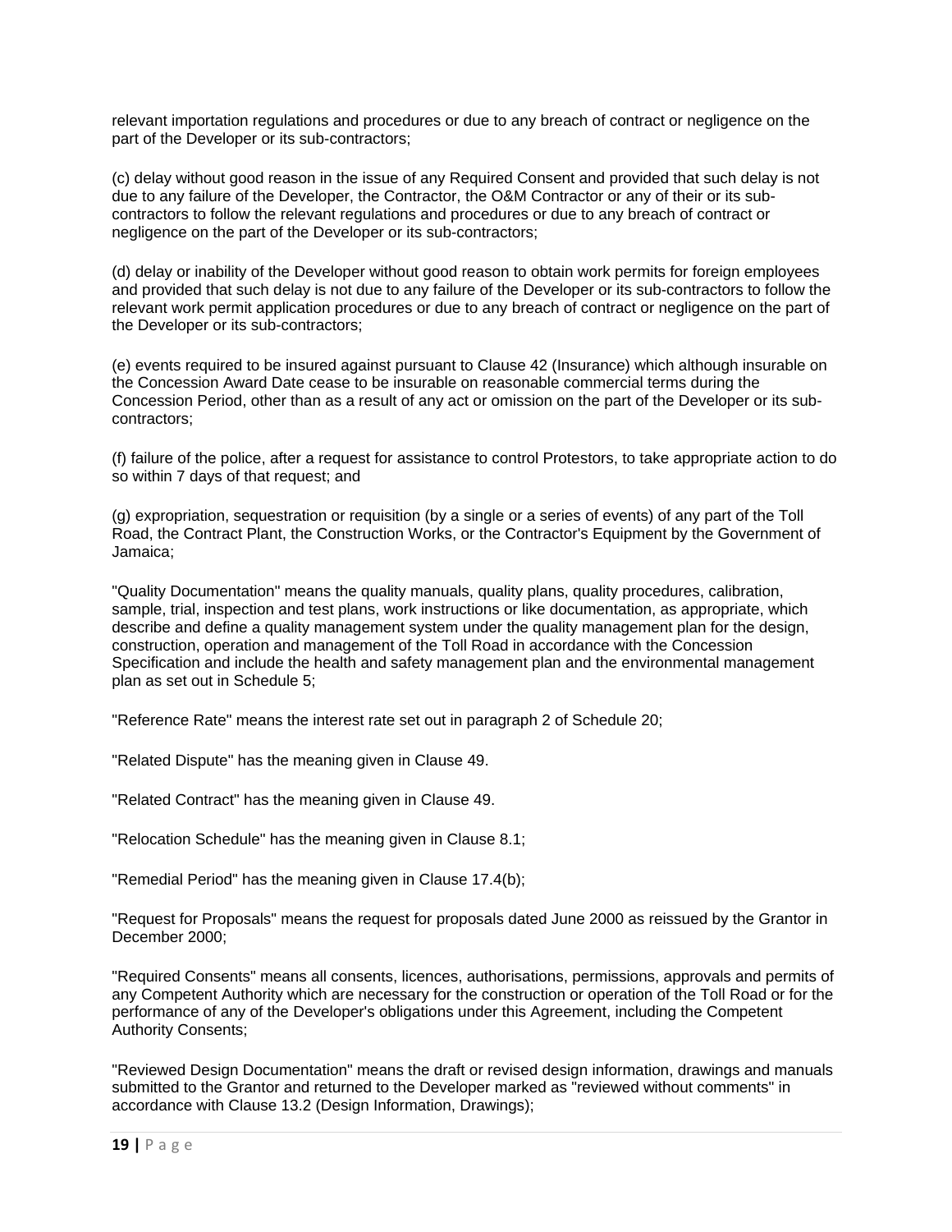relevant importation regulations and procedures or due to any breach of contract or negligence on the part of the Developer or its sub-contractors;

(c) delay without good reason in the issue of any Required Consent and provided that such delay is not due to any failure of the Developer, the Contractor, the O&M Contractor or any of their or its sub-contractors to follow the relevant regulations and procedures or due to any breach of contract or negligence on the part of the Developer or its sub-contractors;

(d) delay or inability of the Developer without good reason to obtain work permits for foreign employees and provided that such delay is not due to any failure of the Developer or its sub-contractors to follow the relevant work permit application procedures or due to any breach of contract or negligence on the part of the Developer or its sub-contractors;

(e) events required to be insured against pursuant to Clause 42 (Insurance) which although insurable on the Concession Award Date cease to be insurable on reasonable commercial terms during the Concession Period, other than as a result of any act or omission on the part of the Developer or its sub-contractors;

(f) failure of the police, after a request for assistance to control Protestors, to take appropriate action to do so within 7 days of that request; and

(g) expropriation, sequestration or requisition (by a single or a series of events) of any part of the Toll Road, the Contract Plant, the Construction Works, or the Contractor's Equipment by the Government of Jamaica;

"Quality Documentation" means the quality manuals, quality plans, quality procedures, calibration, sample, trial, inspection and test plans, work instructions or like documentation, as appropriate, which describe and define a quality management system under the quality management plan for the design, construction, operation and management of the Toll Road in accordance with the Concession Specification and include the health and safety management plan and the environmental management plan as set out in Schedule 5;

"Reference Rate" means the interest rate set out in paragraph 2 of Schedule 20;

"Related Dispute" has the meaning given in Clause 49.

"Related Contract" has the meaning given in Clause 49.

"Relocation Schedule" has the meaning given in Clause 8.1;

"Remedial Period" has the meaning given in Clause 17.4(b);

"Request for Proposals" means the request for proposals dated June 2000 as reissued by the Grantor in December 2000;

"Required Consents" means all consents, licences, authorisations, permissions, approvals and permits of any Competent Authority which are necessary for the construction or operation of the Toll Road or for the performance of any of the Developer's obligations under this Agreement, including the Competent Authority Consents;

"Reviewed Design Documentation" means the draft or revised design information, drawings and manuals submitted to the Grantor and returned to the Developer marked as "reviewed without comments" in accordance with Clause 13.2 (Design Information, Drawings);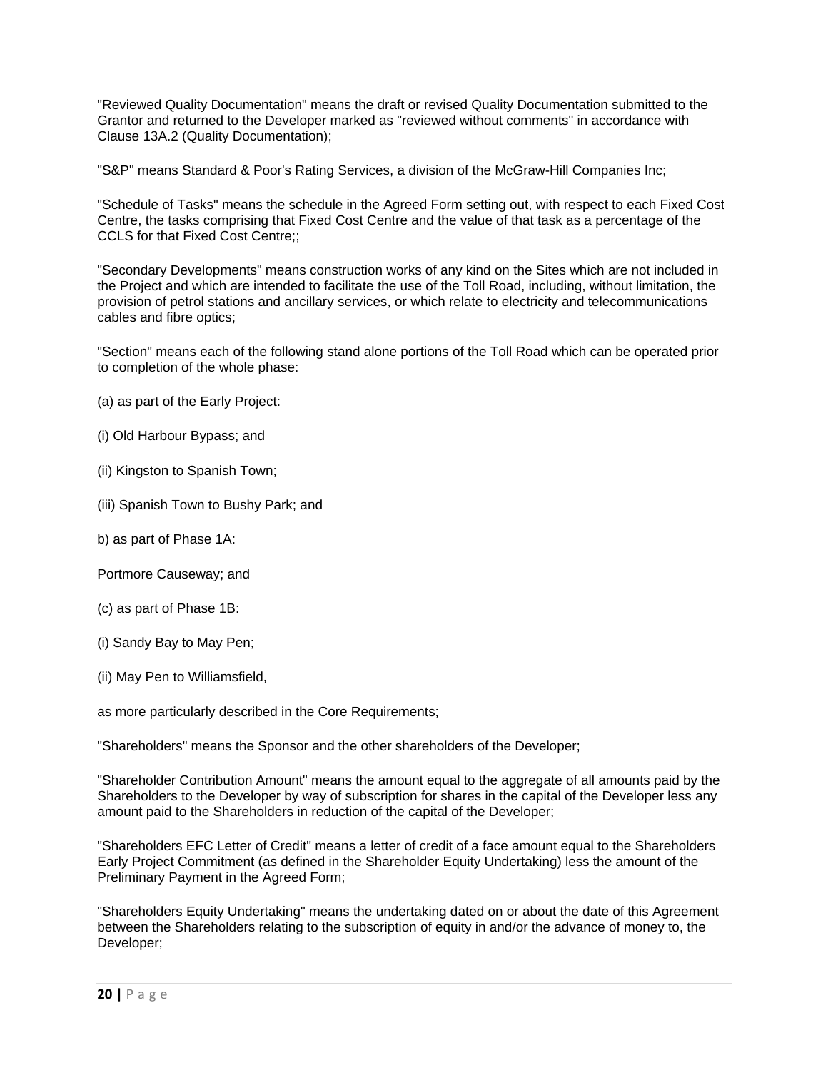"Reviewed Quality Documentation" means the draft or revised Quality Documentation submitted to the Grantor and returned to the Developer marked as "reviewed without comments" in accordance with Clause 13A.2 (Quality Documentation);

"S&P" means Standard & Poor's Rating Services, a division of the McGraw-Hill Companies Inc;

"Schedule of Tasks" means the schedule in the Agreed Form setting out, with respect to each Fixed Cost Centre, the tasks comprising that Fixed Cost Centre and the value of that task as a percentage of the CCLS for that Fixed Cost Centre;;

"Secondary Developments" means construction works of any kind on the Sites which are not included in the Project and which are intended to facilitate the use of the Toll Road, including, without limitation, the provision of petrol stations and ancillary services, or which relate to electricity and telecommunications cables and fibre optics;

"Section" means each of the following stand alone portions of the Toll Road which can be operated prior to completion of the whole phase:

(a) as part of the Early Project:

(i) Old Harbour Bypass; and

(ii) Kingston to Spanish Town;

(iii) Spanish Town to Bushy Park; and

b) as part of Phase 1A:

Portmore Causeway; and

(c) as part of Phase 1B:

(i) Sandy Bay to May Pen;

(ii) May Pen to Williamsfield,

as more particularly described in the Core Requirements;

"Shareholders" means the Sponsor and the other shareholders of the Developer;

"Shareholder Contribution Amount" means the amount equal to the aggregate of all amounts paid by the Shareholders to the Developer by way of subscription for shares in the capital of the Developer less any amount paid to the Shareholders in reduction of the capital of the Developer;

"Shareholders EFC Letter of Credit" means a letter of credit of a face amount equal to the Shareholders Early Project Commitment (as defined in the Shareholder Equity Undertaking) less the amount of the Preliminary Payment in the Agreed Form;

"Shareholders Equity Undertaking" means the undertaking dated on or about the date of this Agreement between the Shareholders relating to the subscription of equity in and/or the advance of money to, the Developer;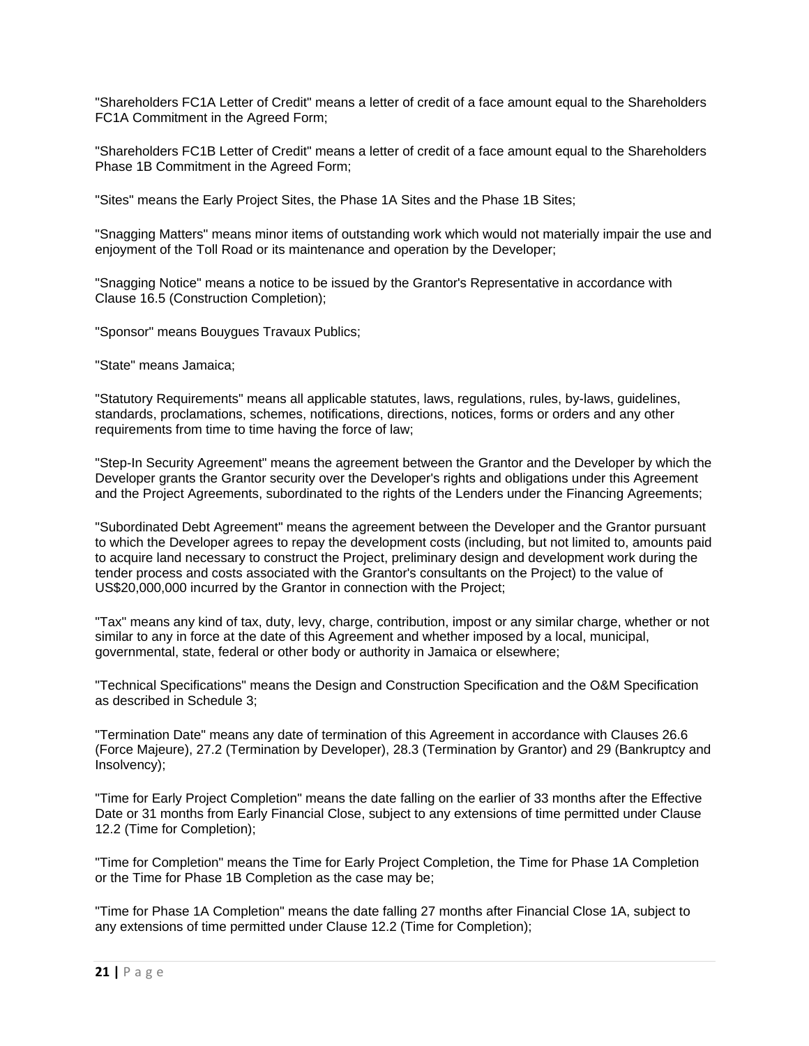"Shareholders FC1A Letter of Credit" means a letter of credit of a face amount equal to the Shareholders FC1A Commitment in the Agreed Form;

"Shareholders FC1B Letter of Credit" means a letter of credit of a face amount equal to the Shareholders Phase 1B Commitment in the Agreed Form;

"Sites" means the Early Project Sites, the Phase 1A Sites and the Phase 1B Sites;

"Snagging Matters" means minor items of outstanding work which would not materially impair the use and enjoyment of the Toll Road or its maintenance and operation by the Developer;

"Snagging Notice" means a notice to be issued by the Grantor's Representative in accordance with Clause 16.5 (Construction Completion);

"Sponsor" means Bouygues Travaux Publics;

"State" means Jamaica;

"Statutory Requirements" means all applicable statutes, laws, regulations, rules, by-laws, guidelines, standards, proclamations, schemes, notifications, directions, notices, forms or orders and any other requirements from time to time having the force of law;

"Step-In Security Agreement" means the agreement between the Grantor and the Developer by which the Developer grants the Grantor security over the Developer's rights and obligations under this Agreement and the Project Agreements, subordinated to the rights of the Lenders under the Financing Agreements;

"Subordinated Debt Agreement" means the agreement between the Developer and the Grantor pursuant to which the Developer agrees to repay the development costs (including, but not limited to, amounts paid to acquire land necessary to construct the Project, preliminary design and development work during the tender process and costs associated with the Grantor's consultants on the Project) to the value of US$20,000,000 incurred by the Grantor in connection with the Project;

"Tax" means any kind of tax, duty, levy, charge, contribution, impost or any similar charge, whether or not similar to any in force at the date of this Agreement and whether imposed by a local, municipal, governmental, state, federal or other body or authority in Jamaica or elsewhere;

"Technical Specifications" means the Design and Construction Specification and the O&M Specification as described in Schedule 3;

"Termination Date" means any date of termination of this Agreement in accordance with Clauses 26.6 (Force Majeure), 27.2 (Termination by Developer), 28.3 (Termination by Grantor) and 29 (Bankruptcy and Insolvency);

"Time for Early Project Completion" means the date falling on the earlier of 33 months after the Effective Date or 31 months from Early Financial Close, subject to any extensions of time permitted under Clause 12.2 (Time for Completion);

"Time for Completion" means the Time for Early Project Completion, the Time for Phase 1A Completion or the Time for Phase 1B Completion as the case may be;

"Time for Phase 1A Completion" means the date falling 27 months after Financial Close 1A, subject to any extensions of time permitted under Clause 12.2 (Time for Completion);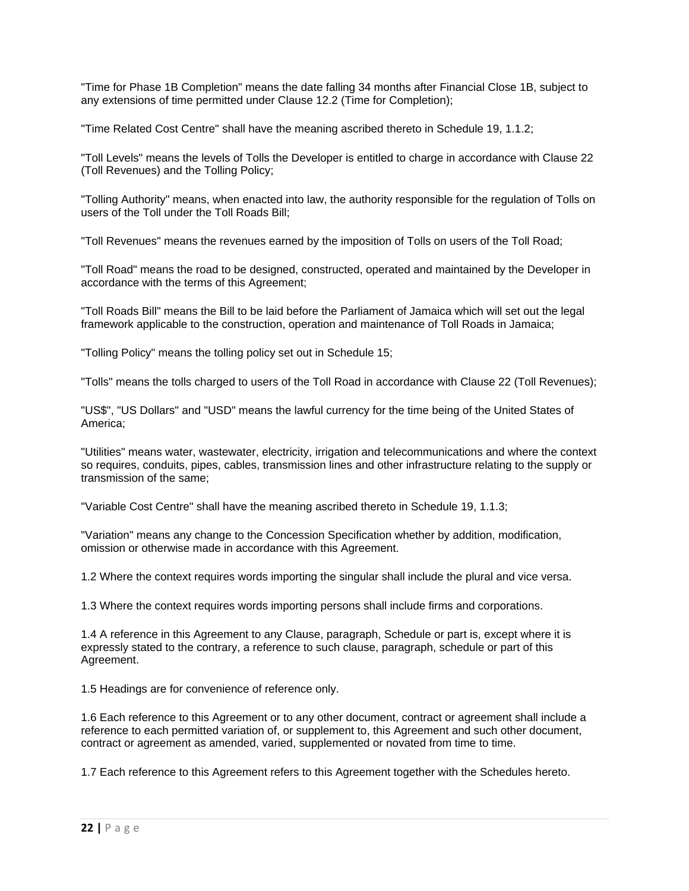"Time for Phase 1B Completion" means the date falling 34 months after Financial Close 1B, subject to any extensions of time permitted under Clause 12.2 (Time for Completion);

"Time Related Cost Centre" shall have the meaning ascribed thereto in Schedule 19, 1.1.2;

"Toll Levels" means the levels of Tolls the Developer is entitled to charge in accordance with Clause 22 (Toll Revenues) and the Tolling Policy;

"Tolling Authority" means, when enacted into law, the authority responsible for the regulation of Tolls on users of the Toll under the Toll Roads Bill;

"Toll Revenues" means the revenues earned by the imposition of Tolls on users of the Toll Road;

"Toll Road" means the road to be designed, constructed, operated and maintained by the Developer in accordance with the terms of this Agreement;

"Toll Roads Bill" means the Bill to be laid before the Parliament of Jamaica which will set out the legal framework applicable to the construction, operation and maintenance of Toll Roads in Jamaica;

"Tolling Policy" means the tolling policy set out in Schedule 15;

"Tolls" means the tolls charged to users of the Toll Road in accordance with Clause 22 (Toll Revenues);

"US$", "US Dollars" and "USD" means the lawful currency for the time being of the United States of America;

"Utilities" means water, wastewater, electricity, irrigation and telecommunications and where the context so requires, conduits, pipes, cables, transmission lines and other infrastructure relating to the supply or transmission of the same;

"Variable Cost Centre" shall have the meaning ascribed thereto in Schedule 19, 1.1.3;

"Variation" means any change to the Concession Specification whether by addition, modification, omission or otherwise made in accordance with this Agreement.

1.2 Where the context requires words importing the singular shall include the plural and vice versa.

1.3 Where the context requires words importing persons shall include firms and corporations.

1.4 A reference in this Agreement to any Clause, paragraph, Schedule or part is, except where it is expressly stated to the contrary, a reference to such clause, paragraph, schedule or part of this Agreement.

1.5 Headings are for convenience of reference only.

1.6 Each reference to this Agreement or to any other document, contract or agreement shall include a reference to each permitted variation of, or supplement to, this Agreement and such other document, contract or agreement as amended, varied, supplemented or novated from time to time.

1.7 Each reference to this Agreement refers to this Agreement together with the Schedules hereto.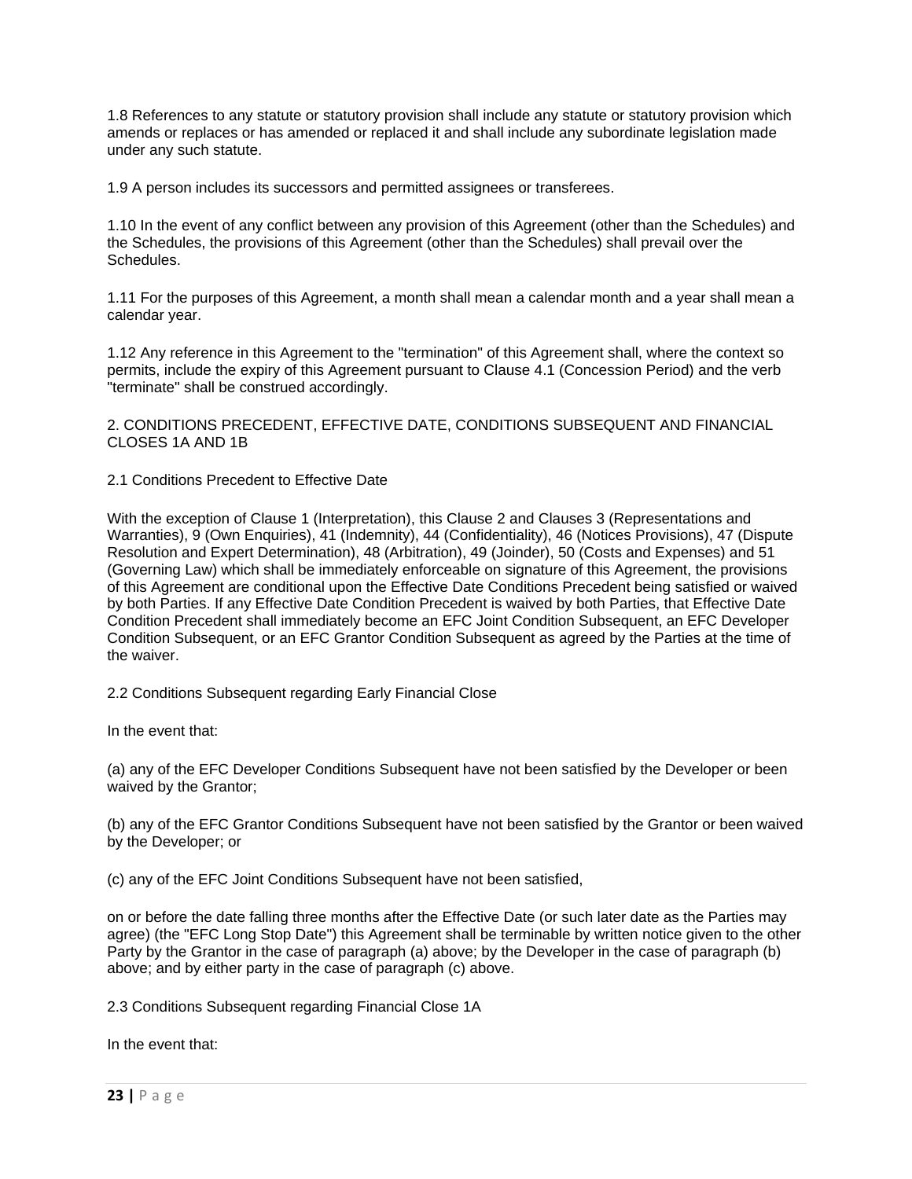1.8 References to any statute or statutory provision shall include any statute or statutory provision which amends or replaces or has amended or replaced it and shall include any subordinate legislation made under any such statute.

1.9 A person includes its successors and permitted assignees or transferees.

1.10 In the event of any conflict between any provision of this Agreement (other than the Schedules) and the Schedules, the provisions of this Agreement (other than the Schedules) shall prevail over the Schedules.

1.11 For the purposes of this Agreement, a month shall mean a calendar month and a year shall mean a calendar year.

1.12 Any reference in this Agreement to the "termination" of this Agreement shall, where the context so permits, include the expiry of this Agreement pursuant to Clause 4.1 (Concession Period) and the verb "terminate" shall be construed accordingly.

## 2. CONDITIONS PRECEDENT, EFFECTIVE DATE, CONDITIONS SUBSEQUENT AND FINANCIAL CLOSES 1A AND 1B

### 2.1 Conditions Precedent to Effective Date

With the exception of Clause 1 (Interpretation), this Clause 2 and Clauses 3 (Representations and Warranties), 9 (Own Enquiries), 41 (Indemnity), 44 (Confidentiality), 46 (Notices Provisions), 47 (Dispute Resolution and Expert Determination), 48 (Arbitration), 49 (Joinder), 50 (Costs and Expenses) and 51 (Governing Law) which shall be immediately enforceable on signature of this Agreement, the provisions of this Agreement are conditional upon the Effective Date Conditions Precedent being satisfied or waived by both Parties. If any Effective Date Condition Precedent is waived by both Parties, that Effective Date Condition Precedent shall immediately become an EFC Joint Condition Subsequent, an EFC Developer Condition Subsequent, or an EFC Grantor Condition Subsequent as agreed by the Parties at the time of the waiver.

### 2.2 Conditions Subsequent regarding Early Financial Close

In the event that:

(a) any of the EFC Developer Conditions Subsequent have not been satisfied by the Developer or been waived by the Grantor;

(b) any of the EFC Grantor Conditions Subsequent have not been satisfied by the Grantor or been waived by the Developer; or

(c) any of the EFC Joint Conditions Subsequent have not been satisfied,

on or before the date falling three months after the Effective Date (or such later date as the Parties may agree) (the "EFC Long Stop Date") this Agreement shall be terminable by written notice given to the other Party by the Grantor in the case of paragraph (a) above; by the Developer in the case of paragraph (b) above; and by either party in the case of paragraph (c) above.

### 2.3 Conditions Subsequent regarding Financial Close 1A

In the event that: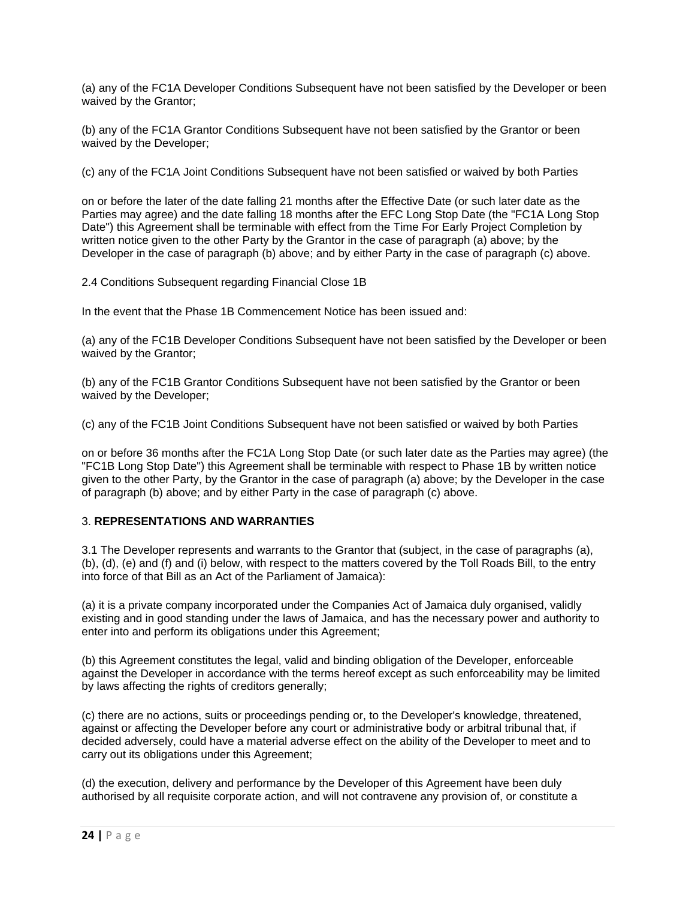(a) any of the FC1A Developer Conditions Subsequent have not been satisfied by the Developer or been waived by the Grantor;

(b) any of the FC1A Grantor Conditions Subsequent have not been satisfied by the Grantor or been waived by the Developer;

(c) any of the FC1A Joint Conditions Subsequent have not been satisfied or waived by both Parties

on or before the later of the date falling 21 months after the Effective Date (or such later date as the Parties may agree) and the date falling 18 months after the EFC Long Stop Date (the "FC1A Long Stop Date") this Agreement shall be terminable with effect from the Time For Early Project Completion by written notice given to the other Party by the Grantor in the case of paragraph (a) above; by the Developer in the case of paragraph (b) above; and by either Party in the case of paragraph (c) above.

2.4 Conditions Subsequent regarding Financial Close 1B

In the event that the Phase 1B Commencement Notice has been issued and:

(a) any of the FC1B Developer Conditions Subsequent have not been satisfied by the Developer or been waived by the Grantor;

(b) any of the FC1B Grantor Conditions Subsequent have not been satisfied by the Grantor or been waived by the Developer;

(c) any of the FC1B Joint Conditions Subsequent have not been satisfied or waived by both Parties

on or before 36 months after the FC1A Long Stop Date (or such later date as the Parties may agree) (the "FC1B Long Stop Date") this Agreement shall be terminable with respect to Phase 1B by written notice given to the other Party, by the Grantor in the case of paragraph (a) above; by the Developer in the case of paragraph (b) above; and by either Party in the case of paragraph (c) above.

## 3. **REPRESENTATIONS AND WARRANTIES**

3.1 The Developer represents and warrants to the Grantor that (subject, in the case of paragraphs (a), (b), (d), (e) and (f) and (i) below, with respect to the matters covered by the Toll Roads Bill, to the entry into force of that Bill as an Act of the Parliament of Jamaica):

(a) it is a private company incorporated under the Companies Act of Jamaica duly organised, validly existing and in good standing under the laws of Jamaica, and has the necessary power and authority to enter into and perform its obligations under this Agreement;

(b) this Agreement constitutes the legal, valid and binding obligation of the Developer, enforceable against the Developer in accordance with the terms hereof except as such enforceability may be limited by laws affecting the rights of creditors generally;

(c) there are no actions, suits or proceedings pending or, to the Developer's knowledge, threatened, against or affecting the Developer before any court or administrative body or arbitral tribunal that, if decided adversely, could have a material adverse effect on the ability of the Developer to meet and to carry out its obligations under this Agreement;

(d) the execution, delivery and performance by the Developer of this Agreement have been duly authorised by all requisite corporate action, and will not contravene any provision of, or constitute a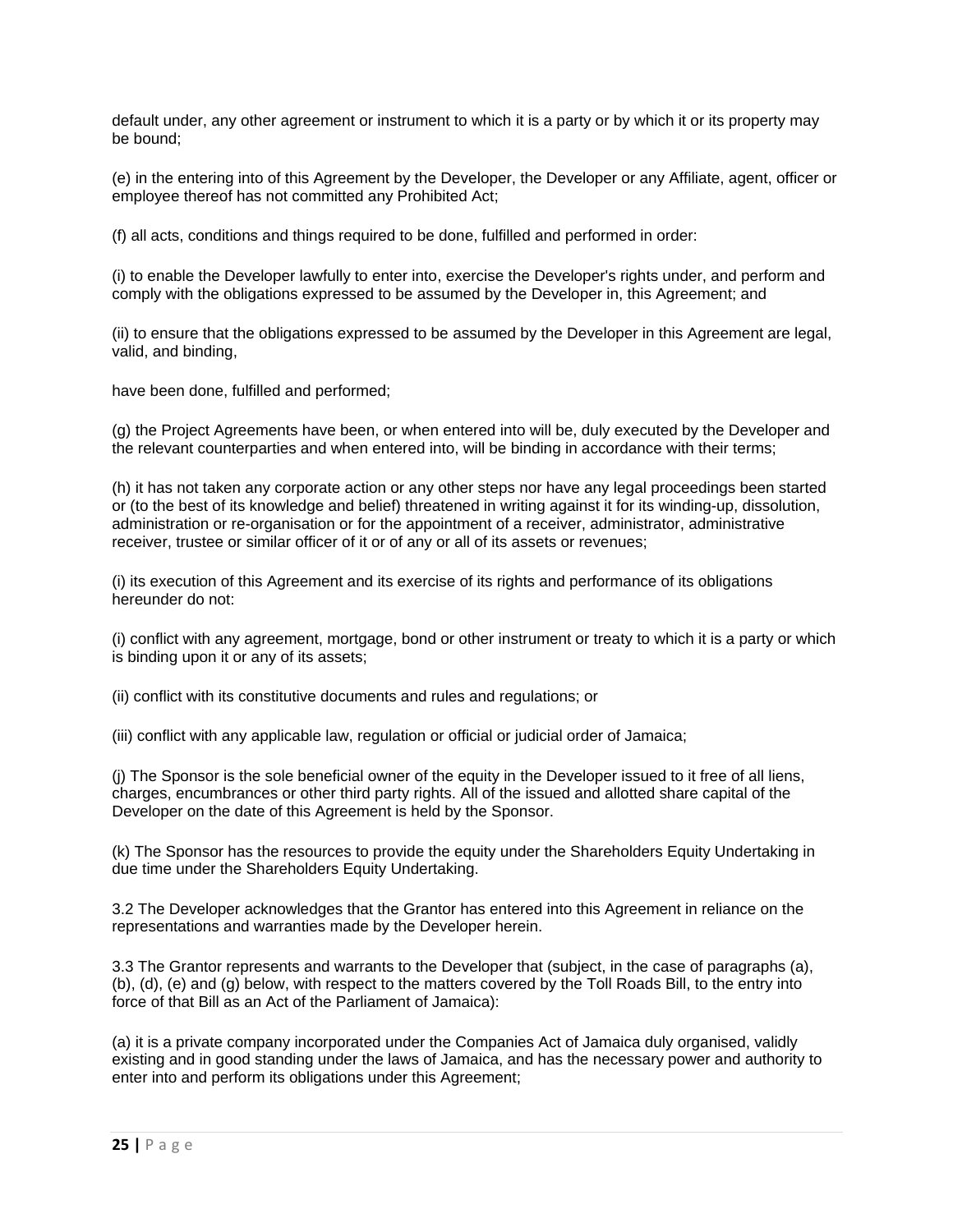default under, any other agreement or instrument to which it is a party or by which it or its property may be bound;

(e) in the entering into of this Agreement by the Developer, the Developer or any Affiliate, agent, officer or employee thereof has not committed any Prohibited Act;

(f) all acts, conditions and things required to be done, fulfilled and performed in order:

(i) to enable the Developer lawfully to enter into, exercise the Developer's rights under, and perform and comply with the obligations expressed to be assumed by the Developer in, this Agreement; and

(ii) to ensure that the obligations expressed to be assumed by the Developer in this Agreement are legal, valid, and binding,

have been done, fulfilled and performed;

(g) the Project Agreements have been, or when entered into will be, duly executed by the Developer and the relevant counterparties and when entered into, will be binding in accordance with their terms;

(h) it has not taken any corporate action or any other steps nor have any legal proceedings been started or (to the best of its knowledge and belief) threatened in writing against it for its winding-up, dissolution, administration or re-organisation or for the appointment of a receiver, administrator, administrative receiver, trustee or similar officer of it or of any or all of its assets or revenues;

(i) its execution of this Agreement and its exercise of its rights and performance of its obligations hereunder do not:

(i) conflict with any agreement, mortgage, bond or other instrument or treaty to which it is a party or which is binding upon it or any of its assets;

(ii) conflict with its constitutive documents and rules and regulations; or

(iii) conflict with any applicable law, regulation or official or judicial order of Jamaica;

(j) The Sponsor is the sole beneficial owner of the equity in the Developer issued to it free of all liens, charges, encumbrances or other third party rights. All of the issued and allotted share capital of the Developer on the date of this Agreement is held by the Sponsor.

(k) The Sponsor has the resources to provide the equity under the Shareholders Equity Undertaking in due time under the Shareholders Equity Undertaking.

3.2 The Developer acknowledges that the Grantor has entered into this Agreement in reliance on the representations and warranties made by the Developer herein.

3.3 The Grantor represents and warrants to the Developer that (subject, in the case of paragraphs (a), (b), (d), (e) and (g) below, with respect to the matters covered by the Toll Roads Bill, to the entry into force of that Bill as an Act of the Parliament of Jamaica):

(a) it is a private company incorporated under the Companies Act of Jamaica duly organised, validly existing and in good standing under the laws of Jamaica, and has the necessary power and authority to enter into and perform its obligations under this Agreement;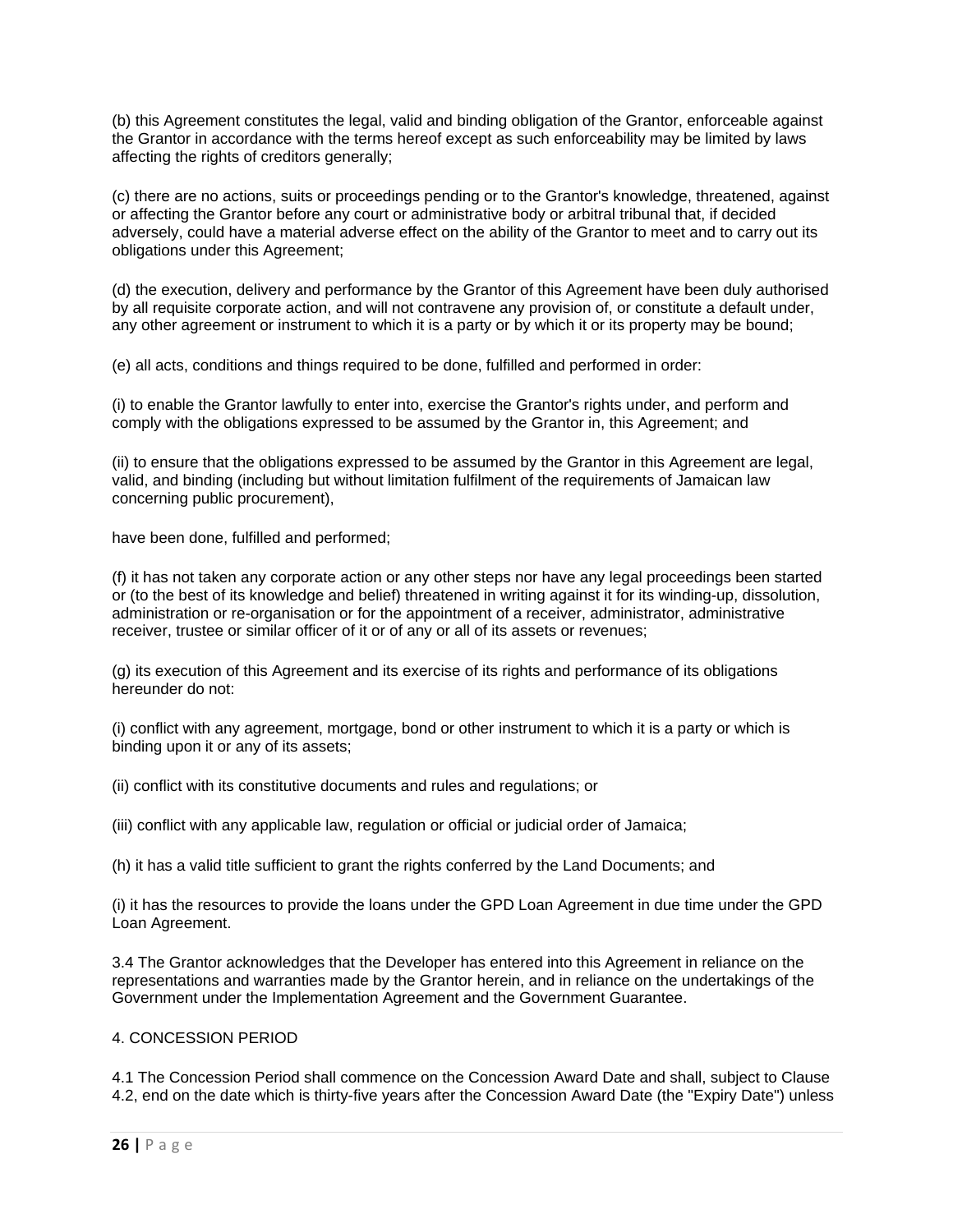(b) this Agreement constitutes the legal, valid and binding obligation of the Grantor, enforceable against the Grantor in accordance with the terms hereof except as such enforceability may be limited by laws affecting the rights of creditors generally;

(c) there are no actions, suits or proceedings pending or to the Grantor's knowledge, threatened, against or affecting the Grantor before any court or administrative body or arbitral tribunal that, if decided adversely, could have a material adverse effect on the ability of the Grantor to meet and to carry out its obligations under this Agreement;

(d) the execution, delivery and performance by the Grantor of this Agreement have been duly authorised by all requisite corporate action, and will not contravene any provision of, or constitute a default under, any other agreement or instrument to which it is a party or by which it or its property may be bound;

(e) all acts, conditions and things required to be done, fulfilled and performed in order:

(i) to enable the Grantor lawfully to enter into, exercise the Grantor's rights under, and perform and comply with the obligations expressed to be assumed by the Grantor in, this Agreement; and

(ii) to ensure that the obligations expressed to be assumed by the Grantor in this Agreement are legal, valid, and binding (including but without limitation fulfilment of the requirements of Jamaican law concerning public procurement),

have been done, fulfilled and performed;

(f) it has not taken any corporate action or any other steps nor have any legal proceedings been started or (to the best of its knowledge and belief) threatened in writing against it for its winding-up, dissolution, administration or re-organisation or for the appointment of a receiver, administrator, administrative receiver, trustee or similar officer of it or of any or all of its assets or revenues;

(g) its execution of this Agreement and its exercise of its rights and performance of its obligations hereunder do not:

(i) conflict with any agreement, mortgage, bond or other instrument to which it is a party or which is binding upon it or any of its assets;

(ii) conflict with its constitutive documents and rules and regulations; or

(iii) conflict with any applicable law, regulation or official or judicial order of Jamaica;

(h) it has a valid title sufficient to grant the rights conferred by the Land Documents; and

(i) it has the resources to provide the loans under the GPD Loan Agreement in due time under the GPD Loan Agreement.

3.4 The Grantor acknowledges that the Developer has entered into this Agreement in reliance on the representations and warranties made by the Grantor herein, and in reliance on the undertakings of the Government under the Implementation Agreement and the Government Guarantee.

## 4. CONCESSION PERIOD

4.1 The Concession Period shall commence on the Concession Award Date and shall, subject to Clause 4.2, end on the date which is thirty-five years after the Concession Award Date (the "Expiry Date") unless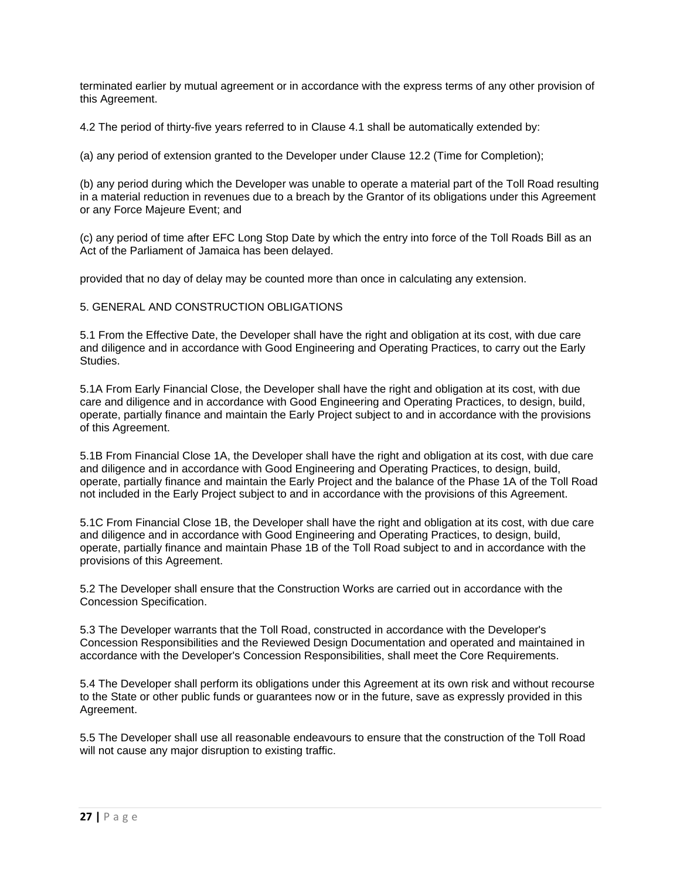terminated earlier by mutual agreement or in accordance with the express terms of any other provision of this Agreement.

4.2 The period of thirty-five years referred to in Clause 4.1 shall be automatically extended by:

(a) any period of extension granted to the Developer under Clause 12.2 (Time for Completion);

(b) any period during which the Developer was unable to operate a material part of the Toll Road resulting in a material reduction in revenues due to a breach by the Grantor of its obligations under this Agreement or any Force Majeure Event; and

(c) any period of time after EFC Long Stop Date by which the entry into force of the Toll Roads Bill as an Act of the Parliament of Jamaica has been delayed.

provided that no day of delay may be counted more than once in calculating any extension.

## 5. GENERAL AND CONSTRUCTION OBLIGATIONS

5.1 From the Effective Date, the Developer shall have the right and obligation at its cost, with due care and diligence and in accordance with Good Engineering and Operating Practices, to carry out the Early Studies.

5.1A From Early Financial Close, the Developer shall have the right and obligation at its cost, with due care and diligence and in accordance with Good Engineering and Operating Practices, to design, build, operate, partially finance and maintain the Early Project subject to and in accordance with the provisions of this Agreement.

5.1B From Financial Close 1A, the Developer shall have the right and obligation at its cost, with due care and diligence and in accordance with Good Engineering and Operating Practices, to design, build, operate, partially finance and maintain the Early Project and the balance of the Phase 1A of the Toll Road not included in the Early Project subject to and in accordance with the provisions of this Agreement.

5.1C From Financial Close 1B, the Developer shall have the right and obligation at its cost, with due care and diligence and in accordance with Good Engineering and Operating Practices, to design, build, operate, partially finance and maintain Phase 1B of the Toll Road subject to and in accordance with the provisions of this Agreement.

5.2 The Developer shall ensure that the Construction Works are carried out in accordance with the Concession Specification.

5.3 The Developer warrants that the Toll Road, constructed in accordance with the Developer's Concession Responsibilities and the Reviewed Design Documentation and operated and maintained in accordance with the Developer's Concession Responsibilities, shall meet the Core Requirements.

5.4 The Developer shall perform its obligations under this Agreement at its own risk and without recourse to the State or other public funds or guarantees now or in the future, save as expressly provided in this Agreement.

5.5 The Developer shall use all reasonable endeavours to ensure that the construction of the Toll Road will not cause any major disruption to existing traffic.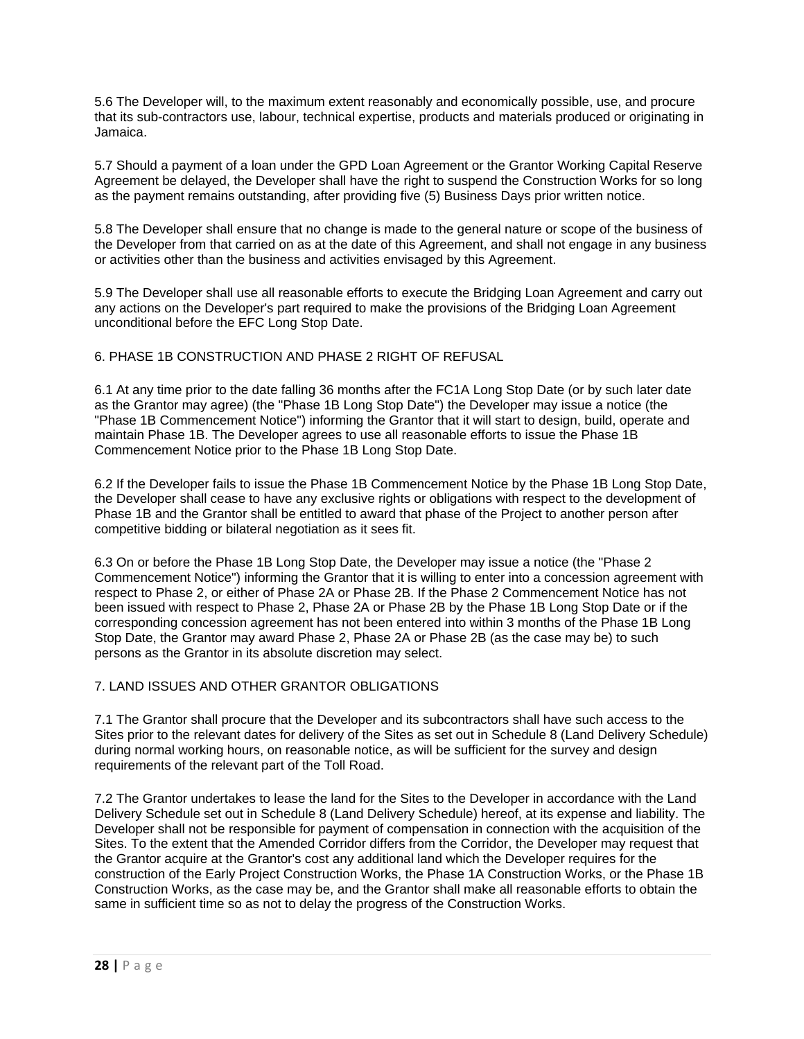5.6 The Developer will, to the maximum extent reasonably and economically possible, use, and procure that its sub-contractors use, labour, technical expertise, products and materials produced or originating in Jamaica.

5.7 Should a payment of a loan under the GPD Loan Agreement or the Grantor Working Capital Reserve Agreement be delayed, the Developer shall have the right to suspend the Construction Works for so long as the payment remains outstanding, after providing five (5) Business Days prior written notice.

5.8 The Developer shall ensure that no change is made to the general nature or scope of the business of the Developer from that carried on as at the date of this Agreement, and shall not engage in any business or activities other than the business and activities envisaged by this Agreement.

5.9 The Developer shall use all reasonable efforts to execute the Bridging Loan Agreement and carry out any actions on the Developer's part required to make the provisions of the Bridging Loan Agreement unconditional before the EFC Long Stop Date.

## 6. PHASE 1B CONSTRUCTION AND PHASE 2 RIGHT OF REFUSAL

6.1 At any time prior to the date falling 36 months after the FC1A Long Stop Date (or by such later date as the Grantor may agree) (the "Phase 1B Long Stop Date") the Developer may issue a notice (the "Phase 1B Commencement Notice") informing the Grantor that it will start to design, build, operate and maintain Phase 1B. The Developer agrees to use all reasonable efforts to issue the Phase 1B Commencement Notice prior to the Phase 1B Long Stop Date.

6.2 If the Developer fails to issue the Phase 1B Commencement Notice by the Phase 1B Long Stop Date, the Developer shall cease to have any exclusive rights or obligations with respect to the development of Phase 1B and the Grantor shall be entitled to award that phase of the Project to another person after competitive bidding or bilateral negotiation as it sees fit.

6.3 On or before the Phase 1B Long Stop Date, the Developer may issue a notice (the "Phase 2 Commencement Notice") informing the Grantor that it is willing to enter into a concession agreement with respect to Phase 2, or either of Phase 2A or Phase 2B. If the Phase 2 Commencement Notice has not been issued with respect to Phase 2, Phase 2A or Phase 2B by the Phase 1B Long Stop Date or if the corresponding concession agreement has not been entered into within 3 months of the Phase 1B Long Stop Date, the Grantor may award Phase 2, Phase 2A or Phase 2B (as the case may be) to such persons as the Grantor in its absolute discretion may select.

## 7. LAND ISSUES AND OTHER GRANTOR OBLIGATIONS

7.1 The Grantor shall procure that the Developer and its subcontractors shall have such access to the Sites prior to the relevant dates for delivery of the Sites as set out in Schedule 8 (Land Delivery Schedule) during normal working hours, on reasonable notice, as will be sufficient for the survey and design requirements of the relevant part of the Toll Road.

7.2 The Grantor undertakes to lease the land for the Sites to the Developer in accordance with the Land Delivery Schedule set out in Schedule 8 (Land Delivery Schedule) hereof, at its expense and liability. The Developer shall not be responsible for payment of compensation in connection with the acquisition of the Sites. To the extent that the Amended Corridor differs from the Corridor, the Developer may request that the Grantor acquire at the Grantor's cost any additional land which the Developer requires for the construction of the Early Project Construction Works, the Phase 1A Construction Works, or the Phase 1B Construction Works, as the case may be, and the Grantor shall make all reasonable efforts to obtain the same in sufficient time so as not to delay the progress of the Construction Works.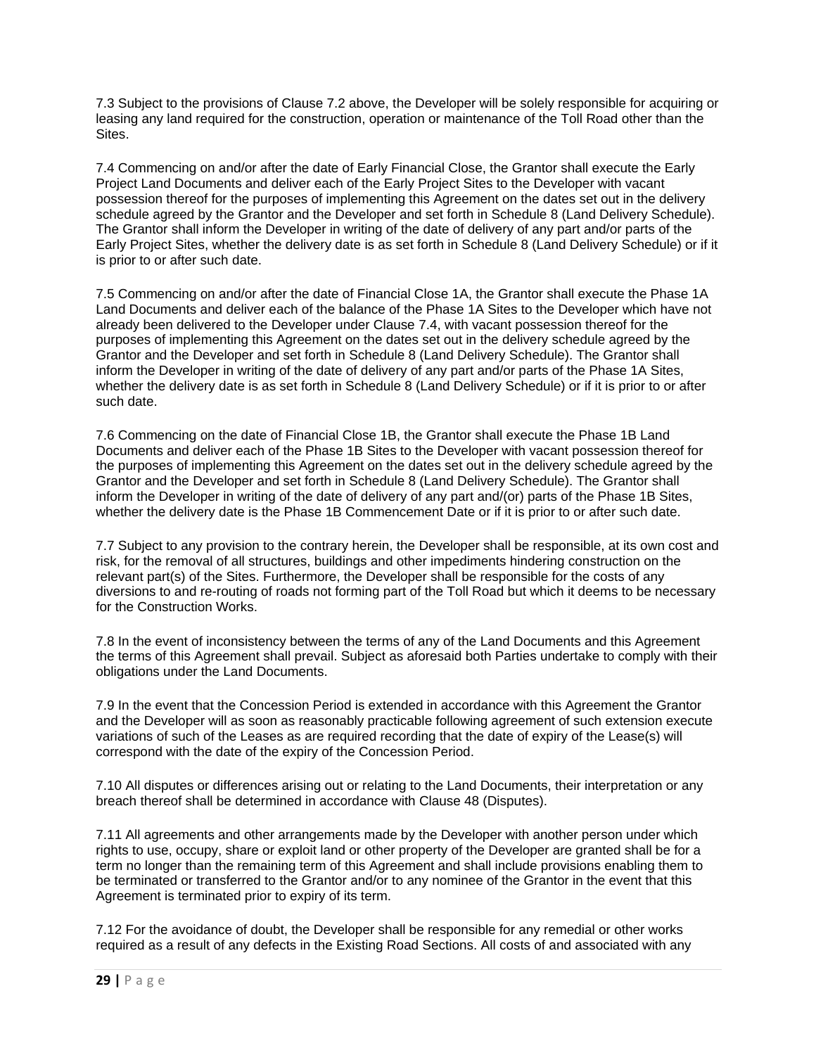7.3 Subject to the provisions of Clause 7.2 above, the Developer will be solely responsible for acquiring or leasing any land required for the construction, operation or maintenance of the Toll Road other than the Sites.

7.4 Commencing on and/or after the date of Early Financial Close, the Grantor shall execute the Early Project Land Documents and deliver each of the Early Project Sites to the Developer with vacant possession thereof for the purposes of implementing this Agreement on the dates set out in the delivery schedule agreed by the Grantor and the Developer and set forth in Schedule 8 (Land Delivery Schedule). The Grantor shall inform the Developer in writing of the date of delivery of any part and/or parts of the Early Project Sites, whether the delivery date is as set forth in Schedule 8 (Land Delivery Schedule) or if it is prior to or after such date.

7.5 Commencing on and/or after the date of Financial Close 1A, the Grantor shall execute the Phase 1A Land Documents and deliver each of the balance of the Phase 1A Sites to the Developer which have not already been delivered to the Developer under Clause 7.4, with vacant possession thereof for the purposes of implementing this Agreement on the dates set out in the delivery schedule agreed by the Grantor and the Developer and set forth in Schedule 8 (Land Delivery Schedule). The Grantor shall inform the Developer in writing of the date of delivery of any part and/or parts of the Phase 1A Sites, whether the delivery date is as set forth in Schedule 8 (Land Delivery Schedule) or if it is prior to or after such date.

7.6 Commencing on the date of Financial Close 1B, the Grantor shall execute the Phase 1B Land Documents and deliver each of the Phase 1B Sites to the Developer with vacant possession thereof for the purposes of implementing this Agreement on the dates set out in the delivery schedule agreed by the Grantor and the Developer and set forth in Schedule 8 (Land Delivery Schedule). The Grantor shall inform the Developer in writing of the date of delivery of any part and/(or) parts of the Phase 1B Sites, whether the delivery date is the Phase 1B Commencement Date or if it is prior to or after such date.

7.7 Subject to any provision to the contrary herein, the Developer shall be responsible, at its own cost and risk, for the removal of all structures, buildings and other impediments hindering construction on the relevant part(s) of the Sites. Furthermore, the Developer shall be responsible for the costs of any diversions to and re-routing of roads not forming part of the Toll Road but which it deems to be necessary for the Construction Works.

7.8 In the event of inconsistency between the terms of any of the Land Documents and this Agreement the terms of this Agreement shall prevail. Subject as aforesaid both Parties undertake to comply with their obligations under the Land Documents.

7.9 In the event that the Concession Period is extended in accordance with this Agreement the Grantor and the Developer will as soon as reasonably practicable following agreement of such extension execute variations of such of the Leases as are required recording that the date of expiry of the Lease(s) will correspond with the date of the expiry of the Concession Period.

7.10 All disputes or differences arising out or relating to the Land Documents, their interpretation or any breach thereof shall be determined in accordance with Clause 48 (Disputes).

7.11 All agreements and other arrangements made by the Developer with another person under which rights to use, occupy, share or exploit land or other property of the Developer are granted shall be for a term no longer than the remaining term of this Agreement and shall include provisions enabling them to be terminated or transferred to the Grantor and/or to any nominee of the Grantor in the event that this Agreement is terminated prior to expiry of its term.

7.12 For the avoidance of doubt, the Developer shall be responsible for any remedial or other works required as a result of any defects in the Existing Road Sections. All costs of and associated with any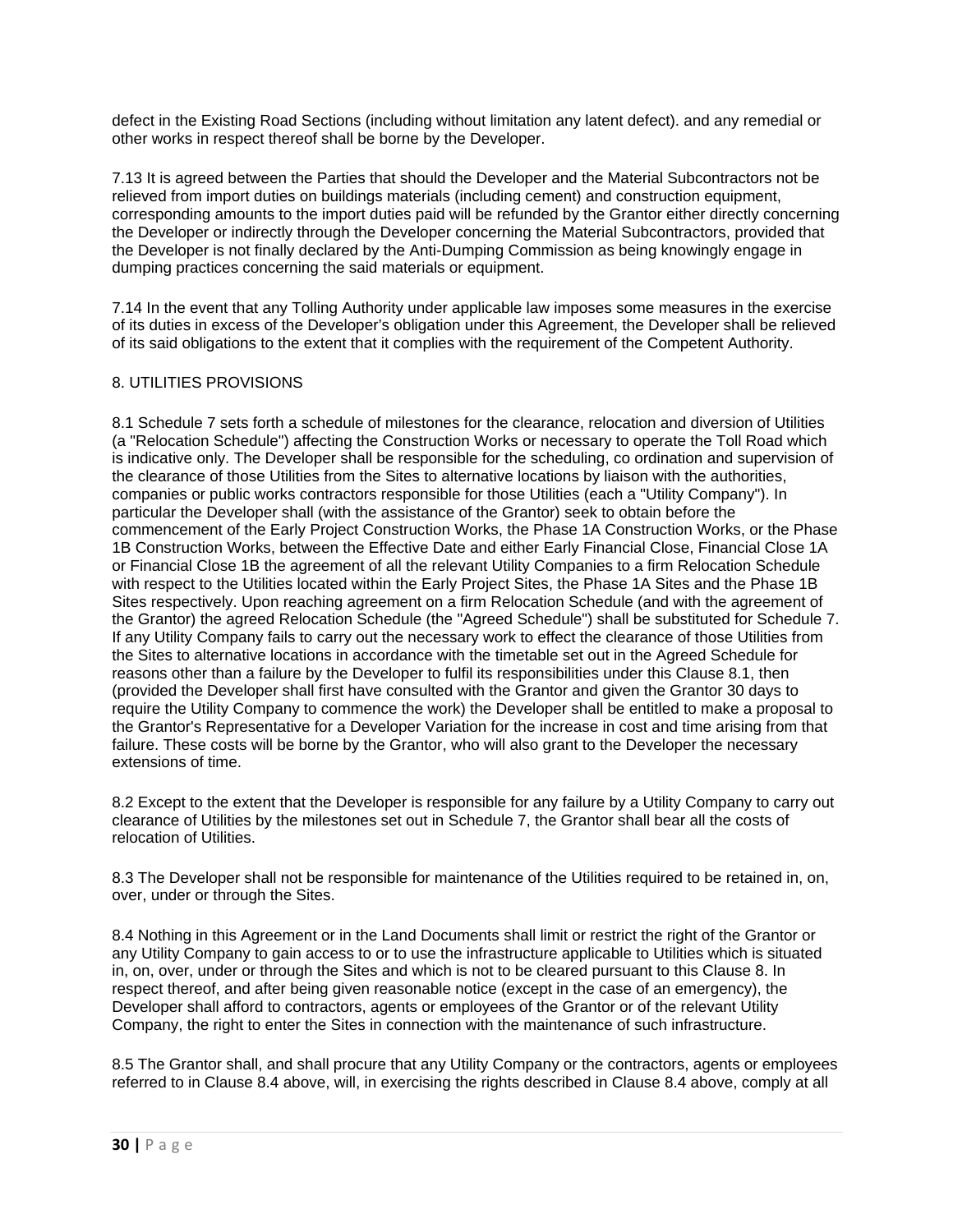defect in the Existing Road Sections (including without limitation any latent defect). and any remedial or other works in respect thereof shall be borne by the Developer.

7.13 It is agreed between the Parties that should the Developer and the Material Subcontractors not be relieved from import duties on buildings materials (including cement) and construction equipment, corresponding amounts to the import duties paid will be refunded by the Grantor either directly concerning the Developer or indirectly through the Developer concerning the Material Subcontractors, provided that the Developer is not finally declared by the Anti-Dumping Commission as being knowingly engage in dumping practices concerning the said materials or equipment.

7.14 In the event that any Tolling Authority under applicable law imposes some measures in the exercise of its duties in excess of the Developer's obligation under this Agreement, the Developer shall be relieved of its said obligations to the extent that it complies with the requirement of the Competent Authority.

## 8. UTILITIES PROVISIONS

8.1 Schedule 7 sets forth a schedule of milestones for the clearance, relocation and diversion of Utilities (a "Relocation Schedule") affecting the Construction Works or necessary to operate the Toll Road which is indicative only. The Developer shall be responsible for the scheduling, co ordination and supervision of the clearance of those Utilities from the Sites to alternative locations by liaison with the authorities, companies or public works contractors responsible for those Utilities (each a "Utility Company"). In particular the Developer shall (with the assistance of the Grantor) seek to obtain before the commencement of the Early Project Construction Works, the Phase 1A Construction Works, or the Phase 1B Construction Works, between the Effective Date and either Early Financial Close, Financial Close 1A or Financial Close 1B the agreement of all the relevant Utility Companies to a firm Relocation Schedule with respect to the Utilities located within the Early Project Sites, the Phase 1A Sites and the Phase 1B Sites respectively. Upon reaching agreement on a firm Relocation Schedule (and with the agreement of the Grantor) the agreed Relocation Schedule (the "Agreed Schedule") shall be substituted for Schedule 7. If any Utility Company fails to carry out the necessary work to effect the clearance of those Utilities from the Sites to alternative locations in accordance with the timetable set out in the Agreed Schedule for reasons other than a failure by the Developer to fulfil its responsibilities under this Clause 8.1, then (provided the Developer shall first have consulted with the Grantor and given the Grantor 30 days to require the Utility Company to commence the work) the Developer shall be entitled to make a proposal to the Grantor's Representative for a Developer Variation for the increase in cost and time arising from that failure. These costs will be borne by the Grantor, who will also grant to the Developer the necessary extensions of time.

8.2 Except to the extent that the Developer is responsible for any failure by a Utility Company to carry out clearance of Utilities by the milestones set out in Schedule 7, the Grantor shall bear all the costs of relocation of Utilities.

8.3 The Developer shall not be responsible for maintenance of the Utilities required to be retained in, on, over, under or through the Sites.

8.4 Nothing in this Agreement or in the Land Documents shall limit or restrict the right of the Grantor or any Utility Company to gain access to or to use the infrastructure applicable to Utilities which is situated in, on, over, under or through the Sites and which is not to be cleared pursuant to this Clause 8. In respect thereof, and after being given reasonable notice (except in the case of an emergency), the Developer shall afford to contractors, agents or employees of the Grantor or of the relevant Utility Company, the right to enter the Sites in connection with the maintenance of such infrastructure.

8.5 The Grantor shall, and shall procure that any Utility Company or the contractors, agents or employees referred to in Clause 8.4 above, will, in exercising the rights described in Clause 8.4 above, comply at all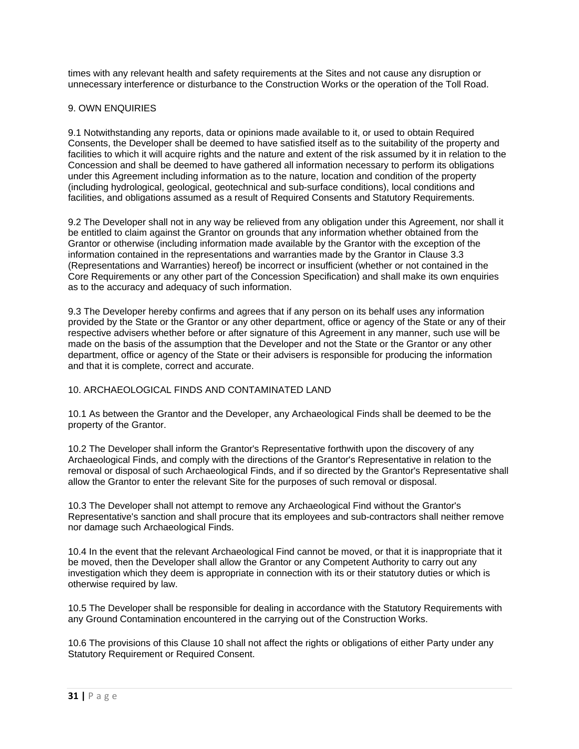times with any relevant health and safety requirements at the Sites and not cause any disruption or unnecessary interference or disturbance to the Construction Works or the operation of the Toll Road.

## 9. OWN ENQUIRIES

9.1 Notwithstanding any reports, data or opinions made available to it, or used to obtain Required Consents, the Developer shall be deemed to have satisfied itself as to the suitability of the property and facilities to which it will acquire rights and the nature and extent of the risk assumed by it in relation to the Concession and shall be deemed to have gathered all information necessary to perform its obligations under this Agreement including information as to the nature, location and condition of the property (including hydrological, geological, geotechnical and sub-surface conditions), local conditions and facilities, and obligations assumed as a result of Required Consents and Statutory Requirements.

9.2 The Developer shall not in any way be relieved from any obligation under this Agreement, nor shall it be entitled to claim against the Grantor on grounds that any information whether obtained from the Grantor or otherwise (including information made available by the Grantor with the exception of the information contained in the representations and warranties made by the Grantor in Clause 3.3 (Representations and Warranties) hereof) be incorrect or insufficient (whether or not contained in the Core Requirements or any other part of the Concession Specification) and shall make its own enquiries as to the accuracy and adequacy of such information.

9.3 The Developer hereby confirms and agrees that if any person on its behalf uses any information provided by the State or the Grantor or any other department, office or agency of the State or any of their respective advisers whether before or after signature of this Agreement in any manner, such use will be made on the basis of the assumption that the Developer and not the State or the Grantor or any other department, office or agency of the State or their advisers is responsible for producing the information and that it is complete, correct and accurate.

## 10. ARCHAEOLOGICAL FINDS AND CONTAMINATED LAND

10.1 As between the Grantor and the Developer, any Archaeological Finds shall be deemed to be the property of the Grantor.

10.2 The Developer shall inform the Grantor's Representative forthwith upon the discovery of any Archaeological Finds, and comply with the directions of the Grantor's Representative in relation to the removal or disposal of such Archaeological Finds, and if so directed by the Grantor's Representative shall allow the Grantor to enter the relevant Site for the purposes of such removal or disposal.

10.3 The Developer shall not attempt to remove any Archaeological Find without the Grantor's Representative's sanction and shall procure that its employees and sub-contractors shall neither remove nor damage such Archaeological Finds.

10.4 In the event that the relevant Archaeological Find cannot be moved, or that it is inappropriate that it be moved, then the Developer shall allow the Grantor or any Competent Authority to carry out any investigation which they deem is appropriate in connection with its or their statutory duties or which is otherwise required by law.

10.5 The Developer shall be responsible for dealing in accordance with the Statutory Requirements with any Ground Contamination encountered in the carrying out of the Construction Works.

10.6 The provisions of this Clause 10 shall not affect the rights or obligations of either Party under any Statutory Requirement or Required Consent.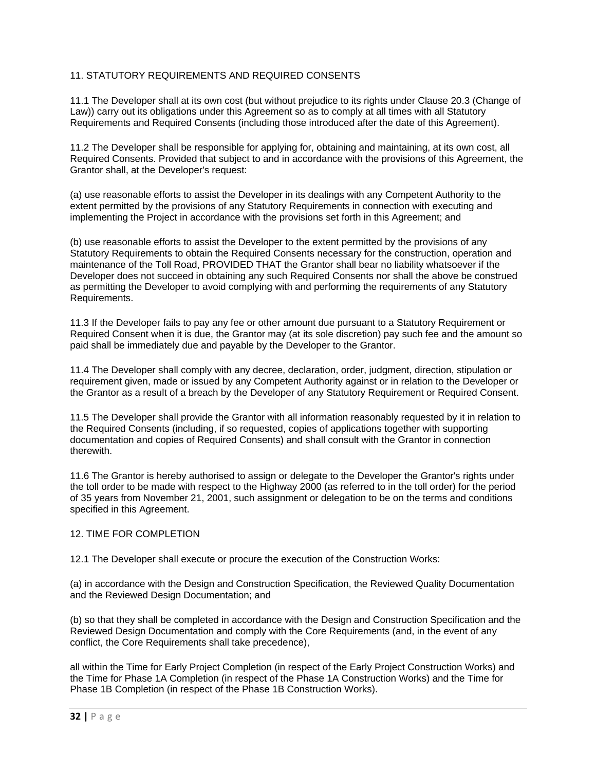## 11. STATUTORY REQUIREMENTS AND REQUIRED CONSENTS

11.1 The Developer shall at its own cost (but without prejudice to its rights under Clause 20.3 (Change of Law)) carry out its obligations under this Agreement so as to comply at all times with all Statutory Requirements and Required Consents (including those introduced after the date of this Agreement).

11.2 The Developer shall be responsible for applying for, obtaining and maintaining, at its own cost, all Required Consents. Provided that subject to and in accordance with the provisions of this Agreement, the Grantor shall, at the Developer's request:

(a) use reasonable efforts to assist the Developer in its dealings with any Competent Authority to the extent permitted by the provisions of any Statutory Requirements in connection with executing and implementing the Project in accordance with the provisions set forth in this Agreement; and

(b) use reasonable efforts to assist the Developer to the extent permitted by the provisions of any Statutory Requirements to obtain the Required Consents necessary for the construction, operation and maintenance of the Toll Road, PROVIDED THAT the Grantor shall bear no liability whatsoever if the Developer does not succeed in obtaining any such Required Consents nor shall the above be construed as permitting the Developer to avoid complying with and performing the requirements of any Statutory Requirements.

11.3 If the Developer fails to pay any fee or other amount due pursuant to a Statutory Requirement or Required Consent when it is due, the Grantor may (at its sole discretion) pay such fee and the amount so paid shall be immediately due and payable by the Developer to the Grantor.

11.4 The Developer shall comply with any decree, declaration, order, judgment, direction, stipulation or requirement given, made or issued by any Competent Authority against or in relation to the Developer or the Grantor as a result of a breach by the Developer of any Statutory Requirement or Required Consent.

11.5 The Developer shall provide the Grantor with all information reasonably requested by it in relation to the Required Consents (including, if so requested, copies of applications together with supporting documentation and copies of Required Consents) and shall consult with the Grantor in connection therewith.

11.6 The Grantor is hereby authorised to assign or delegate to the Developer the Grantor's rights under the toll order to be made with respect to the Highway 2000 (as referred to in the toll order) for the period of 35 years from November 21, 2001, such assignment or delegation to be on the terms and conditions specified in this Agreement.

## 12. TIME FOR COMPLETION

12.1 The Developer shall execute or procure the execution of the Construction Works:

(a) in accordance with the Design and Construction Specification, the Reviewed Quality Documentation and the Reviewed Design Documentation; and

(b) so that they shall be completed in accordance with the Design and Construction Specification and the Reviewed Design Documentation and comply with the Core Requirements (and, in the event of any conflict, the Core Requirements shall take precedence),

all within the Time for Early Project Completion (in respect of the Early Project Construction Works) and the Time for Phase 1A Completion (in respect of the Phase 1A Construction Works) and the Time for Phase 1B Completion (in respect of the Phase 1B Construction Works).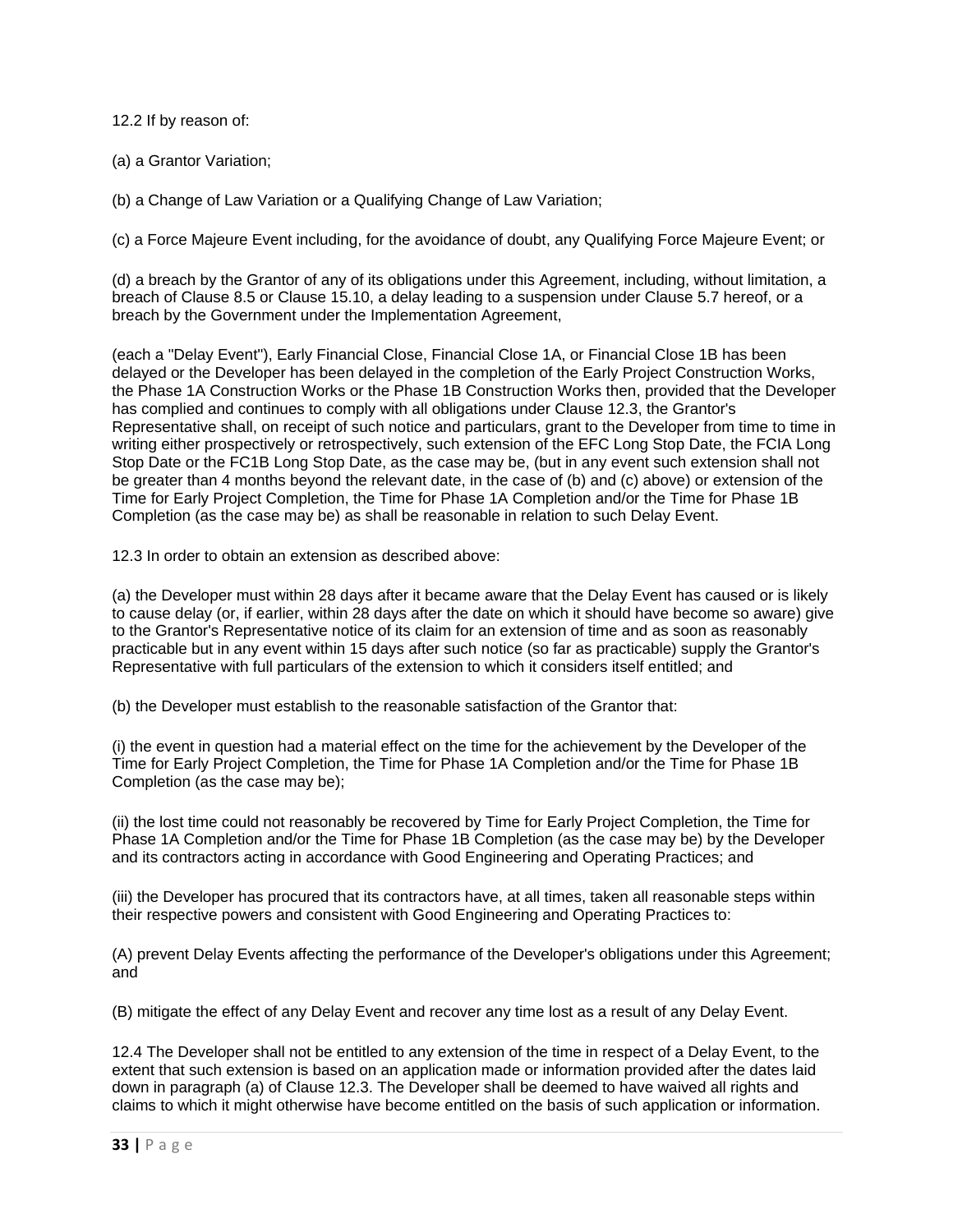12.2 If by reason of:

(a) a Grantor Variation;

(b) a Change of Law Variation or a Qualifying Change of Law Variation;

(c) a Force Majeure Event including, for the avoidance of doubt, any Qualifying Force Majeure Event; or

(d) a breach by the Grantor of any of its obligations under this Agreement, including, without limitation, a breach of Clause 8.5 or Clause 15.10, a delay leading to a suspension under Clause 5.7 hereof, or a breach by the Government under the Implementation Agreement,

(each a "Delay Event"), Early Financial Close, Financial Close 1A, or Financial Close 1B has been delayed or the Developer has been delayed in the completion of the Early Project Construction Works, the Phase 1A Construction Works or the Phase 1B Construction Works then, provided that the Developer has complied and continues to comply with all obligations under Clause 12.3, the Grantor's Representative shall, on receipt of such notice and particulars, grant to the Developer from time to time in writing either prospectively or retrospectively, such extension of the EFC Long Stop Date, the FCIA Long Stop Date or the FC1B Long Stop Date, as the case may be, (but in any event such extension shall not be greater than 4 months beyond the relevant date, in the case of (b) and (c) above) or extension of the Time for Early Project Completion, the Time for Phase 1A Completion and/or the Time for Phase 1B Completion (as the case may be) as shall be reasonable in relation to such Delay Event.

12.3 In order to obtain an extension as described above:

(a) the Developer must within 28 days after it became aware that the Delay Event has caused or is likely to cause delay (or, if earlier, within 28 days after the date on which it should have become so aware) give to the Grantor's Representative notice of its claim for an extension of time and as soon as reasonably practicable but in any event within 15 days after such notice (so far as practicable) supply the Grantor's Representative with full particulars of the extension to which it considers itself entitled; and

(b) the Developer must establish to the reasonable satisfaction of the Grantor that:

(i) the event in question had a material effect on the time for the achievement by the Developer of the Time for Early Project Completion, the Time for Phase 1A Completion and/or the Time for Phase 1B Completion (as the case may be);

(ii) the lost time could not reasonably be recovered by Time for Early Project Completion, the Time for Phase 1A Completion and/or the Time for Phase 1B Completion (as the case may be) by the Developer and its contractors acting in accordance with Good Engineering and Operating Practices; and

(iii) the Developer has procured that its contractors have, at all times, taken all reasonable steps within their respective powers and consistent with Good Engineering and Operating Practices to:

(A) prevent Delay Events affecting the performance of the Developer's obligations under this Agreement; and

(B) mitigate the effect of any Delay Event and recover any time lost as a result of any Delay Event.

12.4 The Developer shall not be entitled to any extension of the time in respect of a Delay Event, to the extent that such extension is based on an application made or information provided after the dates laid down in paragraph (a) of Clause 12.3. The Developer shall be deemed to have waived all rights and claims to which it might otherwise have become entitled on the basis of such application or information.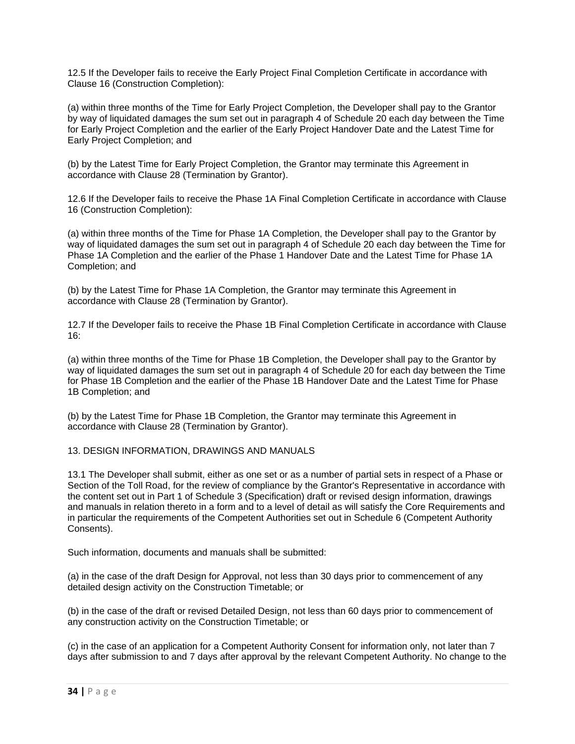12.5 If the Developer fails to receive the Early Project Final Completion Certificate in accordance with Clause 16 (Construction Completion):

(a) within three months of the Time for Early Project Completion, the Developer shall pay to the Grantor by way of liquidated damages the sum set out in paragraph 4 of Schedule 20 each day between the Time for Early Project Completion and the earlier of the Early Project Handover Date and the Latest Time for Early Project Completion; and

(b) by the Latest Time for Early Project Completion, the Grantor may terminate this Agreement in accordance with Clause 28 (Termination by Grantor).

12.6 If the Developer fails to receive the Phase 1A Final Completion Certificate in accordance with Clause 16 (Construction Completion):

(a) within three months of the Time for Phase 1A Completion, the Developer shall pay to the Grantor by way of liquidated damages the sum set out in paragraph 4 of Schedule 20 each day between the Time for Phase 1A Completion and the earlier of the Phase 1 Handover Date and the Latest Time for Phase 1A Completion; and

(b) by the Latest Time for Phase 1A Completion, the Grantor may terminate this Agreement in accordance with Clause 28 (Termination by Grantor).

12.7 If the Developer fails to receive the Phase 1B Final Completion Certificate in accordance with Clause 16:

(a) within three months of the Time for Phase 1B Completion, the Developer shall pay to the Grantor by way of liquidated damages the sum set out in paragraph 4 of Schedule 20 for each day between the Time for Phase 1B Completion and the earlier of the Phase 1B Handover Date and the Latest Time for Phase 1B Completion; and

(b) by the Latest Time for Phase 1B Completion, the Grantor may terminate this Agreement in accordance with Clause 28 (Termination by Grantor).

## 13. DESIGN INFORMATION, DRAWINGS AND MANUALS

13.1 The Developer shall submit, either as one set or as a number of partial sets in respect of a Phase or Section of the Toll Road, for the review of compliance by the Grantor's Representative in accordance with the content set out in Part 1 of Schedule 3 (Specification) draft or revised design information, drawings and manuals in relation thereto in a form and to a level of detail as will satisfy the Core Requirements and in particular the requirements of the Competent Authorities set out in Schedule 6 (Competent Authority Consents).

Such information, documents and manuals shall be submitted:

(a) in the case of the draft Design for Approval, not less than 30 days prior to commencement of any detailed design activity on the Construction Timetable; or

(b) in the case of the draft or revised Detailed Design, not less than 60 days prior to commencement of any construction activity on the Construction Timetable; or

(c) in the case of an application for a Competent Authority Consent for information only, not later than 7 days after submission to and 7 days after approval by the relevant Competent Authority. No change to the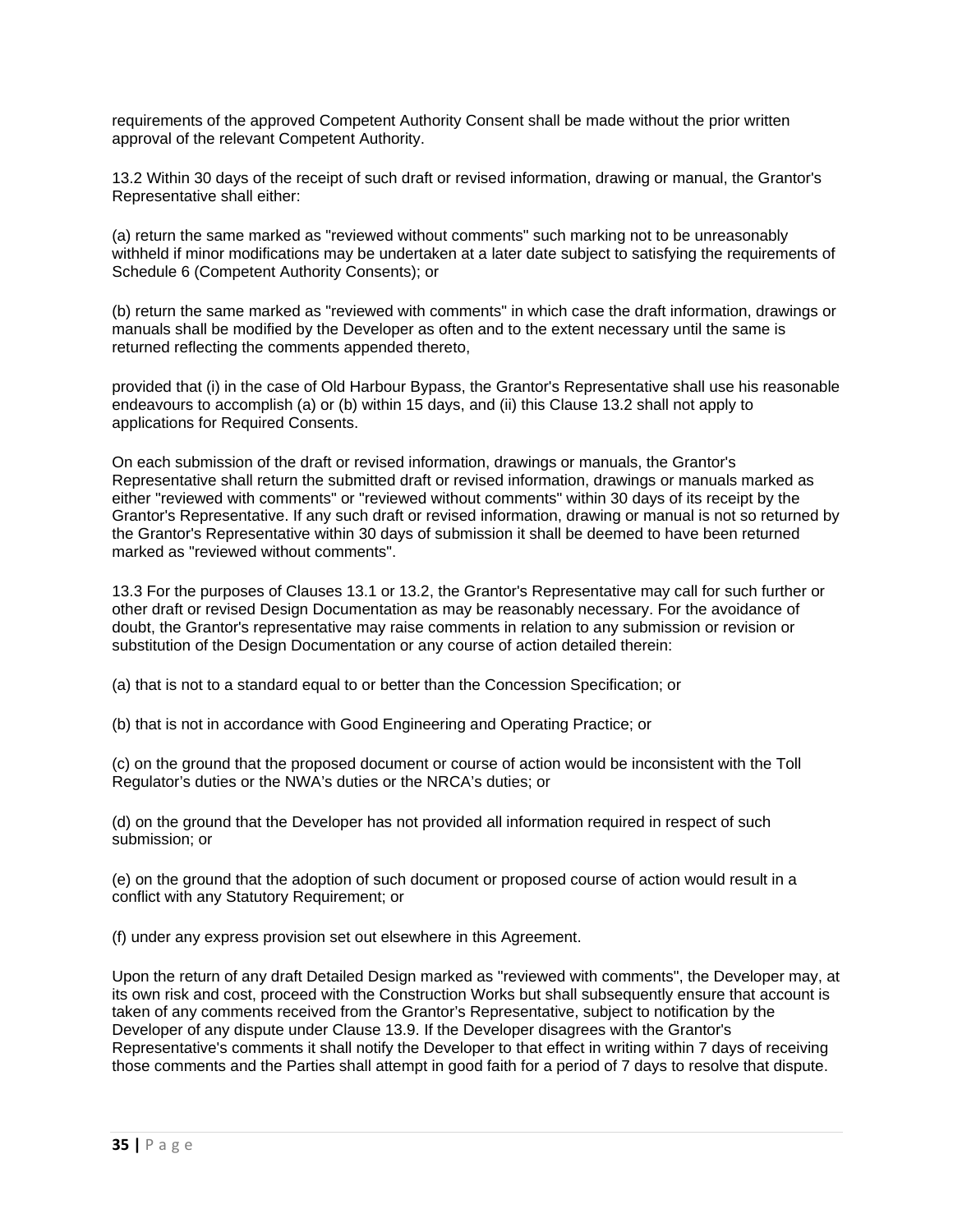requirements of the approved Competent Authority Consent shall be made without the prior written approval of the relevant Competent Authority.

13.2 Within 30 days of the receipt of such draft or revised information, drawing or manual, the Grantor's Representative shall either:

(a) return the same marked as "reviewed without comments" such marking not to be unreasonably withheld if minor modifications may be undertaken at a later date subject to satisfying the requirements of Schedule 6 (Competent Authority Consents); or

(b) return the same marked as "reviewed with comments" in which case the draft information, drawings or manuals shall be modified by the Developer as often and to the extent necessary until the same is returned reflecting the comments appended thereto,

provided that (i) in the case of Old Harbour Bypass, the Grantor's Representative shall use his reasonable endeavours to accomplish (a) or (b) within 15 days, and (ii) this Clause 13.2 shall not apply to applications for Required Consents.

On each submission of the draft or revised information, drawings or manuals, the Grantor's Representative shall return the submitted draft or revised information, drawings or manuals marked as either "reviewed with comments" or "reviewed without comments" within 30 days of its receipt by the Grantor's Representative. If any such draft or revised information, drawing or manual is not so returned by the Grantor's Representative within 30 days of submission it shall be deemed to have been returned marked as "reviewed without comments".

13.3 For the purposes of Clauses 13.1 or 13.2, the Grantor's Representative may call for such further or other draft or revised Design Documentation as may be reasonably necessary. For the avoidance of doubt, the Grantor's representative may raise comments in relation to any submission or revision or substitution of the Design Documentation or any course of action detailed therein:

(a) that is not to a standard equal to or better than the Concession Specification; or

(b) that is not in accordance with Good Engineering and Operating Practice; or

(c) on the ground that the proposed document or course of action would be inconsistent with the Toll Regulator's duties or the NWA's duties or the NRCA's duties; or

(d) on the ground that the Developer has not provided all information required in respect of such submission; or

(e) on the ground that the adoption of such document or proposed course of action would result in a conflict with any Statutory Requirement; or

(f) under any express provision set out elsewhere in this Agreement.

Upon the return of any draft Detailed Design marked as "reviewed with comments", the Developer may, at its own risk and cost, proceed with the Construction Works but shall subsequently ensure that account is taken of any comments received from the Grantor's Representative, subject to notification by the Developer of any dispute under Clause 13.9. If the Developer disagrees with the Grantor's Representative's comments it shall notify the Developer to that effect in writing within 7 days of receiving those comments and the Parties shall attempt in good faith for a period of 7 days to resolve that dispute.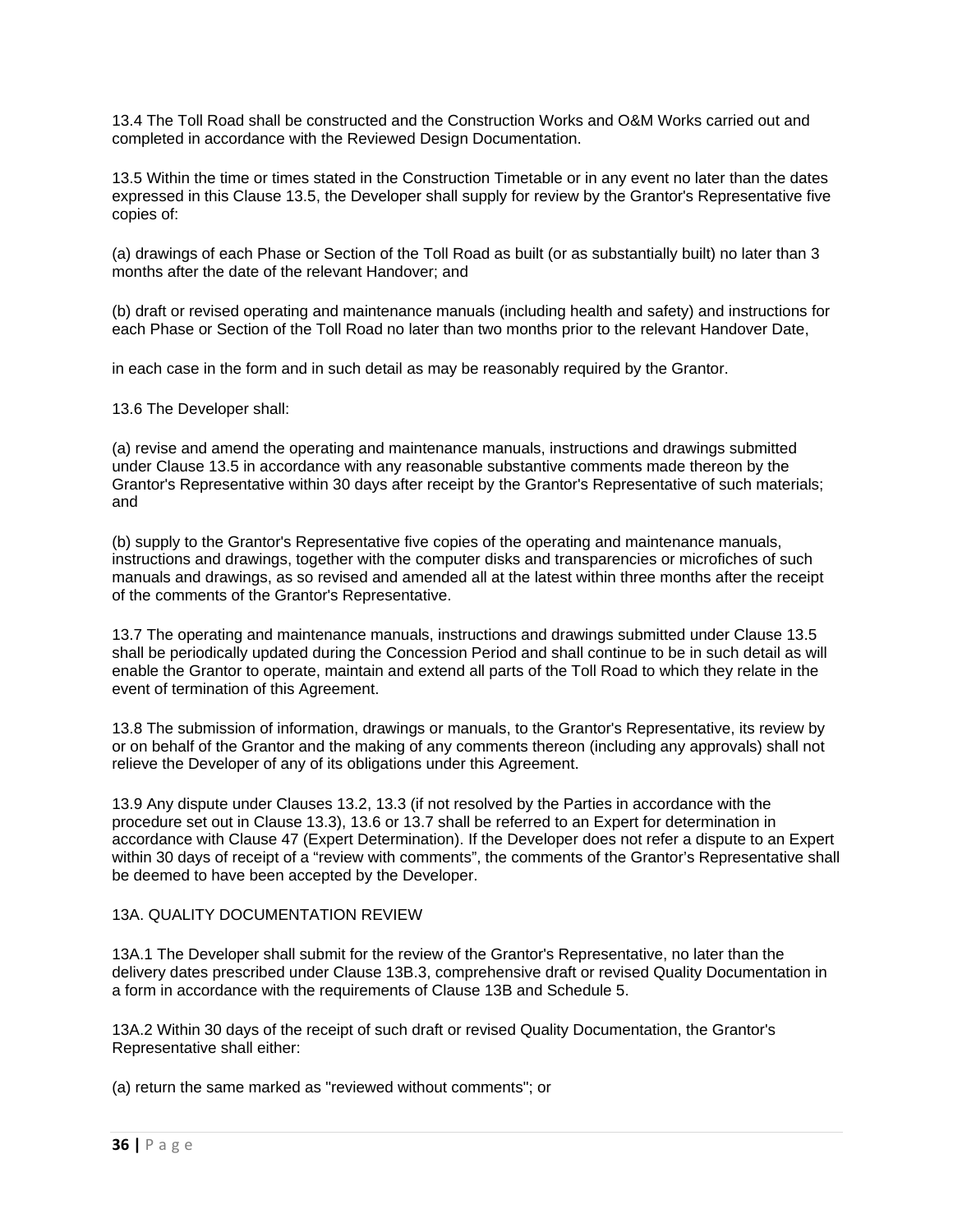13.4 The Toll Road shall be constructed and the Construction Works and O&M Works carried out and completed in accordance with the Reviewed Design Documentation.

13.5 Within the time or times stated in the Construction Timetable or in any event no later than the dates expressed in this Clause 13.5, the Developer shall supply for review by the Grantor's Representative five copies of:

(a) drawings of each Phase or Section of the Toll Road as built (or as substantially built) no later than 3 months after the date of the relevant Handover; and

(b) draft or revised operating and maintenance manuals (including health and safety) and instructions for each Phase or Section of the Toll Road no later than two months prior to the relevant Handover Date,

in each case in the form and in such detail as may be reasonably required by the Grantor.

13.6 The Developer shall:

(a) revise and amend the operating and maintenance manuals, instructions and drawings submitted under Clause 13.5 in accordance with any reasonable substantive comments made thereon by the Grantor's Representative within 30 days after receipt by the Grantor's Representative of such materials; and

(b) supply to the Grantor's Representative five copies of the operating and maintenance manuals, instructions and drawings, together with the computer disks and transparencies or microfiches of such manuals and drawings, as so revised and amended all at the latest within three months after the receipt of the comments of the Grantor's Representative.

13.7 The operating and maintenance manuals, instructions and drawings submitted under Clause 13.5 shall be periodically updated during the Concession Period and shall continue to be in such detail as will enable the Grantor to operate, maintain and extend all parts of the Toll Road to which they relate in the event of termination of this Agreement.

13.8 The submission of information, drawings or manuals, to the Grantor's Representative, its review by or on behalf of the Grantor and the making of any comments thereon (including any approvals) shall not relieve the Developer of any of its obligations under this Agreement.

13.9 Any dispute under Clauses 13.2, 13.3 (if not resolved by the Parties in accordance with the procedure set out in Clause 13.3), 13.6 or 13.7 shall be referred to an Expert for determination in accordance with Clause 47 (Expert Determination). If the Developer does not refer a dispute to an Expert within 30 days of receipt of a "review with comments", the comments of the Grantor's Representative shall be deemed to have been accepted by the Developer.

13A. QUALITY DOCUMENTATION REVIEW

13A.1 The Developer shall submit for the review of the Grantor's Representative, no later than the delivery dates prescribed under Clause 13B.3, comprehensive draft or revised Quality Documentation in a form in accordance with the requirements of Clause 13B and Schedule 5.

13A.2 Within 30 days of the receipt of such draft or revised Quality Documentation, the Grantor's Representative shall either:

(a) return the same marked as "reviewed without comments"; or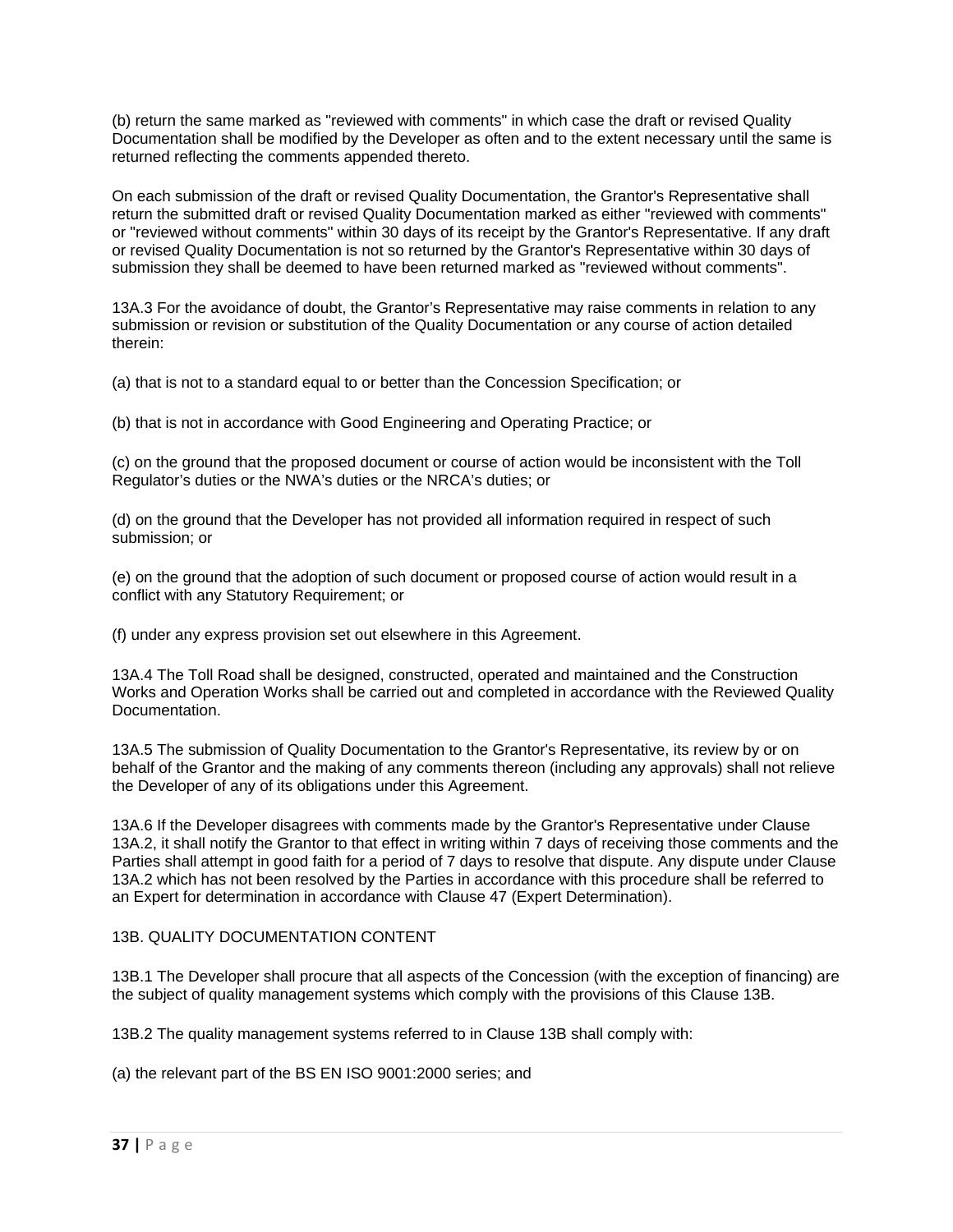(b) return the same marked as "reviewed with comments" in which case the draft or revised Quality Documentation shall be modified by the Developer as often and to the extent necessary until the same is returned reflecting the comments appended thereto.

On each submission of the draft or revised Quality Documentation, the Grantor's Representative shall return the submitted draft or revised Quality Documentation marked as either "reviewed with comments" or "reviewed without comments" within 30 days of its receipt by the Grantor's Representative. If any draft or revised Quality Documentation is not so returned by the Grantor's Representative within 30 days of submission they shall be deemed to have been returned marked as "reviewed without comments".

13A.3 For the avoidance of doubt, the Grantor's Representative may raise comments in relation to any submission or revision or substitution of the Quality Documentation or any course of action detailed therein:

(a) that is not to a standard equal to or better than the Concession Specification; or

(b) that is not in accordance with Good Engineering and Operating Practice; or

(c) on the ground that the proposed document or course of action would be inconsistent with the Toll Regulator's duties or the NWA's duties or the NRCA's duties; or

(d) on the ground that the Developer has not provided all information required in respect of such submission; or

(e) on the ground that the adoption of such document or proposed course of action would result in a conflict with any Statutory Requirement; or

(f) under any express provision set out elsewhere in this Agreement.

13A.4 The Toll Road shall be designed, constructed, operated and maintained and the Construction Works and Operation Works shall be carried out and completed in accordance with the Reviewed Quality Documentation.

13A.5 The submission of Quality Documentation to the Grantor's Representative, its review by or on behalf of the Grantor and the making of any comments thereon (including any approvals) shall not relieve the Developer of any of its obligations under this Agreement.

13A.6 If the Developer disagrees with comments made by the Grantor's Representative under Clause 13A.2, it shall notify the Grantor to that effect in writing within 7 days of receiving those comments and the Parties shall attempt in good faith for a period of 7 days to resolve that dispute. Any dispute under Clause 13A.2 which has not been resolved by the Parties in accordance with this procedure shall be referred to an Expert for determination in accordance with Clause 47 (Expert Determination).

13B. QUALITY DOCUMENTATION CONTENT

13B.1 The Developer shall procure that all aspects of the Concession (with the exception of financing) are the subject of quality management systems which comply with the provisions of this Clause 13B.

13B.2 The quality management systems referred to in Clause 13B shall comply with:

(a) the relevant part of the BS EN ISO 9001:2000 series; and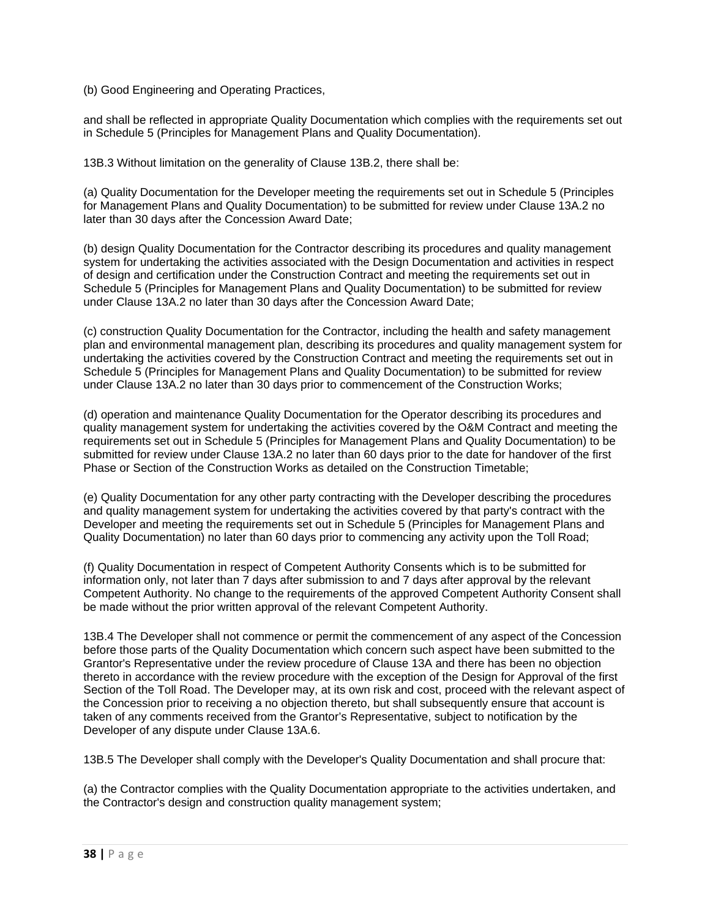(b) Good Engineering and Operating Practices,

and shall be reflected in appropriate Quality Documentation which complies with the requirements set out in Schedule 5 (Principles for Management Plans and Quality Documentation).

13B.3 Without limitation on the generality of Clause 13B.2, there shall be:

(a) Quality Documentation for the Developer meeting the requirements set out in Schedule 5 (Principles for Management Plans and Quality Documentation) to be submitted for review under Clause 13A.2 no later than 30 days after the Concession Award Date;

(b) design Quality Documentation for the Contractor describing its procedures and quality management system for undertaking the activities associated with the Design Documentation and activities in respect of design and certification under the Construction Contract and meeting the requirements set out in Schedule 5 (Principles for Management Plans and Quality Documentation) to be submitted for review under Clause 13A.2 no later than 30 days after the Concession Award Date;

(c) construction Quality Documentation for the Contractor, including the health and safety management plan and environmental management plan, describing its procedures and quality management system for undertaking the activities covered by the Construction Contract and meeting the requirements set out in Schedule 5 (Principles for Management Plans and Quality Documentation) to be submitted for review under Clause 13A.2 no later than 30 days prior to commencement of the Construction Works;

(d) operation and maintenance Quality Documentation for the Operator describing its procedures and quality management system for undertaking the activities covered by the O&M Contract and meeting the requirements set out in Schedule 5 (Principles for Management Plans and Quality Documentation) to be submitted for review under Clause 13A.2 no later than 60 days prior to the date for handover of the first Phase or Section of the Construction Works as detailed on the Construction Timetable;

(e) Quality Documentation for any other party contracting with the Developer describing the procedures and quality management system for undertaking the activities covered by that party's contract with the Developer and meeting the requirements set out in Schedule 5 (Principles for Management Plans and Quality Documentation) no later than 60 days prior to commencing any activity upon the Toll Road;

(f) Quality Documentation in respect of Competent Authority Consents which is to be submitted for information only, not later than 7 days after submission to and 7 days after approval by the relevant Competent Authority. No change to the requirements of the approved Competent Authority Consent shall be made without the prior written approval of the relevant Competent Authority.

13B.4 The Developer shall not commence or permit the commencement of any aspect of the Concession before those parts of the Quality Documentation which concern such aspect have been submitted to the Grantor's Representative under the review procedure of Clause 13A and there has been no objection thereto in accordance with the review procedure with the exception of the Design for Approval of the first Section of the Toll Road. The Developer may, at its own risk and cost, proceed with the relevant aspect of the Concession prior to receiving a no objection thereto, but shall subsequently ensure that account is taken of any comments received from the Grantor's Representative, subject to notification by the Developer of any dispute under Clause 13A.6.

13B.5 The Developer shall comply with the Developer's Quality Documentation and shall procure that:

(a) the Contractor complies with the Quality Documentation appropriate to the activities undertaken, and the Contractor's design and construction quality management system;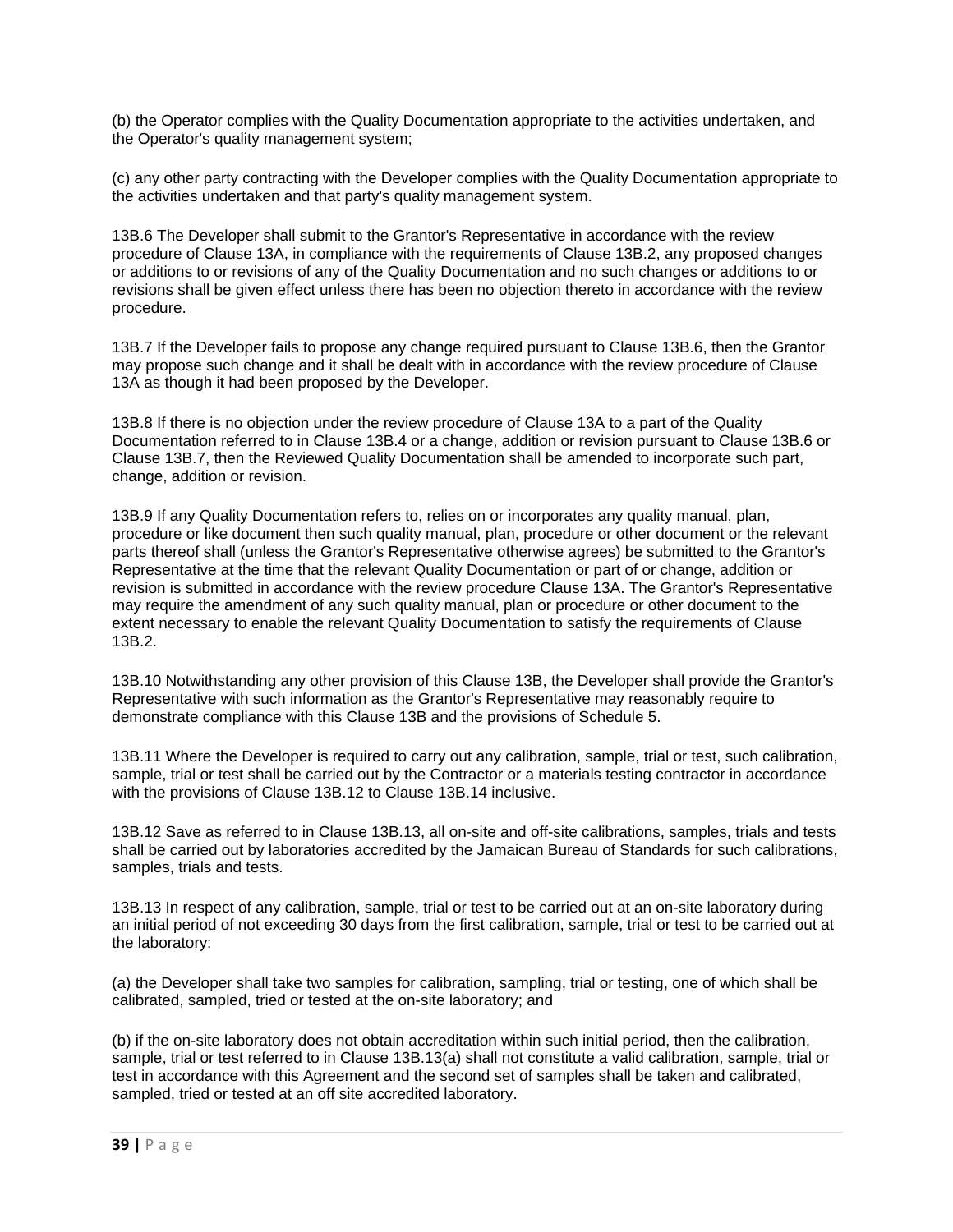(b) the Operator complies with the Quality Documentation appropriate to the activities undertaken, and the Operator's quality management system;

(c) any other party contracting with the Developer complies with the Quality Documentation appropriate to the activities undertaken and that party's quality management system.

13B.6 The Developer shall submit to the Grantor's Representative in accordance with the review procedure of Clause 13A, in compliance with the requirements of Clause 13B.2, any proposed changes or additions to or revisions of any of the Quality Documentation and no such changes or additions to or revisions shall be given effect unless there has been no objection thereto in accordance with the review procedure.

13B.7 If the Developer fails to propose any change required pursuant to Clause 13B.6, then the Grantor may propose such change and it shall be dealt with in accordance with the review procedure of Clause 13A as though it had been proposed by the Developer.

13B.8 If there is no objection under the review procedure of Clause 13A to a part of the Quality Documentation referred to in Clause 13B.4 or a change, addition or revision pursuant to Clause 13B.6 or Clause 13B.7, then the Reviewed Quality Documentation shall be amended to incorporate such part, change, addition or revision.

13B.9 If any Quality Documentation refers to, relies on or incorporates any quality manual, plan, procedure or like document then such quality manual, plan, procedure or other document or the relevant parts thereof shall (unless the Grantor's Representative otherwise agrees) be submitted to the Grantor's Representative at the time that the relevant Quality Documentation or part of or change, addition or revision is submitted in accordance with the review procedure Clause 13A. The Grantor's Representative may require the amendment of any such quality manual, plan or procedure or other document to the extent necessary to enable the relevant Quality Documentation to satisfy the requirements of Clause 13B.2.

13B.10 Notwithstanding any other provision of this Clause 13B, the Developer shall provide the Grantor's Representative with such information as the Grantor's Representative may reasonably require to demonstrate compliance with this Clause 13B and the provisions of Schedule 5.

13B.11 Where the Developer is required to carry out any calibration, sample, trial or test, such calibration, sample, trial or test shall be carried out by the Contractor or a materials testing contractor in accordance with the provisions of Clause 13B.12 to Clause 13B.14 inclusive.

13B.12 Save as referred to in Clause 13B.13, all on-site and off-site calibrations, samples, trials and tests shall be carried out by laboratories accredited by the Jamaican Bureau of Standards for such calibrations, samples, trials and tests.

13B.13 In respect of any calibration, sample, trial or test to be carried out at an on-site laboratory during an initial period of not exceeding 30 days from the first calibration, sample, trial or test to be carried out at the laboratory:

(a) the Developer shall take two samples for calibration, sampling, trial or testing, one of which shall be calibrated, sampled, tried or tested at the on-site laboratory; and

(b) if the on-site laboratory does not obtain accreditation within such initial period, then the calibration, sample, trial or test referred to in Clause 13B.13(a) shall not constitute a valid calibration, sample, trial or test in accordance with this Agreement and the second set of samples shall be taken and calibrated, sampled, tried or tested at an off site accredited laboratory.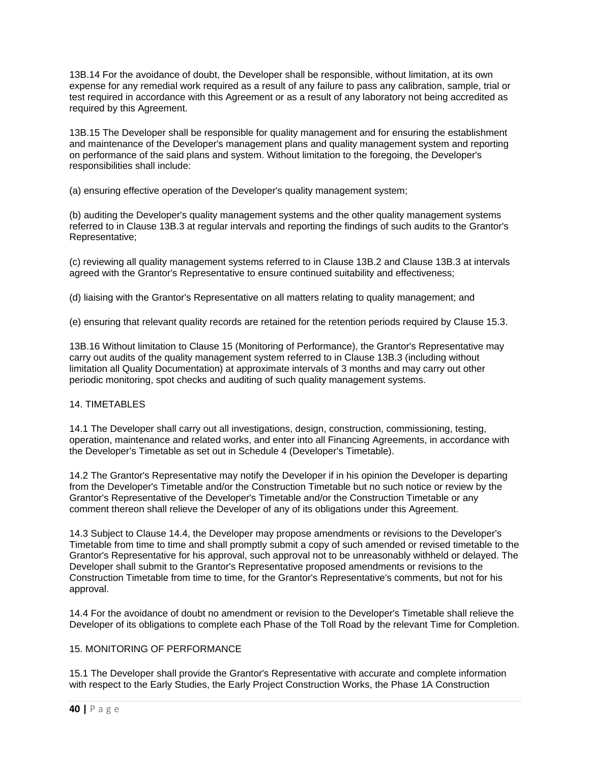13B.14 For the avoidance of doubt, the Developer shall be responsible, without limitation, at its own expense for any remedial work required as a result of any failure to pass any calibration, sample, trial or test required in accordance with this Agreement or as a result of any laboratory not being accredited as required by this Agreement.

13B.15 The Developer shall be responsible for quality management and for ensuring the establishment and maintenance of the Developer's management plans and quality management system and reporting on performance of the said plans and system. Without limitation to the foregoing, the Developer's responsibilities shall include:

(a) ensuring effective operation of the Developer's quality management system;

(b) auditing the Developer's quality management systems and the other quality management systems referred to in Clause 13B.3 at regular intervals and reporting the findings of such audits to the Grantor's Representative;

(c) reviewing all quality management systems referred to in Clause 13B.2 and Clause 13B.3 at intervals agreed with the Grantor's Representative to ensure continued suitability and effectiveness;

(d) liaising with the Grantor's Representative on all matters relating to quality management; and

(e) ensuring that relevant quality records are retained for the retention periods required by Clause 15.3.

13B.16 Without limitation to Clause 15 (Monitoring of Performance), the Grantor's Representative may carry out audits of the quality management system referred to in Clause 13B.3 (including without limitation all Quality Documentation) at approximate intervals of 3 months and may carry out other periodic monitoring, spot checks and auditing of such quality management systems.

## 14. TIMETABLES

14.1 The Developer shall carry out all investigations, design, construction, commissioning, testing, operation, maintenance and related works, and enter into all Financing Agreements, in accordance with the Developer's Timetable as set out in Schedule 4 (Developer's Timetable).

14.2 The Grantor's Representative may notify the Developer if in his opinion the Developer is departing from the Developer's Timetable and/or the Construction Timetable but no such notice or review by the Grantor's Representative of the Developer's Timetable and/or the Construction Timetable or any comment thereon shall relieve the Developer of any of its obligations under this Agreement.

14.3 Subject to Clause 14.4, the Developer may propose amendments or revisions to the Developer's Timetable from time to time and shall promptly submit a copy of such amended or revised timetable to the Grantor's Representative for his approval, such approval not to be unreasonably withheld or delayed. The Developer shall submit to the Grantor's Representative proposed amendments or revisions to the Construction Timetable from time to time, for the Grantor's Representative's comments, but not for his approval.

14.4 For the avoidance of doubt no amendment or revision to the Developer's Timetable shall relieve the Developer of its obligations to complete each Phase of the Toll Road by the relevant Time for Completion.

## 15. MONITORING OF PERFORMANCE

15.1 The Developer shall provide the Grantor's Representative with accurate and complete information with respect to the Early Studies, the Early Project Construction Works, the Phase 1A Construction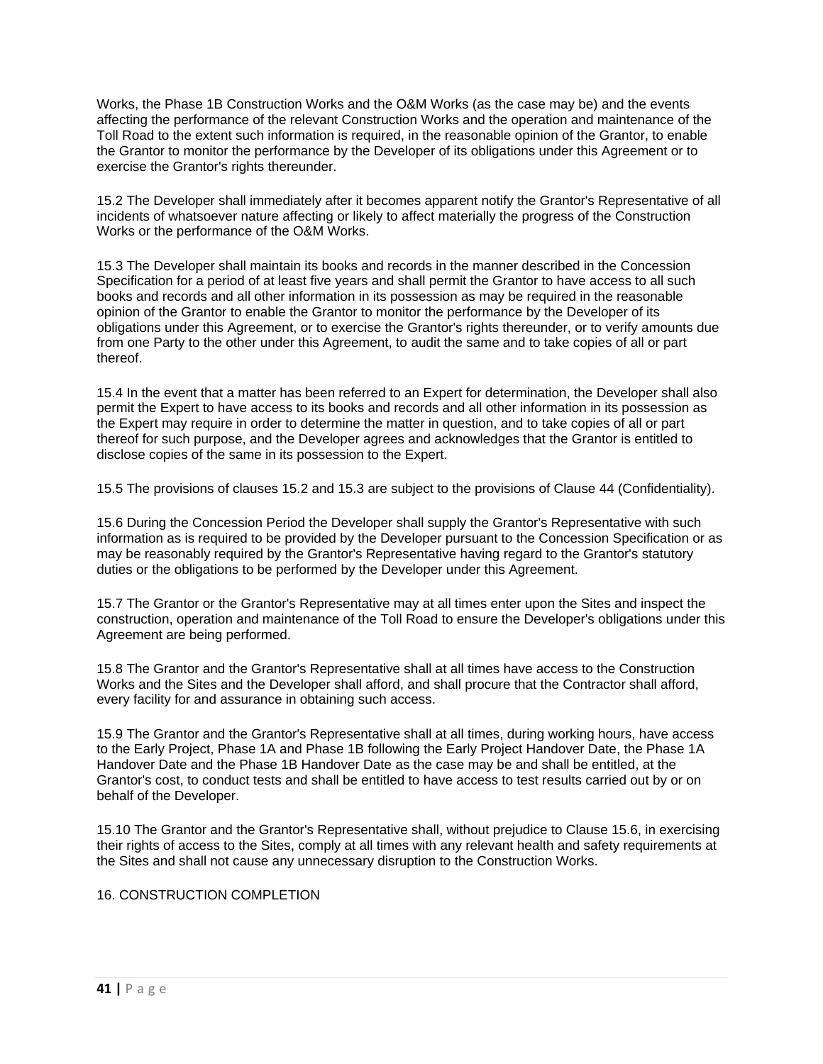Works, the Phase 1B Construction Works and the O&M Works (as the case may be) and the events affecting the performance of the relevant Construction Works and the operation and maintenance of the Toll Road to the extent such information is required, in the reasonable opinion of the Grantor, to enable the Grantor to monitor the performance by the Developer of its obligations under this Agreement or to exercise the Grantor's rights thereunder.

15.2 The Developer shall immediately after it becomes apparent notify the Grantor's Representative of all incidents of whatsoever nature affecting or likely to affect materially the progress of the Construction Works or the performance of the O&M Works.

15.3 The Developer shall maintain its books and records in the manner described in the Concession Specification for a period of at least five years and shall permit the Grantor to have access to all such books and records and all other information in its possession as may be required in the reasonable opinion of the Grantor to enable the Grantor to monitor the performance by the Developer of its obligations under this Agreement, or to exercise the Grantor's rights thereunder, or to verify amounts due from one Party to the other under this Agreement, to audit the same and to take copies of all or part thereof.

15.4 In the event that a matter has been referred to an Expert for determination, the Developer shall also permit the Expert to have access to its books and records and all other information in its possession as the Expert may require in order to determine the matter in question, and to take copies of all or part thereof for such purpose, and the Developer agrees and acknowledges that the Grantor is entitled to disclose copies of the same in its possession to the Expert.

15.5 The provisions of clauses 15.2 and 15.3 are subject to the provisions of Clause 44 (Confidentiality).

15.6 During the Concession Period the Developer shall supply the Grantor's Representative with such information as is required to be provided by the Developer pursuant to the Concession Specification or as may be reasonably required by the Grantor's Representative having regard to the Grantor's statutory duties or the obligations to be performed by the Developer under this Agreement.

15.7 The Grantor or the Grantor's Representative may at all times enter upon the Sites and inspect the construction, operation and maintenance of the Toll Road to ensure the Developer's obligations under this Agreement are being performed.

15.8 The Grantor and the Grantor's Representative shall at all times have access to the Construction Works and the Sites and the Developer shall afford, and shall procure that the Contractor shall afford, every facility for and assurance in obtaining such access.

15.9 The Grantor and the Grantor's Representative shall at all times, during working hours, have access to the Early Project, Phase 1A and Phase 1B following the Early Project Handover Date, the Phase 1A Handover Date and the Phase 1B Handover Date as the case may be and shall be entitled, at the Grantor's cost, to conduct tests and shall be entitled to have access to test results carried out by or on behalf of the Developer.

15.10 The Grantor and the Grantor's Representative shall, without prejudice to Clause 15.6, in exercising their rights of access to the Sites, comply at all times with any relevant health and safety requirements at the Sites and shall not cause any unnecessary disruption to the Construction Works.

## 16. CONSTRUCTION COMPLETION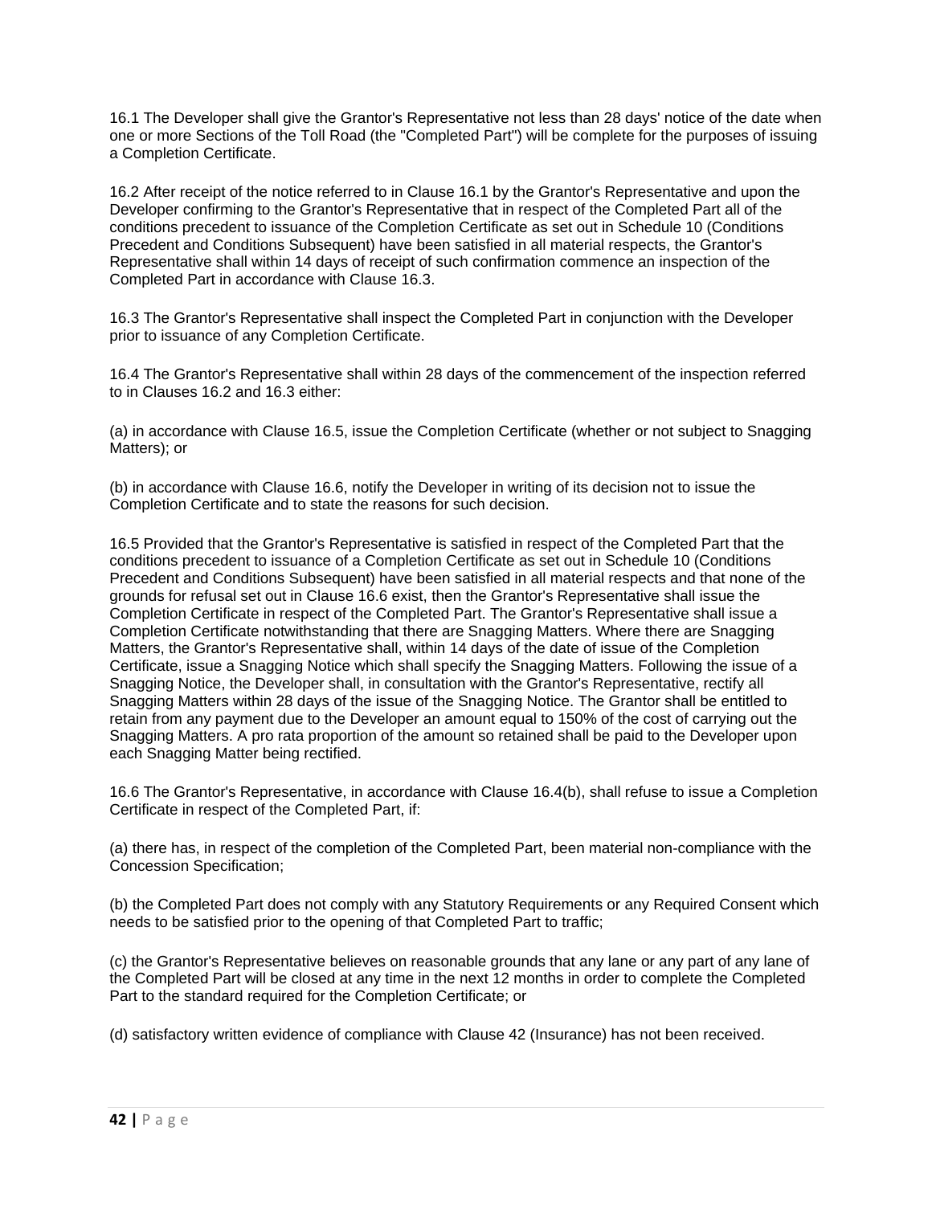16.1 The Developer shall give the Grantor's Representative not less than 28 days' notice of the date when one or more Sections of the Toll Road (the "Completed Part") will be complete for the purposes of issuing a Completion Certificate.

16.2 After receipt of the notice referred to in Clause 16.1 by the Grantor's Representative and upon the Developer confirming to the Grantor's Representative that in respect of the Completed Part all of the conditions precedent to issuance of the Completion Certificate as set out in Schedule 10 (Conditions Precedent and Conditions Subsequent) have been satisfied in all material respects, the Grantor's Representative shall within 14 days of receipt of such confirmation commence an inspection of the Completed Part in accordance with Clause 16.3.

16.3 The Grantor's Representative shall inspect the Completed Part in conjunction with the Developer prior to issuance of any Completion Certificate.

16.4 The Grantor's Representative shall within 28 days of the commencement of the inspection referred to in Clauses 16.2 and 16.3 either:

(a) in accordance with Clause 16.5, issue the Completion Certificate (whether or not subject to Snagging Matters); or

(b) in accordance with Clause 16.6, notify the Developer in writing of its decision not to issue the Completion Certificate and to state the reasons for such decision.

16.5 Provided that the Grantor's Representative is satisfied in respect of the Completed Part that the conditions precedent to issuance of a Completion Certificate as set out in Schedule 10 (Conditions Precedent and Conditions Subsequent) have been satisfied in all material respects and that none of the grounds for refusal set out in Clause 16.6 exist, then the Grantor's Representative shall issue the Completion Certificate in respect of the Completed Part. The Grantor's Representative shall issue a Completion Certificate notwithstanding that there are Snagging Matters. Where there are Snagging Matters, the Grantor's Representative shall, within 14 days of the date of issue of the Completion Certificate, issue a Snagging Notice which shall specify the Snagging Matters. Following the issue of a Snagging Notice, the Developer shall, in consultation with the Grantor's Representative, rectify all Snagging Matters within 28 days of the issue of the Snagging Notice. The Grantor shall be entitled to retain from any payment due to the Developer an amount equal to 150% of the cost of carrying out the Snagging Matters. A pro rata proportion of the amount so retained shall be paid to the Developer upon each Snagging Matter being rectified.

16.6 The Grantor's Representative, in accordance with Clause 16.4(b), shall refuse to issue a Completion Certificate in respect of the Completed Part, if:

(a) there has, in respect of the completion of the Completed Part, been material non-compliance with the Concession Specification;

(b) the Completed Part does not comply with any Statutory Requirements or any Required Consent which needs to be satisfied prior to the opening of that Completed Part to traffic;

(c) the Grantor's Representative believes on reasonable grounds that any lane or any part of any lane of the Completed Part will be closed at any time in the next 12 months in order to complete the Completed Part to the standard required for the Completion Certificate; or

(d) satisfactory written evidence of compliance with Clause 42 (Insurance) has not been received.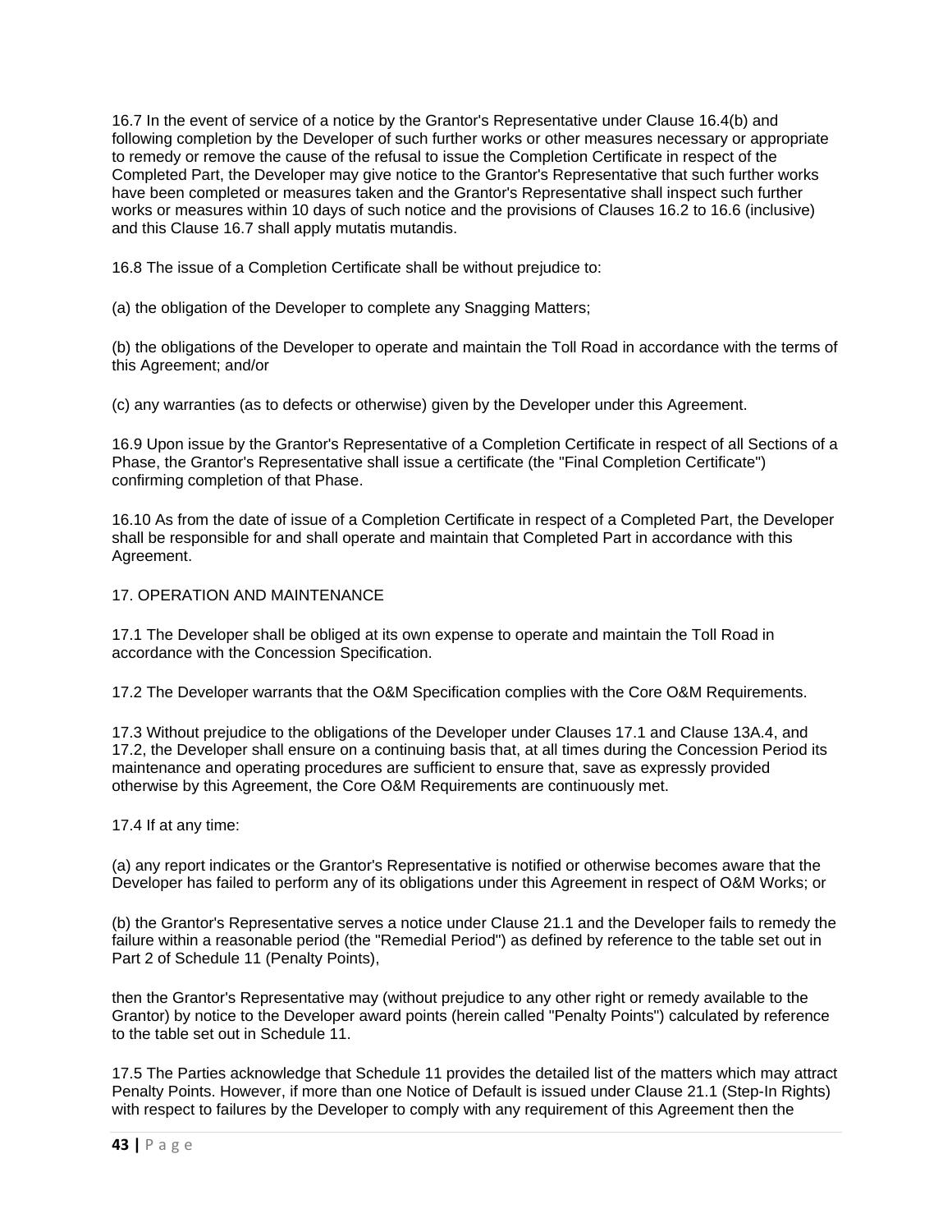16.7 In the event of service of a notice by the Grantor's Representative under Clause 16.4(b) and following completion by the Developer of such further works or other measures necessary or appropriate to remedy or remove the cause of the refusal to issue the Completion Certificate in respect of the Completed Part, the Developer may give notice to the Grantor's Representative that such further works have been completed or measures taken and the Grantor's Representative shall inspect such further works or measures within 10 days of such notice and the provisions of Clauses 16.2 to 16.6 (inclusive) and this Clause 16.7 shall apply mutatis mutandis.

16.8 The issue of a Completion Certificate shall be without prejudice to:

(a) the obligation of the Developer to complete any Snagging Matters;

(b) the obligations of the Developer to operate and maintain the Toll Road in accordance with the terms of this Agreement; and/or

(c) any warranties (as to defects or otherwise) given by the Developer under this Agreement.

16.9 Upon issue by the Grantor's Representative of a Completion Certificate in respect of all Sections of a Phase, the Grantor's Representative shall issue a certificate (the "Final Completion Certificate") confirming completion of that Phase.

16.10 As from the date of issue of a Completion Certificate in respect of a Completed Part, the Developer shall be responsible for and shall operate and maintain that Completed Part in accordance with this Agreement.

## 17. OPERATION AND MAINTENANCE

17.1 The Developer shall be obliged at its own expense to operate and maintain the Toll Road in accordance with the Concession Specification.

17.2 The Developer warrants that the O&M Specification complies with the Core O&M Requirements.

17.3 Without prejudice to the obligations of the Developer under Clauses 17.1 and Clause 13A.4, and 17.2, the Developer shall ensure on a continuing basis that, at all times during the Concession Period its maintenance and operating procedures are sufficient to ensure that, save as expressly provided otherwise by this Agreement, the Core O&M Requirements are continuously met.

17.4 If at any time:

(a) any report indicates or the Grantor's Representative is notified or otherwise becomes aware that the Developer has failed to perform any of its obligations under this Agreement in respect of O&M Works; or

(b) the Grantor's Representative serves a notice under Clause 21.1 and the Developer fails to remedy the failure within a reasonable period (the "Remedial Period") as defined by reference to the table set out in Part 2 of Schedule 11 (Penalty Points),

then the Grantor's Representative may (without prejudice to any other right or remedy available to the Grantor) by notice to the Developer award points (herein called "Penalty Points") calculated by reference to the table set out in Schedule 11.

17.5 The Parties acknowledge that Schedule 11 provides the detailed list of the matters which may attract Penalty Points. However, if more than one Notice of Default is issued under Clause 21.1 (Step-In Rights) with respect to failures by the Developer to comply with any requirement of this Agreement then the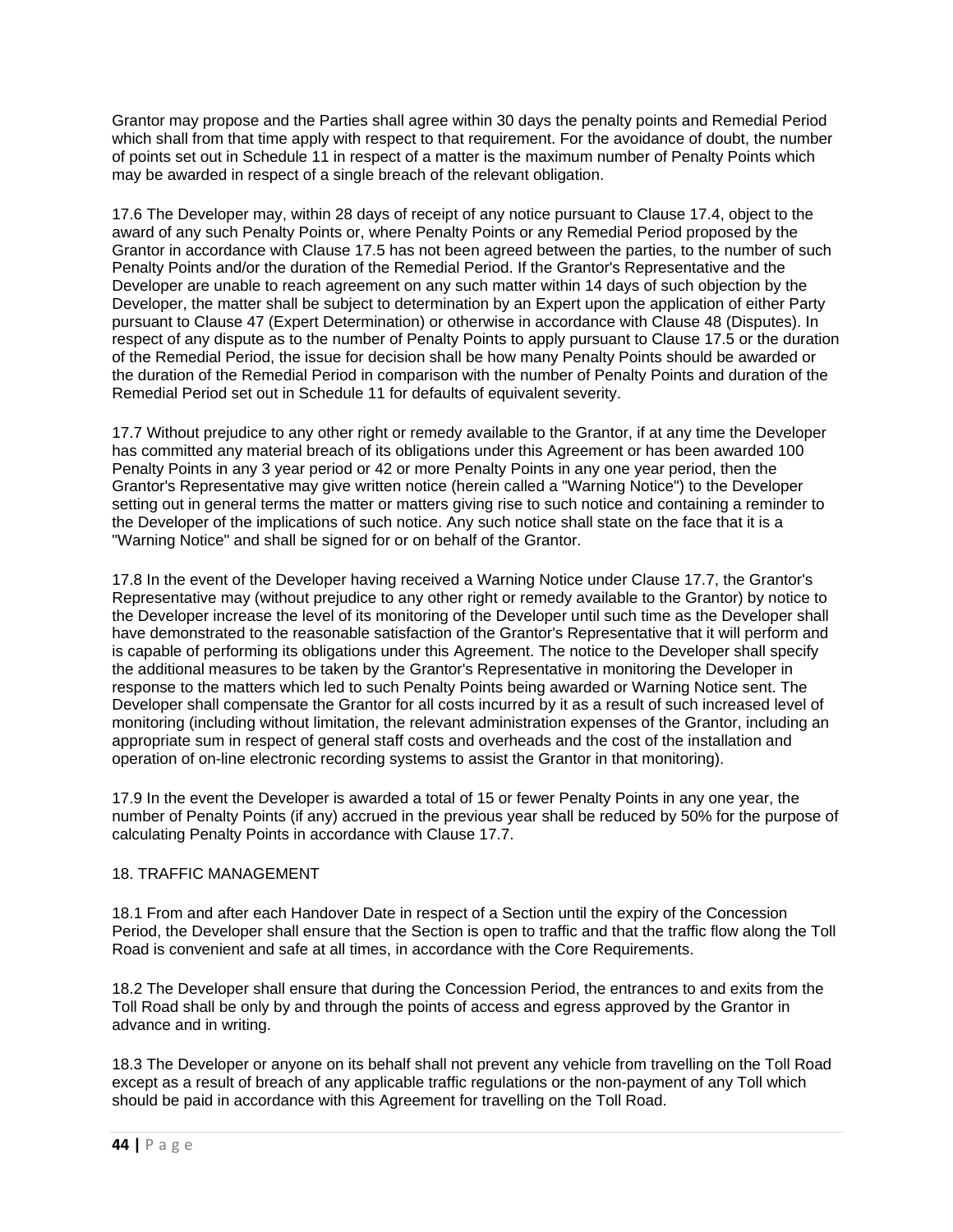Grantor may propose and the Parties shall agree within 30 days the penalty points and Remedial Period which shall from that time apply with respect to that requirement. For the avoidance of doubt, the number of points set out in Schedule 11 in respect of a matter is the maximum number of Penalty Points which may be awarded in respect of a single breach of the relevant obligation.

17.6 The Developer may, within 28 days of receipt of any notice pursuant to Clause 17.4, object to the award of any such Penalty Points or, where Penalty Points or any Remedial Period proposed by the Grantor in accordance with Clause 17.5 has not been agreed between the parties, to the number of such Penalty Points and/or the duration of the Remedial Period. If the Grantor's Representative and the Developer are unable to reach agreement on any such matter within 14 days of such objection by the Developer, the matter shall be subject to determination by an Expert upon the application of either Party pursuant to Clause 47 (Expert Determination) or otherwise in accordance with Clause 48 (Disputes). In respect of any dispute as to the number of Penalty Points to apply pursuant to Clause 17.5 or the duration of the Remedial Period, the issue for decision shall be how many Penalty Points should be awarded or the duration of the Remedial Period in comparison with the number of Penalty Points and duration of the Remedial Period set out in Schedule 11 for defaults of equivalent severity.

17.7 Without prejudice to any other right or remedy available to the Grantor, if at any time the Developer has committed any material breach of its obligations under this Agreement or has been awarded 100 Penalty Points in any 3 year period or 42 or more Penalty Points in any one year period, then the Grantor's Representative may give written notice (herein called a "Warning Notice") to the Developer setting out in general terms the matter or matters giving rise to such notice and containing a reminder to the Developer of the implications of such notice. Any such notice shall state on the face that it is a "Warning Notice" and shall be signed for or on behalf of the Grantor.

17.8 In the event of the Developer having received a Warning Notice under Clause 17.7, the Grantor's Representative may (without prejudice to any other right or remedy available to the Grantor) by notice to the Developer increase the level of its monitoring of the Developer until such time as the Developer shall have demonstrated to the reasonable satisfaction of the Grantor's Representative that it will perform and is capable of performing its obligations under this Agreement. The notice to the Developer shall specify the additional measures to be taken by the Grantor's Representative in monitoring the Developer in response to the matters which led to such Penalty Points being awarded or Warning Notice sent. The Developer shall compensate the Grantor for all costs incurred by it as a result of such increased level of monitoring (including without limitation, the relevant administration expenses of the Grantor, including an appropriate sum in respect of general staff costs and overheads and the cost of the installation and operation of on-line electronic recording systems to assist the Grantor in that monitoring).

17.9 In the event the Developer is awarded a total of 15 or fewer Penalty Points in any one year, the number of Penalty Points (if any) accrued in the previous year shall be reduced by 50% for the purpose of calculating Penalty Points in accordance with Clause 17.7.

## 18. TRAFFIC MANAGEMENT

18.1 From and after each Handover Date in respect of a Section until the expiry of the Concession Period, the Developer shall ensure that the Section is open to traffic and that the traffic flow along the Toll Road is convenient and safe at all times, in accordance with the Core Requirements.

18.2 The Developer shall ensure that during the Concession Period, the entrances to and exits from the Toll Road shall be only by and through the points of access and egress approved by the Grantor in advance and in writing.

18.3 The Developer or anyone on its behalf shall not prevent any vehicle from travelling on the Toll Road except as a result of breach of any applicable traffic regulations or the non-payment of any Toll which should be paid in accordance with this Agreement for travelling on the Toll Road.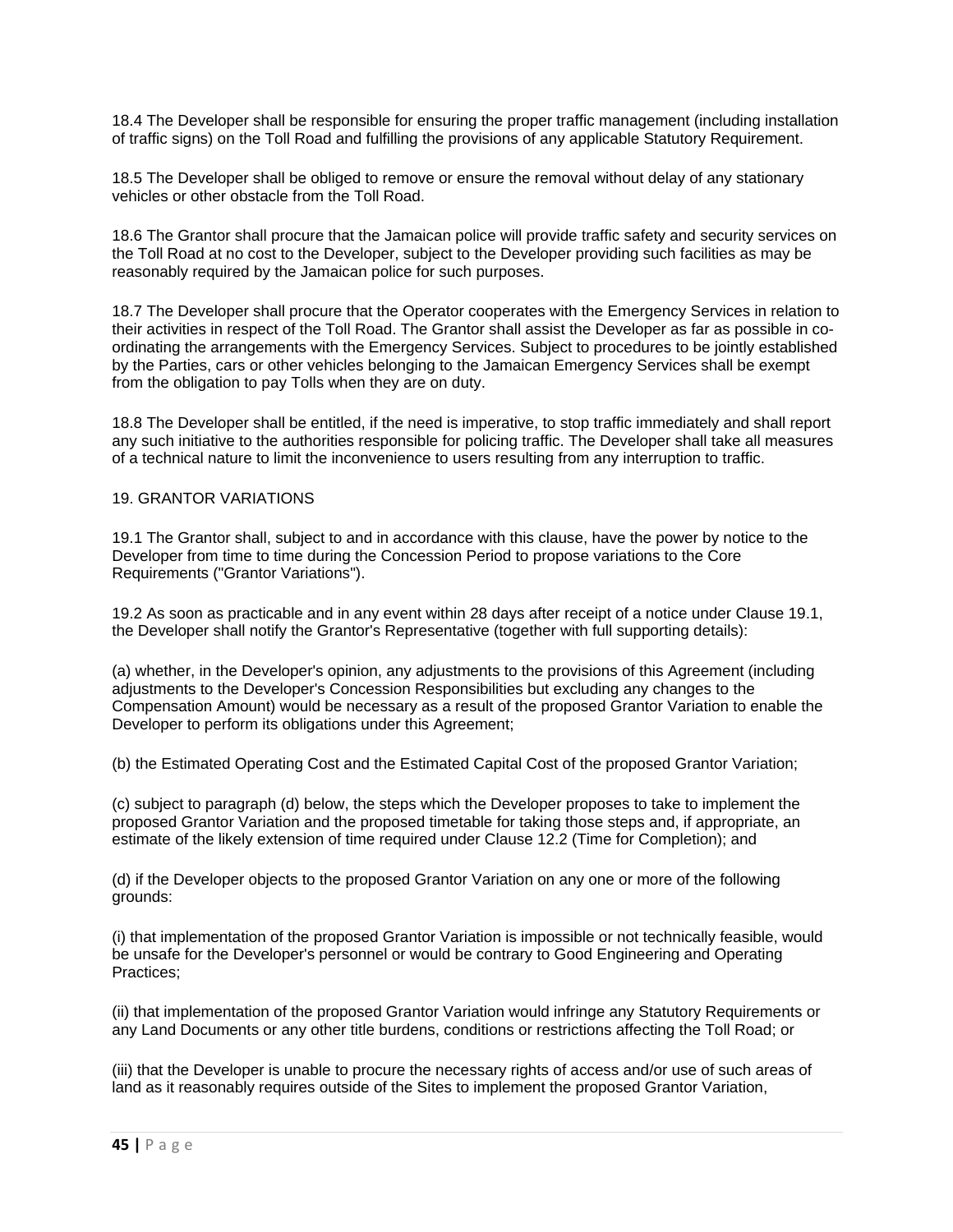18.4 The Developer shall be responsible for ensuring the proper traffic management (including installation of traffic signs) on the Toll Road and fulfilling the provisions of any applicable Statutory Requirement.

18.5 The Developer shall be obliged to remove or ensure the removal without delay of any stationary vehicles or other obstacle from the Toll Road.

18.6 The Grantor shall procure that the Jamaican police will provide traffic safety and security services on the Toll Road at no cost to the Developer, subject to the Developer providing such facilities as may be reasonably required by the Jamaican police for such purposes.

18.7 The Developer shall procure that the Operator cooperates with the Emergency Services in relation to their activities in respect of the Toll Road. The Grantor shall assist the Developer as far as possible in co-ordinating the arrangements with the Emergency Services. Subject to procedures to be jointly established by the Parties, cars or other vehicles belonging to the Jamaican Emergency Services shall be exempt from the obligation to pay Tolls when they are on duty.

18.8 The Developer shall be entitled, if the need is imperative, to stop traffic immediately and shall report any such initiative to the authorities responsible for policing traffic. The Developer shall take all measures of a technical nature to limit the inconvenience to users resulting from any interruption to traffic.

## 19. GRANTOR VARIATIONS

19.1 The Grantor shall, subject to and in accordance with this clause, have the power by notice to the Developer from time to time during the Concession Period to propose variations to the Core Requirements ("Grantor Variations").

19.2 As soon as practicable and in any event within 28 days after receipt of a notice under Clause 19.1, the Developer shall notify the Grantor's Representative (together with full supporting details):

(a) whether, in the Developer's opinion, any adjustments to the provisions of this Agreement (including adjustments to the Developer's Concession Responsibilities but excluding any changes to the Compensation Amount) would be necessary as a result of the proposed Grantor Variation to enable the Developer to perform its obligations under this Agreement;

(b) the Estimated Operating Cost and the Estimated Capital Cost of the proposed Grantor Variation;

(c) subject to paragraph (d) below, the steps which the Developer proposes to take to implement the proposed Grantor Variation and the proposed timetable for taking those steps and, if appropriate, an estimate of the likely extension of time required under Clause 12.2 (Time for Completion); and

(d) if the Developer objects to the proposed Grantor Variation on any one or more of the following grounds:

(i) that implementation of the proposed Grantor Variation is impossible or not technically feasible, would be unsafe for the Developer's personnel or would be contrary to Good Engineering and Operating Practices;

(ii) that implementation of the proposed Grantor Variation would infringe any Statutory Requirements or any Land Documents or any other title burdens, conditions or restrictions affecting the Toll Road; or

(iii) that the Developer is unable to procure the necessary rights of access and/or use of such areas of land as it reasonably requires outside of the Sites to implement the proposed Grantor Variation,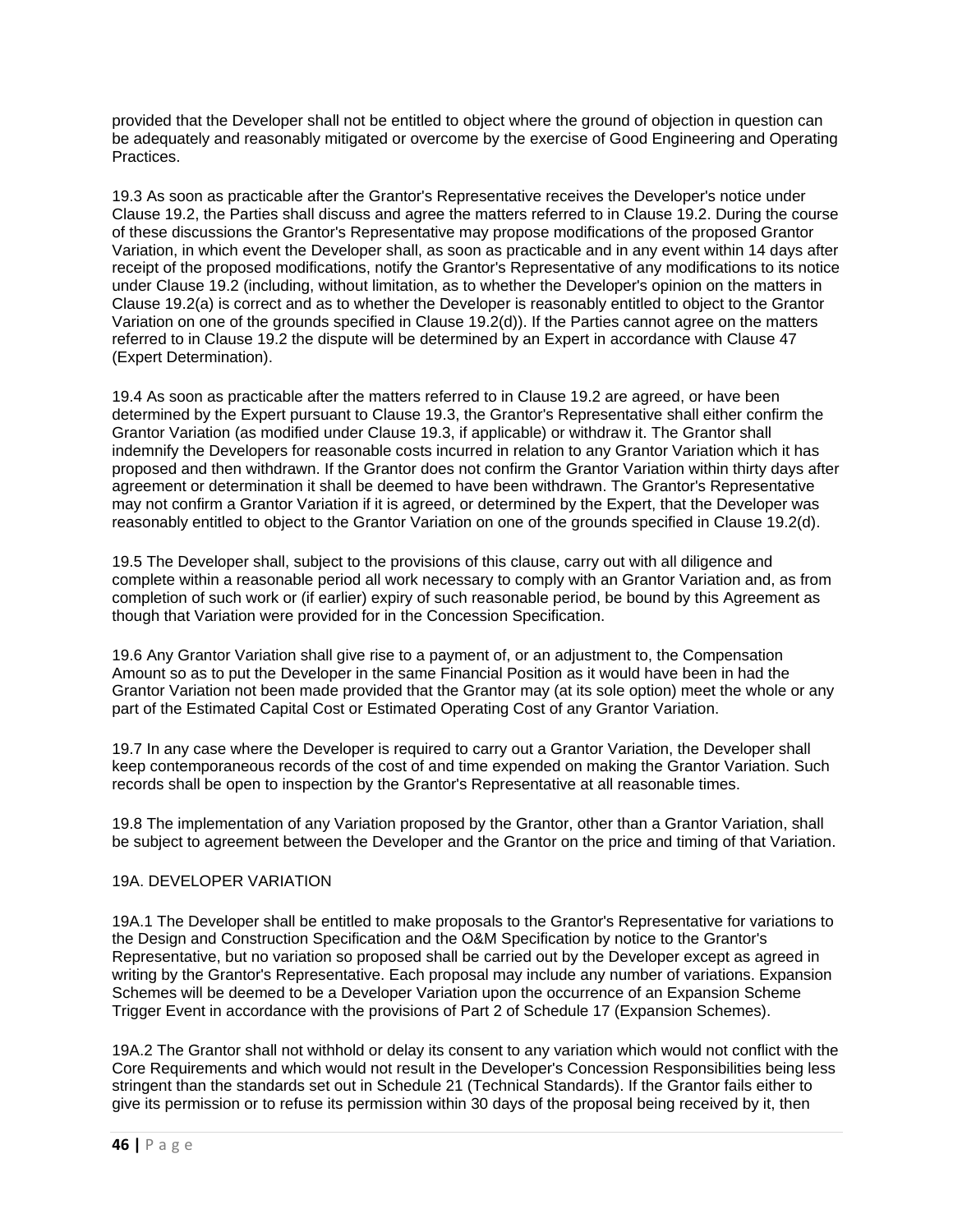provided that the Developer shall not be entitled to object where the ground of objection in question can be adequately and reasonably mitigated or overcome by the exercise of Good Engineering and Operating Practices.

19.3 As soon as practicable after the Grantor's Representative receives the Developer's notice under Clause 19.2, the Parties shall discuss and agree the matters referred to in Clause 19.2. During the course of these discussions the Grantor's Representative may propose modifications of the proposed Grantor Variation, in which event the Developer shall, as soon as practicable and in any event within 14 days after receipt of the proposed modifications, notify the Grantor's Representative of any modifications to its notice under Clause 19.2 (including, without limitation, as to whether the Developer's opinion on the matters in Clause 19.2(a) is correct and as to whether the Developer is reasonably entitled to object to the Grantor Variation on one of the grounds specified in Clause 19.2(d)). If the Parties cannot agree on the matters referred to in Clause 19.2 the dispute will be determined by an Expert in accordance with Clause 47 (Expert Determination).

19.4 As soon as practicable after the matters referred to in Clause 19.2 are agreed, or have been determined by the Expert pursuant to Clause 19.3, the Grantor's Representative shall either confirm the Grantor Variation (as modified under Clause 19.3, if applicable) or withdraw it. The Grantor shall indemnify the Developers for reasonable costs incurred in relation to any Grantor Variation which it has proposed and then withdrawn. If the Grantor does not confirm the Grantor Variation within thirty days after agreement or determination it shall be deemed to have been withdrawn. The Grantor's Representative may not confirm a Grantor Variation if it is agreed, or determined by the Expert, that the Developer was reasonably entitled to object to the Grantor Variation on one of the grounds specified in Clause 19.2(d).

19.5 The Developer shall, subject to the provisions of this clause, carry out with all diligence and complete within a reasonable period all work necessary to comply with an Grantor Variation and, as from completion of such work or (if earlier) expiry of such reasonable period, be bound by this Agreement as though that Variation were provided for in the Concession Specification.

19.6 Any Grantor Variation shall give rise to a payment of, or an adjustment to, the Compensation Amount so as to put the Developer in the same Financial Position as it would have been in had the Grantor Variation not been made provided that the Grantor may (at its sole option) meet the whole or any part of the Estimated Capital Cost or Estimated Operating Cost of any Grantor Variation.

19.7 In any case where the Developer is required to carry out a Grantor Variation, the Developer shall keep contemporaneous records of the cost of and time expended on making the Grantor Variation. Such records shall be open to inspection by the Grantor's Representative at all reasonable times.

19.8 The implementation of any Variation proposed by the Grantor, other than a Grantor Variation, shall be subject to agreement between the Developer and the Grantor on the price and timing of that Variation.

## 19A. DEVELOPER VARIATION

19A.1 The Developer shall be entitled to make proposals to the Grantor's Representative for variations to the Design and Construction Specification and the O&M Specification by notice to the Grantor's Representative, but no variation so proposed shall be carried out by the Developer except as agreed in writing by the Grantor's Representative. Each proposal may include any number of variations. Expansion Schemes will be deemed to be a Developer Variation upon the occurrence of an Expansion Scheme Trigger Event in accordance with the provisions of Part 2 of Schedule 17 (Expansion Schemes).

19A.2 The Grantor shall not withhold or delay its consent to any variation which would not conflict with the Core Requirements and which would not result in the Developer's Concession Responsibilities being less stringent than the standards set out in Schedule 21 (Technical Standards). If the Grantor fails either to give its permission or to refuse its permission within 30 days of the proposal being received by it, then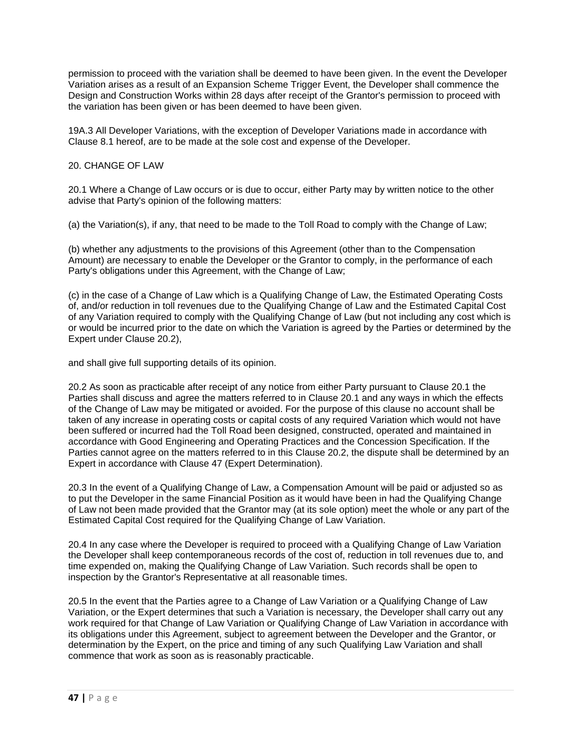permission to proceed with the variation shall be deemed to have been given. In the event the Developer Variation arises as a result of an Expansion Scheme Trigger Event, the Developer shall commence the Design and Construction Works within 28 days after receipt of the Grantor's permission to proceed with the variation has been given or has been deemed to have been given.

19A.3 All Developer Variations, with the exception of Developer Variations made in accordance with Clause 8.1 hereof, are to be made at the sole cost and expense of the Developer.

## 20. CHANGE OF LAW

20.1 Where a Change of Law occurs or is due to occur, either Party may by written notice to the other advise that Party's opinion of the following matters:

(a) the Variation(s), if any, that need to be made to the Toll Road to comply with the Change of Law;

(b) whether any adjustments to the provisions of this Agreement (other than to the Compensation Amount) are necessary to enable the Developer or the Grantor to comply, in the performance of each Party's obligations under this Agreement, with the Change of Law;

(c) in the case of a Change of Law which is a Qualifying Change of Law, the Estimated Operating Costs of, and/or reduction in toll revenues due to the Qualifying Change of Law and the Estimated Capital Cost of any Variation required to comply with the Qualifying Change of Law (but not including any cost which is or would be incurred prior to the date on which the Variation is agreed by the Parties or determined by the Expert under Clause 20.2),

and shall give full supporting details of its opinion.

20.2 As soon as practicable after receipt of any notice from either Party pursuant to Clause 20.1 the Parties shall discuss and agree the matters referred to in Clause 20.1 and any ways in which the effects of the Change of Law may be mitigated or avoided. For the purpose of this clause no account shall be taken of any increase in operating costs or capital costs of any required Variation which would not have been suffered or incurred had the Toll Road been designed, constructed, operated and maintained in accordance with Good Engineering and Operating Practices and the Concession Specification. If the Parties cannot agree on the matters referred to in this Clause 20.2, the dispute shall be determined by an Expert in accordance with Clause 47 (Expert Determination).

20.3 In the event of a Qualifying Change of Law, a Compensation Amount will be paid or adjusted so as to put the Developer in the same Financial Position as it would have been in had the Qualifying Change of Law not been made provided that the Grantor may (at its sole option) meet the whole or any part of the Estimated Capital Cost required for the Qualifying Change of Law Variation.

20.4 In any case where the Developer is required to proceed with a Qualifying Change of Law Variation the Developer shall keep contemporaneous records of the cost of, reduction in toll revenues due to, and time expended on, making the Qualifying Change of Law Variation. Such records shall be open to inspection by the Grantor's Representative at all reasonable times.

20.5 In the event that the Parties agree to a Change of Law Variation or a Qualifying Change of Law Variation, or the Expert determines that such a Variation is necessary, the Developer shall carry out any work required for that Change of Law Variation or Qualifying Change of Law Variation in accordance with its obligations under this Agreement, subject to agreement between the Developer and the Grantor, or determination by the Expert, on the price and timing of any such Qualifying Law Variation and shall commence that work as soon as is reasonably practicable.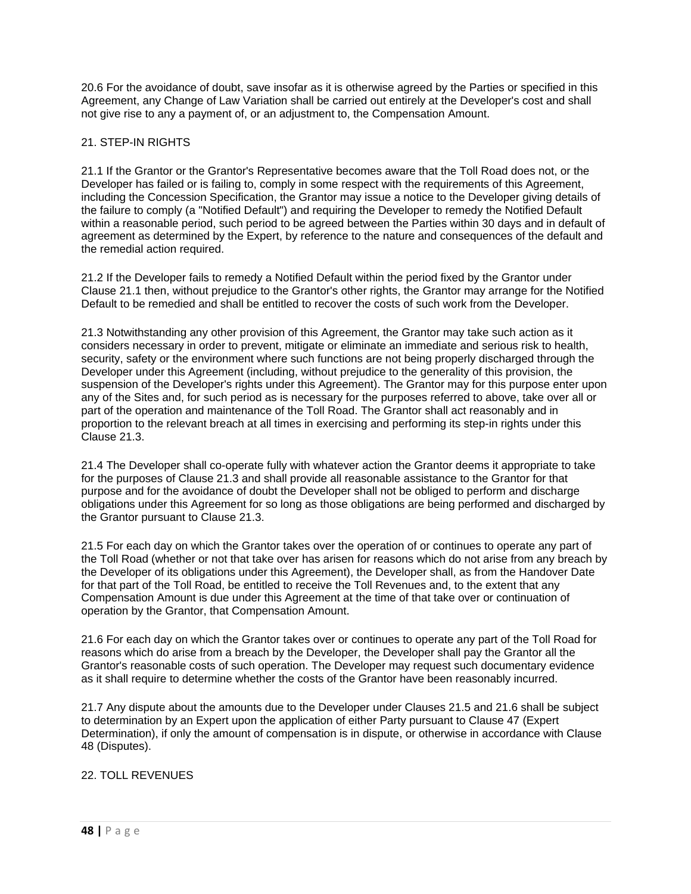20.6 For the avoidance of doubt, save insofar as it is otherwise agreed by the Parties or specified in this Agreement, any Change of Law Variation shall be carried out entirely at the Developer's cost and shall not give rise to any a payment of, or an adjustment to, the Compensation Amount.

## 21. STEP-IN RIGHTS

21.1 If the Grantor or the Grantor's Representative becomes aware that the Toll Road does not, or the Developer has failed or is failing to, comply in some respect with the requirements of this Agreement, including the Concession Specification, the Grantor may issue a notice to the Developer giving details of the failure to comply (a "Notified Default") and requiring the Developer to remedy the Notified Default within a reasonable period, such period to be agreed between the Parties within 30 days and in default of agreement as determined by the Expert, by reference to the nature and consequences of the default and the remedial action required.

21.2 If the Developer fails to remedy a Notified Default within the period fixed by the Grantor under Clause 21.1 then, without prejudice to the Grantor's other rights, the Grantor may arrange for the Notified Default to be remedied and shall be entitled to recover the costs of such work from the Developer.

21.3 Notwithstanding any other provision of this Agreement, the Grantor may take such action as it considers necessary in order to prevent, mitigate or eliminate an immediate and serious risk to health, security, safety or the environment where such functions are not being properly discharged through the Developer under this Agreement (including, without prejudice to the generality of this provision, the suspension of the Developer's rights under this Agreement). The Grantor may for this purpose enter upon any of the Sites and, for such period as is necessary for the purposes referred to above, take over all or part of the operation and maintenance of the Toll Road. The Grantor shall act reasonably and in proportion to the relevant breach at all times in exercising and performing its step-in rights under this Clause 21.3.

21.4 The Developer shall co-operate fully with whatever action the Grantor deems it appropriate to take for the purposes of Clause 21.3 and shall provide all reasonable assistance to the Grantor for that purpose and for the avoidance of doubt the Developer shall not be obliged to perform and discharge obligations under this Agreement for so long as those obligations are being performed and discharged by the Grantor pursuant to Clause 21.3.

21.5 For each day on which the Grantor takes over the operation of or continues to operate any part of the Toll Road (whether or not that take over has arisen for reasons which do not arise from any breach by the Developer of its obligations under this Agreement), the Developer shall, as from the Handover Date for that part of the Toll Road, be entitled to receive the Toll Revenues and, to the extent that any Compensation Amount is due under this Agreement at the time of that take over or continuation of operation by the Grantor, that Compensation Amount.

21.6 For each day on which the Grantor takes over or continues to operate any part of the Toll Road for reasons which do arise from a breach by the Developer, the Developer shall pay the Grantor all the Grantor's reasonable costs of such operation. The Developer may request such documentary evidence as it shall require to determine whether the costs of the Grantor have been reasonably incurred.

21.7 Any dispute about the amounts due to the Developer under Clauses 21.5 and 21.6 shall be subject to determination by an Expert upon the application of either Party pursuant to Clause 47 (Expert Determination), if only the amount of compensation is in dispute, or otherwise in accordance with Clause 48 (Disputes).

## 22. TOLL REVENUES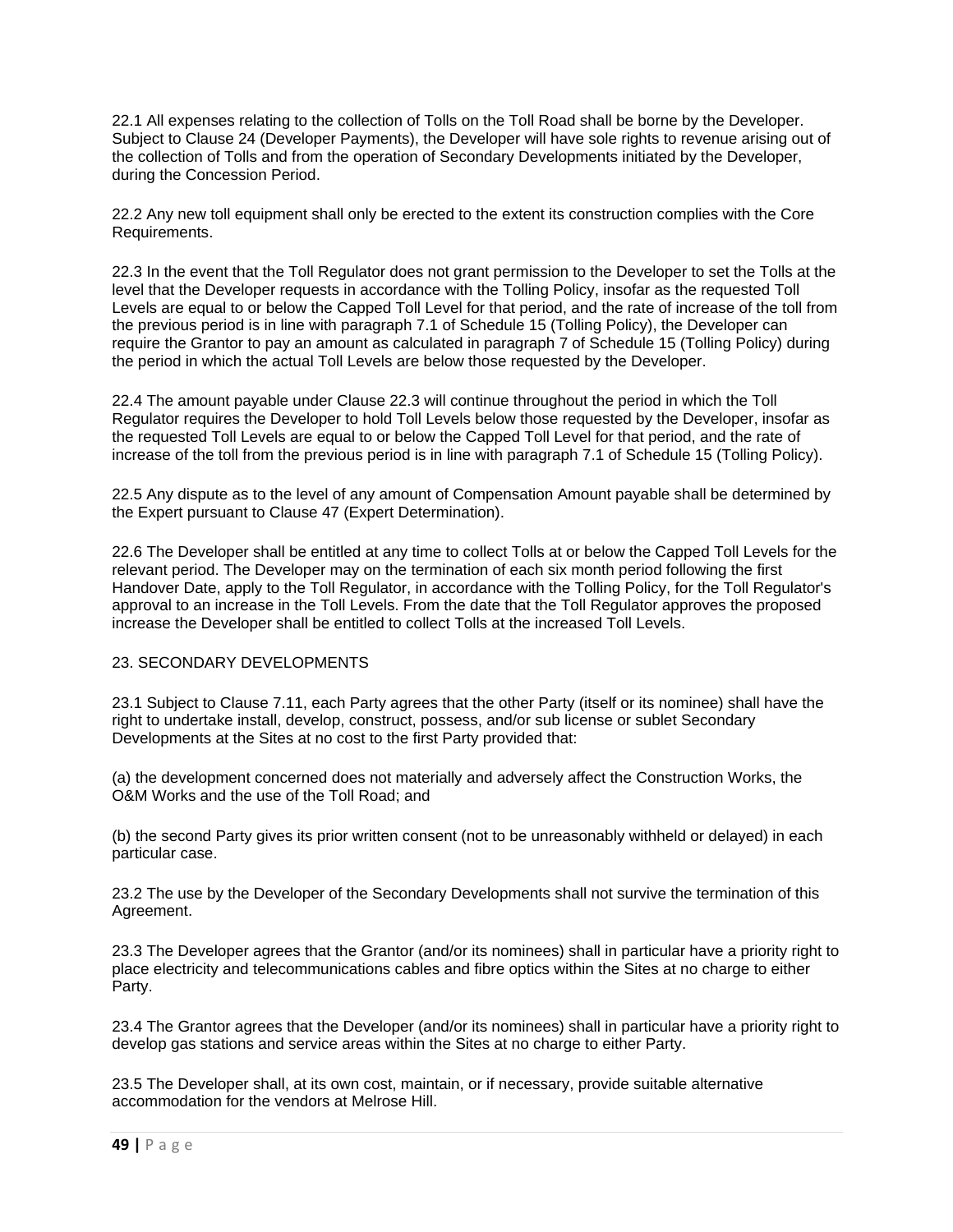22.1 All expenses relating to the collection of Tolls on the Toll Road shall be borne by the Developer. Subject to Clause 24 (Developer Payments), the Developer will have sole rights to revenue arising out of the collection of Tolls and from the operation of Secondary Developments initiated by the Developer, during the Concession Period.

22.2 Any new toll equipment shall only be erected to the extent its construction complies with the Core Requirements.

22.3 In the event that the Toll Regulator does not grant permission to the Developer to set the Tolls at the level that the Developer requests in accordance with the Tolling Policy, insofar as the requested Toll Levels are equal to or below the Capped Toll Level for that period, and the rate of increase of the toll from the previous period is in line with paragraph 7.1 of Schedule 15 (Tolling Policy), the Developer can require the Grantor to pay an amount as calculated in paragraph 7 of Schedule 15 (Tolling Policy) during the period in which the actual Toll Levels are below those requested by the Developer.

22.4 The amount payable under Clause 22.3 will continue throughout the period in which the Toll Regulator requires the Developer to hold Toll Levels below those requested by the Developer, insofar as the requested Toll Levels are equal to or below the Capped Toll Level for that period, and the rate of increase of the toll from the previous period is in line with paragraph 7.1 of Schedule 15 (Tolling Policy).

22.5 Any dispute as to the level of any amount of Compensation Amount payable shall be determined by the Expert pursuant to Clause 47 (Expert Determination).

22.6 The Developer shall be entitled at any time to collect Tolls at or below the Capped Toll Levels for the relevant period. The Developer may on the termination of each six month period following the first Handover Date, apply to the Toll Regulator, in accordance with the Tolling Policy, for the Toll Regulator's approval to an increase in the Toll Levels. From the date that the Toll Regulator approves the proposed increase the Developer shall be entitled to collect Tolls at the increased Toll Levels.

## 23. SECONDARY DEVELOPMENTS

23.1 Subject to Clause 7.11, each Party agrees that the other Party (itself or its nominee) shall have the right to undertake install, develop, construct, possess, and/or sub license or sublet Secondary Developments at the Sites at no cost to the first Party provided that:

(a) the development concerned does not materially and adversely affect the Construction Works, the O&M Works and the use of the Toll Road; and

(b) the second Party gives its prior written consent (not to be unreasonably withheld or delayed) in each particular case.

23.2 The use by the Developer of the Secondary Developments shall not survive the termination of this Agreement.

23.3 The Developer agrees that the Grantor (and/or its nominees) shall in particular have a priority right to place electricity and telecommunications cables and fibre optics within the Sites at no charge to either Party.

23.4 The Grantor agrees that the Developer (and/or its nominees) shall in particular have a priority right to develop gas stations and service areas within the Sites at no charge to either Party.

23.5 The Developer shall, at its own cost, maintain, or if necessary, provide suitable alternative accommodation for the vendors at Melrose Hill.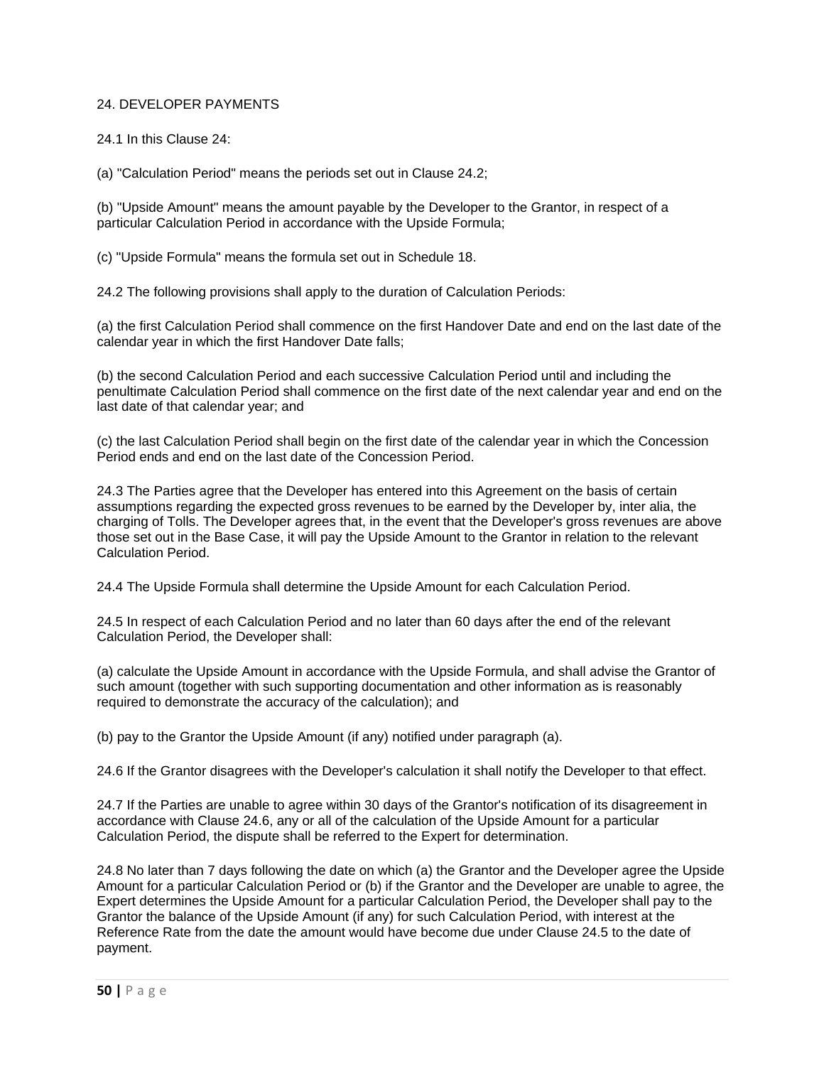## 24. DEVELOPER PAYMENTS

24.1 In this Clause 24:

(a) "Calculation Period" means the periods set out in Clause 24.2;

(b) "Upside Amount" means the amount payable by the Developer to the Grantor, in respect of a particular Calculation Period in accordance with the Upside Formula;

(c) "Upside Formula" means the formula set out in Schedule 18.

24.2 The following provisions shall apply to the duration of Calculation Periods:

(a) the first Calculation Period shall commence on the first Handover Date and end on the last date of the calendar year in which the first Handover Date falls;

(b) the second Calculation Period and each successive Calculation Period until and including the penultimate Calculation Period shall commence on the first date of the next calendar year and end on the last date of that calendar year; and

(c) the last Calculation Period shall begin on the first date of the calendar year in which the Concession Period ends and end on the last date of the Concession Period.

24.3 The Parties agree that the Developer has entered into this Agreement on the basis of certain assumptions regarding the expected gross revenues to be earned by the Developer by, inter alia, the charging of Tolls. The Developer agrees that, in the event that the Developer's gross revenues are above those set out in the Base Case, it will pay the Upside Amount to the Grantor in relation to the relevant Calculation Period.

24.4 The Upside Formula shall determine the Upside Amount for each Calculation Period.

24.5 In respect of each Calculation Period and no later than 60 days after the end of the relevant Calculation Period, the Developer shall:

(a) calculate the Upside Amount in accordance with the Upside Formula, and shall advise the Grantor of such amount (together with such supporting documentation and other information as is reasonably required to demonstrate the accuracy of the calculation); and

(b) pay to the Grantor the Upside Amount (if any) notified under paragraph (a).

24.6 If the Grantor disagrees with the Developer's calculation it shall notify the Developer to that effect.

24.7 If the Parties are unable to agree within 30 days of the Grantor's notification of its disagreement in accordance with Clause 24.6, any or all of the calculation of the Upside Amount for a particular Calculation Period, the dispute shall be referred to the Expert for determination.

24.8 No later than 7 days following the date on which (a) the Grantor and the Developer agree the Upside Amount for a particular Calculation Period or (b) if the Grantor and the Developer are unable to agree, the Expert determines the Upside Amount for a particular Calculation Period, the Developer shall pay to the Grantor the balance of the Upside Amount (if any) for such Calculation Period, with interest at the Reference Rate from the date the amount would have become due under Clause 24.5 to the date of payment.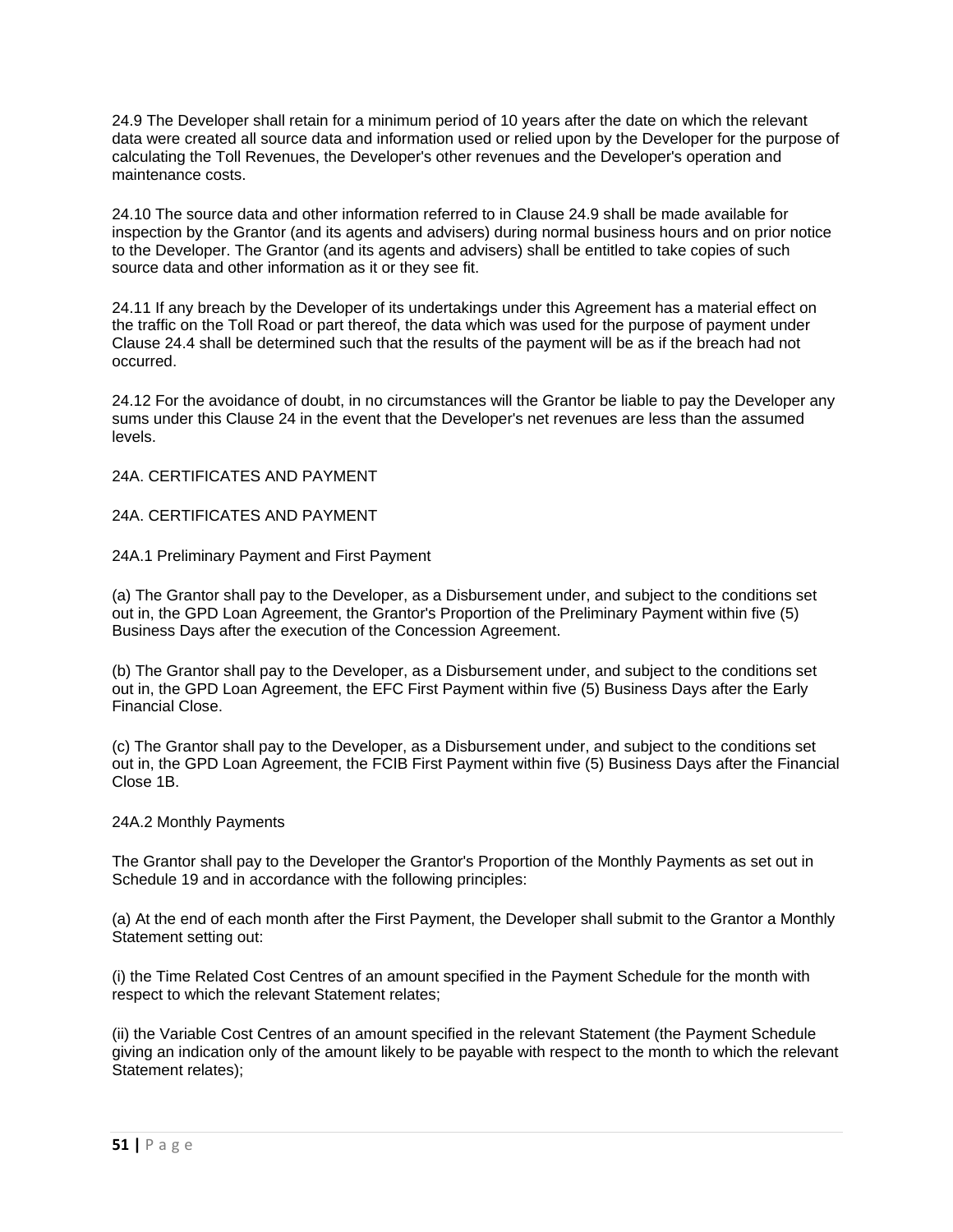24.9 The Developer shall retain for a minimum period of 10 years after the date on which the relevant data were created all source data and information used or relied upon by the Developer for the purpose of calculating the Toll Revenues, the Developer's other revenues and the Developer's operation and maintenance costs.

24.10 The source data and other information referred to in Clause 24.9 shall be made available for inspection by the Grantor (and its agents and advisers) during normal business hours and on prior notice to the Developer. The Grantor (and its agents and advisers) shall be entitled to take copies of such source data and other information as it or they see fit.

24.11 If any breach by the Developer of its undertakings under this Agreement has a material effect on the traffic on the Toll Road or part thereof, the data which was used for the purpose of payment under Clause 24.4 shall be determined such that the results of the payment will be as if the breach had not occurred.

24.12 For the avoidance of doubt, in no circumstances will the Grantor be liable to pay the Developer any sums under this Clause 24 in the event that the Developer's net revenues are less than the assumed levels.

## 24A. CERTIFICATES AND PAYMENT

## 24A. CERTIFICATES AND PAYMENT

### 24A.1 Preliminary Payment and First Payment

(a) The Grantor shall pay to the Developer, as a Disbursement under, and subject to the conditions set out in, the GPD Loan Agreement, the Grantor's Proportion of the Preliminary Payment within five (5) Business Days after the execution of the Concession Agreement.

(b) The Grantor shall pay to the Developer, as a Disbursement under, and subject to the conditions set out in, the GPD Loan Agreement, the EFC First Payment within five (5) Business Days after the Early Financial Close.

(c) The Grantor shall pay to the Developer, as a Disbursement under, and subject to the conditions set out in, the GPD Loan Agreement, the FCIB First Payment within five (5) Business Days after the Financial Close 1B.

### 24A.2 Monthly Payments

The Grantor shall pay to the Developer the Grantor's Proportion of the Monthly Payments as set out in Schedule 19 and in accordance with the following principles:

(a) At the end of each month after the First Payment, the Developer shall submit to the Grantor a Monthly Statement setting out:

(i) the Time Related Cost Centres of an amount specified in the Payment Schedule for the month with respect to which the relevant Statement relates;

(ii) the Variable Cost Centres of an amount specified in the relevant Statement (the Payment Schedule giving an indication only of the amount likely to be payable with respect to the month to which the relevant Statement relates);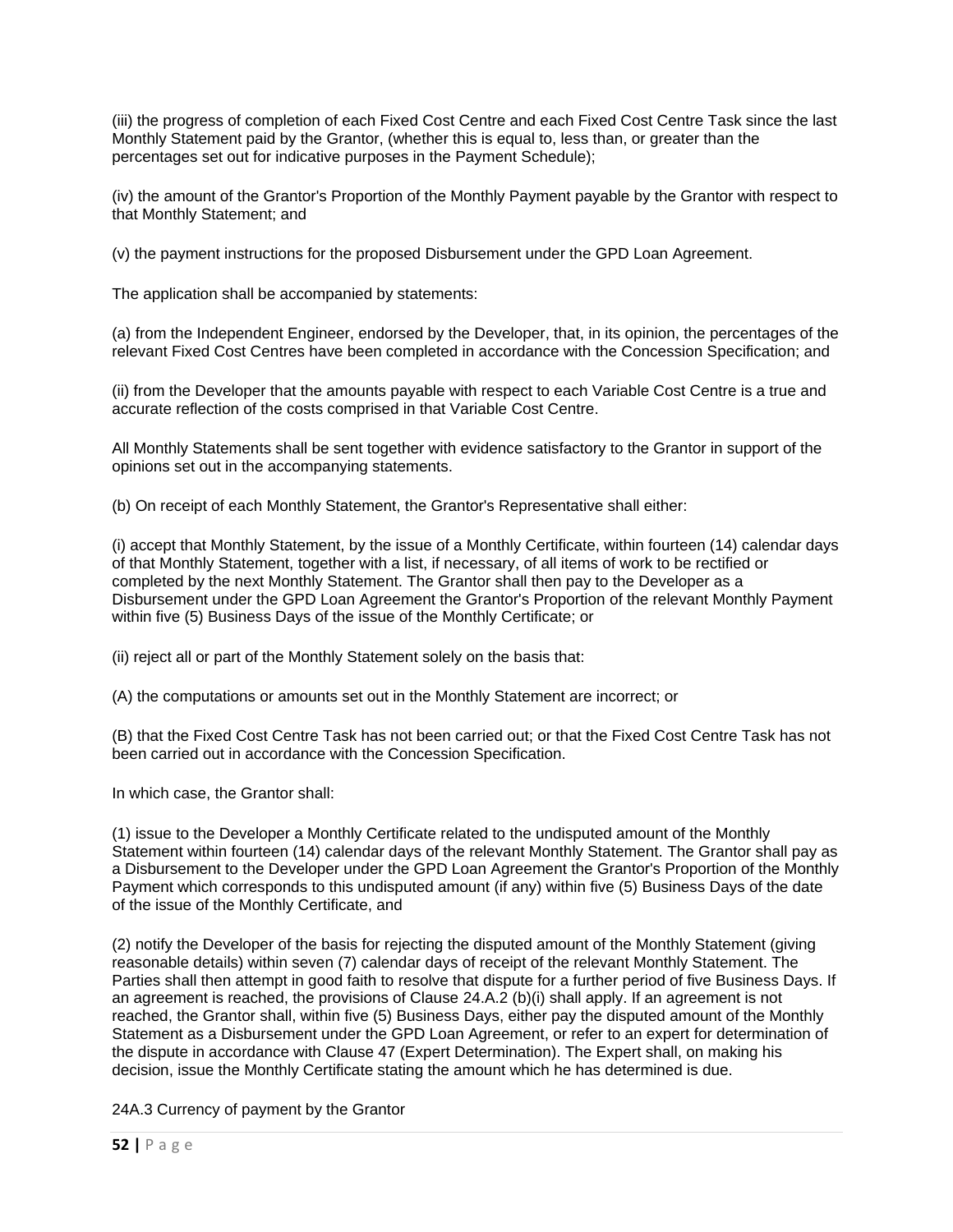(iii) the progress of completion of each Fixed Cost Centre and each Fixed Cost Centre Task since the last Monthly Statement paid by the Grantor, (whether this is equal to, less than, or greater than the percentages set out for indicative purposes in the Payment Schedule);

(iv) the amount of the Grantor's Proportion of the Monthly Payment payable by the Grantor with respect to that Monthly Statement; and

(v) the payment instructions for the proposed Disbursement under the GPD Loan Agreement.

The application shall be accompanied by statements:

(a) from the Independent Engineer, endorsed by the Developer, that, in its opinion, the percentages of the relevant Fixed Cost Centres have been completed in accordance with the Concession Specification; and

(ii) from the Developer that the amounts payable with respect to each Variable Cost Centre is a true and accurate reflection of the costs comprised in that Variable Cost Centre.

All Monthly Statements shall be sent together with evidence satisfactory to the Grantor in support of the opinions set out in the accompanying statements.

(b) On receipt of each Monthly Statement, the Grantor's Representative shall either:

(i) accept that Monthly Statement, by the issue of a Monthly Certificate, within fourteen (14) calendar days of that Monthly Statement, together with a list, if necessary, of all items of work to be rectified or completed by the next Monthly Statement. The Grantor shall then pay to the Developer as a Disbursement under the GPD Loan Agreement the Grantor's Proportion of the relevant Monthly Payment within five (5) Business Days of the issue of the Monthly Certificate; or

(ii) reject all or part of the Monthly Statement solely on the basis that:

(A) the computations or amounts set out in the Monthly Statement are incorrect; or

(B) that the Fixed Cost Centre Task has not been carried out; or that the Fixed Cost Centre Task has not been carried out in accordance with the Concession Specification.

In which case, the Grantor shall:

(1) issue to the Developer a Monthly Certificate related to the undisputed amount of the Monthly Statement within fourteen (14) calendar days of the relevant Monthly Statement. The Grantor shall pay as a Disbursement to the Developer under the GPD Loan Agreement the Grantor's Proportion of the Monthly Payment which corresponds to this undisputed amount (if any) within five (5) Business Days of the date of the issue of the Monthly Certificate, and

(2) notify the Developer of the basis for rejecting the disputed amount of the Monthly Statement (giving reasonable details) within seven (7) calendar days of receipt of the relevant Monthly Statement. The Parties shall then attempt in good faith to resolve that dispute for a further period of five Business Days. If an agreement is reached, the provisions of Clause 24.A.2 (b)(i) shall apply. If an agreement is not reached, the Grantor shall, within five (5) Business Days, either pay the disputed amount of the Monthly Statement as a Disbursement under the GPD Loan Agreement, or refer to an expert for determination of the dispute in accordance with Clause 47 (Expert Determination). The Expert shall, on making his decision, issue the Monthly Certificate stating the amount which he has determined is due.

24A.3 Currency of payment by the Grantor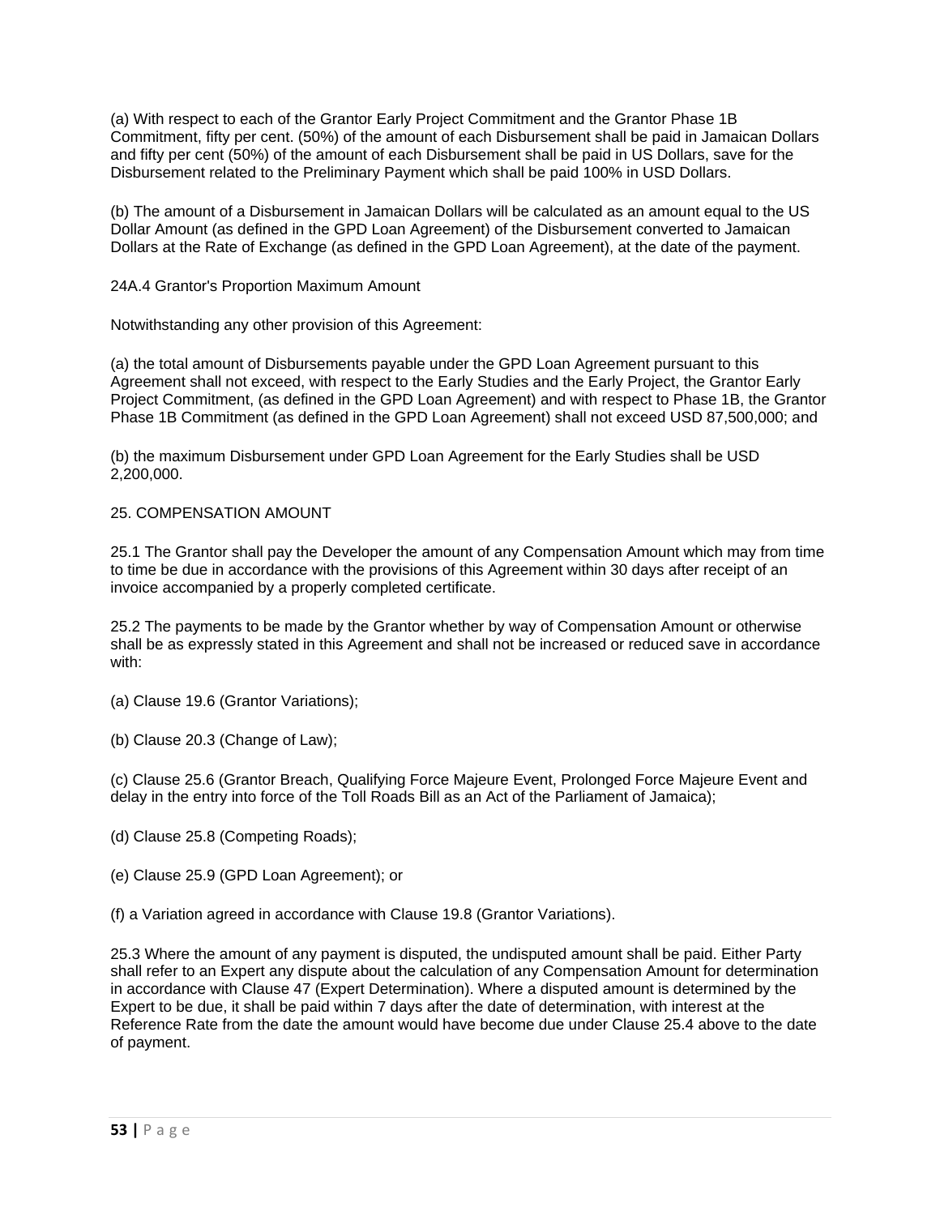(a) With respect to each of the Grantor Early Project Commitment and the Grantor Phase 1B Commitment, fifty per cent. (50%) of the amount of each Disbursement shall be paid in Jamaican Dollars and fifty per cent (50%) of the amount of each Disbursement shall be paid in US Dollars, save for the Disbursement related to the Preliminary Payment which shall be paid 100% in USD Dollars.

(b) The amount of a Disbursement in Jamaican Dollars will be calculated as an amount equal to the US Dollar Amount (as defined in the GPD Loan Agreement) of the Disbursement converted to Jamaican Dollars at the Rate of Exchange (as defined in the GPD Loan Agreement), at the date of the payment.

24A.4 Grantor's Proportion Maximum Amount

Notwithstanding any other provision of this Agreement:

(a) the total amount of Disbursements payable under the GPD Loan Agreement pursuant to this Agreement shall not exceed, with respect to the Early Studies and the Early Project, the Grantor Early Project Commitment, (as defined in the GPD Loan Agreement) and with respect to Phase 1B, the Grantor Phase 1B Commitment (as defined in the GPD Loan Agreement) shall not exceed USD 87,500,000; and

(b) the maximum Disbursement under GPD Loan Agreement for the Early Studies shall be USD 2,200,000.

25. COMPENSATION AMOUNT

25.1 The Grantor shall pay the Developer the amount of any Compensation Amount which may from time to time be due in accordance with the provisions of this Agreement within 30 days after receipt of an invoice accompanied by a properly completed certificate.

25.2 The payments to be made by the Grantor whether by way of Compensation Amount or otherwise shall be as expressly stated in this Agreement and shall not be increased or reduced save in accordance with:

(a) Clause 19.6 (Grantor Variations);

(b) Clause 20.3 (Change of Law);

(c) Clause 25.6 (Grantor Breach, Qualifying Force Majeure Event, Prolonged Force Majeure Event and delay in the entry into force of the Toll Roads Bill as an Act of the Parliament of Jamaica);

(d) Clause 25.8 (Competing Roads);

(e) Clause 25.9 (GPD Loan Agreement); or

(f) a Variation agreed in accordance with Clause 19.8 (Grantor Variations).

25.3 Where the amount of any payment is disputed, the undisputed amount shall be paid. Either Party shall refer to an Expert any dispute about the calculation of any Compensation Amount for determination in accordance with Clause 47 (Expert Determination). Where a disputed amount is determined by the Expert to be due, it shall be paid within 7 days after the date of determination, with interest at the Reference Rate from the date the amount would have become due under Clause 25.4 above to the date of payment.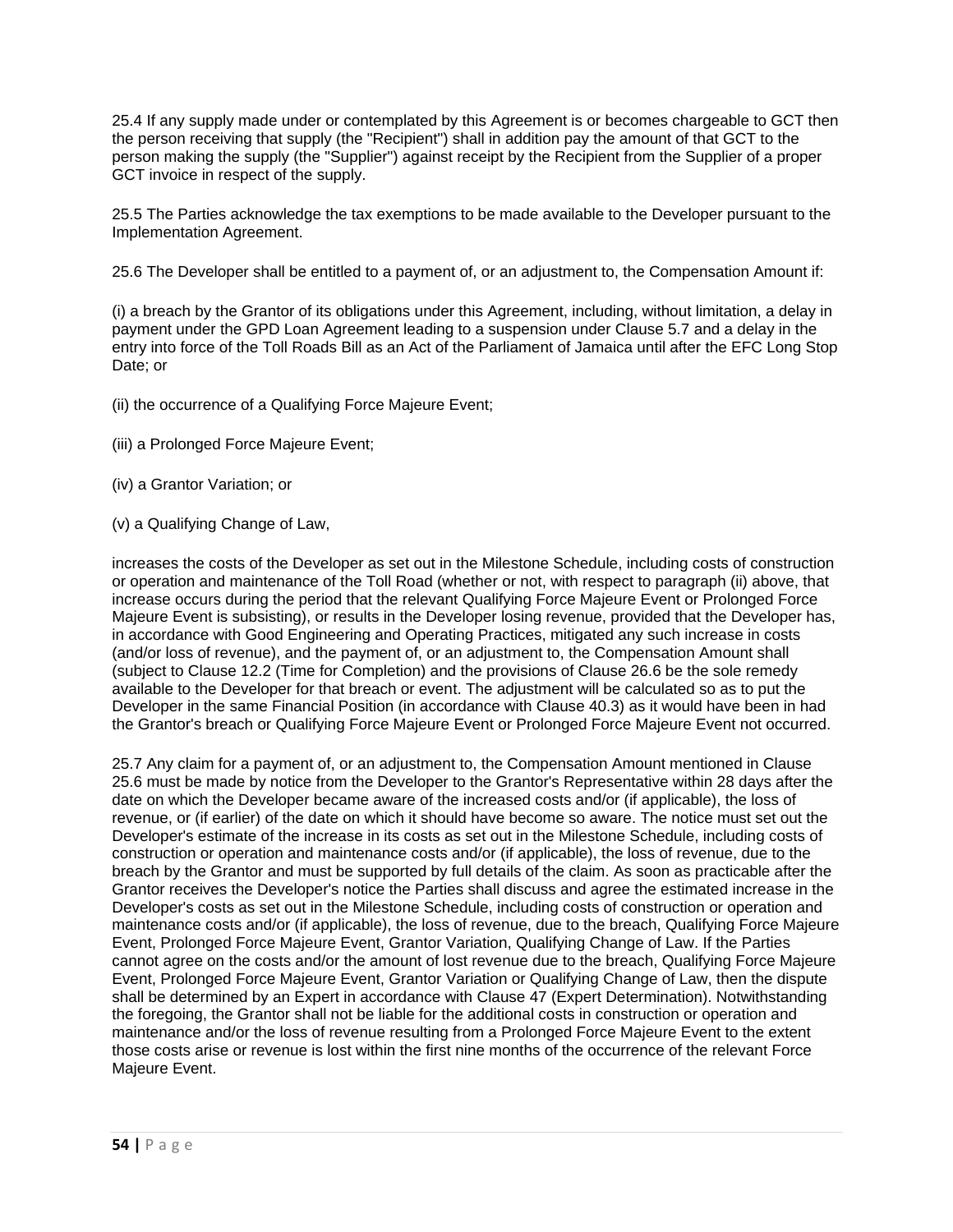25.4 If any supply made under or contemplated by this Agreement is or becomes chargeable to GCT then the person receiving that supply (the "Recipient") shall in addition pay the amount of that GCT to the person making the supply (the "Supplier") against receipt by the Recipient from the Supplier of a proper GCT invoice in respect of the supply.

25.5 The Parties acknowledge the tax exemptions to be made available to the Developer pursuant to the Implementation Agreement.

25.6 The Developer shall be entitled to a payment of, or an adjustment to, the Compensation Amount if:

(i) a breach by the Grantor of its obligations under this Agreement, including, without limitation, a delay in payment under the GPD Loan Agreement leading to a suspension under Clause 5.7 and a delay in the entry into force of the Toll Roads Bill as an Act of the Parliament of Jamaica until after the EFC Long Stop Date; or

(ii) the occurrence of a Qualifying Force Majeure Event;

(iii) a Prolonged Force Majeure Event;

(iv) a Grantor Variation; or

(v) a Qualifying Change of Law,

increases the costs of the Developer as set out in the Milestone Schedule, including costs of construction or operation and maintenance of the Toll Road (whether or not, with respect to paragraph (ii) above, that increase occurs during the period that the relevant Qualifying Force Majeure Event or Prolonged Force Majeure Event is subsisting), or results in the Developer losing revenue, provided that the Developer has, in accordance with Good Engineering and Operating Practices, mitigated any such increase in costs (and/or loss of revenue), and the payment of, or an adjustment to, the Compensation Amount shall (subject to Clause 12.2 (Time for Completion) and the provisions of Clause 26.6 be the sole remedy available to the Developer for that breach or event. The adjustment will be calculated so as to put the Developer in the same Financial Position (in accordance with Clause 40.3) as it would have been in had the Grantor's breach or Qualifying Force Majeure Event or Prolonged Force Majeure Event not occurred.

25.7 Any claim for a payment of, or an adjustment to, the Compensation Amount mentioned in Clause 25.6 must be made by notice from the Developer to the Grantor's Representative within 28 days after the date on which the Developer became aware of the increased costs and/or (if applicable), the loss of revenue, or (if earlier) of the date on which it should have become so aware. The notice must set out the Developer's estimate of the increase in its costs as set out in the Milestone Schedule, including costs of construction or operation and maintenance costs and/or (if applicable), the loss of revenue, due to the breach by the Grantor and must be supported by full details of the claim. As soon as practicable after the Grantor receives the Developer's notice the Parties shall discuss and agree the estimated increase in the Developer's costs as set out in the Milestone Schedule, including costs of construction or operation and maintenance costs and/or (if applicable), the loss of revenue, due to the breach, Qualifying Force Majeure Event, Prolonged Force Majeure Event, Grantor Variation, Qualifying Change of Law. If the Parties cannot agree on the costs and/or the amount of lost revenue due to the breach, Qualifying Force Majeure Event, Prolonged Force Majeure Event, Grantor Variation or Qualifying Change of Law, then the dispute shall be determined by an Expert in accordance with Clause 47 (Expert Determination). Notwithstanding the foregoing, the Grantor shall not be liable for the additional costs in construction or operation and maintenance and/or the loss of revenue resulting from a Prolonged Force Majeure Event to the extent those costs arise or revenue is lost within the first nine months of the occurrence of the relevant Force Majeure Event.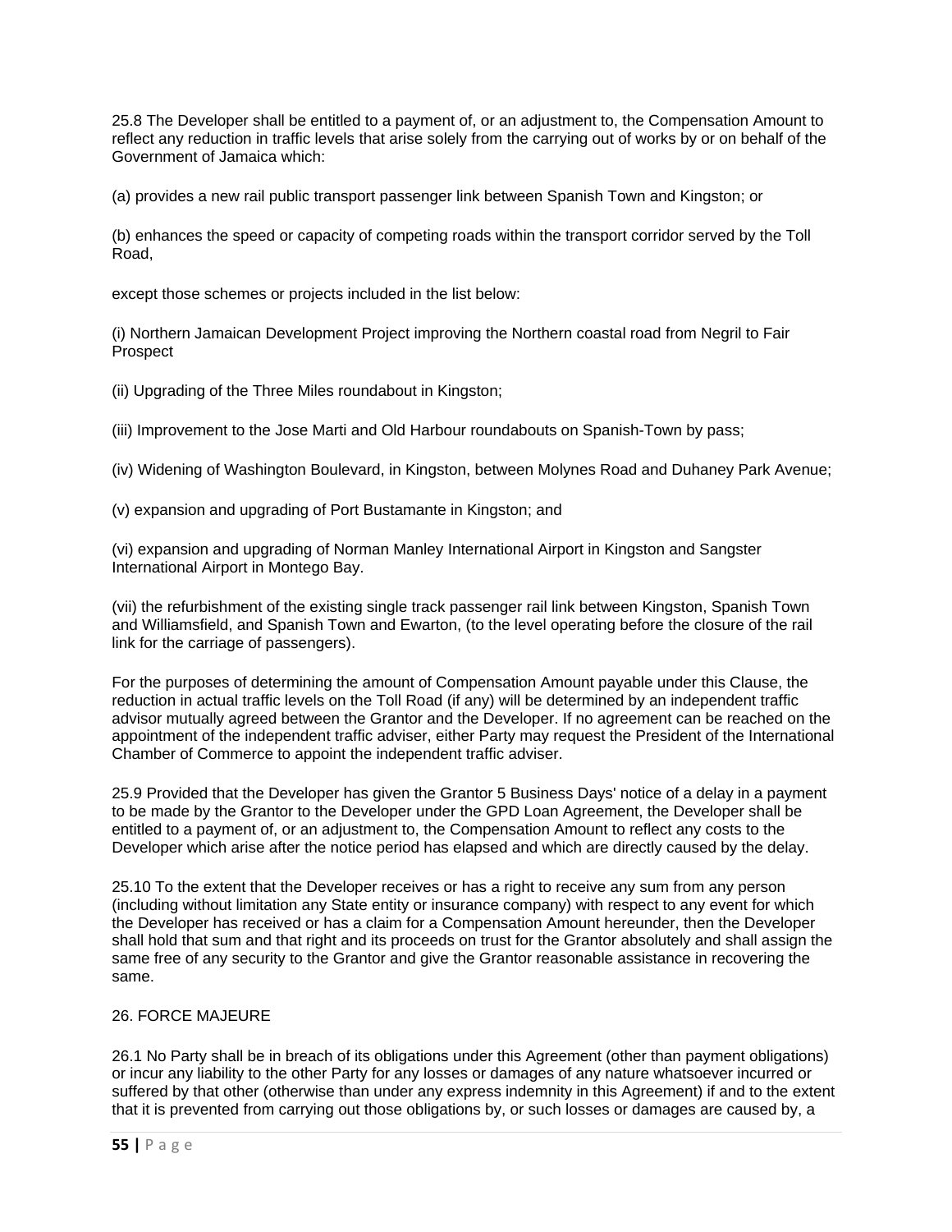25.8 The Developer shall be entitled to a payment of, or an adjustment to, the Compensation Amount to reflect any reduction in traffic levels that arise solely from the carrying out of works by or on behalf of the Government of Jamaica which:

(a) provides a new rail public transport passenger link between Spanish Town and Kingston; or

(b) enhances the speed or capacity of competing roads within the transport corridor served by the Toll Road,

except those schemes or projects included in the list below:

(i) Northern Jamaican Development Project improving the Northern coastal road from Negril to Fair Prospect

(ii) Upgrading of the Three Miles roundabout in Kingston;

(iii) Improvement to the Jose Marti and Old Harbour roundabouts on Spanish-Town by pass;

(iv) Widening of Washington Boulevard, in Kingston, between Molynes Road and Duhaney Park Avenue;

(v) expansion and upgrading of Port Bustamante in Kingston; and

(vi) expansion and upgrading of Norman Manley International Airport in Kingston and Sangster International Airport in Montego Bay.

(vii) the refurbishment of the existing single track passenger rail link between Kingston, Spanish Town and Williamsfield, and Spanish Town and Ewarton, (to the level operating before the closure of the rail link for the carriage of passengers).

For the purposes of determining the amount of Compensation Amount payable under this Clause, the reduction in actual traffic levels on the Toll Road (if any) will be determined by an independent traffic advisor mutually agreed between the Grantor and the Developer. If no agreement can be reached on the appointment of the independent traffic adviser, either Party may request the President of the International Chamber of Commerce to appoint the independent traffic adviser.

25.9 Provided that the Developer has given the Grantor 5 Business Days' notice of a delay in a payment to be made by the Grantor to the Developer under the GPD Loan Agreement, the Developer shall be entitled to a payment of, or an adjustment to, the Compensation Amount to reflect any costs to the Developer which arise after the notice period has elapsed and which are directly caused by the delay.

25.10 To the extent that the Developer receives or has a right to receive any sum from any person (including without limitation any State entity or insurance company) with respect to any event for which the Developer has received or has a claim for a Compensation Amount hereunder, then the Developer shall hold that sum and that right and its proceeds on trust for the Grantor absolutely and shall assign the same free of any security to the Grantor and give the Grantor reasonable assistance in recovering the same.

## 26. FORCE MAJEURE

26.1 No Party shall be in breach of its obligations under this Agreement (other than payment obligations) or incur any liability to the other Party for any losses or damages of any nature whatsoever incurred or suffered by that other (otherwise than under any express indemnity in this Agreement) if and to the extent that it is prevented from carrying out those obligations by, or such losses or damages are caused by, a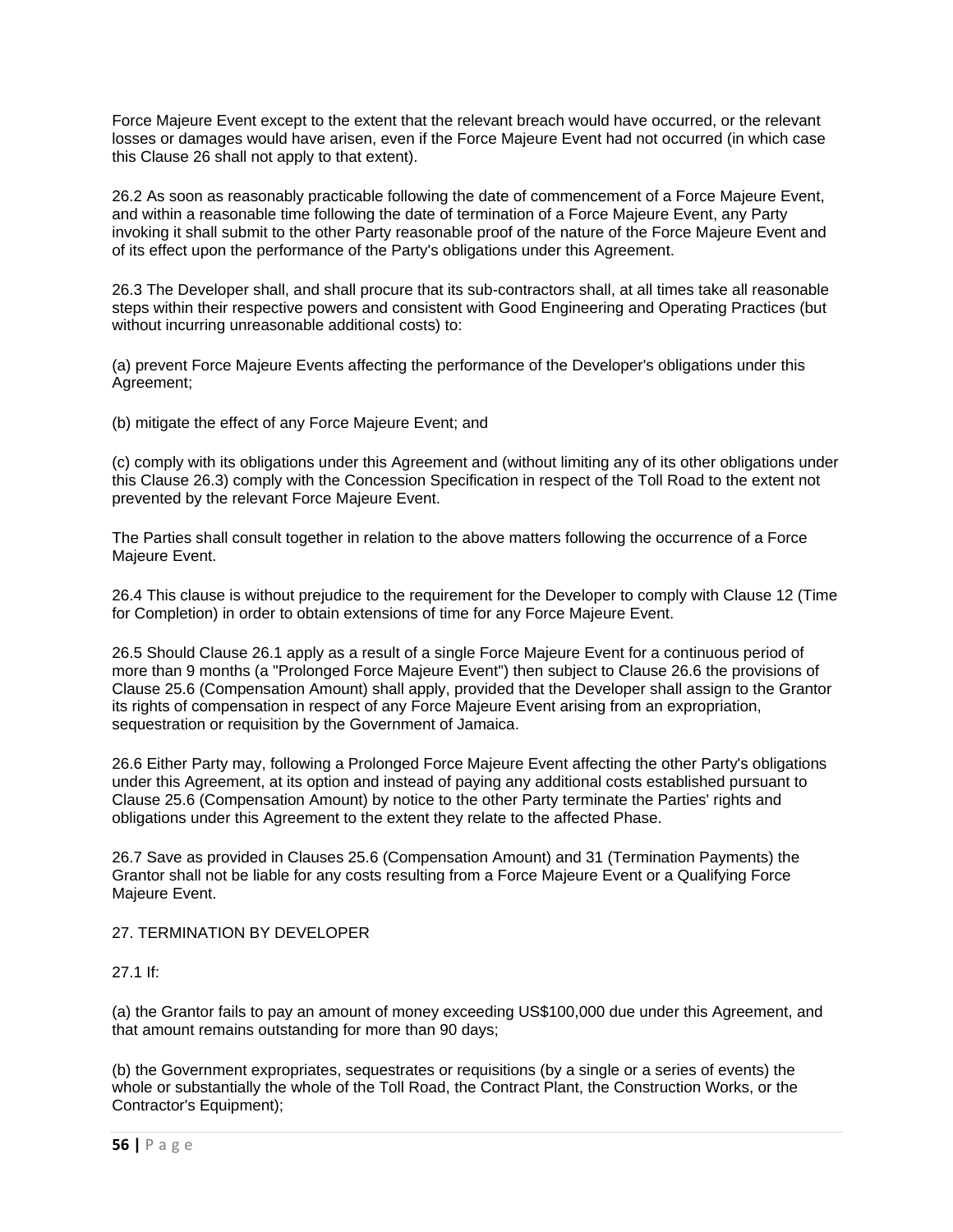Force Majeure Event except to the extent that the relevant breach would have occurred, or the relevant losses or damages would have arisen, even if the Force Majeure Event had not occurred (in which case this Clause 26 shall not apply to that extent).

26.2 As soon as reasonably practicable following the date of commencement of a Force Majeure Event, and within a reasonable time following the date of termination of a Force Majeure Event, any Party invoking it shall submit to the other Party reasonable proof of the nature of the Force Majeure Event and of its effect upon the performance of the Party's obligations under this Agreement.

26.3 The Developer shall, and shall procure that its sub-contractors shall, at all times take all reasonable steps within their respective powers and consistent with Good Engineering and Operating Practices (but without incurring unreasonable additional costs) to:

(a) prevent Force Majeure Events affecting the performance of the Developer's obligations under this Agreement;

(b) mitigate the effect of any Force Majeure Event; and

(c) comply with its obligations under this Agreement and (without limiting any of its other obligations under this Clause 26.3) comply with the Concession Specification in respect of the Toll Road to the extent not prevented by the relevant Force Majeure Event.

The Parties shall consult together in relation to the above matters following the occurrence of a Force Majeure Event.

26.4 This clause is without prejudice to the requirement for the Developer to comply with Clause 12 (Time for Completion) in order to obtain extensions of time for any Force Majeure Event.

26.5 Should Clause 26.1 apply as a result of a single Force Majeure Event for a continuous period of more than 9 months (a "Prolonged Force Majeure Event") then subject to Clause 26.6 the provisions of Clause 25.6 (Compensation Amount) shall apply, provided that the Developer shall assign to the Grantor its rights of compensation in respect of any Force Majeure Event arising from an expropriation, sequestration or requisition by the Government of Jamaica.

26.6 Either Party may, following a Prolonged Force Majeure Event affecting the other Party's obligations under this Agreement, at its option and instead of paying any additional costs established pursuant to Clause 25.6 (Compensation Amount) by notice to the other Party terminate the Parties' rights and obligations under this Agreement to the extent they relate to the affected Phase.

26.7 Save as provided in Clauses 25.6 (Compensation Amount) and 31 (Termination Payments) the Grantor shall not be liable for any costs resulting from a Force Majeure Event or a Qualifying Force Majeure Event.

## 27. TERMINATION BY DEVELOPER

27.1 If:

(a) the Grantor fails to pay an amount of money exceeding US$100,000 due under this Agreement, and that amount remains outstanding for more than 90 days;

(b) the Government expropriates, sequestrates or requisitions (by a single or a series of events) the whole or substantially the whole of the Toll Road, the Contract Plant, the Construction Works, or the Contractor's Equipment);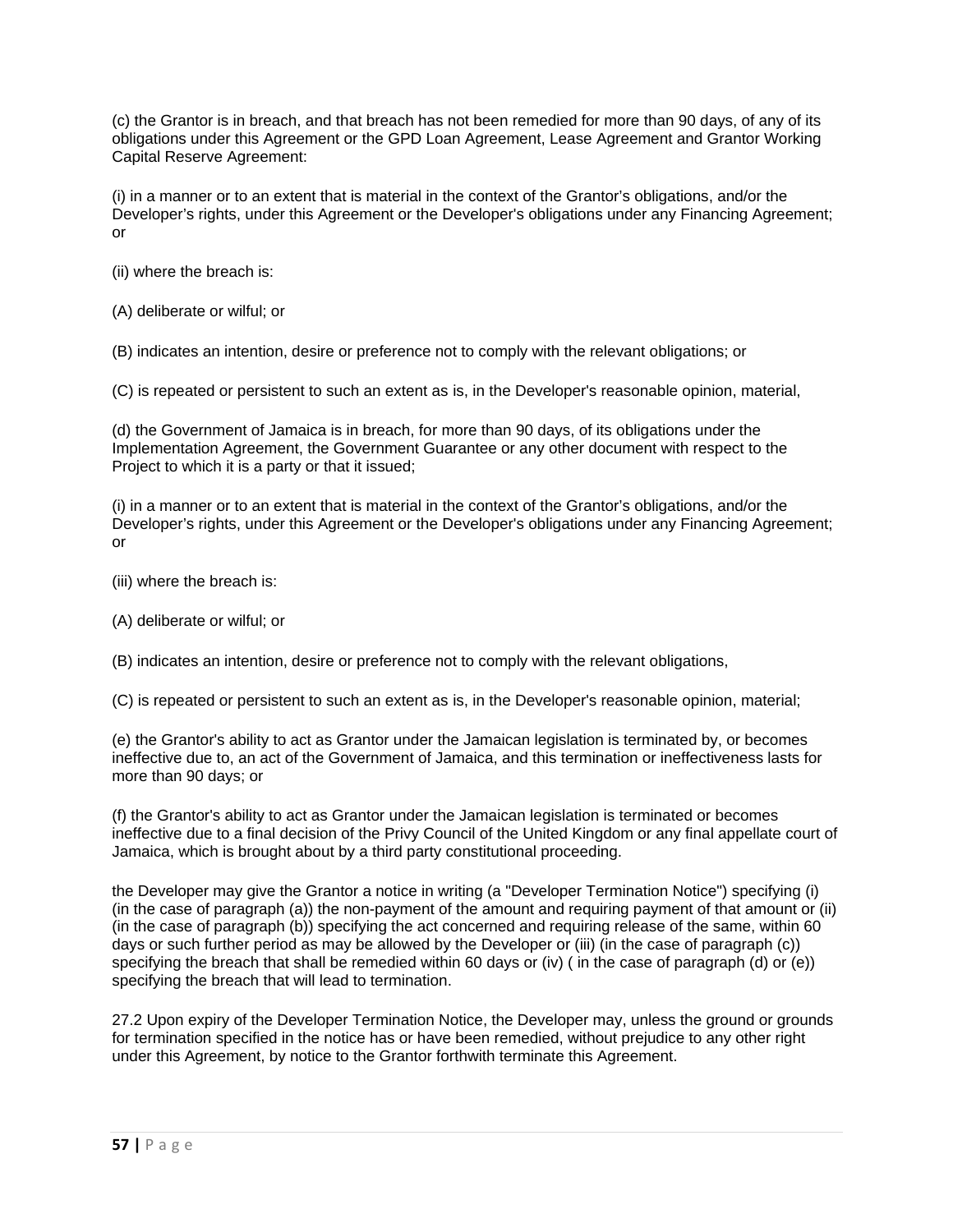(c) the Grantor is in breach, and that breach has not been remedied for more than 90 days, of any of its obligations under this Agreement or the GPD Loan Agreement, Lease Agreement and Grantor Working Capital Reserve Agreement:

(i) in a manner or to an extent that is material in the context of the Grantor's obligations, and/or the Developer's rights, under this Agreement or the Developer's obligations under any Financing Agreement; or

(ii) where the breach is:

(A) deliberate or wilful; or

(B) indicates an intention, desire or preference not to comply with the relevant obligations; or

(C) is repeated or persistent to such an extent as is, in the Developer's reasonable opinion, material,

(d) the Government of Jamaica is in breach, for more than 90 days, of its obligations under the Implementation Agreement, the Government Guarantee or any other document with respect to the Project to which it is a party or that it issued;

(i) in a manner or to an extent that is material in the context of the Grantor's obligations, and/or the Developer's rights, under this Agreement or the Developer's obligations under any Financing Agreement; or

(iii) where the breach is:

(A) deliberate or wilful; or

(B) indicates an intention, desire or preference not to comply with the relevant obligations,

(C) is repeated or persistent to such an extent as is, in the Developer's reasonable opinion, material;

(e) the Grantor's ability to act as Grantor under the Jamaican legislation is terminated by, or becomes ineffective due to, an act of the Government of Jamaica, and this termination or ineffectiveness lasts for more than 90 days; or

(f) the Grantor's ability to act as Grantor under the Jamaican legislation is terminated or becomes ineffective due to a final decision of the Privy Council of the United Kingdom or any final appellate court of Jamaica, which is brought about by a third party constitutional proceeding.

the Developer may give the Grantor a notice in writing (a "Developer Termination Notice") specifying (i) (in the case of paragraph (a)) the non-payment of the amount and requiring payment of that amount or (ii) (in the case of paragraph (b)) specifying the act concerned and requiring release of the same, within 60 days or such further period as may be allowed by the Developer or (iii) (in the case of paragraph (c)) specifying the breach that shall be remedied within 60 days or (iv) ( in the case of paragraph (d) or (e)) specifying the breach that will lead to termination.

27.2 Upon expiry of the Developer Termination Notice, the Developer may, unless the ground or grounds for termination specified in the notice has or have been remedied, without prejudice to any other right under this Agreement, by notice to the Grantor forthwith terminate this Agreement.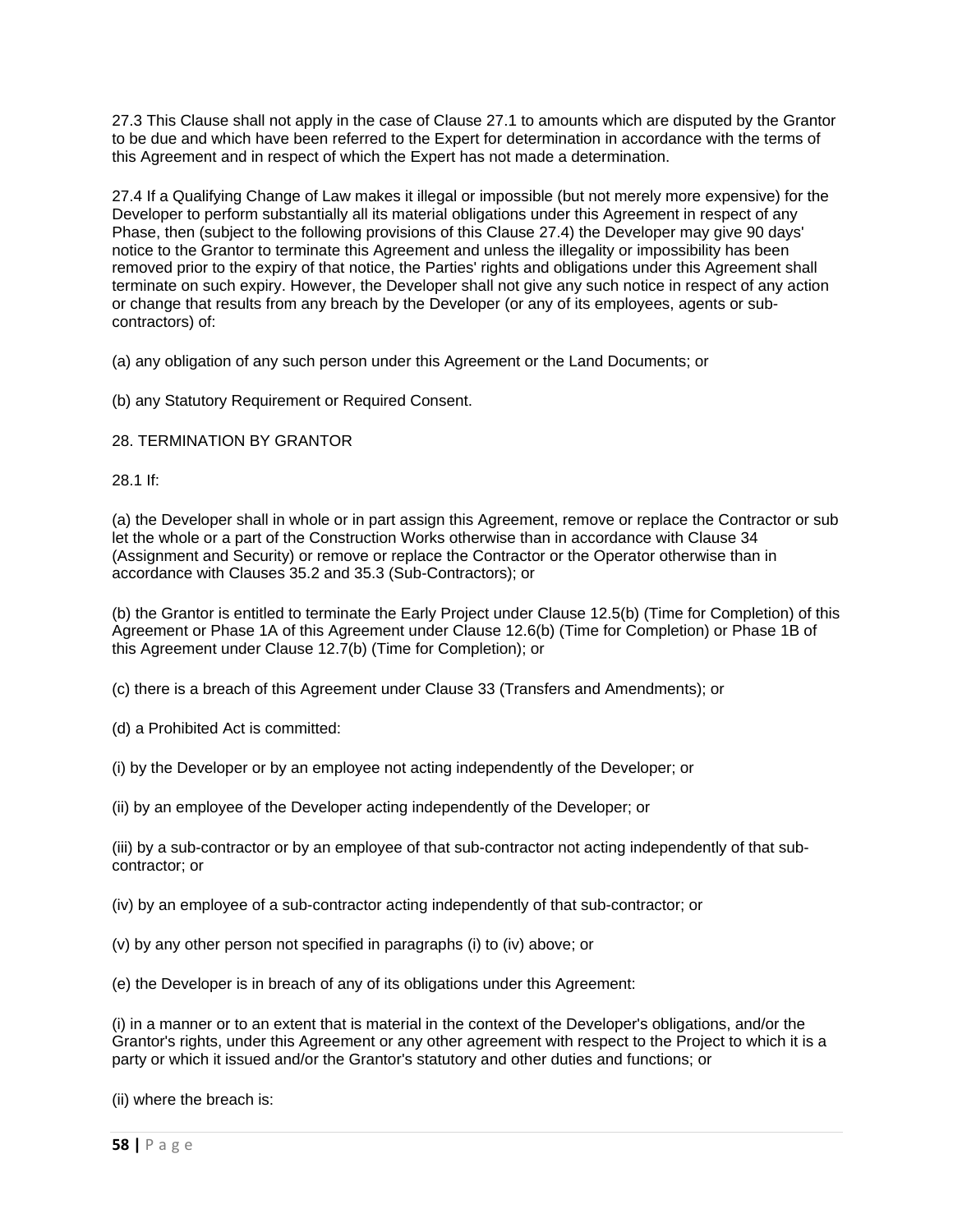27.3 This Clause shall not apply in the case of Clause 27.1 to amounts which are disputed by the Grantor to be due and which have been referred to the Expert for determination in accordance with the terms of this Agreement and in respect of which the Expert has not made a determination.

27.4 If a Qualifying Change of Law makes it illegal or impossible (but not merely more expensive) for the Developer to perform substantially all its material obligations under this Agreement in respect of any Phase, then (subject to the following provisions of this Clause 27.4) the Developer may give 90 days' notice to the Grantor to terminate this Agreement and unless the illegality or impossibility has been removed prior to the expiry of that notice, the Parties' rights and obligations under this Agreement shall terminate on such expiry. However, the Developer shall not give any such notice in respect of any action or change that results from any breach by the Developer (or any of its employees, agents or sub-contractors) of:

(a) any obligation of any such person under this Agreement or the Land Documents; or

(b) any Statutory Requirement or Required Consent.

## 28. TERMINATION BY GRANTOR

28.1 If:

(a) the Developer shall in whole or in part assign this Agreement, remove or replace the Contractor or sub let the whole or a part of the Construction Works otherwise than in accordance with Clause 34 (Assignment and Security) or remove or replace the Contractor or the Operator otherwise than in accordance with Clauses 35.2 and 35.3 (Sub-Contractors); or

(b) the Grantor is entitled to terminate the Early Project under Clause 12.5(b) (Time for Completion) of this Agreement or Phase 1A of this Agreement under Clause 12.6(b) (Time for Completion) or Phase 1B of this Agreement under Clause 12.7(b) (Time for Completion); or

(c) there is a breach of this Agreement under Clause 33 (Transfers and Amendments); or

(d) a Prohibited Act is committed:

(i) by the Developer or by an employee not acting independently of the Developer; or

(ii) by an employee of the Developer acting independently of the Developer; or

(iii) by a sub-contractor or by an employee of that sub-contractor not acting independently of that sub-contractor; or

(iv) by an employee of a sub-contractor acting independently of that sub-contractor; or

(v) by any other person not specified in paragraphs (i) to (iv) above; or

(e) the Developer is in breach of any of its obligations under this Agreement:

(i) in a manner or to an extent that is material in the context of the Developer's obligations, and/or the Grantor's rights, under this Agreement or any other agreement with respect to the Project to which it is a party or which it issued and/or the Grantor's statutory and other duties and functions; or

(ii) where the breach is: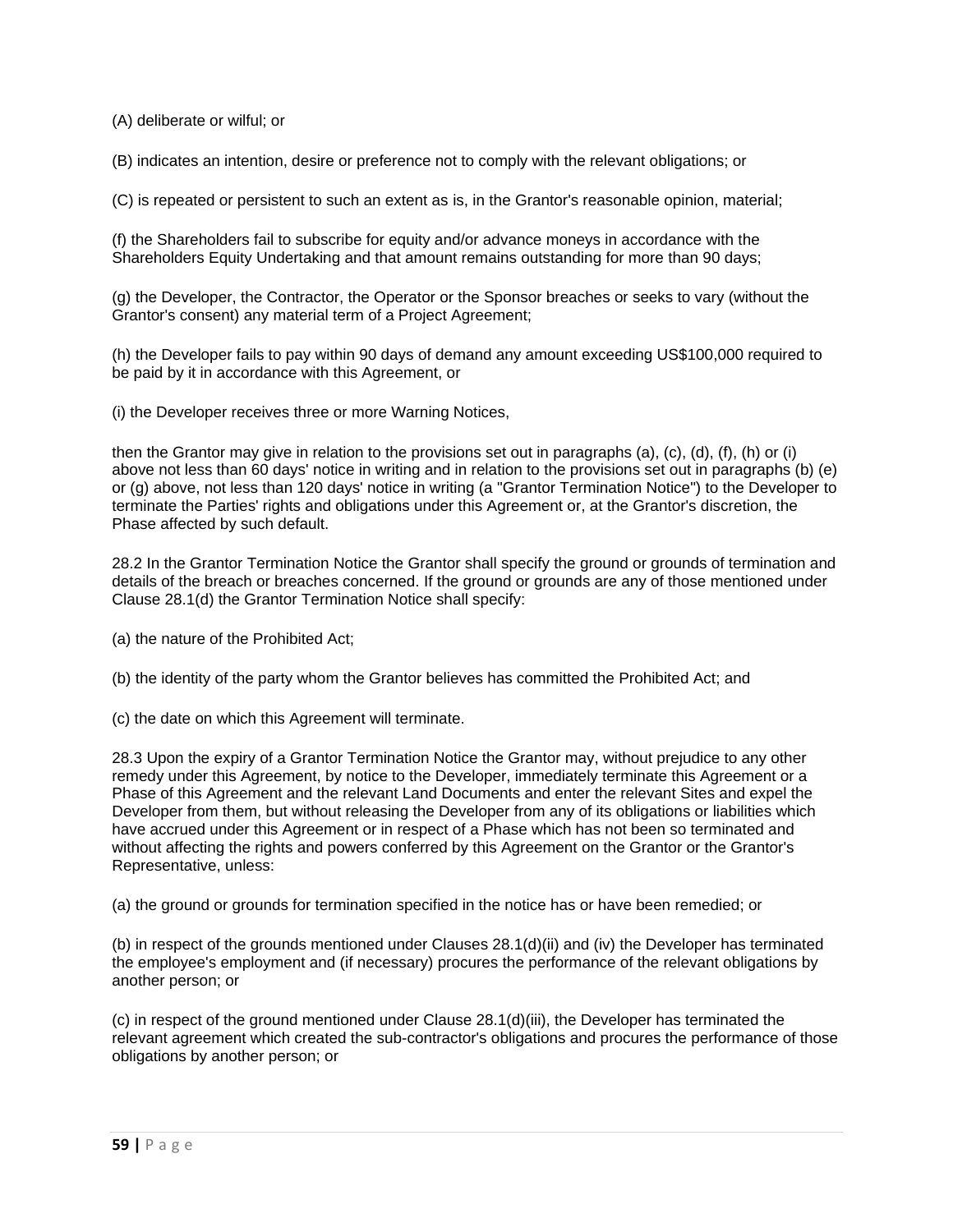(A) deliberate or wilful; or

(B) indicates an intention, desire or preference not to comply with the relevant obligations; or

(C) is repeated or persistent to such an extent as is, in the Grantor's reasonable opinion, material;

(f) the Shareholders fail to subscribe for equity and/or advance moneys in accordance with the Shareholders Equity Undertaking and that amount remains outstanding for more than 90 days;

(g) the Developer, the Contractor, the Operator or the Sponsor breaches or seeks to vary (without the Grantor's consent) any material term of a Project Agreement;

(h) the Developer fails to pay within 90 days of demand any amount exceeding US$100,000 required to be paid by it in accordance with this Agreement, or

(i) the Developer receives three or more Warning Notices,

then the Grantor may give in relation to the provisions set out in paragraphs (a), (c), (d), (f), (h) or (i) above not less than 60 days' notice in writing and in relation to the provisions set out in paragraphs (b) (e) or (g) above, not less than 120 days' notice in writing (a "Grantor Termination Notice") to the Developer to terminate the Parties' rights and obligations under this Agreement or, at the Grantor's discretion, the Phase affected by such default.

28.2 In the Grantor Termination Notice the Grantor shall specify the ground or grounds of termination and details of the breach or breaches concerned. If the ground or grounds are any of those mentioned under Clause 28.1(d) the Grantor Termination Notice shall specify:

(a) the nature of the Prohibited Act;

(b) the identity of the party whom the Grantor believes has committed the Prohibited Act; and

(c) the date on which this Agreement will terminate.

28.3 Upon the expiry of a Grantor Termination Notice the Grantor may, without prejudice to any other remedy under this Agreement, by notice to the Developer, immediately terminate this Agreement or a Phase of this Agreement and the relevant Land Documents and enter the relevant Sites and expel the Developer from them, but without releasing the Developer from any of its obligations or liabilities which have accrued under this Agreement or in respect of a Phase which has not been so terminated and without affecting the rights and powers conferred by this Agreement on the Grantor or the Grantor's Representative, unless:

(a) the ground or grounds for termination specified in the notice has or have been remedied; or

(b) in respect of the grounds mentioned under Clauses 28.1(d)(ii) and (iv) the Developer has terminated the employee's employment and (if necessary) procures the performance of the relevant obligations by another person; or

(c) in respect of the ground mentioned under Clause 28.1(d)(iii), the Developer has terminated the relevant agreement which created the sub-contractor's obligations and procures the performance of those obligations by another person; or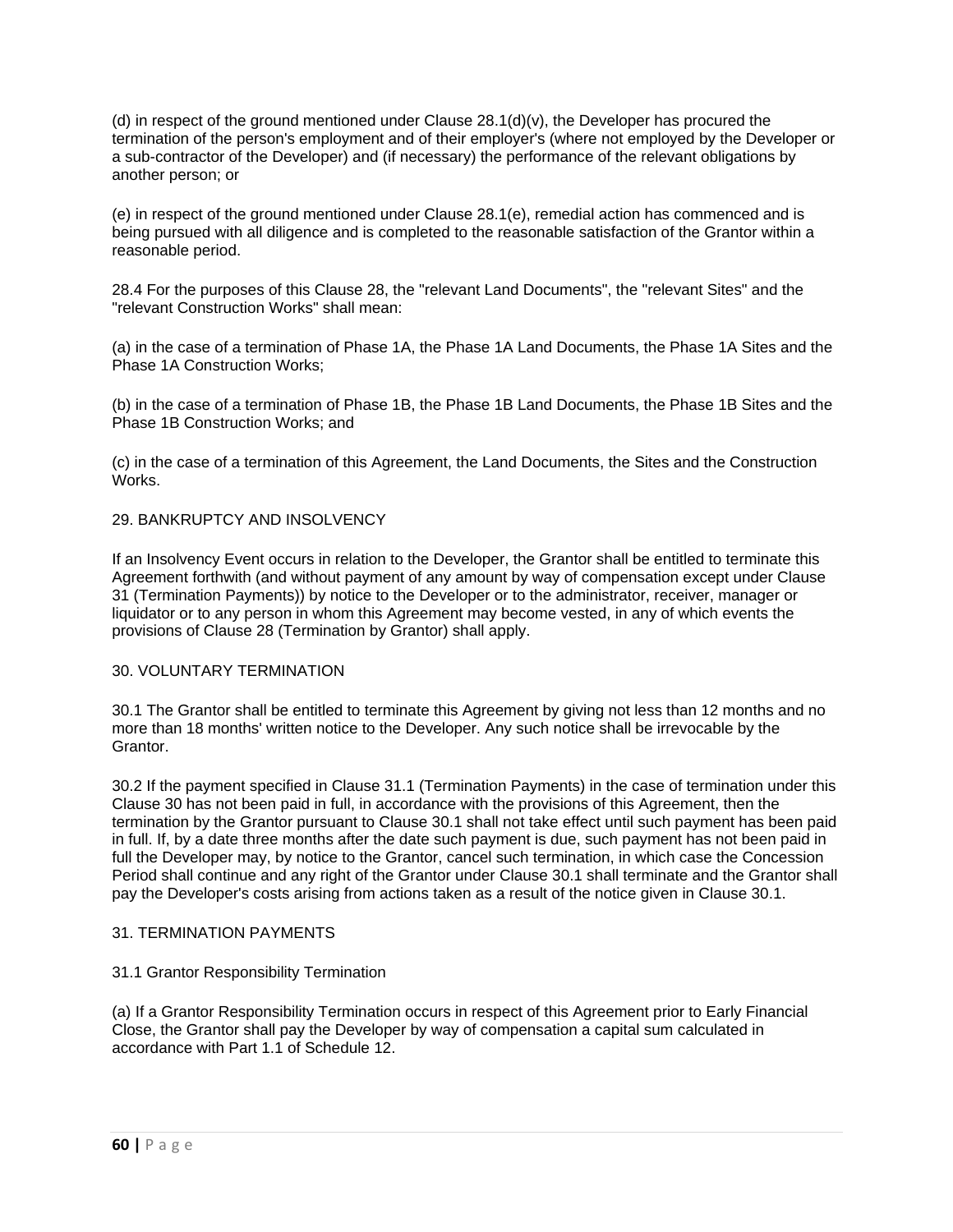(d) in respect of the ground mentioned under Clause 28.1(d)(v), the Developer has procured the termination of the person's employment and of their employer's (where not employed by the Developer or a sub-contractor of the Developer) and (if necessary) the performance of the relevant obligations by another person; or

(e) in respect of the ground mentioned under Clause 28.1(e), remedial action has commenced and is being pursued with all diligence and is completed to the reasonable satisfaction of the Grantor within a reasonable period.

28.4 For the purposes of this Clause 28, the "relevant Land Documents", the "relevant Sites" and the "relevant Construction Works" shall mean:

(a) in the case of a termination of Phase 1A, the Phase 1A Land Documents, the Phase 1A Sites and the Phase 1A Construction Works;

(b) in the case of a termination of Phase 1B, the Phase 1B Land Documents, the Phase 1B Sites and the Phase 1B Construction Works; and

(c) in the case of a termination of this Agreement, the Land Documents, the Sites and the Construction Works.

## 29. BANKRUPTCY AND INSOLVENCY

If an Insolvency Event occurs in relation to the Developer, the Grantor shall be entitled to terminate this Agreement forthwith (and without payment of any amount by way of compensation except under Clause 31 (Termination Payments)) by notice to the Developer or to the administrator, receiver, manager or liquidator or to any person in whom this Agreement may become vested, in any of which events the provisions of Clause 28 (Termination by Grantor) shall apply.

## 30. VOLUNTARY TERMINATION

30.1 The Grantor shall be entitled to terminate this Agreement by giving not less than 12 months and no more than 18 months' written notice to the Developer. Any such notice shall be irrevocable by the Grantor.

30.2 If the payment specified in Clause 31.1 (Termination Payments) in the case of termination under this Clause 30 has not been paid in full, in accordance with the provisions of this Agreement, then the termination by the Grantor pursuant to Clause 30.1 shall not take effect until such payment has been paid in full. If, by a date three months after the date such payment is due, such payment has not been paid in full the Developer may, by notice to the Grantor, cancel such termination, in which case the Concession Period shall continue and any right of the Grantor under Clause 30.1 shall terminate and the Grantor shall pay the Developer's costs arising from actions taken as a result of the notice given in Clause 30.1.

## 31. TERMINATION PAYMENTS

31.1 Grantor Responsibility Termination

(a) If a Grantor Responsibility Termination occurs in respect of this Agreement prior to Early Financial Close, the Grantor shall pay the Developer by way of compensation a capital sum calculated in accordance with Part 1.1 of Schedule 12.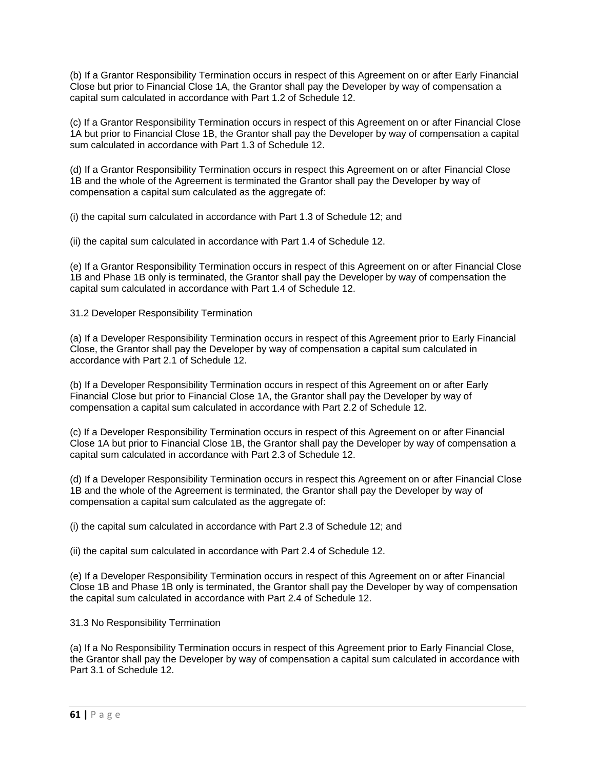(b) If a Grantor Responsibility Termination occurs in respect of this Agreement on or after Early Financial Close but prior to Financial Close 1A, the Grantor shall pay the Developer by way of compensation a capital sum calculated in accordance with Part 1.2 of Schedule 12.

(c) If a Grantor Responsibility Termination occurs in respect of this Agreement on or after Financial Close 1A but prior to Financial Close 1B, the Grantor shall pay the Developer by way of compensation a capital sum calculated in accordance with Part 1.3 of Schedule 12.

(d) If a Grantor Responsibility Termination occurs in respect this Agreement on or after Financial Close 1B and the whole of the Agreement is terminated the Grantor shall pay the Developer by way of compensation a capital sum calculated as the aggregate of:

(i) the capital sum calculated in accordance with Part 1.3 of Schedule 12; and

(ii) the capital sum calculated in accordance with Part 1.4 of Schedule 12.

(e) If a Grantor Responsibility Termination occurs in respect of this Agreement on or after Financial Close 1B and Phase 1B only is terminated, the Grantor shall pay the Developer by way of compensation the capital sum calculated in accordance with Part 1.4 of Schedule 12.

31.2 Developer Responsibility Termination

(a) If a Developer Responsibility Termination occurs in respect of this Agreement prior to Early Financial Close, the Grantor shall pay the Developer by way of compensation a capital sum calculated in accordance with Part 2.1 of Schedule 12.

(b) If a Developer Responsibility Termination occurs in respect of this Agreement on or after Early Financial Close but prior to Financial Close 1A, the Grantor shall pay the Developer by way of compensation a capital sum calculated in accordance with Part 2.2 of Schedule 12.

(c) If a Developer Responsibility Termination occurs in respect of this Agreement on or after Financial Close 1A but prior to Financial Close 1B, the Grantor shall pay the Developer by way of compensation a capital sum calculated in accordance with Part 2.3 of Schedule 12.

(d) If a Developer Responsibility Termination occurs in respect this Agreement on or after Financial Close 1B and the whole of the Agreement is terminated, the Grantor shall pay the Developer by way of compensation a capital sum calculated as the aggregate of:

(i) the capital sum calculated in accordance with Part 2.3 of Schedule 12; and

(ii) the capital sum calculated in accordance with Part 2.4 of Schedule 12.

(e) If a Developer Responsibility Termination occurs in respect of this Agreement on or after Financial Close 1B and Phase 1B only is terminated, the Grantor shall pay the Developer by way of compensation the capital sum calculated in accordance with Part 2.4 of Schedule 12.

31.3 No Responsibility Termination

(a) If a No Responsibility Termination occurs in respect of this Agreement prior to Early Financial Close, the Grantor shall pay the Developer by way of compensation a capital sum calculated in accordance with Part 3.1 of Schedule 12.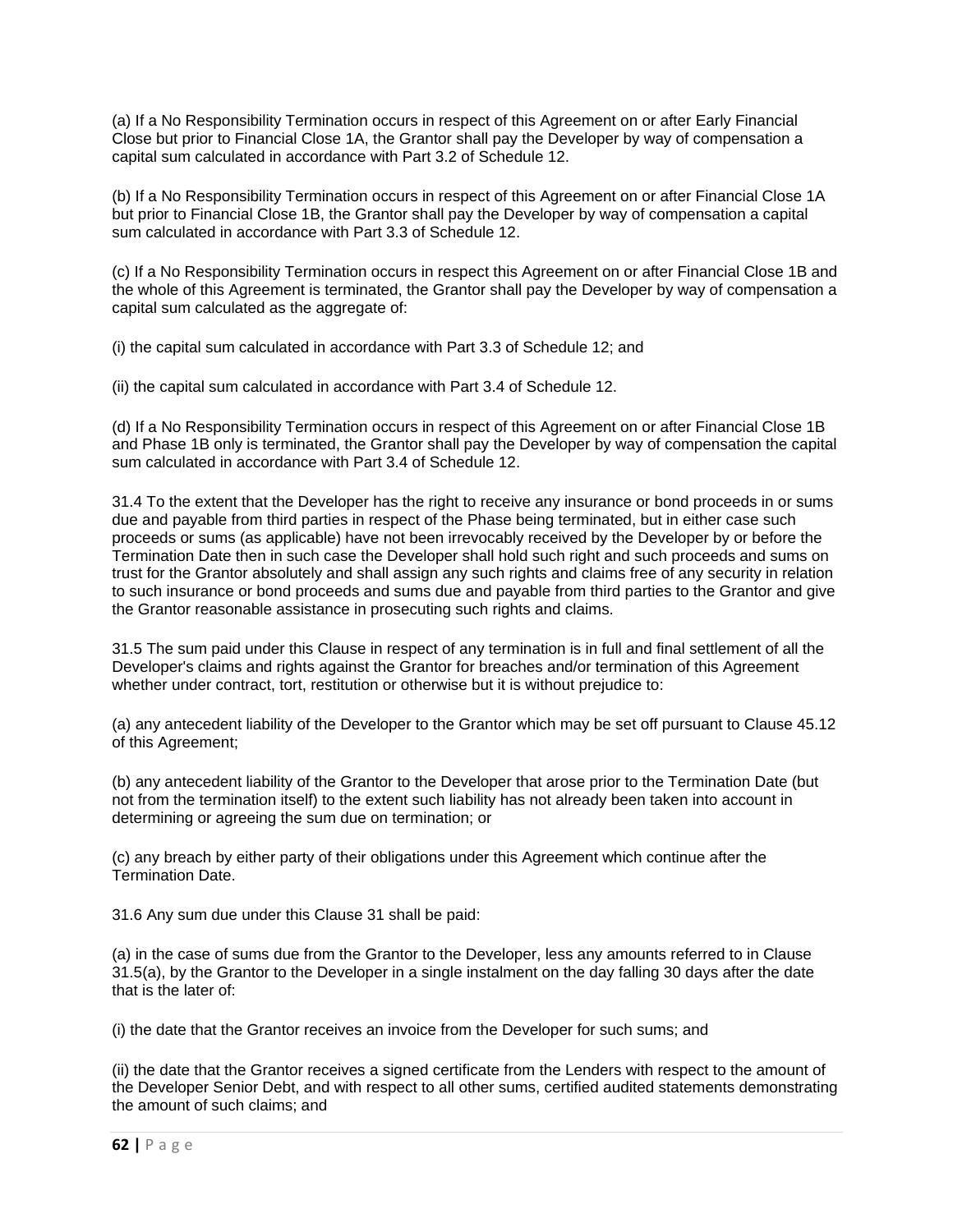(a) If a No Responsibility Termination occurs in respect of this Agreement on or after Early Financial Close but prior to Financial Close 1A, the Grantor shall pay the Developer by way of compensation a capital sum calculated in accordance with Part 3.2 of Schedule 12.

(b) If a No Responsibility Termination occurs in respect of this Agreement on or after Financial Close 1A but prior to Financial Close 1B, the Grantor shall pay the Developer by way of compensation a capital sum calculated in accordance with Part 3.3 of Schedule 12.

(c) If a No Responsibility Termination occurs in respect this Agreement on or after Financial Close 1B and the whole of this Agreement is terminated, the Grantor shall pay the Developer by way of compensation a capital sum calculated as the aggregate of:

(i) the capital sum calculated in accordance with Part 3.3 of Schedule 12; and

(ii) the capital sum calculated in accordance with Part 3.4 of Schedule 12.

(d) If a No Responsibility Termination occurs in respect of this Agreement on or after Financial Close 1B and Phase 1B only is terminated, the Grantor shall pay the Developer by way of compensation the capital sum calculated in accordance with Part 3.4 of Schedule 12.

31.4 To the extent that the Developer has the right to receive any insurance or bond proceeds in or sums due and payable from third parties in respect of the Phase being terminated, but in either case such proceeds or sums (as applicable) have not been irrevocably received by the Developer by or before the Termination Date then in such case the Developer shall hold such right and such proceeds and sums on trust for the Grantor absolutely and shall assign any such rights and claims free of any security in relation to such insurance or bond proceeds and sums due and payable from third parties to the Grantor and give the Grantor reasonable assistance in prosecuting such rights and claims.

31.5 The sum paid under this Clause in respect of any termination is in full and final settlement of all the Developer's claims and rights against the Grantor for breaches and/or termination of this Agreement whether under contract, tort, restitution or otherwise but it is without prejudice to:

(a) any antecedent liability of the Developer to the Grantor which may be set off pursuant to Clause 45.12 of this Agreement;

(b) any antecedent liability of the Grantor to the Developer that arose prior to the Termination Date (but not from the termination itself) to the extent such liability has not already been taken into account in determining or agreeing the sum due on termination; or

(c) any breach by either party of their obligations under this Agreement which continue after the Termination Date.

31.6 Any sum due under this Clause 31 shall be paid:

(a) in the case of sums due from the Grantor to the Developer, less any amounts referred to in Clause 31.5(a), by the Grantor to the Developer in a single instalment on the day falling 30 days after the date that is the later of:

(i) the date that the Grantor receives an invoice from the Developer for such sums; and

(ii) the date that the Grantor receives a signed certificate from the Lenders with respect to the amount of the Developer Senior Debt, and with respect to all other sums, certified audited statements demonstrating the amount of such claims; and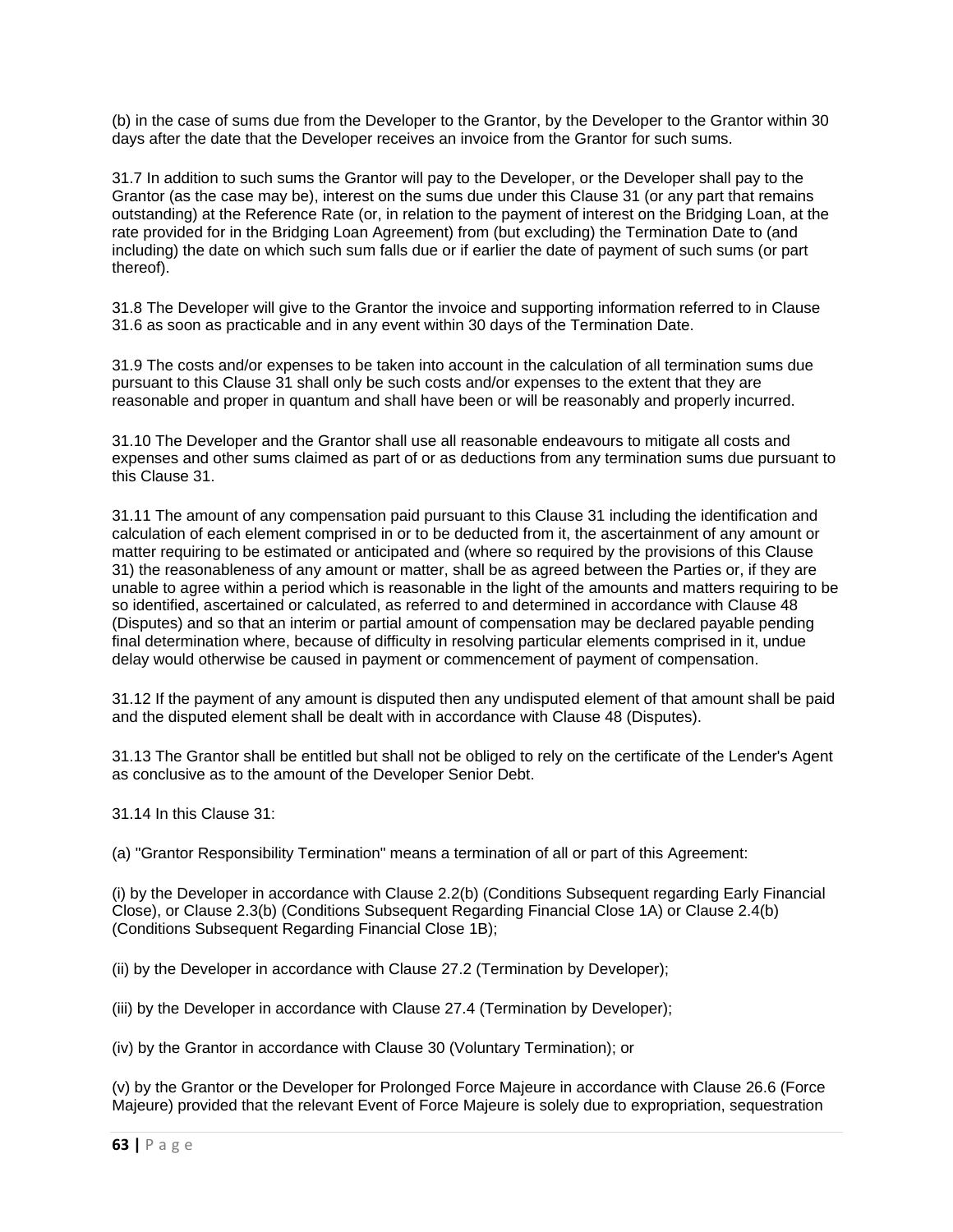(b) in the case of sums due from the Developer to the Grantor, by the Developer to the Grantor within 30 days after the date that the Developer receives an invoice from the Grantor for such sums.

31.7 In addition to such sums the Grantor will pay to the Developer, or the Developer shall pay to the Grantor (as the case may be), interest on the sums due under this Clause 31 (or any part that remains outstanding) at the Reference Rate (or, in relation to the payment of interest on the Bridging Loan, at the rate provided for in the Bridging Loan Agreement) from (but excluding) the Termination Date to (and including) the date on which such sum falls due or if earlier the date of payment of such sums (or part thereof).

31.8 The Developer will give to the Grantor the invoice and supporting information referred to in Clause 31.6 as soon as practicable and in any event within 30 days of the Termination Date.

31.9 The costs and/or expenses to be taken into account in the calculation of all termination sums due pursuant to this Clause 31 shall only be such costs and/or expenses to the extent that they are reasonable and proper in quantum and shall have been or will be reasonably and properly incurred.

31.10 The Developer and the Grantor shall use all reasonable endeavours to mitigate all costs and expenses and other sums claimed as part of or as deductions from any termination sums due pursuant to this Clause 31.

31.11 The amount of any compensation paid pursuant to this Clause 31 including the identification and calculation of each element comprised in or to be deducted from it, the ascertainment of any amount or matter requiring to be estimated or anticipated and (where so required by the provisions of this Clause 31) the reasonableness of any amount or matter, shall be as agreed between the Parties or, if they are unable to agree within a period which is reasonable in the light of the amounts and matters requiring to be so identified, ascertained or calculated, as referred to and determined in accordance with Clause 48 (Disputes) and so that an interim or partial amount of compensation may be declared payable pending final determination where, because of difficulty in resolving particular elements comprised in it, undue delay would otherwise be caused in payment or commencement of payment of compensation.

31.12 If the payment of any amount is disputed then any undisputed element of that amount shall be paid and the disputed element shall be dealt with in accordance with Clause 48 (Disputes).

31.13 The Grantor shall be entitled but shall not be obliged to rely on the certificate of the Lender's Agent as conclusive as to the amount of the Developer Senior Debt.

31.14 In this Clause 31:

(a) "Grantor Responsibility Termination" means a termination of all or part of this Agreement:

(i) by the Developer in accordance with Clause 2.2(b) (Conditions Subsequent regarding Early Financial Close), or Clause 2.3(b) (Conditions Subsequent Regarding Financial Close 1A) or Clause 2.4(b) (Conditions Subsequent Regarding Financial Close 1B);

(ii) by the Developer in accordance with Clause 27.2 (Termination by Developer);

(iii) by the Developer in accordance with Clause 27.4 (Termination by Developer);

(iv) by the Grantor in accordance with Clause 30 (Voluntary Termination); or

(v) by the Grantor or the Developer for Prolonged Force Majeure in accordance with Clause 26.6 (Force Majeure) provided that the relevant Event of Force Majeure is solely due to expropriation, sequestration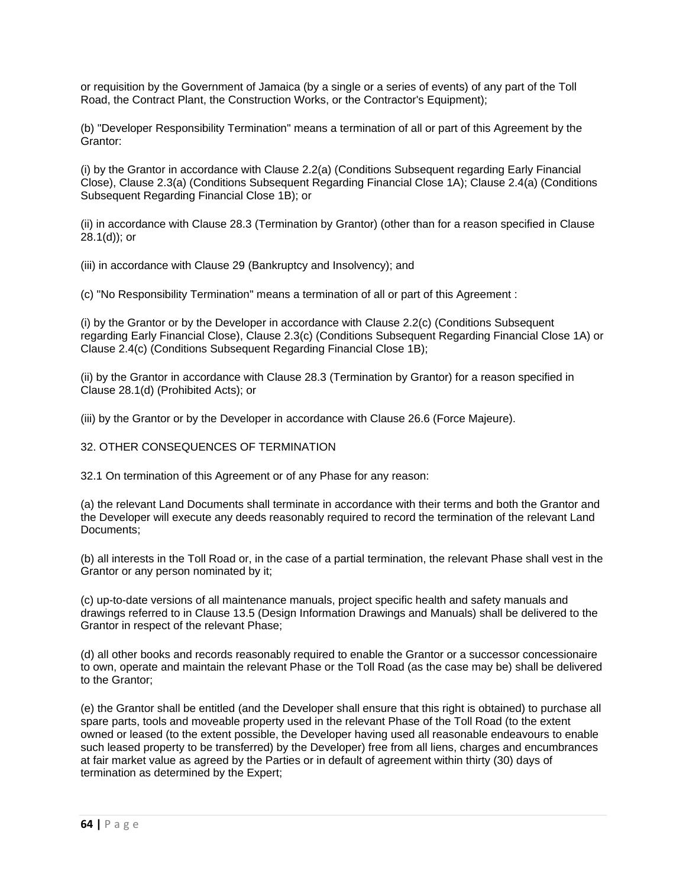or requisition by the Government of Jamaica (by a single or a series of events) of any part of the Toll Road, the Contract Plant, the Construction Works, or the Contractor's Equipment);

(b) "Developer Responsibility Termination" means a termination of all or part of this Agreement by the Grantor:

(i) by the Grantor in accordance with Clause 2.2(a) (Conditions Subsequent regarding Early Financial Close), Clause 2.3(a) (Conditions Subsequent Regarding Financial Close 1A); Clause 2.4(a) (Conditions Subsequent Regarding Financial Close 1B); or

(ii) in accordance with Clause 28.3 (Termination by Grantor) (other than for a reason specified in Clause 28.1(d)); or

(iii) in accordance with Clause 29 (Bankruptcy and Insolvency); and

(c) "No Responsibility Termination" means a termination of all or part of this Agreement :

(i) by the Grantor or by the Developer in accordance with Clause 2.2(c) (Conditions Subsequent regarding Early Financial Close), Clause 2.3(c) (Conditions Subsequent Regarding Financial Close 1A) or Clause 2.4(c) (Conditions Subsequent Regarding Financial Close 1B);

(ii) by the Grantor in accordance with Clause 28.3 (Termination by Grantor) for a reason specified in Clause 28.1(d) (Prohibited Acts); or

(iii) by the Grantor or by the Developer in accordance with Clause 26.6 (Force Majeure).

## 32. OTHER CONSEQUENCES OF TERMINATION

32.1 On termination of this Agreement or of any Phase for any reason:

(a) the relevant Land Documents shall terminate in accordance with their terms and both the Grantor and the Developer will execute any deeds reasonably required to record the termination of the relevant Land Documents;

(b) all interests in the Toll Road or, in the case of a partial termination, the relevant Phase shall vest in the Grantor or any person nominated by it;

(c) up-to-date versions of all maintenance manuals, project specific health and safety manuals and drawings referred to in Clause 13.5 (Design Information Drawings and Manuals) shall be delivered to the Grantor in respect of the relevant Phase;

(d) all other books and records reasonably required to enable the Grantor or a successor concessionaire to own, operate and maintain the relevant Phase or the Toll Road (as the case may be) shall be delivered to the Grantor;

(e) the Grantor shall be entitled (and the Developer shall ensure that this right is obtained) to purchase all spare parts, tools and moveable property used in the relevant Phase of the Toll Road (to the extent owned or leased (to the extent possible, the Developer having used all reasonable endeavours to enable such leased property to be transferred) by the Developer) free from all liens, charges and encumbrances at fair market value as agreed by the Parties or in default of agreement within thirty (30) days of termination as determined by the Expert;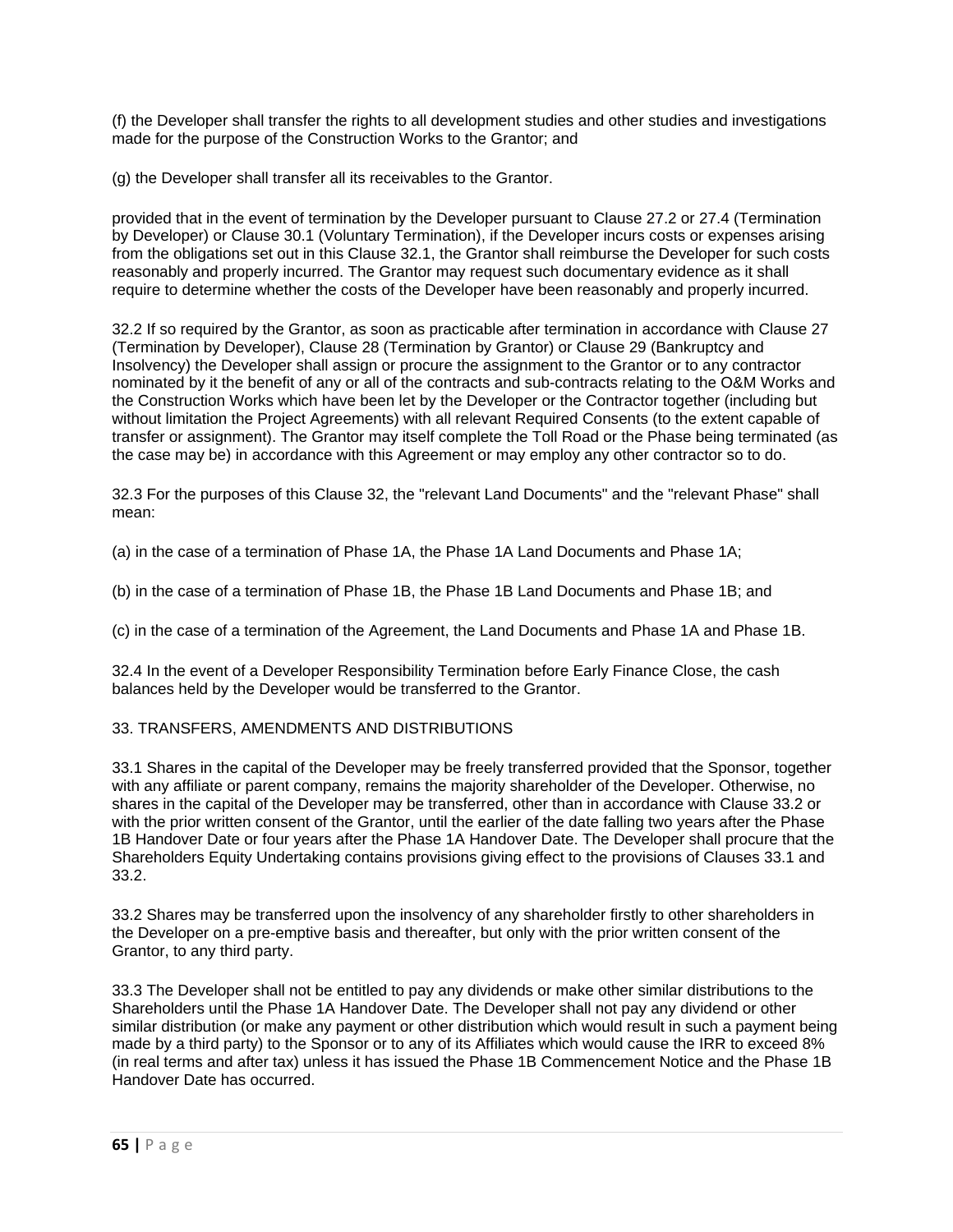(f) the Developer shall transfer the rights to all development studies and other studies and investigations made for the purpose of the Construction Works to the Grantor; and

(g) the Developer shall transfer all its receivables to the Grantor.

provided that in the event of termination by the Developer pursuant to Clause 27.2 or 27.4 (Termination by Developer) or Clause 30.1 (Voluntary Termination), if the Developer incurs costs or expenses arising from the obligations set out in this Clause 32.1, the Grantor shall reimburse the Developer for such costs reasonably and properly incurred. The Grantor may request such documentary evidence as it shall require to determine whether the costs of the Developer have been reasonably and properly incurred.

32.2 If so required by the Grantor, as soon as practicable after termination in accordance with Clause 27 (Termination by Developer), Clause 28 (Termination by Grantor) or Clause 29 (Bankruptcy and Insolvency) the Developer shall assign or procure the assignment to the Grantor or to any contractor nominated by it the benefit of any or all of the contracts and sub-contracts relating to the O&M Works and the Construction Works which have been let by the Developer or the Contractor together (including but without limitation the Project Agreements) with all relevant Required Consents (to the extent capable of transfer or assignment). The Grantor may itself complete the Toll Road or the Phase being terminated (as the case may be) in accordance with this Agreement or may employ any other contractor so to do.

32.3 For the purposes of this Clause 32, the "relevant Land Documents" and the "relevant Phase" shall mean:

(a) in the case of a termination of Phase 1A, the Phase 1A Land Documents and Phase 1A;

(b) in the case of a termination of Phase 1B, the Phase 1B Land Documents and Phase 1B; and

(c) in the case of a termination of the Agreement, the Land Documents and Phase 1A and Phase 1B.

32.4 In the event of a Developer Responsibility Termination before Early Finance Close, the cash balances held by the Developer would be transferred to the Grantor.

## 33. TRANSFERS, AMENDMENTS AND DISTRIBUTIONS

33.1 Shares in the capital of the Developer may be freely transferred provided that the Sponsor, together with any affiliate or parent company, remains the majority shareholder of the Developer. Otherwise, no shares in the capital of the Developer may be transferred, other than in accordance with Clause 33.2 or with the prior written consent of the Grantor, until the earlier of the date falling two years after the Phase 1B Handover Date or four years after the Phase 1A Handover Date. The Developer shall procure that the Shareholders Equity Undertaking contains provisions giving effect to the provisions of Clauses 33.1 and 33.2.

33.2 Shares may be transferred upon the insolvency of any shareholder firstly to other shareholders in the Developer on a pre-emptive basis and thereafter, but only with the prior written consent of the Grantor, to any third party.

33.3 The Developer shall not be entitled to pay any dividends or make other similar distributions to the Shareholders until the Phase 1A Handover Date. The Developer shall not pay any dividend or other similar distribution (or make any payment or other distribution which would result in such a payment being made by a third party) to the Sponsor or to any of its Affiliates which would cause the IRR to exceed 8% (in real terms and after tax) unless it has issued the Phase 1B Commencement Notice and the Phase 1B Handover Date has occurred.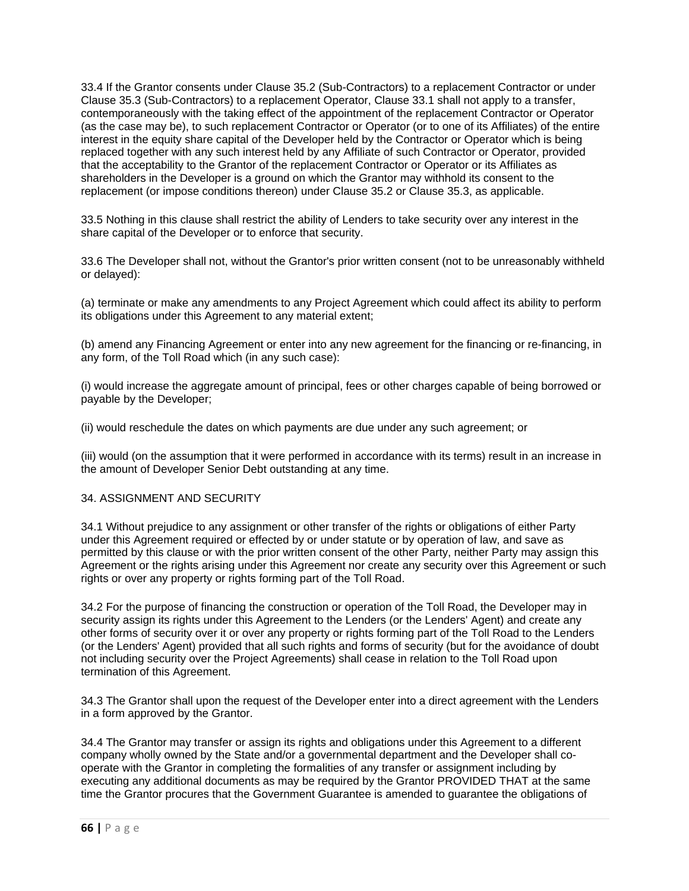33.4 If the Grantor consents under Clause 35.2 (Sub-Contractors) to a replacement Contractor or under Clause 35.3 (Sub-Contractors) to a replacement Operator, Clause 33.1 shall not apply to a transfer, contemporaneously with the taking effect of the appointment of the replacement Contractor or Operator (as the case may be), to such replacement Contractor or Operator (or to one of its Affiliates) of the entire interest in the equity share capital of the Developer held by the Contractor or Operator which is being replaced together with any such interest held by any Affiliate of such Contractor or Operator, provided that the acceptability to the Grantor of the replacement Contractor or Operator or its Affiliates as shareholders in the Developer is a ground on which the Grantor may withhold its consent to the replacement (or impose conditions thereon) under Clause 35.2 or Clause 35.3, as applicable.

33.5 Nothing in this clause shall restrict the ability of Lenders to take security over any interest in the share capital of the Developer or to enforce that security.

33.6 The Developer shall not, without the Grantor's prior written consent (not to be unreasonably withheld or delayed):

(a) terminate or make any amendments to any Project Agreement which could affect its ability to perform its obligations under this Agreement to any material extent;

(b) amend any Financing Agreement or enter into any new agreement for the financing or re-financing, in any form, of the Toll Road which (in any such case):

(i) would increase the aggregate amount of principal, fees or other charges capable of being borrowed or payable by the Developer;

(ii) would reschedule the dates on which payments are due under any such agreement; or

(iii) would (on the assumption that it were performed in accordance with its terms) result in an increase in the amount of Developer Senior Debt outstanding at any time.

34. ASSIGNMENT AND SECURITY

34.1 Without prejudice to any assignment or other transfer of the rights or obligations of either Party under this Agreement required or effected by or under statute or by operation of law, and save as permitted by this clause or with the prior written consent of the other Party, neither Party may assign this Agreement or the rights arising under this Agreement nor create any security over this Agreement or such rights or over any property or rights forming part of the Toll Road.

34.2 For the purpose of financing the construction or operation of the Toll Road, the Developer may in security assign its rights under this Agreement to the Lenders (or the Lenders' Agent) and create any other forms of security over it or over any property or rights forming part of the Toll Road to the Lenders (or the Lenders' Agent) provided that all such rights and forms of security (but for the avoidance of doubt not including security over the Project Agreements) shall cease in relation to the Toll Road upon termination of this Agreement.

34.3 The Grantor shall upon the request of the Developer enter into a direct agreement with the Lenders in a form approved by the Grantor.

34.4 The Grantor may transfer or assign its rights and obligations under this Agreement to a different company wholly owned by the State and/or a governmental department and the Developer shall co-operate with the Grantor in completing the formalities of any transfer or assignment including by executing any additional documents as may be required by the Grantor PROVIDED THAT at the same time the Grantor procures that the Government Guarantee is amended to guarantee the obligations of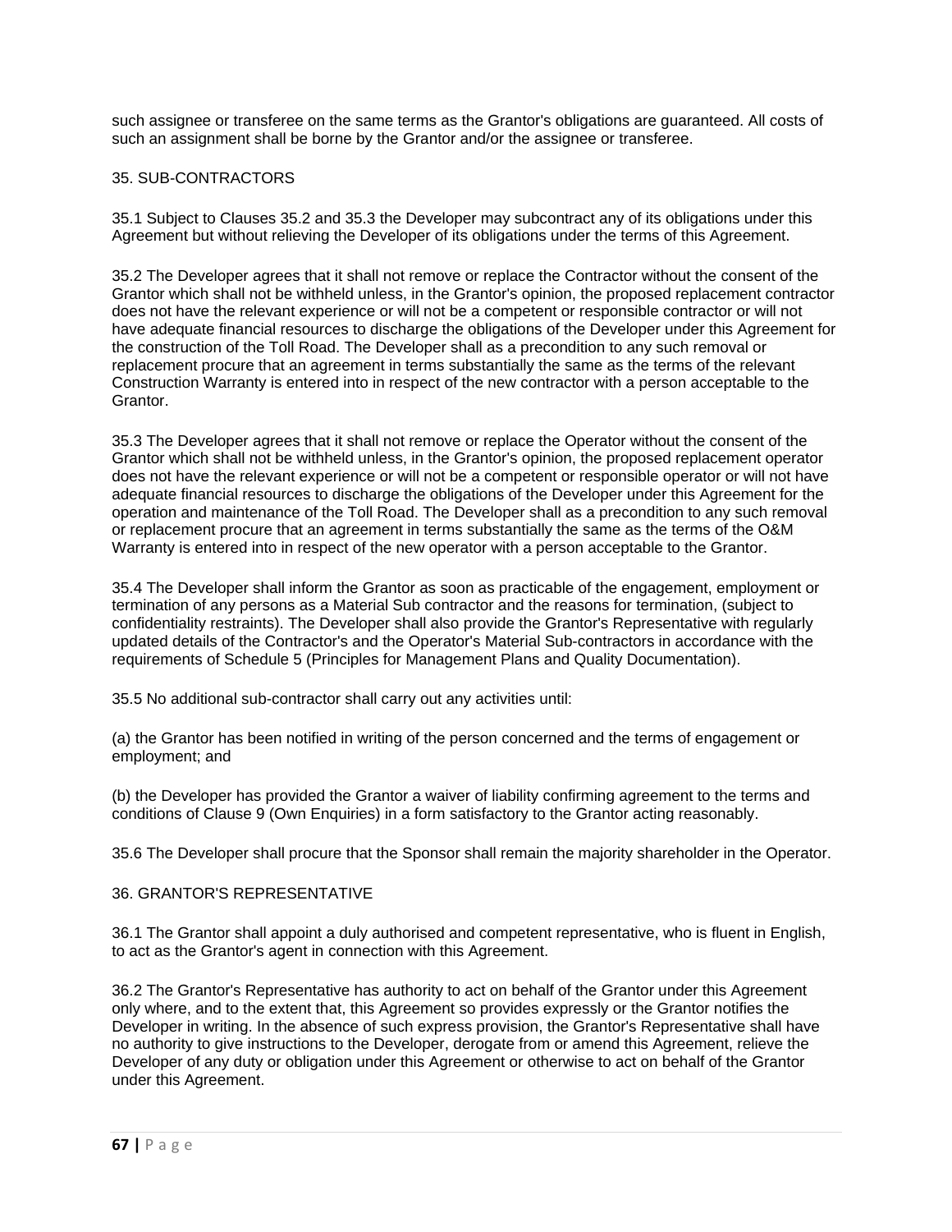such assignee or transferee on the same terms as the Grantor's obligations are guaranteed. All costs of such an assignment shall be borne by the Grantor and/or the assignee or transferee.

## 35. SUB-CONTRACTORS

35.1 Subject to Clauses 35.2 and 35.3 the Developer may subcontract any of its obligations under this Agreement but without relieving the Developer of its obligations under the terms of this Agreement.

35.2 The Developer agrees that it shall not remove or replace the Contractor without the consent of the Grantor which shall not be withheld unless, in the Grantor's opinion, the proposed replacement contractor does not have the relevant experience or will not be a competent or responsible contractor or will not have adequate financial resources to discharge the obligations of the Developer under this Agreement for the construction of the Toll Road. The Developer shall as a precondition to any such removal or replacement procure that an agreement in terms substantially the same as the terms of the relevant Construction Warranty is entered into in respect of the new contractor with a person acceptable to the Grantor.

35.3 The Developer agrees that it shall not remove or replace the Operator without the consent of the Grantor which shall not be withheld unless, in the Grantor's opinion, the proposed replacement operator does not have the relevant experience or will not be a competent or responsible operator or will not have adequate financial resources to discharge the obligations of the Developer under this Agreement for the operation and maintenance of the Toll Road. The Developer shall as a precondition to any such removal or replacement procure that an agreement in terms substantially the same as the terms of the O&M Warranty is entered into in respect of the new operator with a person acceptable to the Grantor.

35.4 The Developer shall inform the Grantor as soon as practicable of the engagement, employment or termination of any persons as a Material Sub contractor and the reasons for termination, (subject to confidentiality restraints). The Developer shall also provide the Grantor's Representative with regularly updated details of the Contractor's and the Operator's Material Sub-contractors in accordance with the requirements of Schedule 5 (Principles for Management Plans and Quality Documentation).

35.5 No additional sub-contractor shall carry out any activities until:

(a) the Grantor has been notified in writing of the person concerned and the terms of engagement or employment; and

(b) the Developer has provided the Grantor a waiver of liability confirming agreement to the terms and conditions of Clause 9 (Own Enquiries) in a form satisfactory to the Grantor acting reasonably.

35.6 The Developer shall procure that the Sponsor shall remain the majority shareholder in the Operator.

## 36. GRANTOR'S REPRESENTATIVE

36.1 The Grantor shall appoint a duly authorised and competent representative, who is fluent in English, to act as the Grantor's agent in connection with this Agreement.

36.2 The Grantor's Representative has authority to act on behalf of the Grantor under this Agreement only where, and to the extent that, this Agreement so provides expressly or the Grantor notifies the Developer in writing. In the absence of such express provision, the Grantor's Representative shall have no authority to give instructions to the Developer, derogate from or amend this Agreement, relieve the Developer of any duty or obligation under this Agreement or otherwise to act on behalf of the Grantor under this Agreement.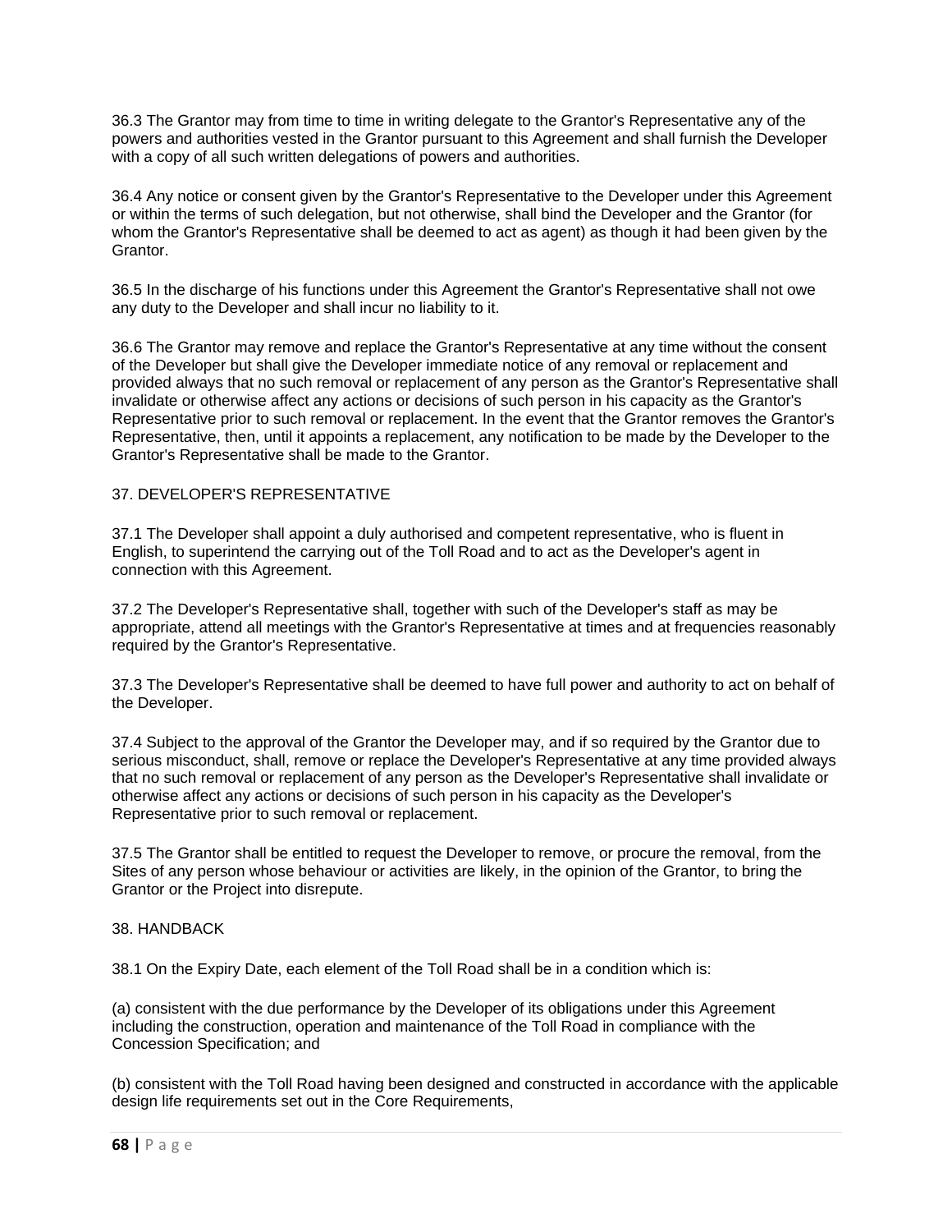36.3 The Grantor may from time to time in writing delegate to the Grantor's Representative any of the powers and authorities vested in the Grantor pursuant to this Agreement and shall furnish the Developer with a copy of all such written delegations of powers and authorities.

36.4 Any notice or consent given by the Grantor's Representative to the Developer under this Agreement or within the terms of such delegation, but not otherwise, shall bind the Developer and the Grantor (for whom the Grantor's Representative shall be deemed to act as agent) as though it had been given by the Grantor.

36.5 In the discharge of his functions under this Agreement the Grantor's Representative shall not owe any duty to the Developer and shall incur no liability to it.

36.6 The Grantor may remove and replace the Grantor's Representative at any time without the consent of the Developer but shall give the Developer immediate notice of any removal or replacement and provided always that no such removal or replacement of any person as the Grantor's Representative shall invalidate or otherwise affect any actions or decisions of such person in his capacity as the Grantor's Representative prior to such removal or replacement. In the event that the Grantor removes the Grantor's Representative, then, until it appoints a replacement, any notification to be made by the Developer to the Grantor's Representative shall be made to the Grantor.

## 37. DEVELOPER'S REPRESENTATIVE

37.1 The Developer shall appoint a duly authorised and competent representative, who is fluent in English, to superintend the carrying out of the Toll Road and to act as the Developer's agent in connection with this Agreement.

37.2 The Developer's Representative shall, together with such of the Developer's staff as may be appropriate, attend all meetings with the Grantor's Representative at times and at frequencies reasonably required by the Grantor's Representative.

37.3 The Developer's Representative shall be deemed to have full power and authority to act on behalf of the Developer.

37.4 Subject to the approval of the Grantor the Developer may, and if so required by the Grantor due to serious misconduct, shall, remove or replace the Developer's Representative at any time provided always that no such removal or replacement of any person as the Developer's Representative shall invalidate or otherwise affect any actions or decisions of such person in his capacity as the Developer's Representative prior to such removal or replacement.

37.5 The Grantor shall be entitled to request the Developer to remove, or procure the removal, from the Sites of any person whose behaviour or activities are likely, in the opinion of the Grantor, to bring the Grantor or the Project into disrepute.

## 38. HANDBACK

38.1 On the Expiry Date, each element of the Toll Road shall be in a condition which is:

(a) consistent with the due performance by the Developer of its obligations under this Agreement including the construction, operation and maintenance of the Toll Road in compliance with the Concession Specification; and

(b) consistent with the Toll Road having been designed and constructed in accordance with the applicable design life requirements set out in the Core Requirements,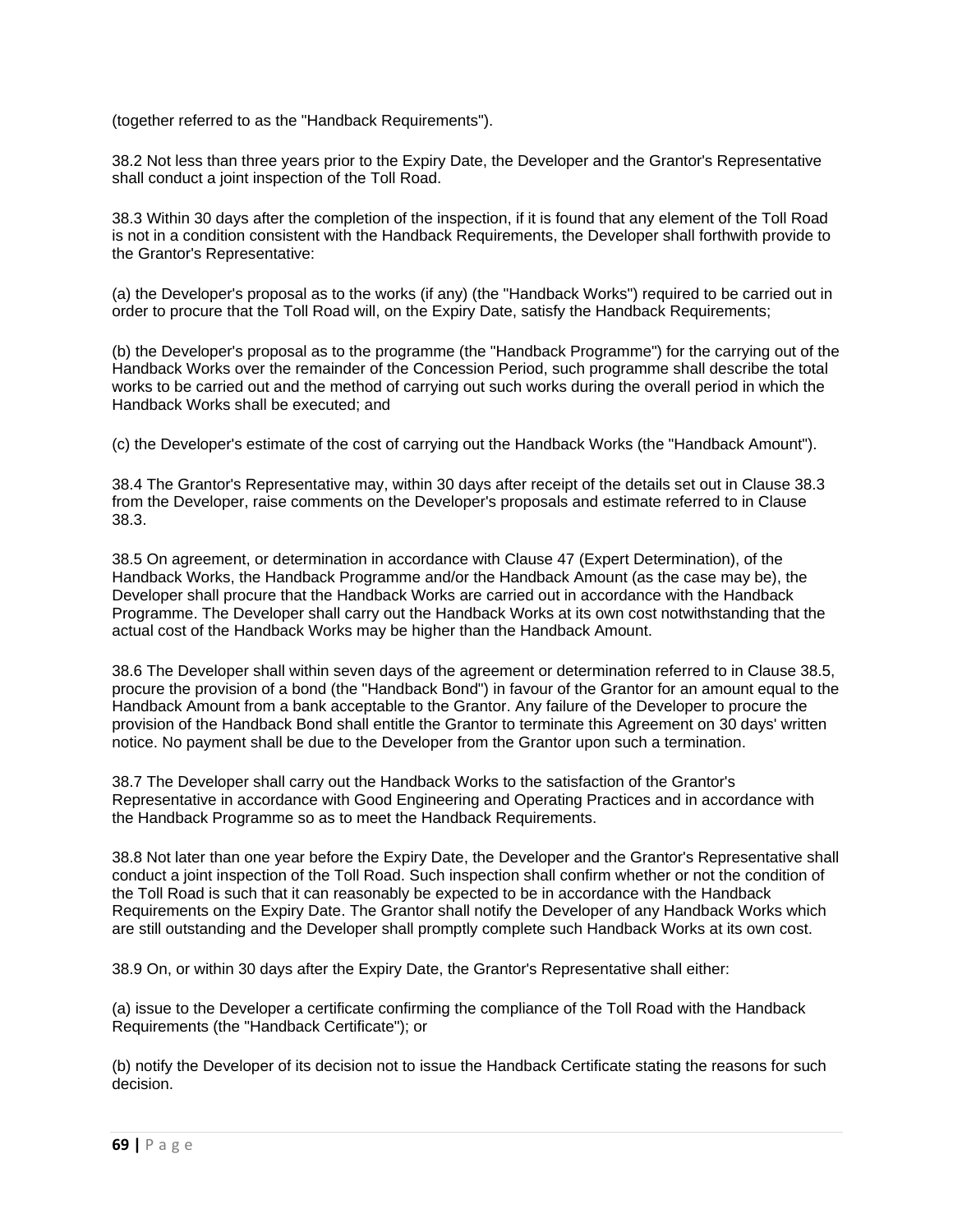(together referred to as the "Handback Requirements").

38.2 Not less than three years prior to the Expiry Date, the Developer and the Grantor's Representative shall conduct a joint inspection of the Toll Road.

38.3 Within 30 days after the completion of the inspection, if it is found that any element of the Toll Road is not in a condition consistent with the Handback Requirements, the Developer shall forthwith provide to the Grantor's Representative:

(a) the Developer's proposal as to the works (if any) (the "Handback Works") required to be carried out in order to procure that the Toll Road will, on the Expiry Date, satisfy the Handback Requirements;

(b) the Developer's proposal as to the programme (the "Handback Programme") for the carrying out of the Handback Works over the remainder of the Concession Period, such programme shall describe the total works to be carried out and the method of carrying out such works during the overall period in which the Handback Works shall be executed; and

(c) the Developer's estimate of the cost of carrying out the Handback Works (the "Handback Amount").

38.4 The Grantor's Representative may, within 30 days after receipt of the details set out in Clause 38.3 from the Developer, raise comments on the Developer's proposals and estimate referred to in Clause 38.3.

38.5 On agreement, or determination in accordance with Clause 47 (Expert Determination), of the Handback Works, the Handback Programme and/or the Handback Amount (as the case may be), the Developer shall procure that the Handback Works are carried out in accordance with the Handback Programme. The Developer shall carry out the Handback Works at its own cost notwithstanding that the actual cost of the Handback Works may be higher than the Handback Amount.

38.6 The Developer shall within seven days of the agreement or determination referred to in Clause 38.5, procure the provision of a bond (the "Handback Bond") in favour of the Grantor for an amount equal to the Handback Amount from a bank acceptable to the Grantor. Any failure of the Developer to procure the provision of the Handback Bond shall entitle the Grantor to terminate this Agreement on 30 days' written notice. No payment shall be due to the Developer from the Grantor upon such a termination.

38.7 The Developer shall carry out the Handback Works to the satisfaction of the Grantor's Representative in accordance with Good Engineering and Operating Practices and in accordance with the Handback Programme so as to meet the Handback Requirements.

38.8 Not later than one year before the Expiry Date, the Developer and the Grantor's Representative shall conduct a joint inspection of the Toll Road. Such inspection shall confirm whether or not the condition of the Toll Road is such that it can reasonably be expected to be in accordance with the Handback Requirements on the Expiry Date. The Grantor shall notify the Developer of any Handback Works which are still outstanding and the Developer shall promptly complete such Handback Works at its own cost.

38.9 On, or within 30 days after the Expiry Date, the Grantor's Representative shall either:

(a) issue to the Developer a certificate confirming the compliance of the Toll Road with the Handback Requirements (the "Handback Certificate"); or

(b) notify the Developer of its decision not to issue the Handback Certificate stating the reasons for such decision.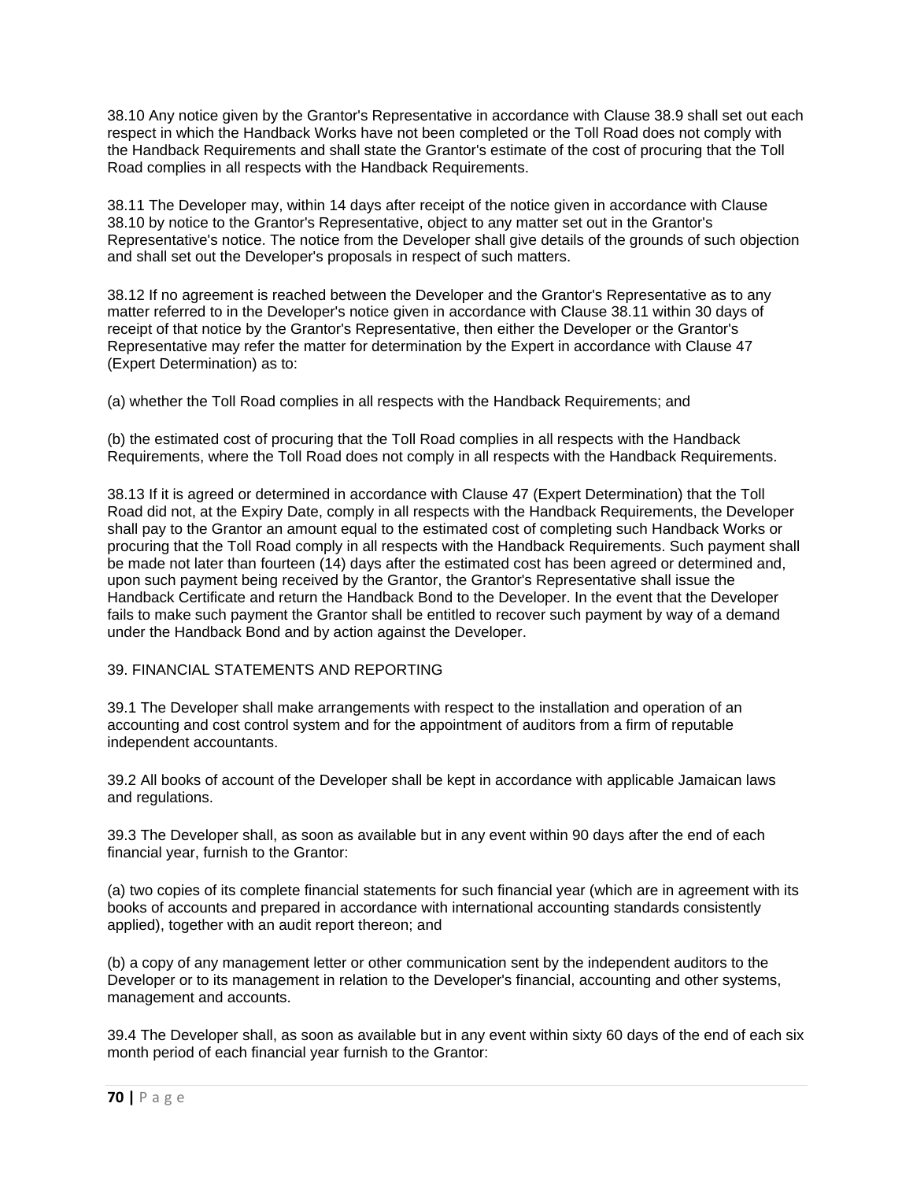38.10 Any notice given by the Grantor's Representative in accordance with Clause 38.9 shall set out each respect in which the Handback Works have not been completed or the Toll Road does not comply with the Handback Requirements and shall state the Grantor's estimate of the cost of procuring that the Toll Road complies in all respects with the Handback Requirements.

38.11 The Developer may, within 14 days after receipt of the notice given in accordance with Clause 38.10 by notice to the Grantor's Representative, object to any matter set out in the Grantor's Representative's notice. The notice from the Developer shall give details of the grounds of such objection and shall set out the Developer's proposals in respect of such matters.

38.12 If no agreement is reached between the Developer and the Grantor's Representative as to any matter referred to in the Developer's notice given in accordance with Clause 38.11 within 30 days of receipt of that notice by the Grantor's Representative, then either the Developer or the Grantor's Representative may refer the matter for determination by the Expert in accordance with Clause 47 (Expert Determination) as to:

(a) whether the Toll Road complies in all respects with the Handback Requirements; and

(b) the estimated cost of procuring that the Toll Road complies in all respects with the Handback Requirements, where the Toll Road does not comply in all respects with the Handback Requirements.

38.13 If it is agreed or determined in accordance with Clause 47 (Expert Determination) that the Toll Road did not, at the Expiry Date, comply in all respects with the Handback Requirements, the Developer shall pay to the Grantor an amount equal to the estimated cost of completing such Handback Works or procuring that the Toll Road comply in all respects with the Handback Requirements. Such payment shall be made not later than fourteen (14) days after the estimated cost has been agreed or determined and, upon such payment being received by the Grantor, the Grantor's Representative shall issue the Handback Certificate and return the Handback Bond to the Developer. In the event that the Developer fails to make such payment the Grantor shall be entitled to recover such payment by way of a demand under the Handback Bond and by action against the Developer.

## 39. FINANCIAL STATEMENTS AND REPORTING

39.1 The Developer shall make arrangements with respect to the installation and operation of an accounting and cost control system and for the appointment of auditors from a firm of reputable independent accountants.

39.2 All books of account of the Developer shall be kept in accordance with applicable Jamaican laws and regulations.

39.3 The Developer shall, as soon as available but in any event within 90 days after the end of each financial year, furnish to the Grantor:

(a) two copies of its complete financial statements for such financial year (which are in agreement with its books of accounts and prepared in accordance with international accounting standards consistently applied), together with an audit report thereon; and

(b) a copy of any management letter or other communication sent by the independent auditors to the Developer or to its management in relation to the Developer's financial, accounting and other systems, management and accounts.

39.4 The Developer shall, as soon as available but in any event within sixty 60 days of the end of each six month period of each financial year furnish to the Grantor: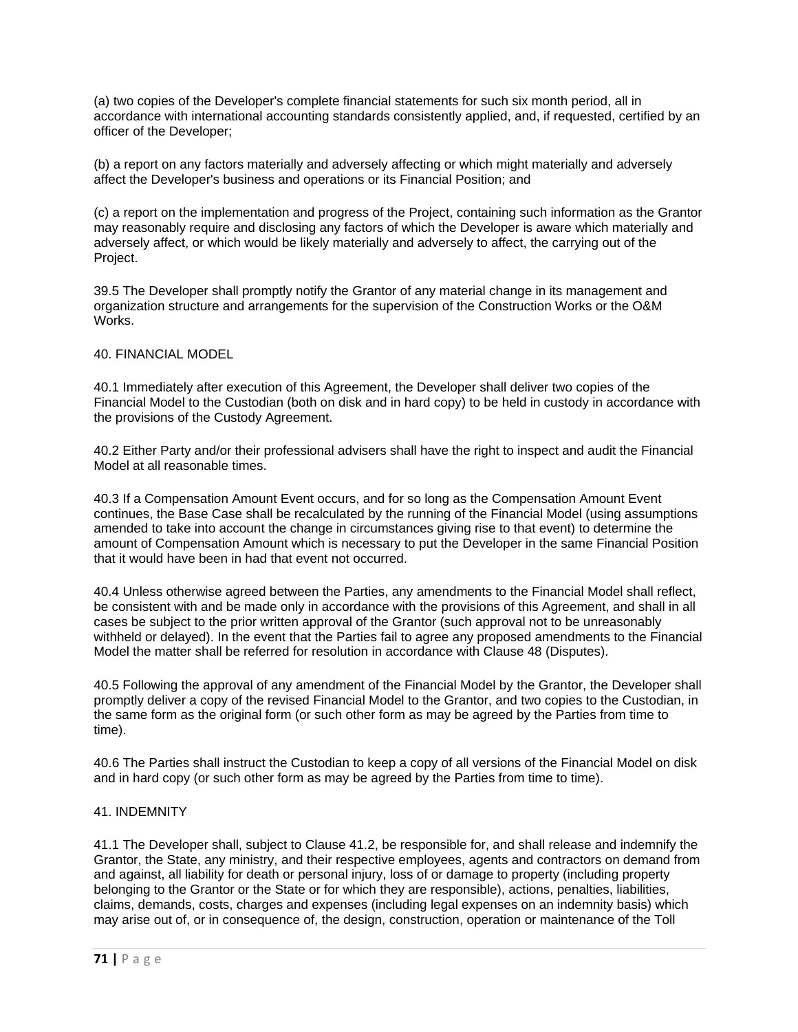(a) two copies of the Developer's complete financial statements for such six month period, all in accordance with international accounting standards consistently applied, and, if requested, certified by an officer of the Developer;

(b) a report on any factors materially and adversely affecting or which might materially and adversely affect the Developer's business and operations or its Financial Position; and

(c) a report on the implementation and progress of the Project, containing such information as the Grantor may reasonably require and disclosing any factors of which the Developer is aware which materially and adversely affect, or which would be likely materially and adversely to affect, the carrying out of the Project.

39.5 The Developer shall promptly notify the Grantor of any material change in its management and organization structure and arrangements for the supervision of the Construction Works or the O&M Works.

## 40. FINANCIAL MODEL

40.1 Immediately after execution of this Agreement, the Developer shall deliver two copies of the Financial Model to the Custodian (both on disk and in hard copy) to be held in custody in accordance with the provisions of the Custody Agreement.

40.2 Either Party and/or their professional advisers shall have the right to inspect and audit the Financial Model at all reasonable times.

40.3 If a Compensation Amount Event occurs, and for so long as the Compensation Amount Event continues, the Base Case shall be recalculated by the running of the Financial Model (using assumptions amended to take into account the change in circumstances giving rise to that event) to determine the amount of Compensation Amount which is necessary to put the Developer in the same Financial Position that it would have been in had that event not occurred.

40.4 Unless otherwise agreed between the Parties, any amendments to the Financial Model shall reflect, be consistent with and be made only in accordance with the provisions of this Agreement, and shall in all cases be subject to the prior written approval of the Grantor (such approval not to be unreasonably withheld or delayed). In the event that the Parties fail to agree any proposed amendments to the Financial Model the matter shall be referred for resolution in accordance with Clause 48 (Disputes).

40.5 Following the approval of any amendment of the Financial Model by the Grantor, the Developer shall promptly deliver a copy of the revised Financial Model to the Grantor, and two copies to the Custodian, in the same form as the original form (or such other form as may be agreed by the Parties from time to time).

40.6 The Parties shall instruct the Custodian to keep a copy of all versions of the Financial Model on disk and in hard copy (or such other form as may be agreed by the Parties from time to time).

## 41. INDEMNITY

41.1 The Developer shall, subject to Clause 41.2, be responsible for, and shall release and indemnify the Grantor, the State, any ministry, and their respective employees, agents and contractors on demand from and against, all liability for death or personal injury, loss of or damage to property (including property belonging to the Grantor or the State or for which they are responsible), actions, penalties, liabilities, claims, demands, costs, charges and expenses (including legal expenses on an indemnity basis) which may arise out of, or in consequence of, the design, construction, operation or maintenance of the Toll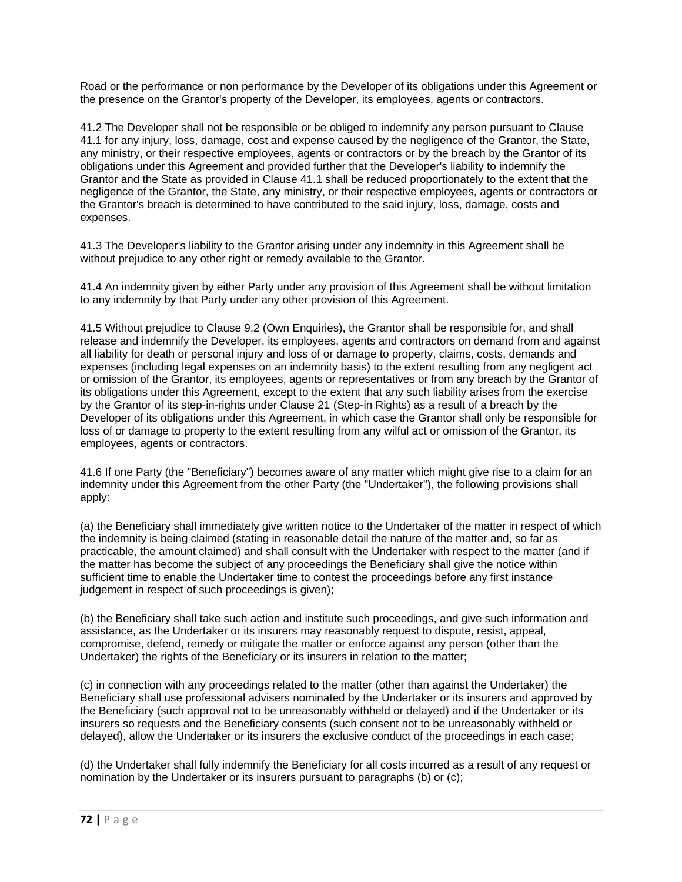Road or the performance or non performance by the Developer of its obligations under this Agreement or the presence on the Grantor's property of the Developer, its employees, agents or contractors.

41.2 The Developer shall not be responsible or be obliged to indemnify any person pursuant to Clause 41.1 for any injury, loss, damage, cost and expense caused by the negligence of the Grantor, the State, any ministry, or their respective employees, agents or contractors or by the breach by the Grantor of its obligations under this Agreement and provided further that the Developer's liability to indemnify the Grantor and the State as provided in Clause 41.1 shall be reduced proportionately to the extent that the negligence of the Grantor, the State, any ministry, or their respective employees, agents or contractors or the Grantor's breach is determined to have contributed to the said injury, loss, damage, costs and expenses.

41.3 The Developer's liability to the Grantor arising under any indemnity in this Agreement shall be without prejudice to any other right or remedy available to the Grantor.

41.4 An indemnity given by either Party under any provision of this Agreement shall be without limitation to any indemnity by that Party under any other provision of this Agreement.

41.5 Without prejudice to Clause 9.2 (Own Enquiries), the Grantor shall be responsible for, and shall release and indemnify the Developer, its employees, agents and contractors on demand from and against all liability for death or personal injury and loss of or damage to property, claims, costs, demands and expenses (including legal expenses on an indemnity basis) to the extent resulting from any negligent act or omission of the Grantor, its employees, agents or representatives or from any breach by the Grantor of its obligations under this Agreement, except to the extent that any such liability arises from the exercise by the Grantor of its step-in-rights under Clause 21 (Step-in Rights) as a result of a breach by the Developer of its obligations under this Agreement, in which case the Grantor shall only be responsible for loss of or damage to property to the extent resulting from any wilful act or omission of the Grantor, its employees, agents or contractors.

41.6 If one Party (the "Beneficiary") becomes aware of any matter which might give rise to a claim for an indemnity under this Agreement from the other Party (the "Undertaker"), the following provisions shall apply:

(a) the Beneficiary shall immediately give written notice to the Undertaker of the matter in respect of which the indemnity is being claimed (stating in reasonable detail the nature of the matter and, so far as practicable, the amount claimed) and shall consult with the Undertaker with respect to the matter (and if the matter has become the subject of any proceedings the Beneficiary shall give the notice within sufficient time to enable the Undertaker time to contest the proceedings before any first instance judgement in respect of such proceedings is given);

(b) the Beneficiary shall take such action and institute such proceedings, and give such information and assistance, as the Undertaker or its insurers may reasonably request to dispute, resist, appeal, compromise, defend, remedy or mitigate the matter or enforce against any person (other than the Undertaker) the rights of the Beneficiary or its insurers in relation to the matter;

(c) in connection with any proceedings related to the matter (other than against the Undertaker) the Beneficiary shall use professional advisers nominated by the Undertaker or its insurers and approved by the Beneficiary (such approval not to be unreasonably withheld or delayed) and if the Undertaker or its insurers so requests and the Beneficiary consents (such consent not to be unreasonably withheld or delayed), allow the Undertaker or its insurers the exclusive conduct of the proceedings in each case;

(d) the Undertaker shall fully indemnify the Beneficiary for all costs incurred as a result of any request or nomination by the Undertaker or its insurers pursuant to paragraphs (b) or (c);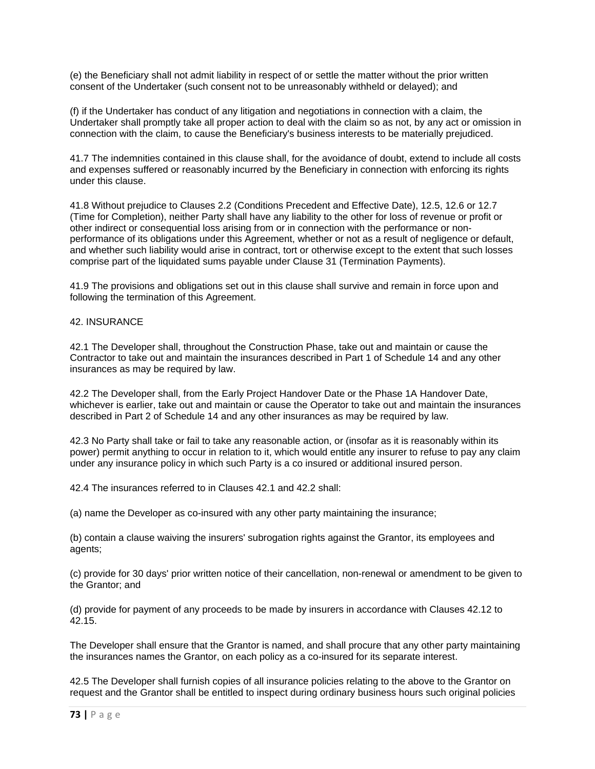(e) the Beneficiary shall not admit liability in respect of or settle the matter without the prior written consent of the Undertaker (such consent not to be unreasonably withheld or delayed); and

(f) if the Undertaker has conduct of any litigation and negotiations in connection with a claim, the Undertaker shall promptly take all proper action to deal with the claim so as not, by any act or omission in connection with the claim, to cause the Beneficiary's business interests to be materially prejudiced.

41.7 The indemnities contained in this clause shall, for the avoidance of doubt, extend to include all costs and expenses suffered or reasonably incurred by the Beneficiary in connection with enforcing its rights under this clause.

41.8 Without prejudice to Clauses 2.2 (Conditions Precedent and Effective Date), 12.5, 12.6 or 12.7 (Time for Completion), neither Party shall have any liability to the other for loss of revenue or profit or other indirect or consequential loss arising from or in connection with the performance or non-performance of its obligations under this Agreement, whether or not as a result of negligence or default, and whether such liability would arise in contract, tort or otherwise except to the extent that such losses comprise part of the liquidated sums payable under Clause 31 (Termination Payments).

41.9 The provisions and obligations set out in this clause shall survive and remain in force upon and following the termination of this Agreement.

## 42. INSURANCE

42.1 The Developer shall, throughout the Construction Phase, take out and maintain or cause the Contractor to take out and maintain the insurances described in Part 1 of Schedule 14 and any other insurances as may be required by law.

42.2 The Developer shall, from the Early Project Handover Date or the Phase 1A Handover Date, whichever is earlier, take out and maintain or cause the Operator to take out and maintain the insurances described in Part 2 of Schedule 14 and any other insurances as may be required by law.

42.3 No Party shall take or fail to take any reasonable action, or (insofar as it is reasonably within its power) permit anything to occur in relation to it, which would entitle any insurer to refuse to pay any claim under any insurance policy in which such Party is a co insured or additional insured person.

42.4 The insurances referred to in Clauses 42.1 and 42.2 shall:

(a) name the Developer as co-insured with any other party maintaining the insurance;

(b) contain a clause waiving the insurers' subrogation rights against the Grantor, its employees and agents;

(c) provide for 30 days' prior written notice of their cancellation, non-renewal or amendment to be given to the Grantor; and

(d) provide for payment of any proceeds to be made by insurers in accordance with Clauses 42.12 to 42.15.

The Developer shall ensure that the Grantor is named, and shall procure that any other party maintaining the insurances names the Grantor, on each policy as a co-insured for its separate interest.

42.5 The Developer shall furnish copies of all insurance policies relating to the above to the Grantor on request and the Grantor shall be entitled to inspect during ordinary business hours such original policies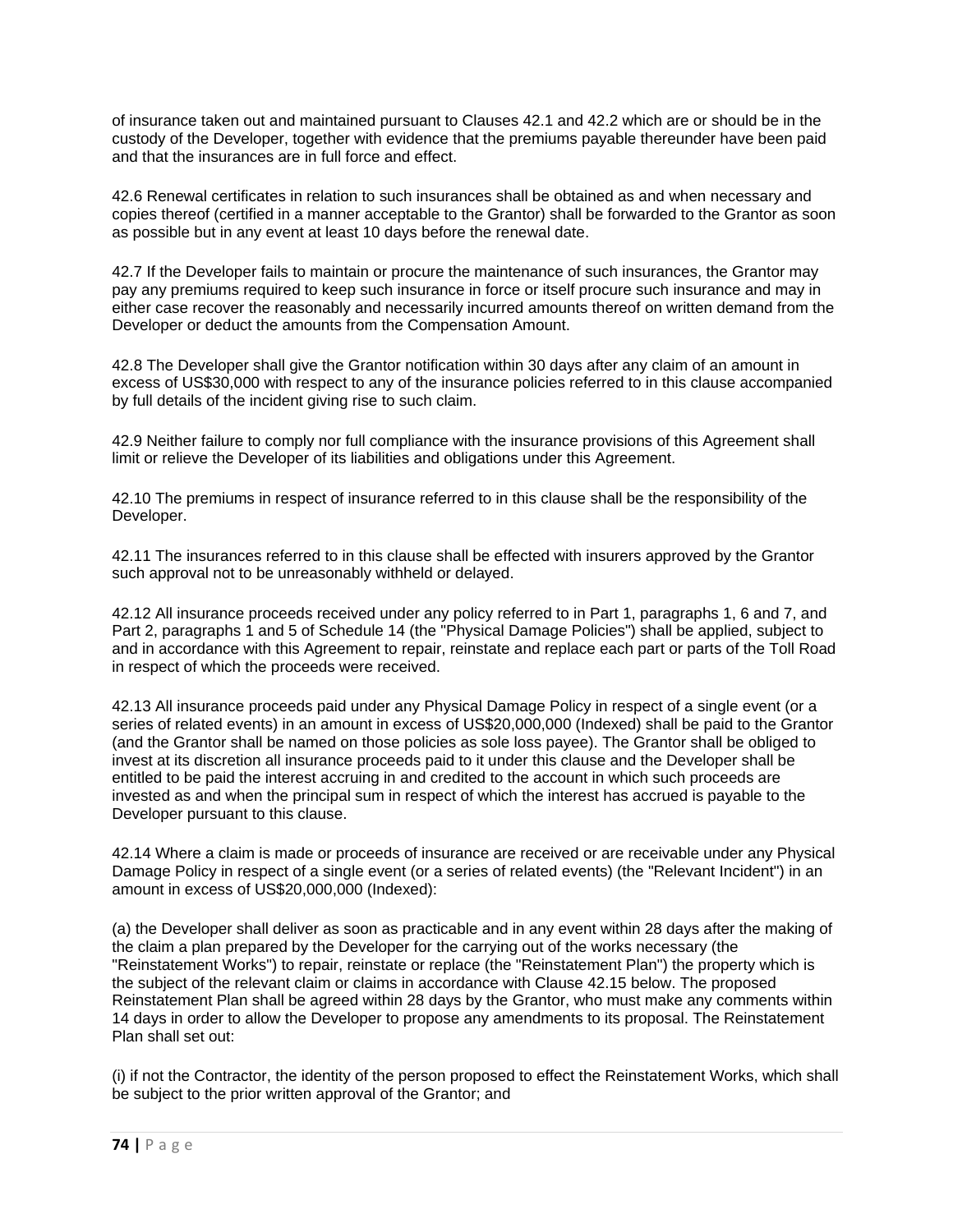of insurance taken out and maintained pursuant to Clauses 42.1 and 42.2 which are or should be in the custody of the Developer, together with evidence that the premiums payable thereunder have been paid and that the insurances are in full force and effect.

42.6 Renewal certificates in relation to such insurances shall be obtained as and when necessary and copies thereof (certified in a manner acceptable to the Grantor) shall be forwarded to the Grantor as soon as possible but in any event at least 10 days before the renewal date.

42.7 If the Developer fails to maintain or procure the maintenance of such insurances, the Grantor may pay any premiums required to keep such insurance in force or itself procure such insurance and may in either case recover the reasonably and necessarily incurred amounts thereof on written demand from the Developer or deduct the amounts from the Compensation Amount.

42.8 The Developer shall give the Grantor notification within 30 days after any claim of an amount in excess of US$30,000 with respect to any of the insurance policies referred to in this clause accompanied by full details of the incident giving rise to such claim.

42.9 Neither failure to comply nor full compliance with the insurance provisions of this Agreement shall limit or relieve the Developer of its liabilities and obligations under this Agreement.

42.10 The premiums in respect of insurance referred to in this clause shall be the responsibility of the Developer.

42.11 The insurances referred to in this clause shall be effected with insurers approved by the Grantor such approval not to be unreasonably withheld or delayed.

42.12 All insurance proceeds received under any policy referred to in Part 1, paragraphs 1, 6 and 7, and Part 2, paragraphs 1 and 5 of Schedule 14 (the "Physical Damage Policies") shall be applied, subject to and in accordance with this Agreement to repair, reinstate and replace each part or parts of the Toll Road in respect of which the proceeds were received.

42.13 All insurance proceeds paid under any Physical Damage Policy in respect of a single event (or a series of related events) in an amount in excess of US$20,000,000 (Indexed) shall be paid to the Grantor (and the Grantor shall be named on those policies as sole loss payee). The Grantor shall be obliged to invest at its discretion all insurance proceeds paid to it under this clause and the Developer shall be entitled to be paid the interest accruing in and credited to the account in which such proceeds are invested as and when the principal sum in respect of which the interest has accrued is payable to the Developer pursuant to this clause.

42.14 Where a claim is made or proceeds of insurance are received or are receivable under any Physical Damage Policy in respect of a single event (or a series of related events) (the "Relevant Incident") in an amount in excess of US$20,000,000 (Indexed):

(a) the Developer shall deliver as soon as practicable and in any event within 28 days after the making of the claim a plan prepared by the Developer for the carrying out of the works necessary (the "Reinstatement Works") to repair, reinstate or replace (the "Reinstatement Plan") the property which is the subject of the relevant claim or claims in accordance with Clause 42.15 below. The proposed Reinstatement Plan shall be agreed within 28 days by the Grantor, who must make any comments within 14 days in order to allow the Developer to propose any amendments to its proposal. The Reinstatement Plan shall set out:

(i) if not the Contractor, the identity of the person proposed to effect the Reinstatement Works, which shall be subject to the prior written approval of the Grantor; and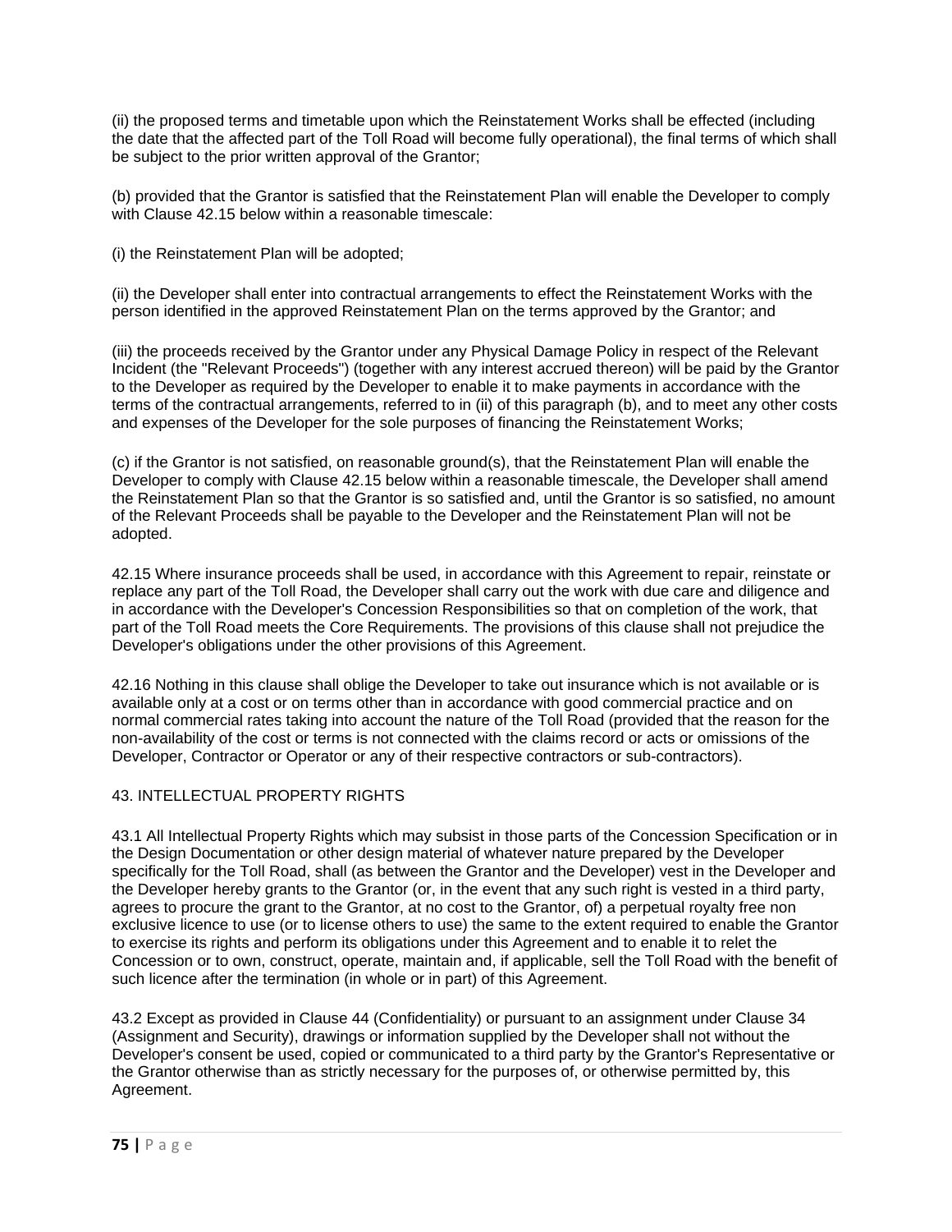(ii) the proposed terms and timetable upon which the Reinstatement Works shall be effected (including the date that the affected part of the Toll Road will become fully operational), the final terms of which shall be subject to the prior written approval of the Grantor;

(b) provided that the Grantor is satisfied that the Reinstatement Plan will enable the Developer to comply with Clause 42.15 below within a reasonable timescale:

(i) the Reinstatement Plan will be adopted;

(ii) the Developer shall enter into contractual arrangements to effect the Reinstatement Works with the person identified in the approved Reinstatement Plan on the terms approved by the Grantor; and

(iii) the proceeds received by the Grantor under any Physical Damage Policy in respect of the Relevant Incident (the "Relevant Proceeds") (together with any interest accrued thereon) will be paid by the Grantor to the Developer as required by the Developer to enable it to make payments in accordance with the terms of the contractual arrangements, referred to in (ii) of this paragraph (b), and to meet any other costs and expenses of the Developer for the sole purposes of financing the Reinstatement Works;

(c) if the Grantor is not satisfied, on reasonable ground(s), that the Reinstatement Plan will enable the Developer to comply with Clause 42.15 below within a reasonable timescale, the Developer shall amend the Reinstatement Plan so that the Grantor is so satisfied and, until the Grantor is so satisfied, no amount of the Relevant Proceeds shall be payable to the Developer and the Reinstatement Plan will not be adopted.

42.15 Where insurance proceeds shall be used, in accordance with this Agreement to repair, reinstate or replace any part of the Toll Road, the Developer shall carry out the work with due care and diligence and in accordance with the Developer's Concession Responsibilities so that on completion of the work, that part of the Toll Road meets the Core Requirements. The provisions of this clause shall not prejudice the Developer's obligations under the other provisions of this Agreement.

42.16 Nothing in this clause shall oblige the Developer to take out insurance which is not available or is available only at a cost or on terms other than in accordance with good commercial practice and on normal commercial rates taking into account the nature of the Toll Road (provided that the reason for the non-availability of the cost or terms is not connected with the claims record or acts or omissions of the Developer, Contractor or Operator or any of their respective contractors or sub-contractors).

## 43. INTELLECTUAL PROPERTY RIGHTS

43.1 All Intellectual Property Rights which may subsist in those parts of the Concession Specification or in the Design Documentation or other design material of whatever nature prepared by the Developer specifically for the Toll Road, shall (as between the Grantor and the Developer) vest in the Developer and the Developer hereby grants to the Grantor (or, in the event that any such right is vested in a third party, agrees to procure the grant to the Grantor, at no cost to the Grantor, of) a perpetual royalty free non exclusive licence to use (or to license others to use) the same to the extent required to enable the Grantor to exercise its rights and perform its obligations under this Agreement and to enable it to relet the Concession or to own, construct, operate, maintain and, if applicable, sell the Toll Road with the benefit of such licence after the termination (in whole or in part) of this Agreement.

43.2 Except as provided in Clause 44 (Confidentiality) or pursuant to an assignment under Clause 34 (Assignment and Security), drawings or information supplied by the Developer shall not without the Developer's consent be used, copied or communicated to a third party by the Grantor's Representative or the Grantor otherwise than as strictly necessary for the purposes of, or otherwise permitted by, this Agreement.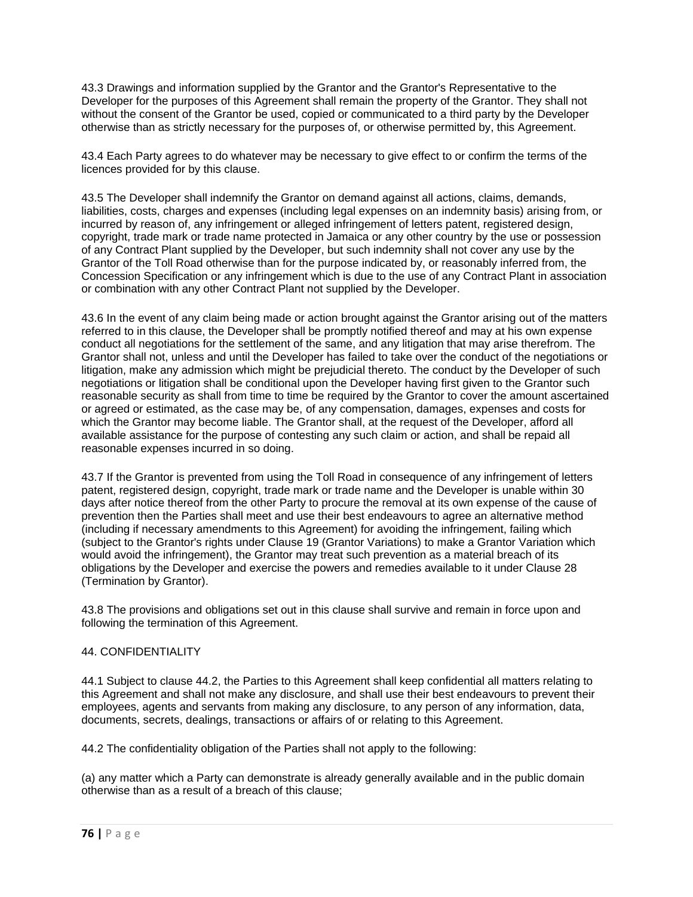43.3 Drawings and information supplied by the Grantor and the Grantor's Representative to the Developer for the purposes of this Agreement shall remain the property of the Grantor. They shall not without the consent of the Grantor be used, copied or communicated to a third party by the Developer otherwise than as strictly necessary for the purposes of, or otherwise permitted by, this Agreement.

43.4 Each Party agrees to do whatever may be necessary to give effect to or confirm the terms of the licences provided for by this clause.

43.5 The Developer shall indemnify the Grantor on demand against all actions, claims, demands, liabilities, costs, charges and expenses (including legal expenses on an indemnity basis) arising from, or incurred by reason of, any infringement or alleged infringement of letters patent, registered design, copyright, trade mark or trade name protected in Jamaica or any other country by the use or possession of any Contract Plant supplied by the Developer, but such indemnity shall not cover any use by the Grantor of the Toll Road otherwise than for the purpose indicated by, or reasonably inferred from, the Concession Specification or any infringement which is due to the use of any Contract Plant in association or combination with any other Contract Plant not supplied by the Developer.

43.6 In the event of any claim being made or action brought against the Grantor arising out of the matters referred to in this clause, the Developer shall be promptly notified thereof and may at his own expense conduct all negotiations for the settlement of the same, and any litigation that may arise therefrom. The Grantor shall not, unless and until the Developer has failed to take over the conduct of the negotiations or litigation, make any admission which might be prejudicial thereto. The conduct by the Developer of such negotiations or litigation shall be conditional upon the Developer having first given to the Grantor such reasonable security as shall from time to time be required by the Grantor to cover the amount ascertained or agreed or estimated, as the case may be, of any compensation, damages, expenses and costs for which the Grantor may become liable. The Grantor shall, at the request of the Developer, afford all available assistance for the purpose of contesting any such claim or action, and shall be repaid all reasonable expenses incurred in so doing.

43.7 If the Grantor is prevented from using the Toll Road in consequence of any infringement of letters patent, registered design, copyright, trade mark or trade name and the Developer is unable within 30 days after notice thereof from the other Party to procure the removal at its own expense of the cause of prevention then the Parties shall meet and use their best endeavours to agree an alternative method (including if necessary amendments to this Agreement) for avoiding the infringement, failing which (subject to the Grantor's rights under Clause 19 (Grantor Variations) to make a Grantor Variation which would avoid the infringement), the Grantor may treat such prevention as a material breach of its obligations by the Developer and exercise the powers and remedies available to it under Clause 28 (Termination by Grantor).

43.8 The provisions and obligations set out in this clause shall survive and remain in force upon and following the termination of this Agreement.

## 44. CONFIDENTIALITY

44.1 Subject to clause 44.2, the Parties to this Agreement shall keep confidential all matters relating to this Agreement and shall not make any disclosure, and shall use their best endeavours to prevent their employees, agents and servants from making any disclosure, to any person of any information, data, documents, secrets, dealings, transactions or affairs of or relating to this Agreement.

44.2 The confidentiality obligation of the Parties shall not apply to the following:

(a) any matter which a Party can demonstrate is already generally available and in the public domain otherwise than as a result of a breach of this clause;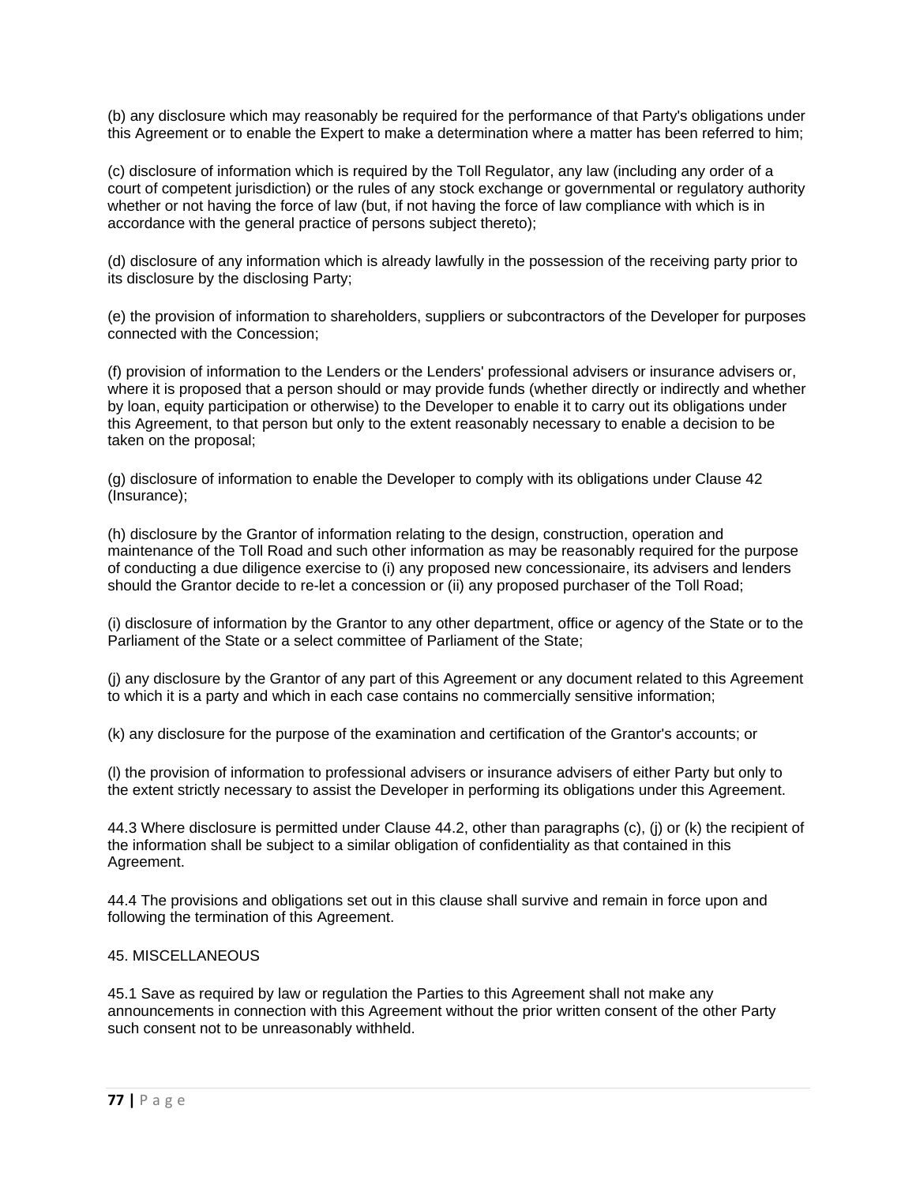(b) any disclosure which may reasonably be required for the performance of that Party's obligations under this Agreement or to enable the Expert to make a determination where a matter has been referred to him;

(c) disclosure of information which is required by the Toll Regulator, any law (including any order of a court of competent jurisdiction) or the rules of any stock exchange or governmental or regulatory authority whether or not having the force of law (but, if not having the force of law compliance with which is in accordance with the general practice of persons subject thereto);

(d) disclosure of any information which is already lawfully in the possession of the receiving party prior to its disclosure by the disclosing Party;

(e) the provision of information to shareholders, suppliers or subcontractors of the Developer for purposes connected with the Concession;

(f) provision of information to the Lenders or the Lenders' professional advisers or insurance advisers or, where it is proposed that a person should or may provide funds (whether directly or indirectly and whether by loan, equity participation or otherwise) to the Developer to enable it to carry out its obligations under this Agreement, to that person but only to the extent reasonably necessary to enable a decision to be taken on the proposal;

(g) disclosure of information to enable the Developer to comply with its obligations under Clause 42 (Insurance);

(h) disclosure by the Grantor of information relating to the design, construction, operation and maintenance of the Toll Road and such other information as may be reasonably required for the purpose of conducting a due diligence exercise to (i) any proposed new concessionaire, its advisers and lenders should the Grantor decide to re-let a concession or (ii) any proposed purchaser of the Toll Road;

(i) disclosure of information by the Grantor to any other department, office or agency of the State or to the Parliament of the State or a select committee of Parliament of the State;

(j) any disclosure by the Grantor of any part of this Agreement or any document related to this Agreement to which it is a party and which in each case contains no commercially sensitive information;

(k) any disclosure for the purpose of the examination and certification of the Grantor's accounts; or

(l) the provision of information to professional advisers or insurance advisers of either Party but only to the extent strictly necessary to assist the Developer in performing its obligations under this Agreement.

44.3 Where disclosure is permitted under Clause 44.2, other than paragraphs (c), (j) or (k) the recipient of the information shall be subject to a similar obligation of confidentiality as that contained in this Agreement.

44.4 The provisions and obligations set out in this clause shall survive and remain in force upon and following the termination of this Agreement.

## 45. MISCELLANEOUS

45.1 Save as required by law or regulation the Parties to this Agreement shall not make any announcements in connection with this Agreement without the prior written consent of the other Party such consent not to be unreasonably withheld.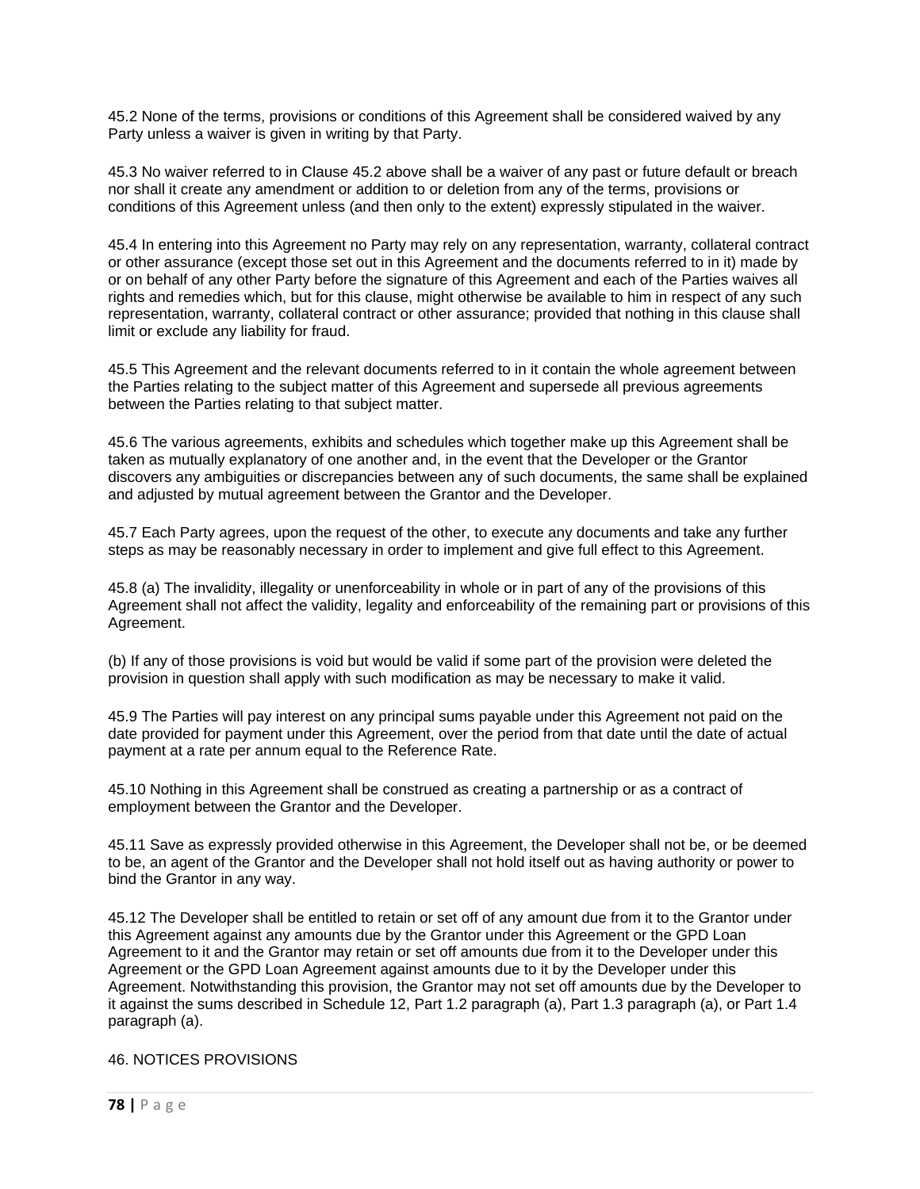45.2 None of the terms, provisions or conditions of this Agreement shall be considered waived by any Party unless a waiver is given in writing by that Party.

45.3 No waiver referred to in Clause 45.2 above shall be a waiver of any past or future default or breach nor shall it create any amendment or addition to or deletion from any of the terms, provisions or conditions of this Agreement unless (and then only to the extent) expressly stipulated in the waiver.

45.4 In entering into this Agreement no Party may rely on any representation, warranty, collateral contract or other assurance (except those set out in this Agreement and the documents referred to in it) made by or on behalf of any other Party before the signature of this Agreement and each of the Parties waives all rights and remedies which, but for this clause, might otherwise be available to him in respect of any such representation, warranty, collateral contract or other assurance; provided that nothing in this clause shall limit or exclude any liability for fraud.

45.5 This Agreement and the relevant documents referred to in it contain the whole agreement between the Parties relating to the subject matter of this Agreement and supersede all previous agreements between the Parties relating to that subject matter.

45.6 The various agreements, exhibits and schedules which together make up this Agreement shall be taken as mutually explanatory of one another and, in the event that the Developer or the Grantor discovers any ambiguities or discrepancies between any of such documents, the same shall be explained and adjusted by mutual agreement between the Grantor and the Developer.

45.7 Each Party agrees, upon the request of the other, to execute any documents and take any further steps as may be reasonably necessary in order to implement and give full effect to this Agreement.

45.8 (a) The invalidity, illegality or unenforceability in whole or in part of any of the provisions of this Agreement shall not affect the validity, legality and enforceability of the remaining part or provisions of this Agreement.

(b) If any of those provisions is void but would be valid if some part of the provision were deleted the provision in question shall apply with such modification as may be necessary to make it valid.

45.9 The Parties will pay interest on any principal sums payable under this Agreement not paid on the date provided for payment under this Agreement, over the period from that date until the date of actual payment at a rate per annum equal to the Reference Rate.

45.10 Nothing in this Agreement shall be construed as creating a partnership or as a contract of employment between the Grantor and the Developer.

45.11 Save as expressly provided otherwise in this Agreement, the Developer shall not be, or be deemed to be, an agent of the Grantor and the Developer shall not hold itself out as having authority or power to bind the Grantor in any way.

45.12 The Developer shall be entitled to retain or set off of any amount due from it to the Grantor under this Agreement against any amounts due by the Grantor under this Agreement or the GPD Loan Agreement to it and the Grantor may retain or set off amounts due from it to the Developer under this Agreement or the GPD Loan Agreement against amounts due to it by the Developer under this Agreement. Notwithstanding this provision, the Grantor may not set off amounts due by the Developer to it against the sums described in Schedule 12, Part 1.2 paragraph (a), Part 1.3 paragraph (a), or Part 1.4 paragraph (a).

## 46. NOTICES PROVISIONS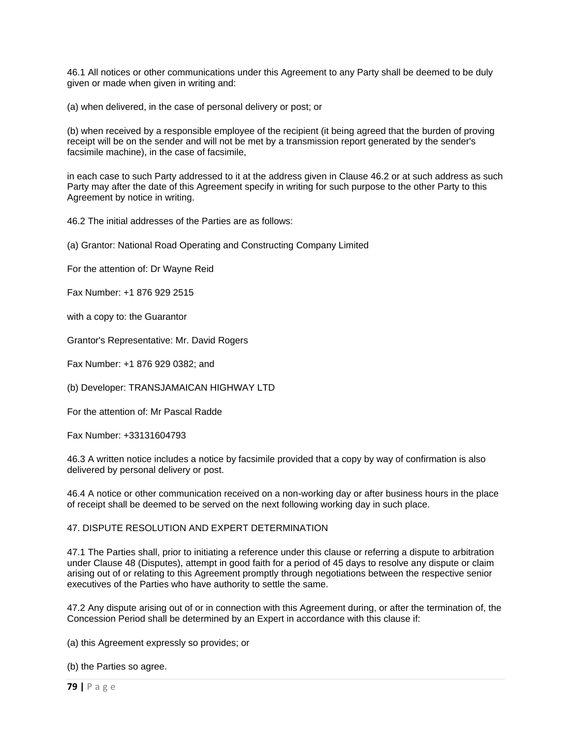46.1 All notices or other communications under this Agreement to any Party shall be deemed to be duly given or made when given in writing and:

(a) when delivered, in the case of personal delivery or post; or

(b) when received by a responsible employee of the recipient (it being agreed that the burden of proving receipt will be on the sender and will not be met by a transmission report generated by the sender's facsimile machine), in the case of facsimile,

in each case to such Party addressed to it at the address given in Clause 46.2 or at such address as such Party may after the date of this Agreement specify in writing for such purpose to the other Party to this Agreement by notice in writing.

46.2 The initial addresses of the Parties are as follows:

(a) Grantor: National Road Operating and Constructing Company Limited

For the attention of: Dr Wayne Reid

Fax Number: +1 876 929 2515

with a copy to: the Guarantor

Grantor's Representative: Mr. David Rogers

Fax Number: +1 876 929 0382; and

(b) Developer: TRANSJAMAICAN HIGHWAY LTD

For the attention of: Mr Pascal Radde

Fax Number: +33131604793

46.3 A written notice includes a notice by facsimile provided that a copy by way of confirmation is also delivered by personal delivery or post.

46.4 A notice or other communication received on a non-working day or after business hours in the place of receipt shall be deemed to be served on the next following working day in such place.

## 47. DISPUTE RESOLUTION AND EXPERT DETERMINATION

47.1 The Parties shall, prior to initiating a reference under this clause or referring a dispute to arbitration under Clause 48 (Disputes), attempt in good faith for a period of 45 days to resolve any dispute or claim arising out of or relating to this Agreement promptly through negotiations between the respective senior executives of the Parties who have authority to settle the same.

47.2 Any dispute arising out of or in connection with this Agreement during, or after the termination of, the Concession Period shall be determined by an Expert in accordance with this clause if:

(a) this Agreement expressly so provides; or

(b) the Parties so agree.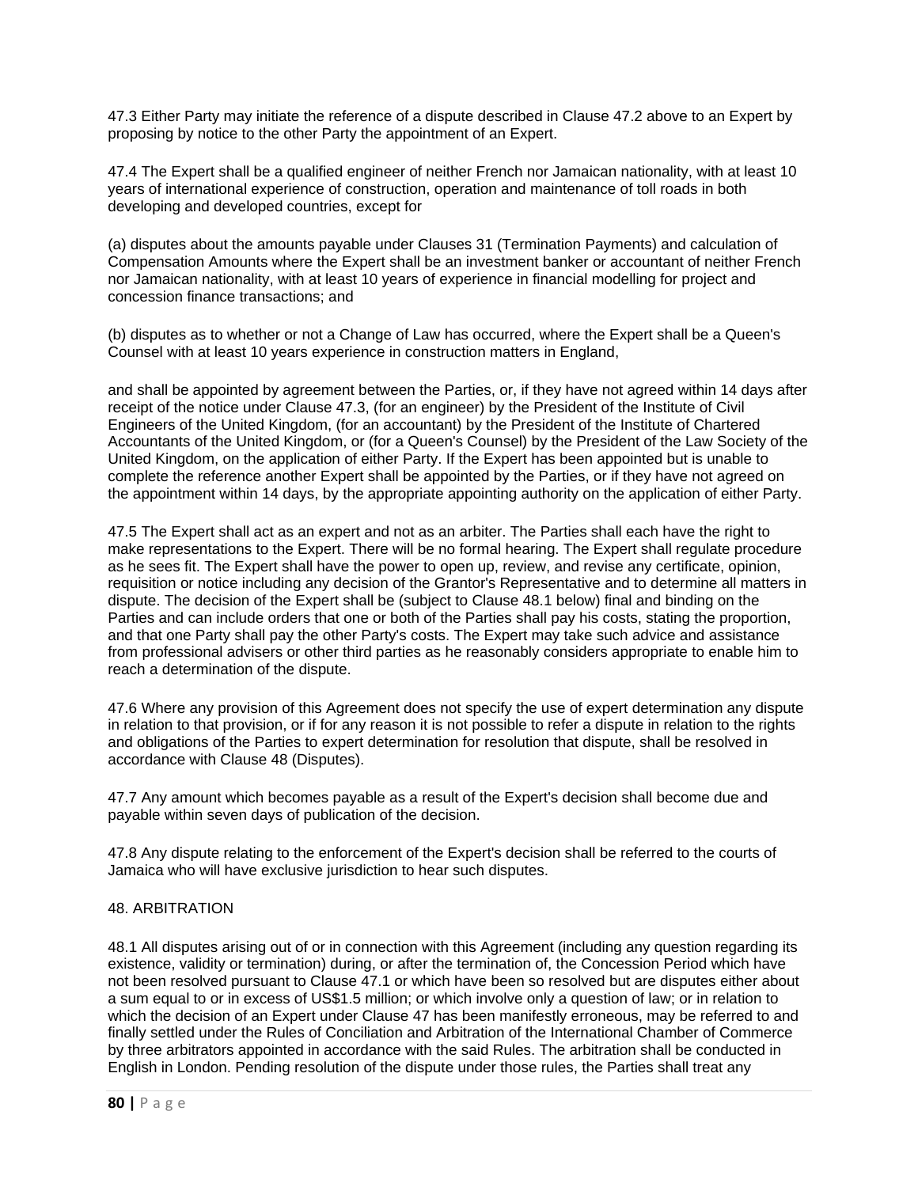47.3 Either Party may initiate the reference of a dispute described in Clause 47.2 above to an Expert by proposing by notice to the other Party the appointment of an Expert.

47.4 The Expert shall be a qualified engineer of neither French nor Jamaican nationality, with at least 10 years of international experience of construction, operation and maintenance of toll roads in both developing and developed countries, except for

(a) disputes about the amounts payable under Clauses 31 (Termination Payments) and calculation of Compensation Amounts where the Expert shall be an investment banker or accountant of neither French nor Jamaican nationality, with at least 10 years of experience in financial modelling for project and concession finance transactions; and

(b) disputes as to whether or not a Change of Law has occurred, where the Expert shall be a Queen's Counsel with at least 10 years experience in construction matters in England,

and shall be appointed by agreement between the Parties, or, if they have not agreed within 14 days after receipt of the notice under Clause 47.3, (for an engineer) by the President of the Institute of Civil Engineers of the United Kingdom, (for an accountant) by the President of the Institute of Chartered Accountants of the United Kingdom, or (for a Queen's Counsel) by the President of the Law Society of the United Kingdom, on the application of either Party. If the Expert has been appointed but is unable to complete the reference another Expert shall be appointed by the Parties, or if they have not agreed on the appointment within 14 days, by the appropriate appointing authority on the application of either Party.

47.5 The Expert shall act as an expert and not as an arbiter. The Parties shall each have the right to make representations to the Expert. There will be no formal hearing. The Expert shall regulate procedure as he sees fit. The Expert shall have the power to open up, review, and revise any certificate, opinion, requisition or notice including any decision of the Grantor's Representative and to determine all matters in dispute. The decision of the Expert shall be (subject to Clause 48.1 below) final and binding on the Parties and can include orders that one or both of the Parties shall pay his costs, stating the proportion, and that one Party shall pay the other Party's costs. The Expert may take such advice and assistance from professional advisers or other third parties as he reasonably considers appropriate to enable him to reach a determination of the dispute.

47.6 Where any provision of this Agreement does not specify the use of expert determination any dispute in relation to that provision, or if for any reason it is not possible to refer a dispute in relation to the rights and obligations of the Parties to expert determination for resolution that dispute, shall be resolved in accordance with Clause 48 (Disputes).

47.7 Any amount which becomes payable as a result of the Expert's decision shall become due and payable within seven days of publication of the decision.

47.8 Any dispute relating to the enforcement of the Expert's decision shall be referred to the courts of Jamaica who will have exclusive jurisdiction to hear such disputes.

## 48. ARBITRATION

48.1 All disputes arising out of or in connection with this Agreement (including any question regarding its existence, validity or termination) during, or after the termination of, the Concession Period which have not been resolved pursuant to Clause 47.1 or which have been so resolved but are disputes either about a sum equal to or in excess of US$1.5 million; or which involve only a question of law; or in relation to which the decision of an Expert under Clause 47 has been manifestly erroneous, may be referred to and finally settled under the Rules of Conciliation and Arbitration of the International Chamber of Commerce by three arbitrators appointed in accordance with the said Rules. The arbitration shall be conducted in English in London. Pending resolution of the dispute under those rules, the Parties shall treat any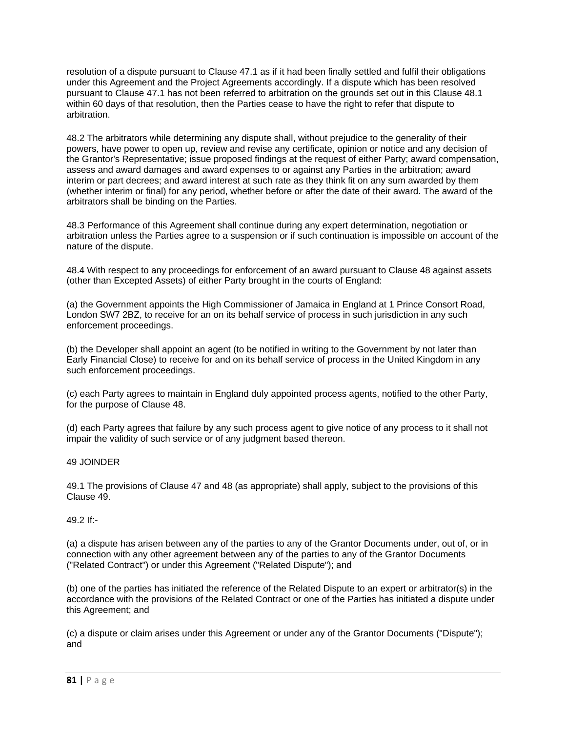resolution of a dispute pursuant to Clause 47.1 as if it had been finally settled and fulfil their obligations under this Agreement and the Project Agreements accordingly. If a dispute which has been resolved pursuant to Clause 47.1 has not been referred to arbitration on the grounds set out in this Clause 48.1 within 60 days of that resolution, then the Parties cease to have the right to refer that dispute to arbitration.

48.2 The arbitrators while determining any dispute shall, without prejudice to the generality of their powers, have power to open up, review and revise any certificate, opinion or notice and any decision of the Grantor's Representative; issue proposed findings at the request of either Party; award compensation, assess and award damages and award expenses to or against any Parties in the arbitration; award interim or part decrees; and award interest at such rate as they think fit on any sum awarded by them (whether interim or final) for any period, whether before or after the date of their award. The award of the arbitrators shall be binding on the Parties.

48.3 Performance of this Agreement shall continue during any expert determination, negotiation or arbitration unless the Parties agree to a suspension or if such continuation is impossible on account of the nature of the dispute.

48.4 With respect to any proceedings for enforcement of an award pursuant to Clause 48 against assets (other than Excepted Assets) of either Party brought in the courts of England:

(a) the Government appoints the High Commissioner of Jamaica in England at 1 Prince Consort Road, London SW7 2BZ, to receive for an on its behalf service of process in such jurisdiction in any such enforcement proceedings.

(b) the Developer shall appoint an agent (to be notified in writing to the Government by not later than Early Financial Close) to receive for and on its behalf service of process in the United Kingdom in any such enforcement proceedings.

(c) each Party agrees to maintain in England duly appointed process agents, notified to the other Party, for the purpose of Clause 48.

(d) each Party agrees that failure by any such process agent to give notice of any process to it shall not impair the validity of such service or of any judgment based thereon.

49 JOINDER

49.1 The provisions of Clause 47 and 48 (as appropriate) shall apply, subject to the provisions of this Clause 49.

49.2 If:-

(a) a dispute has arisen between any of the parties to any of the Grantor Documents under, out of, or in connection with any other agreement between any of the parties to any of the Grantor Documents ("Related Contract") or under this Agreement ("Related Dispute"); and

(b) one of the parties has initiated the reference of the Related Dispute to an expert or arbitrator(s) in the accordance with the provisions of the Related Contract or one of the Parties has initiated a dispute under this Agreement; and

(c) a dispute or claim arises under this Agreement or under any of the Grantor Documents ("Dispute"); and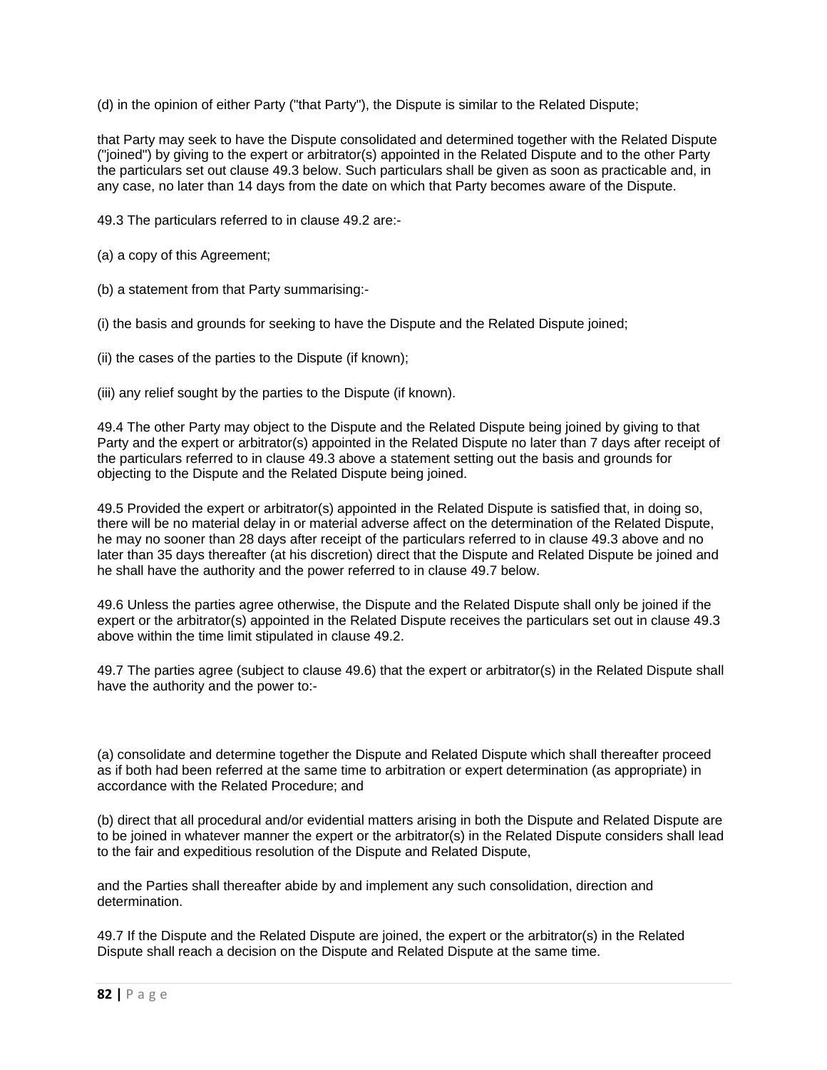(d) in the opinion of either Party ("that Party"), the Dispute is similar to the Related Dispute;

that Party may seek to have the Dispute consolidated and determined together with the Related Dispute ("joined") by giving to the expert or arbitrator(s) appointed in the Related Dispute and to the other Party the particulars set out clause 49.3 below. Such particulars shall be given as soon as practicable and, in any case, no later than 14 days from the date on which that Party becomes aware of the Dispute.

49.3 The particulars referred to in clause 49.2 are:-

(a) a copy of this Agreement;

(b) a statement from that Party summarising:-

(i) the basis and grounds for seeking to have the Dispute and the Related Dispute joined;

(ii) the cases of the parties to the Dispute (if known);

(iii) any relief sought by the parties to the Dispute (if known).

49.4 The other Party may object to the Dispute and the Related Dispute being joined by giving to that Party and the expert or arbitrator(s) appointed in the Related Dispute no later than 7 days after receipt of the particulars referred to in clause 49.3 above a statement setting out the basis and grounds for objecting to the Dispute and the Related Dispute being joined.

49.5 Provided the expert or arbitrator(s) appointed in the Related Dispute is satisfied that, in doing so, there will be no material delay in or material adverse affect on the determination of the Related Dispute, he may no sooner than 28 days after receipt of the particulars referred to in clause 49.3 above and no later than 35 days thereafter (at his discretion) direct that the Dispute and Related Dispute be joined and he shall have the authority and the power referred to in clause 49.7 below.

49.6 Unless the parties agree otherwise, the Dispute and the Related Dispute shall only be joined if the expert or the arbitrator(s) appointed in the Related Dispute receives the particulars set out in clause 49.3 above within the time limit stipulated in clause 49.2.

49.7 The parties agree (subject to clause 49.6) that the expert or arbitrator(s) in the Related Dispute shall have the authority and the power to:-

(a) consolidate and determine together the Dispute and Related Dispute which shall thereafter proceed as if both had been referred at the same time to arbitration or expert determination (as appropriate) in accordance with the Related Procedure; and

(b) direct that all procedural and/or evidential matters arising in both the Dispute and Related Dispute are to be joined in whatever manner the expert or the arbitrator(s) in the Related Dispute considers shall lead to the fair and expeditious resolution of the Dispute and Related Dispute,

and the Parties shall thereafter abide by and implement any such consolidation, direction and determination.

49.7 If the Dispute and the Related Dispute are joined, the expert or the arbitrator(s) in the Related Dispute shall reach a decision on the Dispute and Related Dispute at the same time.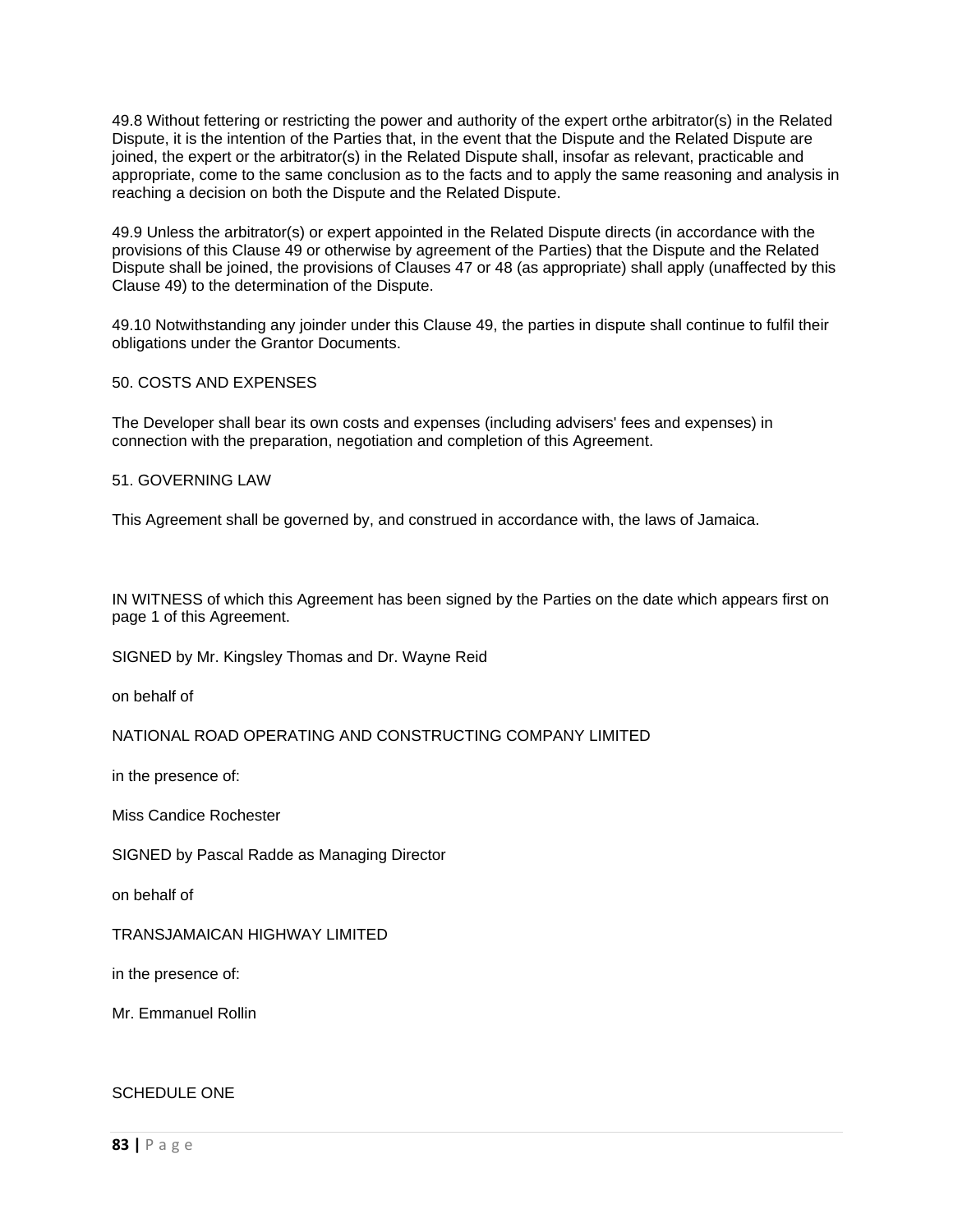49.8 Without fettering or restricting the power and authority of the expert orthe arbitrator(s) in the Related Dispute, it is the intention of the Parties that, in the event that the Dispute and the Related Dispute are joined, the expert or the arbitrator(s) in the Related Dispute shall, insofar as relevant, practicable and appropriate, come to the same conclusion as to the facts and to apply the same reasoning and analysis in reaching a decision on both the Dispute and the Related Dispute.

49.9 Unless the arbitrator(s) or expert appointed in the Related Dispute directs (in accordance with the provisions of this Clause 49 or otherwise by agreement of the Parties) that the Dispute and the Related Dispute shall be joined, the provisions of Clauses 47 or 48 (as appropriate) shall apply (unaffected by this Clause 49) to the determination of the Dispute.

49.10 Notwithstanding any joinder under this Clause 49, the parties in dispute shall continue to fulfil their obligations under the Grantor Documents.

## 50. COSTS AND EXPENSES

The Developer shall bear its own costs and expenses (including advisers' fees and expenses) in connection with the preparation, negotiation and completion of this Agreement.

## 51. GOVERNING LAW

This Agreement shall be governed by, and construed in accordance with, the laws of Jamaica.

IN WITNESS of which this Agreement has been signed by the Parties on the date which appears first on page 1 of this Agreement.

SIGNED by Mr. Kingsley Thomas and Dr. Wayne Reid

on behalf of

NATIONAL ROAD OPERATING AND CONSTRUCTING COMPANY LIMITED

in the presence of:

Miss Candice Rochester

SIGNED by Pascal Radde as Managing Director

on behalf of

TRANSJAMAICAN HIGHWAY LIMITED

in the presence of:

Mr. Emmanuel Rollin

## SCHEDULE ONE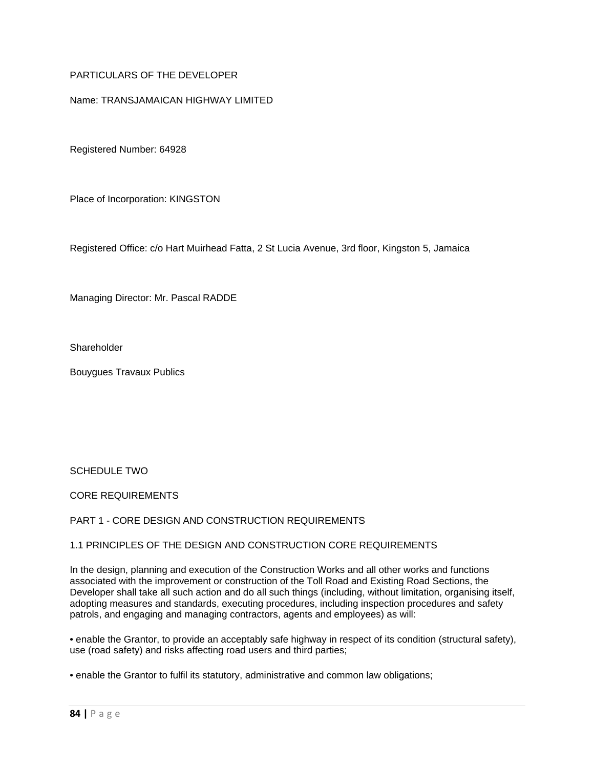PARTICULARS OF THE DEVELOPER

Name: TRANSJAMAICAN HIGHWAY LIMITED

Registered Number: 64928

Place of Incorporation: KINGSTON

Registered Office: c/o Hart Muirhead Fatta, 2 St Lucia Avenue, 3rd floor, Kingston 5, Jamaica

Managing Director: Mr. Pascal RADDE

Shareholder

Bouygues Travaux Publics

# SCHEDULE TWO

## CORE REQUIREMENTS

### PART 1 - CORE DESIGN AND CONSTRUCTION REQUIREMENTS

#### 1.1 PRINCIPLES OF THE DESIGN AND CONSTRUCTION CORE REQUIREMENTS

In the design, planning and execution of the Construction Works and all other works and functions associated with the improvement or construction of the Toll Road and Existing Road Sections, the Developer shall take all such action and do all such things (including, without limitation, organising itself, adopting measures and standards, executing procedures, including inspection procedures and safety patrols, and engaging and managing contractors, agents and employees) as will:

- enable the Grantor, to provide an acceptably safe highway in respect of its condition (structural safety), use (road safety) and risks affecting road users and third parties;
- enable the Grantor to fulfil its statutory, administrative and common law obligations;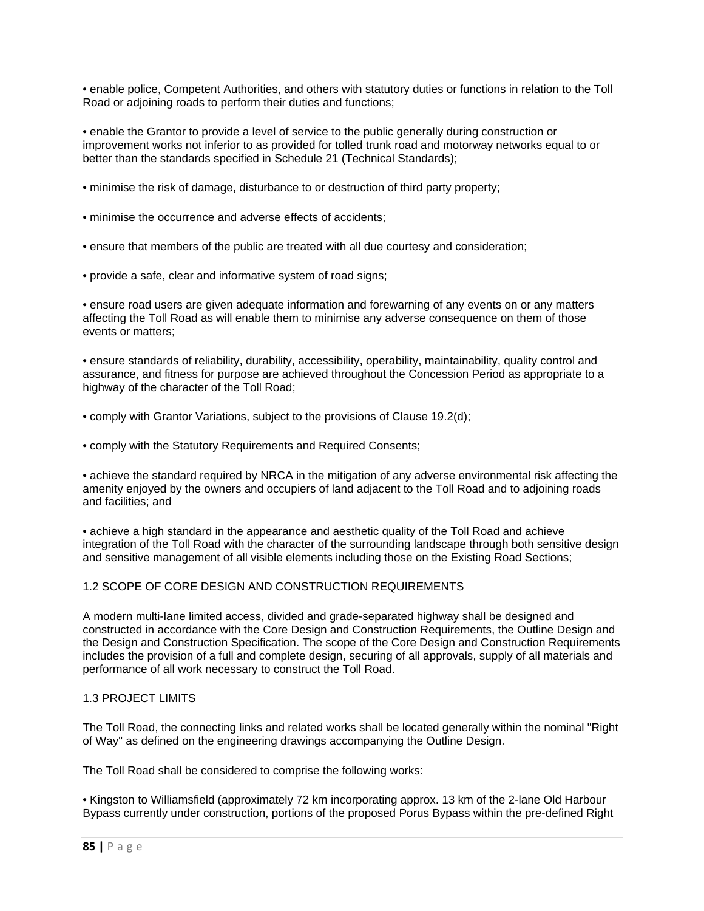- enable police, Competent Authorities, and others with statutory duties or functions in relation to the Toll Road or adjoining roads to perform their duties and functions;

- enable the Grantor to provide a level of service to the public generally during construction or improvement works not inferior to as provided for tolled trunk road and motorway networks equal to or better than the standards specified in Schedule 21 (Technical Standards);

- minimise the risk of damage, disturbance to or destruction of third party property;

- minimise the occurrence and adverse effects of accidents;

- ensure that members of the public are treated with all due courtesy and consideration;

- provide a safe, clear and informative system of road signs;

- ensure road users are given adequate information and forewarning of any events on or any matters affecting the Toll Road as will enable them to minimise any adverse consequence on them of those events or matters;

- ensure standards of reliability, durability, accessibility, operability, maintainability, quality control and assurance, and fitness for purpose are achieved throughout the Concession Period as appropriate to a highway of the character of the Toll Road;

- comply with Grantor Variations, subject to the provisions of Clause 19.2(d);

- comply with the Statutory Requirements and Required Consents;

- achieve the standard required by NRCA in the mitigation of any adverse environmental risk affecting the amenity enjoyed by the owners and occupiers of land adjacent to the Toll Road and to adjoining roads and facilities; and

- achieve a high standard in the appearance and aesthetic quality of the Toll Road and achieve integration of the Toll Road with the character of the surrounding landscape through both sensitive design and sensitive management of all visible elements including those on the Existing Road Sections;

## 1.2 SCOPE OF CORE DESIGN AND CONSTRUCTION REQUIREMENTS

A modern multi-lane limited access, divided and grade-separated highway shall be designed and constructed in accordance with the Core Design and Construction Requirements, the Outline Design and the Design and Construction Specification. The scope of the Core Design and Construction Requirements includes the provision of a full and complete design, securing of all approvals, supply of all materials and performance of all work necessary to construct the Toll Road.

## 1.3 PROJECT LIMITS

The Toll Road, the connecting links and related works shall be located generally within the nominal "Right of Way" as defined on the engineering drawings accompanying the Outline Design.

The Toll Road shall be considered to comprise the following works:

- Kingston to Williamsfield (approximately 72 km incorporating approx. 13 km of the 2-lane Old Harbour Bypass currently under construction, portions of the proposed Porus Bypass within the pre-defined Right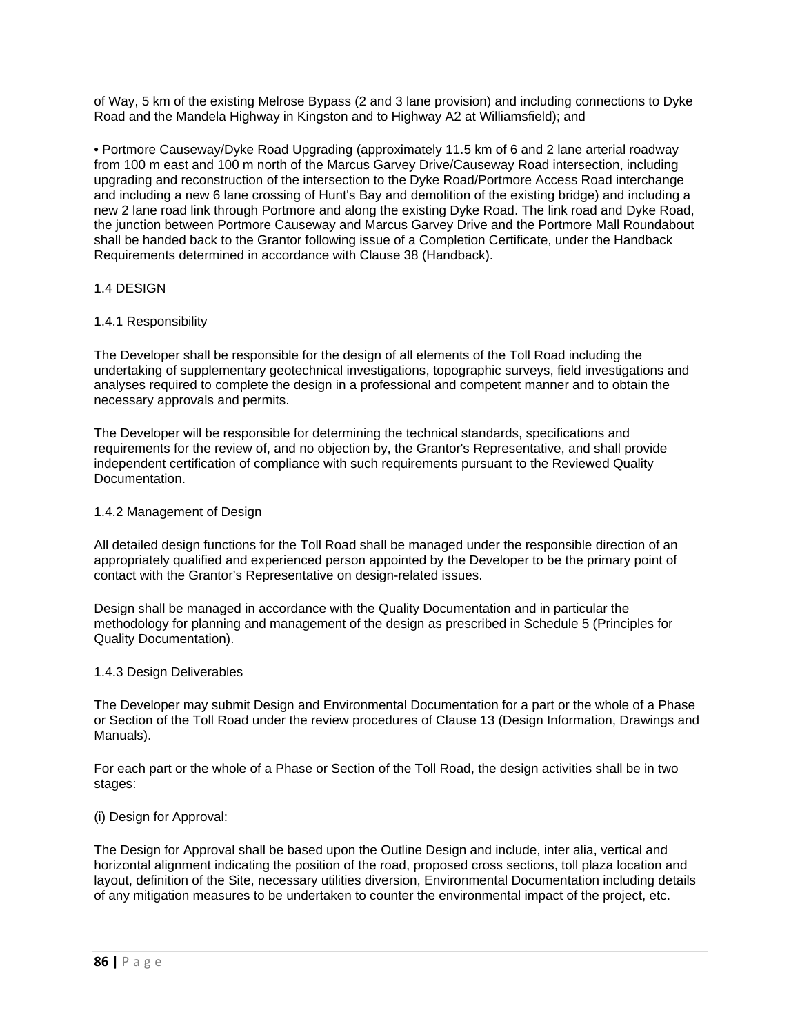of Way, 5 km of the existing Melrose Bypass (2 and 3 lane provision) and including connections to Dyke Road and the Mandela Highway in Kingston and to Highway A2 at Williamsfield); and

• Portmore Causeway/Dyke Road Upgrading (approximately 11.5 km of 6 and 2 lane arterial roadway from 100 m east and 100 m north of the Marcus Garvey Drive/Causeway Road intersection, including upgrading and reconstruction of the intersection to the Dyke Road/Portmore Access Road interchange and including a new 6 lane crossing of Hunt's Bay and demolition of the existing bridge) and including a new 2 lane road link through Portmore and along the existing Dyke Road. The link road and Dyke Road, the junction between Portmore Causeway and Marcus Garvey Drive and the Portmore Mall Roundabout shall be handed back to the Grantor following issue of a Completion Certificate, under the Handback Requirements determined in accordance with Clause 38 (Handback).

## 1.4 DESIGN

### 1.4.1 Responsibility

The Developer shall be responsible for the design of all elements of the Toll Road including the undertaking of supplementary geotechnical investigations, topographic surveys, field investigations and analyses required to complete the design in a professional and competent manner and to obtain the necessary approvals and permits.

The Developer will be responsible for determining the technical standards, specifications and requirements for the review of, and no objection by, the Grantor's Representative, and shall provide independent certification of compliance with such requirements pursuant to the Reviewed Quality Documentation.

### 1.4.2 Management of Design

All detailed design functions for the Toll Road shall be managed under the responsible direction of an appropriately qualified and experienced person appointed by the Developer to be the primary point of contact with the Grantor's Representative on design-related issues.

Design shall be managed in accordance with the Quality Documentation and in particular the methodology for planning and management of the design as prescribed in Schedule 5 (Principles for Quality Documentation).

### 1.4.3 Design Deliverables

The Developer may submit Design and Environmental Documentation for a part or the whole of a Phase or Section of the Toll Road under the review procedures of Clause 13 (Design Information, Drawings and Manuals).

For each part or the whole of a Phase or Section of the Toll Road, the design activities shall be in two stages:

(i) Design for Approval:

The Design for Approval shall be based upon the Outline Design and include, inter alia, vertical and horizontal alignment indicating the position of the road, proposed cross sections, toll plaza location and layout, definition of the Site, necessary utilities diversion, Environmental Documentation including details of any mitigation measures to be undertaken to counter the environmental impact of the project, etc.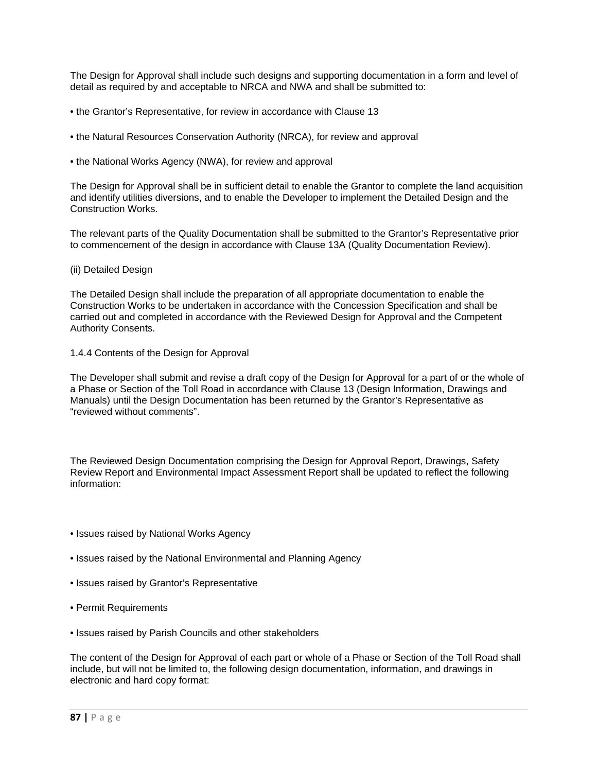The Design for Approval shall include such designs and supporting documentation in a form and level of detail as required by and acceptable to NRCA and NWA and shall be submitted to:

- the Grantor's Representative, for review in accordance with Clause 13
- the Natural Resources Conservation Authority (NRCA), for review and approval
- the National Works Agency (NWA), for review and approval

The Design for Approval shall be in sufficient detail to enable the Grantor to complete the land acquisition and identify utilities diversions, and to enable the Developer to implement the Detailed Design and the Construction Works.

The relevant parts of the Quality Documentation shall be submitted to the Grantor's Representative prior to commencement of the design in accordance with Clause 13A (Quality Documentation Review).

(ii) Detailed Design

The Detailed Design shall include the preparation of all appropriate documentation to enable the Construction Works to be undertaken in accordance with the Concession Specification and shall be carried out and completed in accordance with the Reviewed Design for Approval and the Competent Authority Consents.

### 1.4.4 Contents of the Design for Approval

The Developer shall submit and revise a draft copy of the Design for Approval for a part of or the whole of a Phase or Section of the Toll Road in accordance with Clause 13 (Design Information, Drawings and Manuals) until the Design Documentation has been returned by the Grantor's Representative as "reviewed without comments".

The Reviewed Design Documentation comprising the Design for Approval Report, Drawings, Safety Review Report and Environmental Impact Assessment Report shall be updated to reflect the following information:

- Issues raised by National Works Agency
- Issues raised by the National Environmental and Planning Agency
- Issues raised by Grantor's Representative
- Permit Requirements
- Issues raised by Parish Councils and other stakeholders

The content of the Design for Approval of each part or whole of a Phase or Section of the Toll Road shall include, but will not be limited to, the following design documentation, information, and drawings in electronic and hard copy format: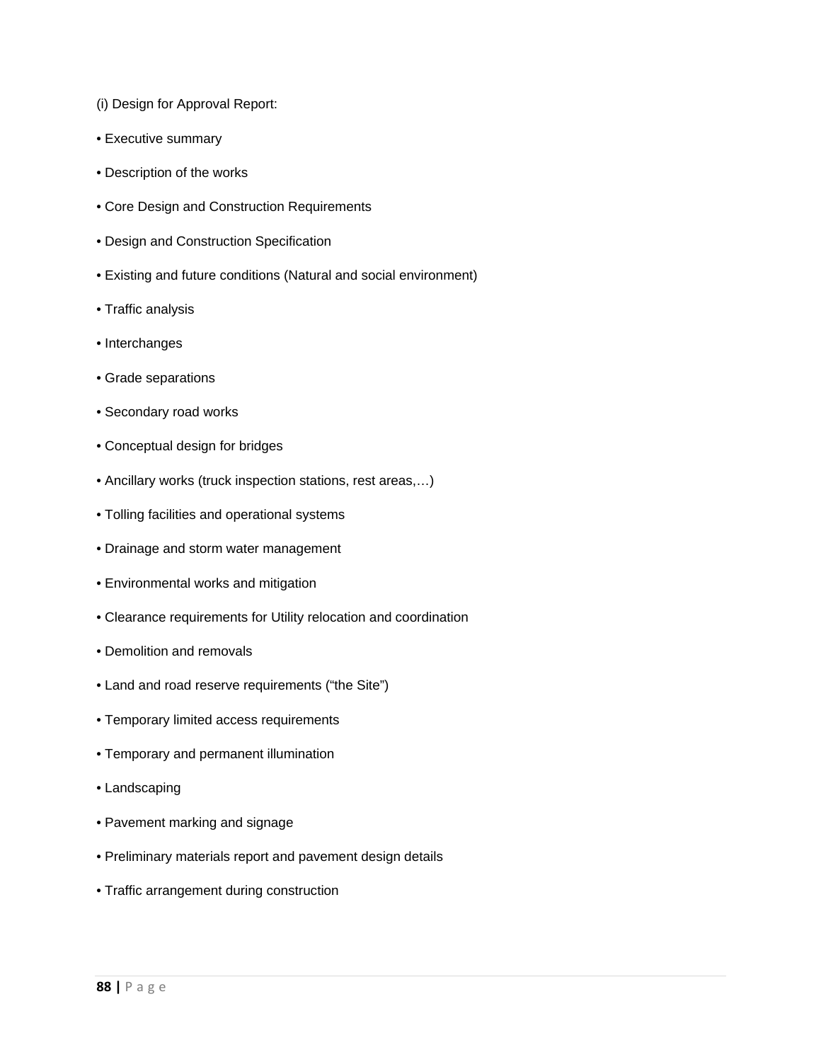(i) Design for Approval Report:

- Executive summary
- Description of the works
- Core Design and Construction Requirements
- Design and Construction Specification
- Existing and future conditions (Natural and social environment)
- Traffic analysis
- Interchanges
- Grade separations
- Secondary road works
- Conceptual design for bridges
- Ancillary works (truck inspection stations, rest areas,…)
- Tolling facilities and operational systems
- Drainage and storm water management
- Environmental works and mitigation
- Clearance requirements for Utility relocation and coordination
- Demolition and removals
- Land and road reserve requirements (“the Site”)
- Temporary limited access requirements
- Temporary and permanent illumination
- Landscaping
- Pavement marking and signage
- Preliminary materials report and pavement design details
- Traffic arrangement during construction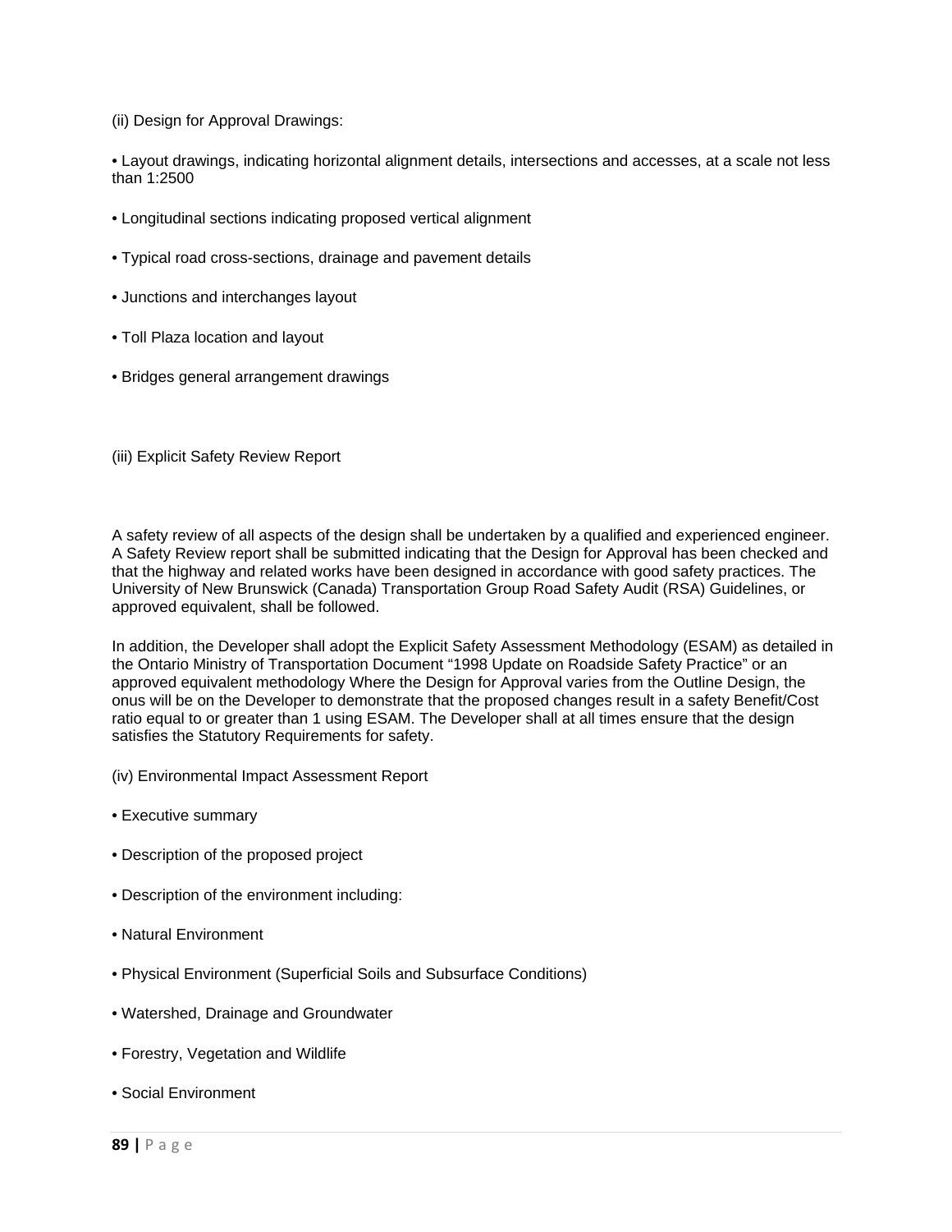(ii) Design for Approval Drawings:

- Layout drawings, indicating horizontal alignment details, intersections and accesses, at a scale not less than 1:2500
- Longitudinal sections indicating proposed vertical alignment
- Typical road cross-sections, drainage and pavement details
- Junctions and interchanges layout
- Toll Plaza location and layout
- Bridges general arrangement drawings

(iii) Explicit Safety Review Report

A safety review of all aspects of the design shall be undertaken by a qualified and experienced engineer. A Safety Review report shall be submitted indicating that the Design for Approval has been checked and that the highway and related works have been designed in accordance with good safety practices. The University of New Brunswick (Canada) Transportation Group Road Safety Audit (RSA) Guidelines, or approved equivalent, shall be followed.

In addition, the Developer shall adopt the Explicit Safety Assessment Methodology (ESAM) as detailed in the Ontario Ministry of Transportation Document "1998 Update on Roadside Safety Practice" or an approved equivalent methodology Where the Design for Approval varies from the Outline Design, the onus will be on the Developer to demonstrate that the proposed changes result in a safety Benefit/Cost ratio equal to or greater than 1 using ESAM. The Developer shall at all times ensure that the design satisfies the Statutory Requirements for safety.

(iv) Environmental Impact Assessment Report

- Executive summary
- Description of the proposed project
- Description of the environment including:
- Natural Environment
- Physical Environment (Superficial Soils and Subsurface Conditions)
- Watershed, Drainage and Groundwater
- Forestry, Vegetation and Wildlife
- Social Environment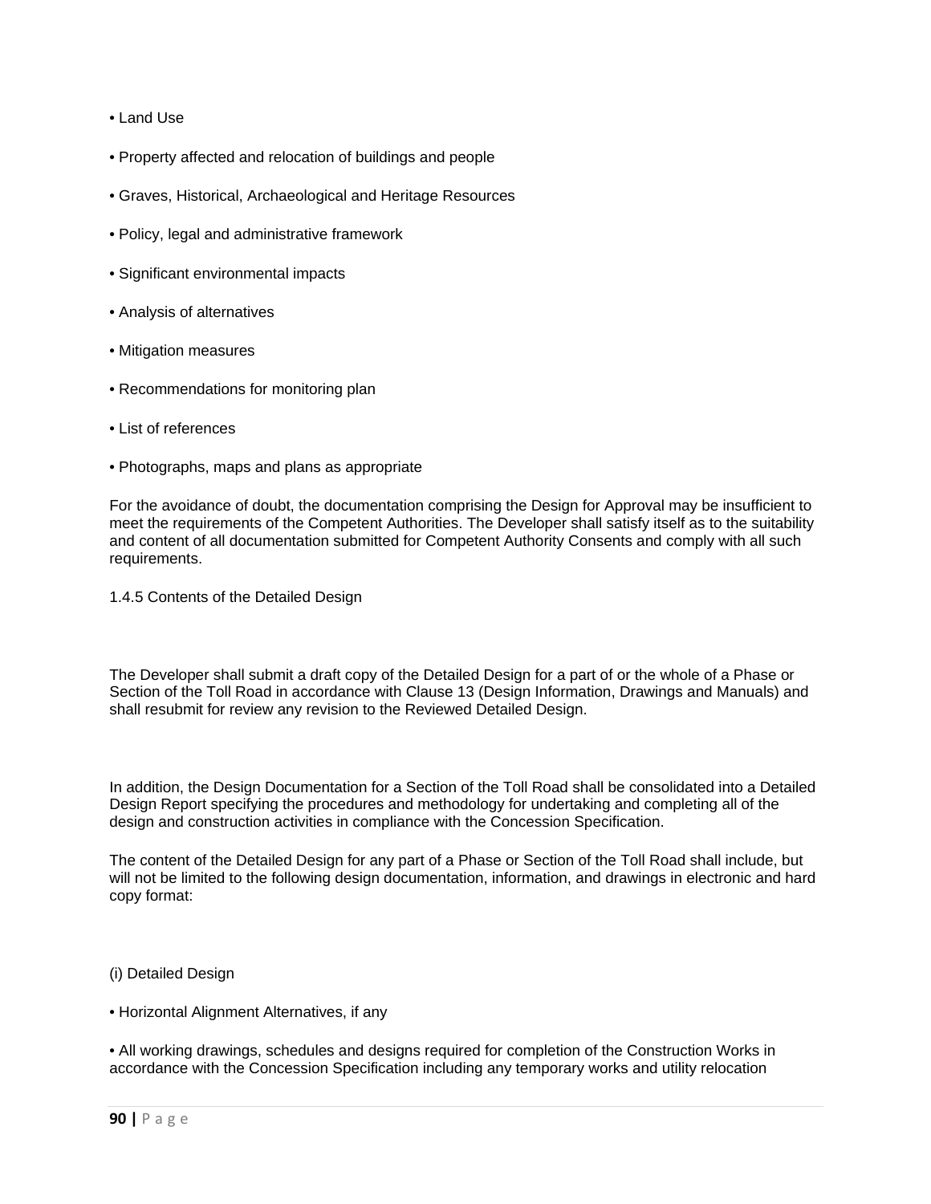- Land Use
- Property affected and relocation of buildings and people
- Graves, Historical, Archaeological and Heritage Resources
- Policy, legal and administrative framework
- Significant environmental impacts
- Analysis of alternatives
- Mitigation measures
- Recommendations for monitoring plan
- List of references
- Photographs, maps and plans as appropriate

For the avoidance of doubt, the documentation comprising the Design for Approval may be insufficient to meet the requirements of the Competent Authorities. The Developer shall satisfy itself as to the suitability and content of all documentation submitted for Competent Authority Consents and comply with all such requirements.

### 1.4.5 Contents of the Detailed Design

The Developer shall submit a draft copy of the Detailed Design for a part of or the whole of a Phase or Section of the Toll Road in accordance with Clause 13 (Design Information, Drawings and Manuals) and shall resubmit for review any revision to the Reviewed Detailed Design.

In addition, the Design Documentation for a Section of the Toll Road shall be consolidated into a Detailed Design Report specifying the procedures and methodology for undertaking and completing all of the design and construction activities in compliance with the Concession Specification.

The content of the Detailed Design for any part of a Phase or Section of the Toll Road shall include, but will not be limited to the following design documentation, information, and drawings in electronic and hard copy format:

(i) Detailed Design

- Horizontal Alignment Alternatives, if any
- All working drawings, schedules and designs required for completion of the Construction Works in accordance with the Concession Specification including any temporary works and utility relocation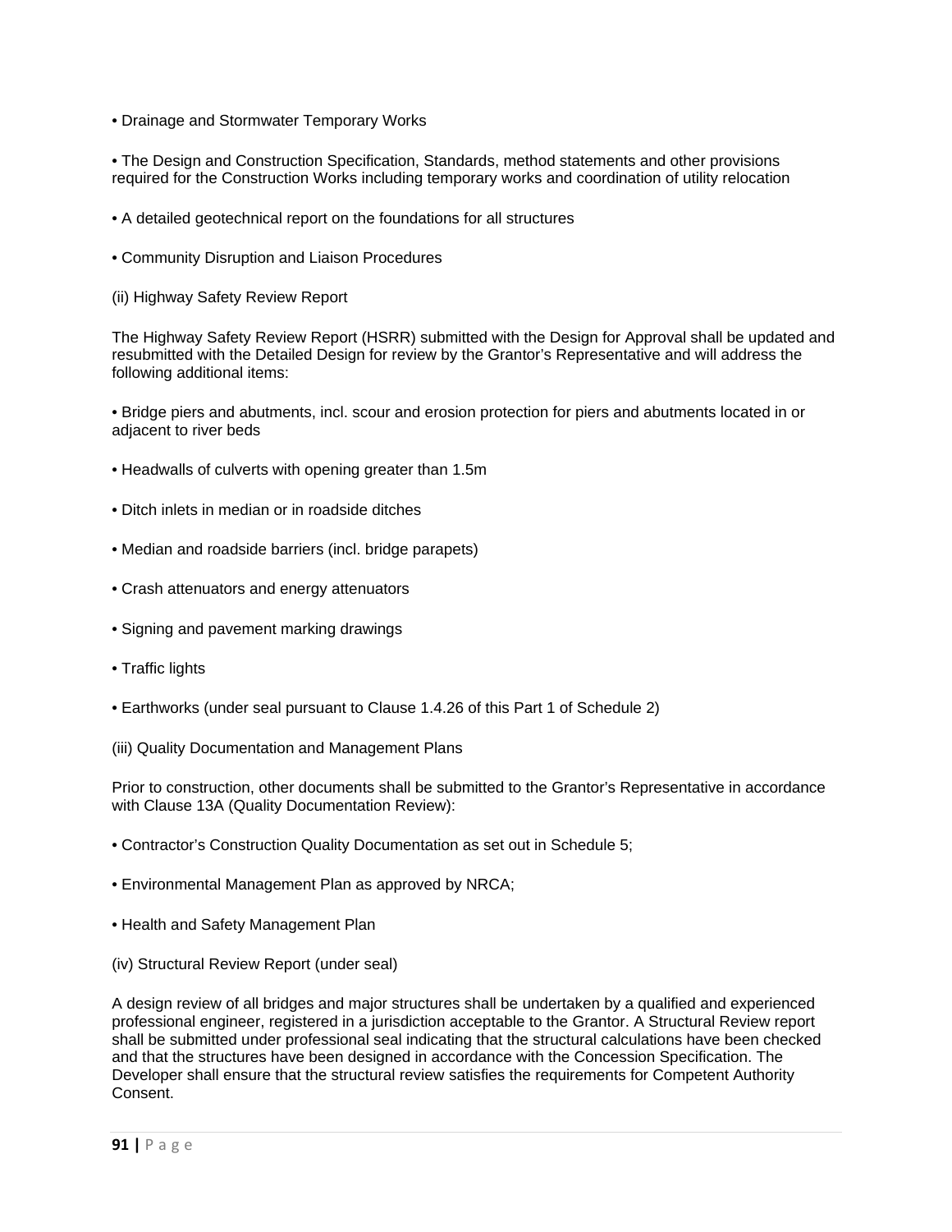- Drainage and Stormwater Temporary Works

- The Design and Construction Specification, Standards, method statements and other provisions required for the Construction Works including temporary works and coordination of utility relocation

- A detailed geotechnical report on the foundations for all structures

- Community Disruption and Liaison Procedures

(ii) Highway Safety Review Report

The Highway Safety Review Report (HSRR) submitted with the Design for Approval shall be updated and resubmitted with the Detailed Design for review by the Grantor's Representative and will address the following additional items:

- Bridge piers and abutments, incl. scour and erosion protection for piers and abutments located in or adjacent to river beds

- Headwalls of culverts with opening greater than 1.5m

- Ditch inlets in median or in roadside ditches

- Median and roadside barriers (incl. bridge parapets)

- Crash attenuators and energy attenuators

- Signing and pavement marking drawings

- Traffic lights

- Earthworks (under seal pursuant to Clause 1.4.26 of this Part 1 of Schedule 2)

(iii) Quality Documentation and Management Plans

Prior to construction, other documents shall be submitted to the Grantor's Representative in accordance with Clause 13A (Quality Documentation Review):

- Contractor's Construction Quality Documentation as set out in Schedule 5;

- Environmental Management Plan as approved by NRCA;

- Health and Safety Management Plan

(iv) Structural Review Report (under seal)

A design review of all bridges and major structures shall be undertaken by a qualified and experienced professional engineer, registered in a jurisdiction acceptable to the Grantor. A Structural Review report shall be submitted under professional seal indicating that the structural calculations have been checked and that the structures have been designed in accordance with the Concession Specification. The Developer shall ensure that the structural review satisfies the requirements for Competent Authority Consent.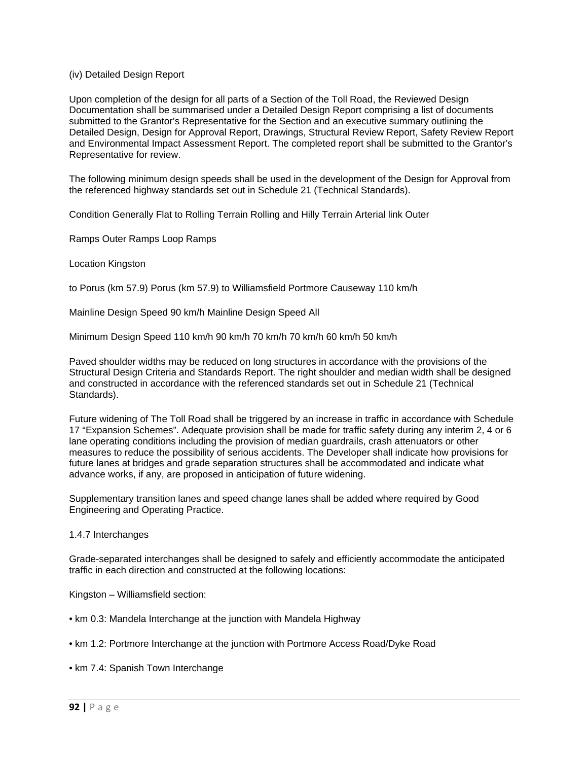(iv) Detailed Design Report

Upon completion of the design for all parts of a Section of the Toll Road, the Reviewed Design Documentation shall be summarised under a Detailed Design Report comprising a list of documents submitted to the Grantor's Representative for the Section and an executive summary outlining the Detailed Design, Design for Approval Report, Drawings, Structural Review Report, Safety Review Report and Environmental Impact Assessment Report. The completed report shall be submitted to the Grantor's Representative for review.

The following minimum design speeds shall be used in the development of the Design for Approval from the referenced highway standards set out in Schedule 21 (Technical Standards).

Condition Generally Flat to Rolling Terrain Rolling and Hilly Terrain Arterial link Outer

Ramps Outer Ramps Loop Ramps

Location Kingston

to Porus (km 57.9) Porus (km 57.9) to Williamsfield Portmore Causeway 110 km/h

Mainline Design Speed 90 km/h Mainline Design Speed All

Minimum Design Speed 110 km/h 90 km/h 70 km/h 70 km/h 60 km/h 50 km/h

Paved shoulder widths may be reduced on long structures in accordance with the provisions of the Structural Design Criteria and Standards Report. The right shoulder and median width shall be designed and constructed in accordance with the referenced standards set out in Schedule 21 (Technical Standards).

Future widening of The Toll Road shall be triggered by an increase in traffic in accordance with Schedule 17 "Expansion Schemes". Adequate provision shall be made for traffic safety during any interim 2, 4 or 6 lane operating conditions including the provision of median guardrails, crash attenuators or other measures to reduce the possibility of serious accidents. The Developer shall indicate how provisions for future lanes at bridges and grade separation structures shall be accommodated and indicate what advance works, if any, are proposed in anticipation of future widening.

Supplementary transition lanes and speed change lanes shall be added where required by Good Engineering and Operating Practice.

1.4.7 Interchanges

Grade-separated interchanges shall be designed to safely and efficiently accommodate the anticipated traffic in each direction and constructed at the following locations:

Kingston – Williamsfield section:

- km 0.3: Mandela Interchange at the junction with Mandela Highway
- km 1.2: Portmore Interchange at the junction with Portmore Access Road/Dyke Road
- km 7.4: Spanish Town Interchange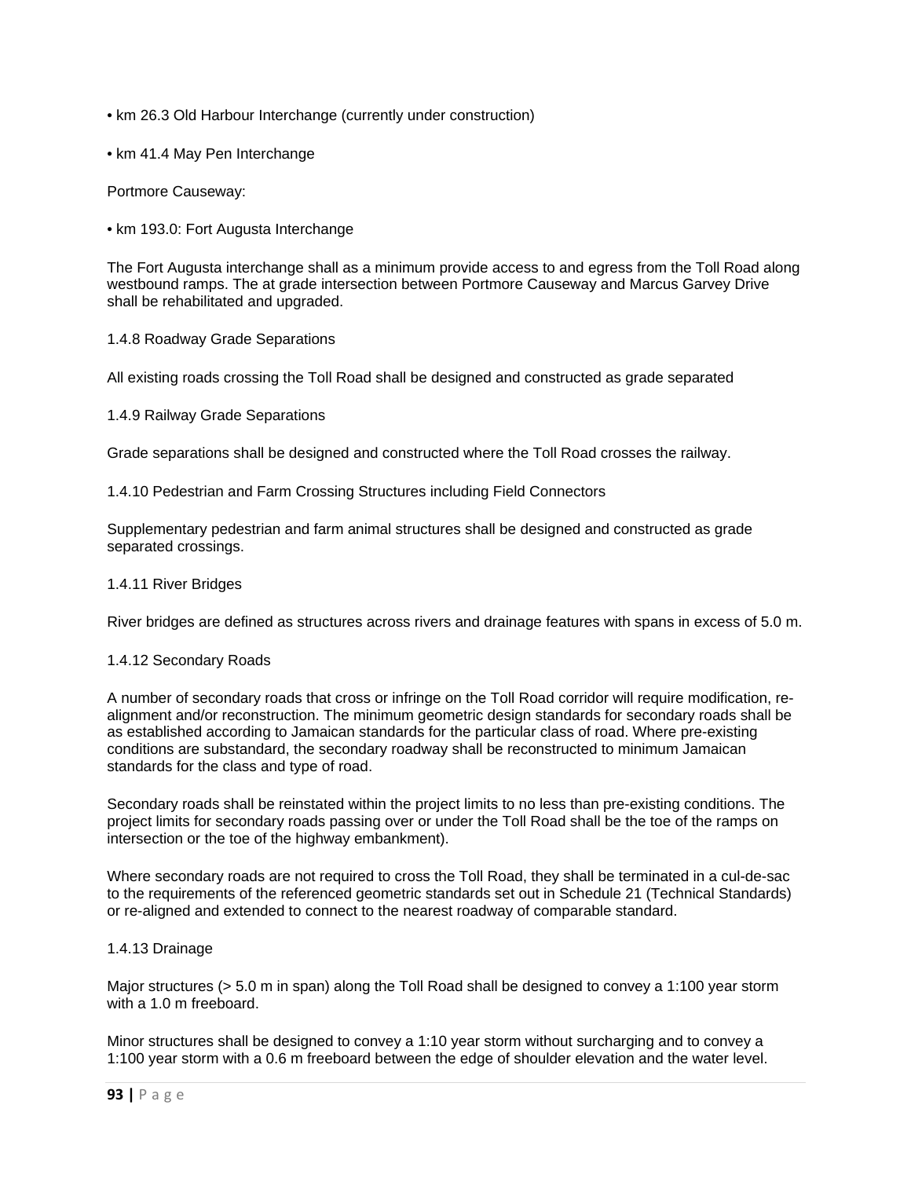- km 26.3 Old Harbour Interchange (currently under construction)

- km 41.4 May Pen Interchange

Portmore Causeway:

- km 193.0: Fort Augusta Interchange

The Fort Augusta interchange shall as a minimum provide access to and egress from the Toll Road along westbound ramps. The at grade intersection between Portmore Causeway and Marcus Garvey Drive shall be rehabilitated and upgraded.

### 1.4.8 Roadway Grade Separations

All existing roads crossing the Toll Road shall be designed and constructed as grade separated

### 1.4.9 Railway Grade Separations

Grade separations shall be designed and constructed where the Toll Road crosses the railway.

### 1.4.10 Pedestrian and Farm Crossing Structures including Field Connectors

Supplementary pedestrian and farm animal structures shall be designed and constructed as grade separated crossings.

### 1.4.11 River Bridges

River bridges are defined as structures across rivers and drainage features with spans in excess of 5.0 m.

### 1.4.12 Secondary Roads

A number of secondary roads that cross or infringe on the Toll Road corridor will require modification, re-alignment and/or reconstruction. The minimum geometric design standards for secondary roads shall be as established according to Jamaican standards for the particular class of road. Where pre-existing conditions are substandard, the secondary roadway shall be reconstructed to minimum Jamaican standards for the class and type of road.

Secondary roads shall be reinstated within the project limits to no less than pre-existing conditions. The project limits for secondary roads passing over or under the Toll Road shall be the toe of the ramps on intersection or the toe of the highway embankment).

Where secondary roads are not required to cross the Toll Road, they shall be terminated in a cul-de-sac to the requirements of the referenced geometric standards set out in Schedule 21 (Technical Standards) or re-aligned and extended to connect to the nearest roadway of comparable standard.

### 1.4.13 Drainage

Major structures (> 5.0 m in span) along the Toll Road shall be designed to convey a 1:100 year storm with a 1.0 m freeboard.

Minor structures shall be designed to convey a 1:10 year storm without surcharging and to convey a 1:100 year storm with a 0.6 m freeboard between the edge of shoulder elevation and the water level.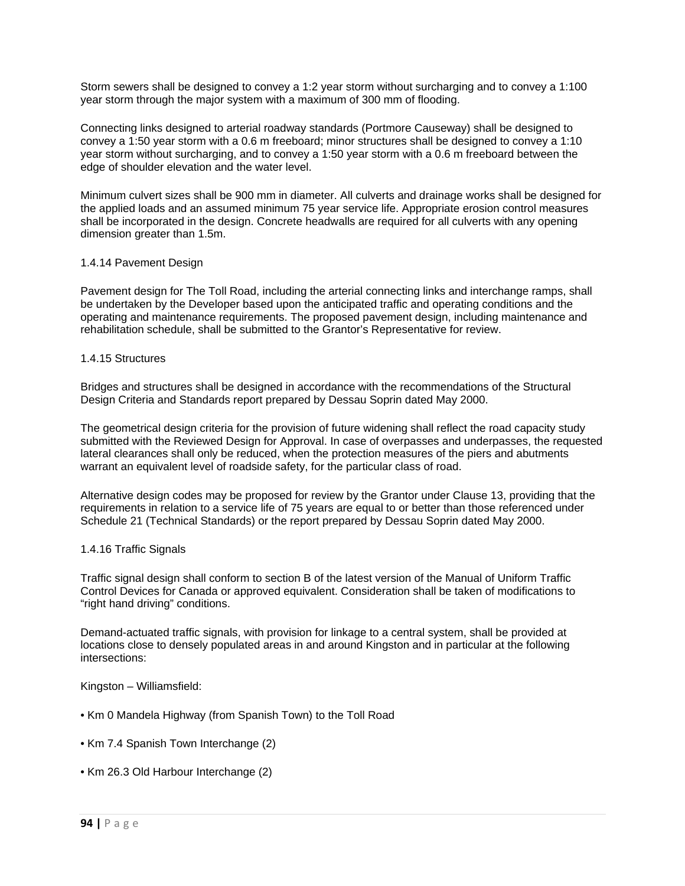Storm sewers shall be designed to convey a 1:2 year storm without surcharging and to convey a 1:100 year storm through the major system with a maximum of 300 mm of flooding.

Connecting links designed to arterial roadway standards (Portmore Causeway) shall be designed to convey a 1:50 year storm with a 0.6 m freeboard; minor structures shall be designed to convey a 1:10 year storm without surcharging, and to convey a 1:50 year storm with a 0.6 m freeboard between the edge of shoulder elevation and the water level.

Minimum culvert sizes shall be 900 mm in diameter. All culverts and drainage works shall be designed for the applied loads and an assumed minimum 75 year service life. Appropriate erosion control measures shall be incorporated in the design. Concrete headwalls are required for all culverts with any opening dimension greater than 1.5m.

### 1.4.14 Pavement Design

Pavement design for The Toll Road, including the arterial connecting links and interchange ramps, shall be undertaken by the Developer based upon the anticipated traffic and operating conditions and the operating and maintenance requirements. The proposed pavement design, including maintenance and rehabilitation schedule, shall be submitted to the Grantor's Representative for review.

### 1.4.15 Structures

Bridges and structures shall be designed in accordance with the recommendations of the Structural Design Criteria and Standards report prepared by Dessau Soprin dated May 2000.

The geometrical design criteria for the provision of future widening shall reflect the road capacity study submitted with the Reviewed Design for Approval. In case of overpasses and underpasses, the requested lateral clearances shall only be reduced, when the protection measures of the piers and abutments warrant an equivalent level of roadside safety, for the particular class of road.

Alternative design codes may be proposed for review by the Grantor under Clause 13, providing that the requirements in relation to a service life of 75 years are equal to or better than those referenced under Schedule 21 (Technical Standards) or the report prepared by Dessau Soprin dated May 2000.

### 1.4.16 Traffic Signals

Traffic signal design shall conform to section B of the latest version of the Manual of Uniform Traffic Control Devices for Canada or approved equivalent. Consideration shall be taken of modifications to "right hand driving" conditions.

Demand-actuated traffic signals, with provision for linkage to a central system, shall be provided at locations close to densely populated areas in and around Kingston and in particular at the following intersections:

Kingston – Williamsfield:

- Km 0 Mandela Highway (from Spanish Town) to the Toll Road
- Km 7.4 Spanish Town Interchange (2)
- Km 26.3 Old Harbour Interchange (2)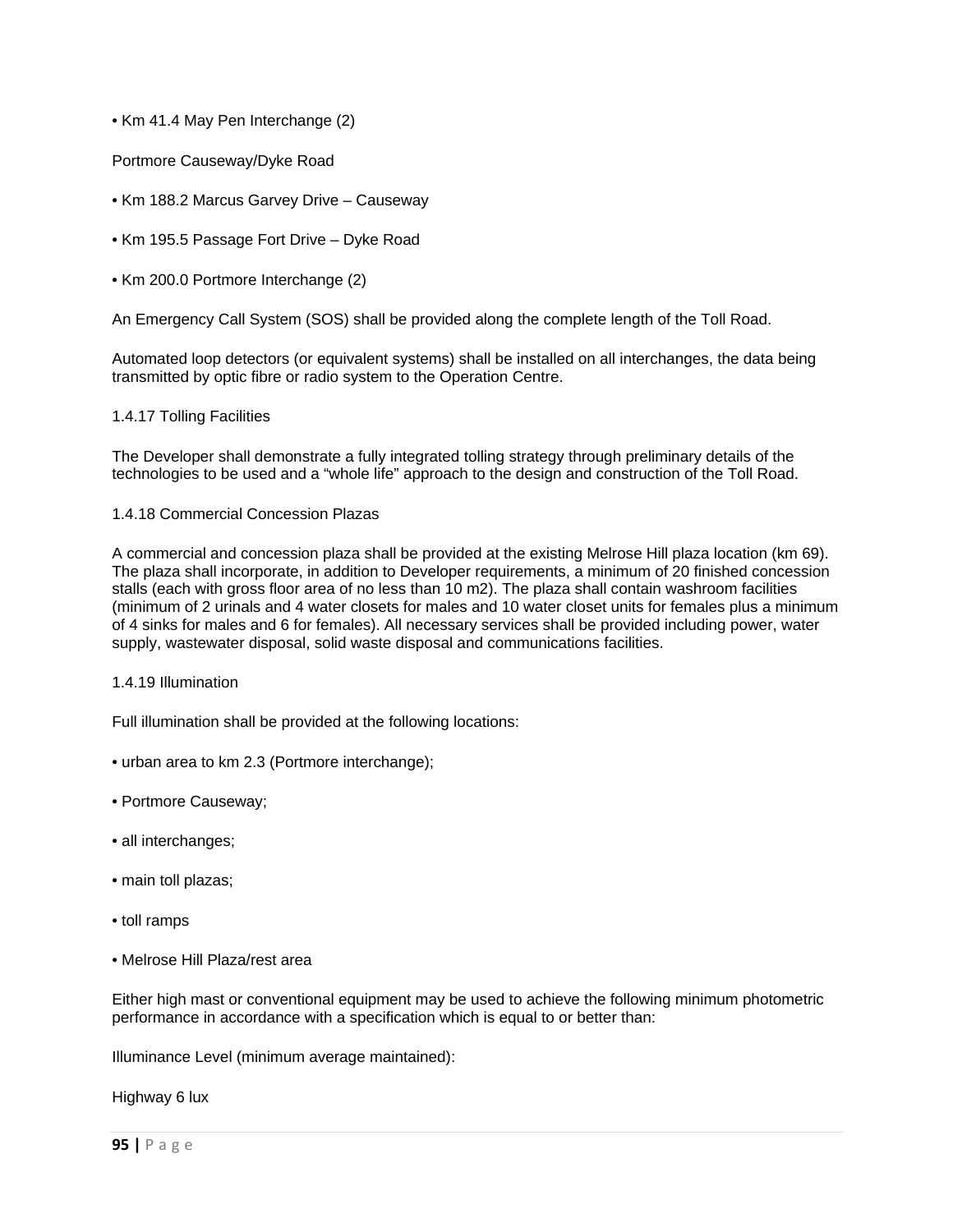- Km 41.4 May Pen Interchange (2)

Portmore Causeway/Dyke Road

- Km 188.2 Marcus Garvey Drive – Causeway
- Km 195.5 Passage Fort Drive – Dyke Road
- Km 200.0 Portmore Interchange (2)

An Emergency Call System (SOS) shall be provided along the complete length of the Toll Road.

Automated loop detectors (or equivalent systems) shall be installed on all interchanges, the data being transmitted by optic fibre or radio system to the Operation Centre.

1.4.17 Tolling Facilities

The Developer shall demonstrate a fully integrated tolling strategy through preliminary details of the technologies to be used and a "whole life" approach to the design and construction of the Toll Road.

1.4.18 Commercial Concession Plazas

A commercial and concession plaza shall be provided at the existing Melrose Hill plaza location (km 69). The plaza shall incorporate, in addition to Developer requirements, a minimum of 20 finished concession stalls (each with gross floor area of no less than 10 m2). The plaza shall contain washroom facilities (minimum of 2 urinals and 4 water closets for males and 10 water closet units for females plus a minimum of 4 sinks for males and 6 for females). All necessary services shall be provided including power, water supply, wastewater disposal, solid waste disposal and communications facilities.

1.4.19 Illumination

Full illumination shall be provided at the following locations:

- urban area to km 2.3 (Portmore interchange);
- Portmore Causeway;
- all interchanges;
- main toll plazas;
- toll ramps
- Melrose Hill Plaza/rest area

Either high mast or conventional equipment may be used to achieve the following minimum photometric performance in accordance with a specification which is equal to or better than:

Illuminance Level (minimum average maintained):

Highway 6 lux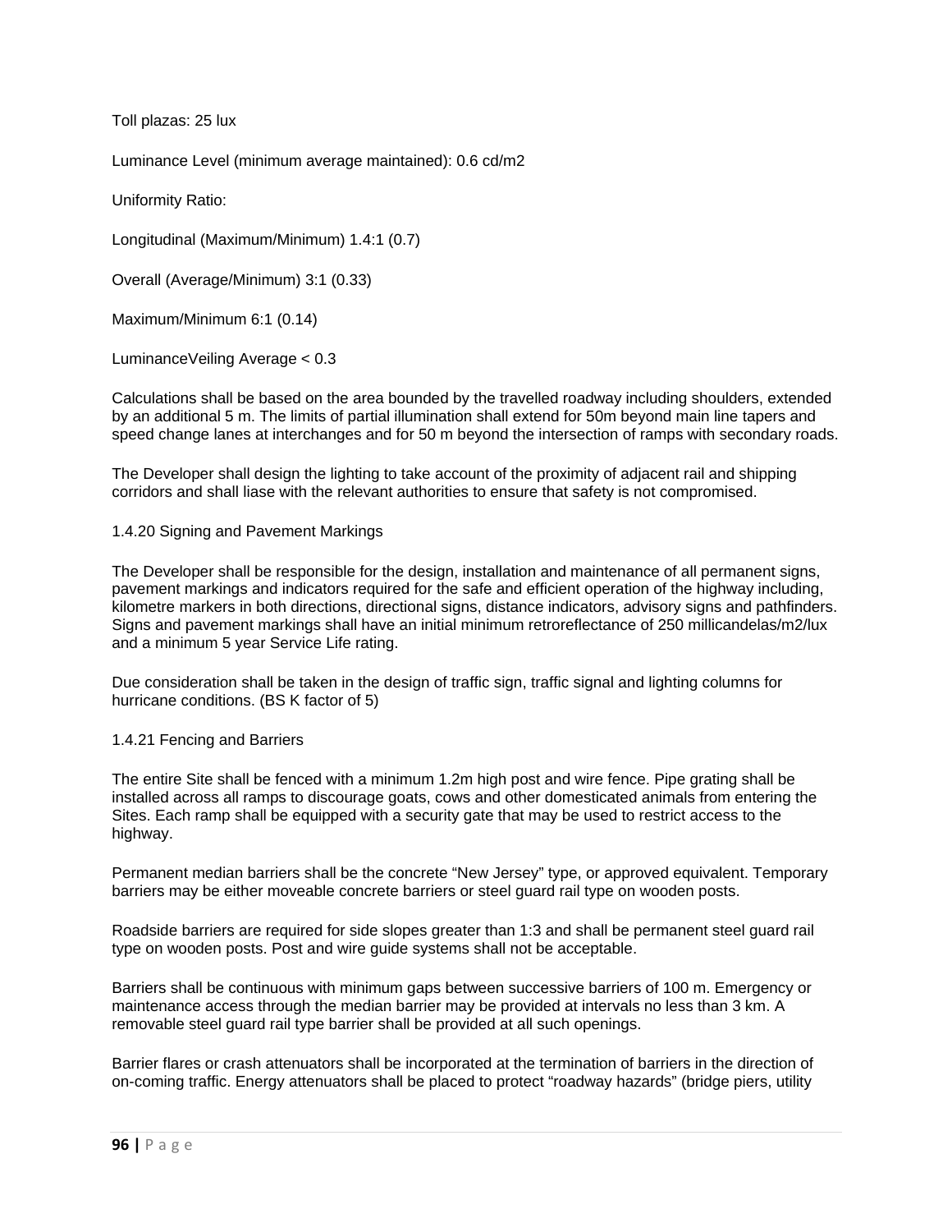Toll plazas: 25 lux

Luminance Level (minimum average maintained): 0.6 cd/m2

Uniformity Ratio:

Longitudinal (Maximum/Minimum) 1.4:1 (0.7)

Overall (Average/Minimum) 3:1 (0.33)

Maximum/Minimum 6:1 (0.14)

LuminanceVeiling Average < 0.3

Calculations shall be based on the area bounded by the travelled roadway including shoulders, extended by an additional 5 m. The limits of partial illumination shall extend for 50m beyond main line tapers and speed change lanes at interchanges and for 50 m beyond the intersection of ramps with secondary roads.

The Developer shall design the lighting to take account of the proximity of adjacent rail and shipping corridors and shall liase with the relevant authorities to ensure that safety is not compromised.

### 1.4.20 Signing and Pavement Markings

The Developer shall be responsible for the design, installation and maintenance of all permanent signs, pavement markings and indicators required for the safe and efficient operation of the highway including, kilometre markers in both directions, directional signs, distance indicators, advisory signs and pathfinders. Signs and pavement markings shall have an initial minimum retroreflectance of 250 millicandelas/m2/lux and a minimum 5 year Service Life rating.

Due consideration shall be taken in the design of traffic sign, traffic signal and lighting columns for hurricane conditions. (BS K factor of 5)

### 1.4.21 Fencing and Barriers

The entire Site shall be fenced with a minimum 1.2m high post and wire fence. Pipe grating shall be installed across all ramps to discourage goats, cows and other domesticated animals from entering the Sites. Each ramp shall be equipped with a security gate that may be used to restrict access to the highway.

Permanent median barriers shall be the concrete "New Jersey" type, or approved equivalent. Temporary barriers may be either moveable concrete barriers or steel guard rail type on wooden posts.

Roadside barriers are required for side slopes greater than 1:3 and shall be permanent steel guard rail type on wooden posts. Post and wire guide systems shall not be acceptable.

Barriers shall be continuous with minimum gaps between successive barriers of 100 m. Emergency or maintenance access through the median barrier may be provided at intervals no less than 3 km. A removable steel guard rail type barrier shall be provided at all such openings.

Barrier flares or crash attenuators shall be incorporated at the termination of barriers in the direction of on-coming traffic. Energy attenuators shall be placed to protect "roadway hazards" (bridge piers, utility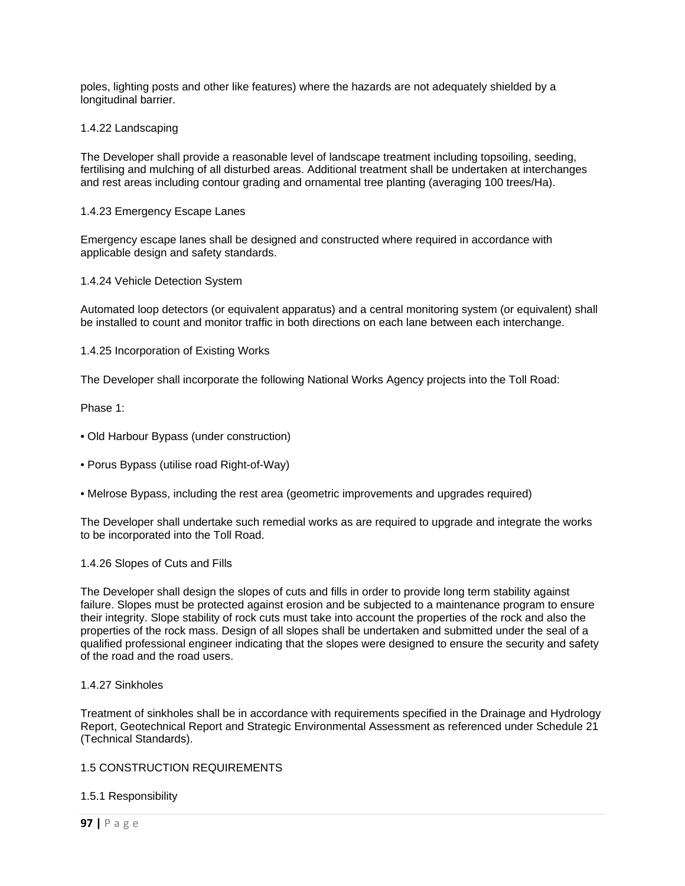poles, lighting posts and other like features) where the hazards are not adequately shielded by a longitudinal barrier.

#### 1.4.22 Landscaping

The Developer shall provide a reasonable level of landscape treatment including topsoiling, seeding, fertilising and mulching of all disturbed areas. Additional treatment shall be undertaken at interchanges and rest areas including contour grading and ornamental tree planting (averaging 100 trees/Ha).

#### 1.4.23 Emergency Escape Lanes

Emergency escape lanes shall be designed and constructed where required in accordance with applicable design and safety standards.

#### 1.4.24 Vehicle Detection System

Automated loop detectors (or equivalent apparatus) and a central monitoring system (or equivalent) shall be installed to count and monitor traffic in both directions on each lane between each interchange.

#### 1.4.25 Incorporation of Existing Works

The Developer shall incorporate the following National Works Agency projects into the Toll Road:

Phase 1:

- Old Harbour Bypass (under construction)
- Porus Bypass (utilise road Right-of-Way)
- Melrose Bypass, including the rest area (geometric improvements and upgrades required)

The Developer shall undertake such remedial works as are required to upgrade and integrate the works to be incorporated into the Toll Road.

#### 1.4.26 Slopes of Cuts and Fills

The Developer shall design the slopes of cuts and fills in order to provide long term stability against failure. Slopes must be protected against erosion and be subjected to a maintenance program to ensure their integrity. Slope stability of rock cuts must take into account the properties of the rock and also the properties of the rock mass. Design of all slopes shall be undertaken and submitted under the seal of a qualified professional engineer indicating that the slopes were designed to ensure the security and safety of the road and the road users.

#### 1.4.27 Sinkholes

Treatment of sinkholes shall be in accordance with requirements specified in the Drainage and Hydrology Report, Geotechnical Report and Strategic Environmental Assessment as referenced under Schedule 21 (Technical Standards).

### 1.5 CONSTRUCTION REQUIREMENTS

#### 1.5.1 Responsibility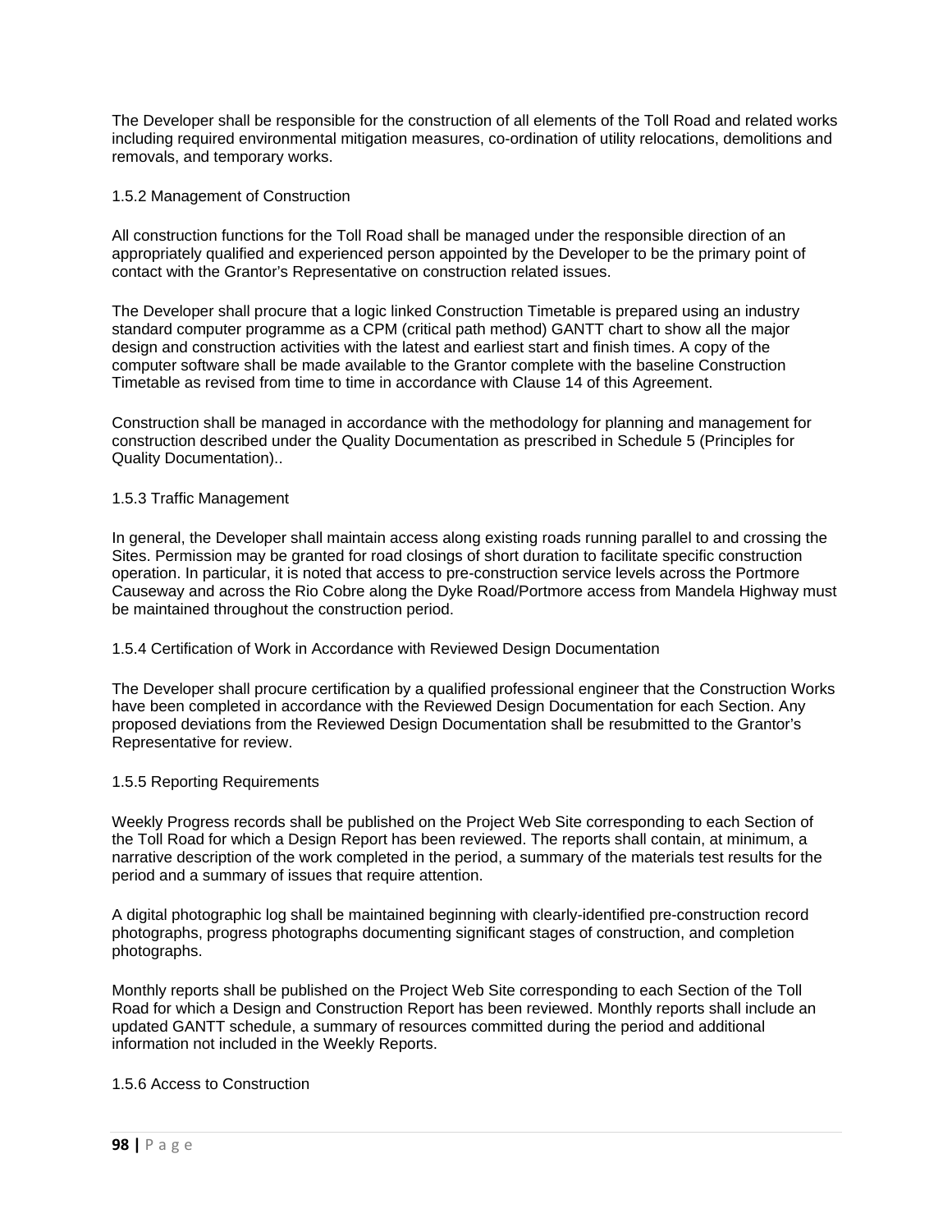The Developer shall be responsible for the construction of all elements of the Toll Road and related works including required environmental mitigation measures, co-ordination of utility relocations, demolitions and removals, and temporary works.

### 1.5.2 Management of Construction

All construction functions for the Toll Road shall be managed under the responsible direction of an appropriately qualified and experienced person appointed by the Developer to be the primary point of contact with the Grantor's Representative on construction related issues.

The Developer shall procure that a logic linked Construction Timetable is prepared using an industry standard computer programme as a CPM (critical path method) GANTT chart to show all the major design and construction activities with the latest and earliest start and finish times. A copy of the computer software shall be made available to the Grantor complete with the baseline Construction Timetable as revised from time to time in accordance with Clause 14 of this Agreement.

Construction shall be managed in accordance with the methodology for planning and management for construction described under the Quality Documentation as prescribed in Schedule 5 (Principles for Quality Documentation)..

### 1.5.3 Traffic Management

In general, the Developer shall maintain access along existing roads running parallel to and crossing the Sites. Permission may be granted for road closings of short duration to facilitate specific construction operation. In particular, it is noted that access to pre-construction service levels across the Portmore Causeway and across the Rio Cobre along the Dyke Road/Portmore access from Mandela Highway must be maintained throughout the construction period.

### 1.5.4 Certification of Work in Accordance with Reviewed Design Documentation

The Developer shall procure certification by a qualified professional engineer that the Construction Works have been completed in accordance with the Reviewed Design Documentation for each Section. Any proposed deviations from the Reviewed Design Documentation shall be resubmitted to the Grantor's Representative for review.

### 1.5.5 Reporting Requirements

Weekly Progress records shall be published on the Project Web Site corresponding to each Section of the Toll Road for which a Design Report has been reviewed. The reports shall contain, at minimum, a narrative description of the work completed in the period, a summary of the materials test results for the period and a summary of issues that require attention.

A digital photographic log shall be maintained beginning with clearly-identified pre-construction record photographs, progress photographs documenting significant stages of construction, and completion photographs.

Monthly reports shall be published on the Project Web Site corresponding to each Section of the Toll Road for which a Design and Construction Report has been reviewed. Monthly reports shall include an updated GANTT schedule, a summary of resources committed during the period and additional information not included in the Weekly Reports.

### 1.5.6 Access to Construction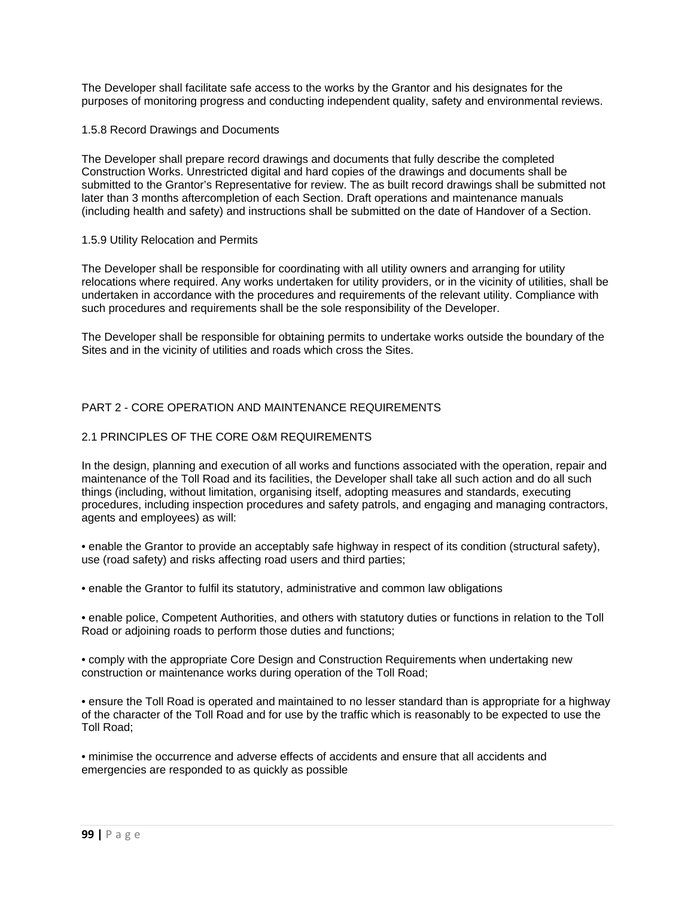The Developer shall facilitate safe access to the works by the Grantor and his designates for the purposes of monitoring progress and conducting independent quality, safety and environmental reviews.

### 1.5.8 Record Drawings and Documents

The Developer shall prepare record drawings and documents that fully describe the completed Construction Works. Unrestricted digital and hard copies of the drawings and documents shall be submitted to the Grantor's Representative for review. The as built record drawings shall be submitted not later than 3 months aftercompletion of each Section. Draft operations and maintenance manuals (including health and safety) and instructions shall be submitted on the date of Handover of a Section.

### 1.5.9 Utility Relocation and Permits

The Developer shall be responsible for coordinating with all utility owners and arranging for utility relocations where required. Any works undertaken for utility providers, or in the vicinity of utilities, shall be undertaken in accordance with the procedures and requirements of the relevant utility. Compliance with such procedures and requirements shall be the sole responsibility of the Developer.

The Developer shall be responsible for obtaining permits to undertake works outside the boundary of the Sites and in the vicinity of utilities and roads which cross the Sites.

# PART 2 - CORE OPERATION AND MAINTENANCE REQUIREMENTS

## 2.1 PRINCIPLES OF THE CORE O&M REQUIREMENTS

In the design, planning and execution of all works and functions associated with the operation, repair and maintenance of the Toll Road and its facilities, the Developer shall take all such action and do all such things (including, without limitation, organising itself, adopting measures and standards, executing procedures, including inspection procedures and safety patrols, and engaging and managing contractors, agents and employees) as will:

- enable the Grantor to provide an acceptably safe highway in respect of its condition (structural safety), use (road safety) and risks affecting road users and third parties;
- enable the Grantor to fulfil its statutory, administrative and common law obligations
- enable police, Competent Authorities, and others with statutory duties or functions in relation to the Toll Road or adjoining roads to perform those duties and functions;
- comply with the appropriate Core Design and Construction Requirements when undertaking new construction or maintenance works during operation of the Toll Road;
- ensure the Toll Road is operated and maintained to no lesser standard than is appropriate for a highway of the character of the Toll Road and for use by the traffic which is reasonably to be expected to use the Toll Road;
- minimise the occurrence and adverse effects of accidents and ensure that all accidents and emergencies are responded to as quickly as possible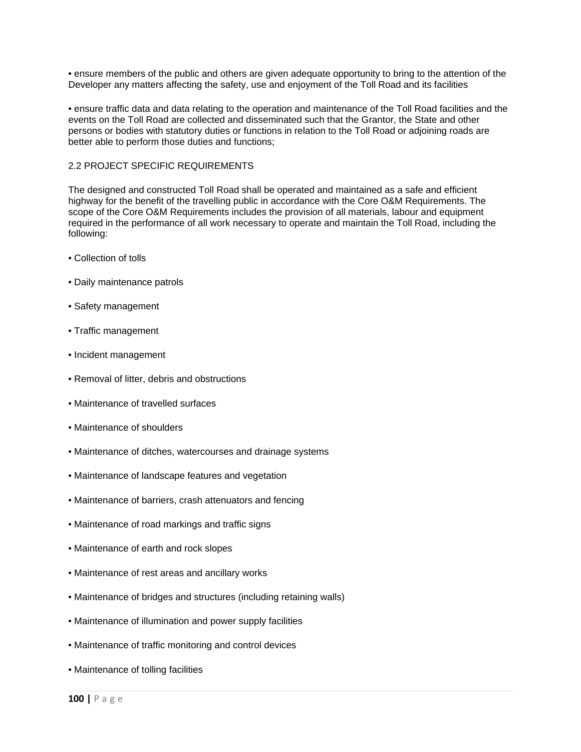- ensure members of the public and others are given adequate opportunity to bring to the attention of the Developer any matters affecting the safety, use and enjoyment of the Toll Road and its facilities

- ensure traffic data and data relating to the operation and maintenance of the Toll Road facilities and the events on the Toll Road are collected and disseminated such that the Grantor, the State and other persons or bodies with statutory duties or functions in relation to the Toll Road or adjoining roads are better able to perform those duties and functions;

## 2.2 PROJECT SPECIFIC REQUIREMENTS

The designed and constructed Toll Road shall be operated and maintained as a safe and efficient highway for the benefit of the travelling public in accordance with the Core O&M Requirements. The scope of the Core O&M Requirements includes the provision of all materials, labour and equipment required in the performance of all work necessary to operate and maintain the Toll Road, including the following:

- Collection of tolls
- Daily maintenance patrols
- Safety management
- Traffic management
- Incident management
- Removal of litter, debris and obstructions
- Maintenance of travelled surfaces
- Maintenance of shoulders
- Maintenance of ditches, watercourses and drainage systems
- Maintenance of landscape features and vegetation
- Maintenance of barriers, crash attenuators and fencing
- Maintenance of road markings and traffic signs
- Maintenance of earth and rock slopes
- Maintenance of rest areas and ancillary works
- Maintenance of bridges and structures (including retaining walls)
- Maintenance of illumination and power supply facilities
- Maintenance of traffic monitoring and control devices
- Maintenance of tolling facilities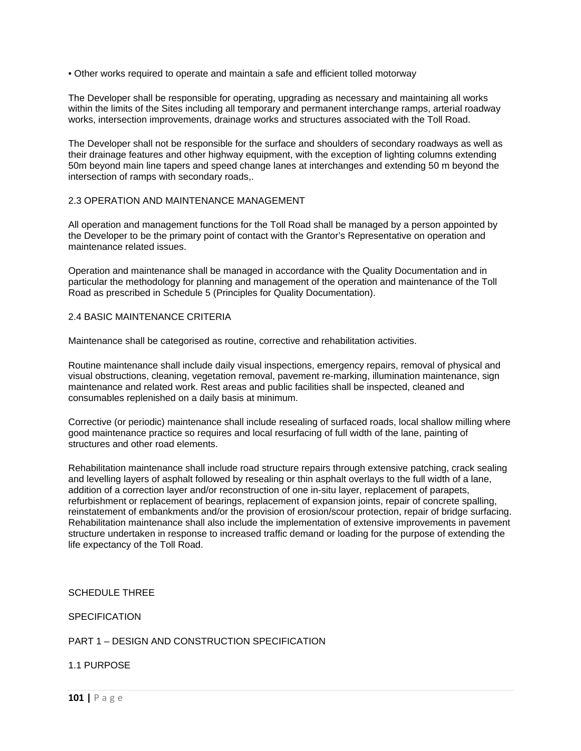- Other works required to operate and maintain a safe and efficient tolled motorway

The Developer shall be responsible for operating, upgrading as necessary and maintaining all works within the limits of the Sites including all temporary and permanent interchange ramps, arterial roadway works, intersection improvements, drainage works and structures associated with the Toll Road.

The Developer shall not be responsible for the surface and shoulders of secondary roadways as well as their drainage features and other highway equipment, with the exception of lighting columns extending 50m beyond main line tapers and speed change lanes at interchanges and extending 50 m beyond the intersection of ramps with secondary roads,.

### 2.3 OPERATION AND MAINTENANCE MANAGEMENT

All operation and management functions for the Toll Road shall be managed by a person appointed by the Developer to be the primary point of contact with the Grantor's Representative on operation and maintenance related issues.

Operation and maintenance shall be managed in accordance with the Quality Documentation and in particular the methodology for planning and management of the operation and maintenance of the Toll Road as prescribed in Schedule 5 (Principles for Quality Documentation).

### 2.4 BASIC MAINTENANCE CRITERIA

Maintenance shall be categorised as routine, corrective and rehabilitation activities.

Routine maintenance shall include daily visual inspections, emergency repairs, removal of physical and visual obstructions, cleaning, vegetation removal, pavement re-marking, illumination maintenance, sign maintenance and related work. Rest areas and public facilities shall be inspected, cleaned and consumables replenished on a daily basis at minimum.

Corrective (or periodic) maintenance shall include resealing of surfaced roads, local shallow milling where good maintenance practice so requires and local resurfacing of full width of the lane, painting of structures and other road elements.

Rehabilitation maintenance shall include road structure repairs through extensive patching, crack sealing and levelling layers of asphalt followed by resealing or thin asphalt overlays to the full width of a lane, addition of a correction layer and/or reconstruction of one in-situ layer, replacement of parapets, refurbishment or replacement of bearings, replacement of expansion joints, repair of concrete spalling, reinstatement of embankments and/or the provision of erosion/scour protection, repair of bridge surfacing. Rehabilitation maintenance shall also include the implementation of extensive improvements in pavement structure undertaken in response to increased traffic demand or loading for the purpose of extending the life expectancy of the Toll Road.

# SCHEDULE THREE

# SPECIFICATION

## PART 1 – DESIGN AND CONSTRUCTION SPECIFICATION

### 1.1 PURPOSE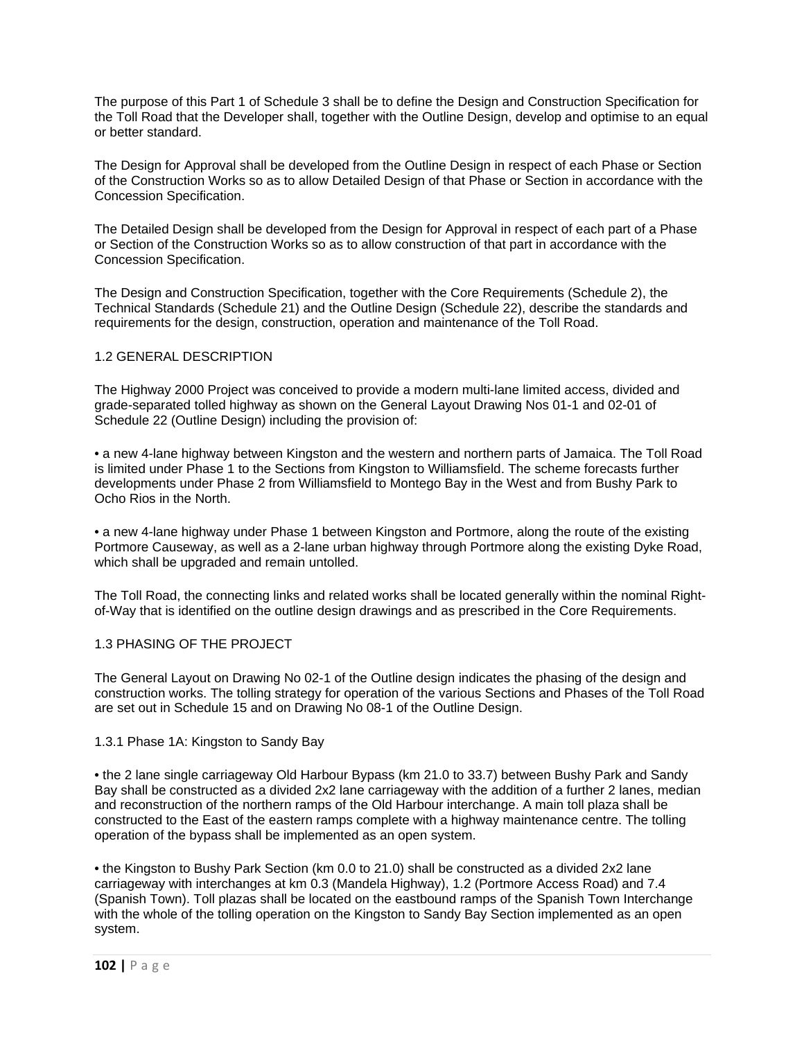The purpose of this Part 1 of Schedule 3 shall be to define the Design and Construction Specification for the Toll Road that the Developer shall, together with the Outline Design, develop and optimise to an equal or better standard.

The Design for Approval shall be developed from the Outline Design in respect of each Phase or Section of the Construction Works so as to allow Detailed Design of that Phase or Section in accordance with the Concession Specification.

The Detailed Design shall be developed from the Design for Approval in respect of each part of a Phase or Section of the Construction Works so as to allow construction of that part in accordance with the Concession Specification.

The Design and Construction Specification, together with the Core Requirements (Schedule 2), the Technical Standards (Schedule 21) and the Outline Design (Schedule 22), describe the standards and requirements for the design, construction, operation and maintenance of the Toll Road.

## 1.2 GENERAL DESCRIPTION

The Highway 2000 Project was conceived to provide a modern multi-lane limited access, divided and grade-separated tolled highway as shown on the General Layout Drawing Nos 01-1 and 02-01 of Schedule 22 (Outline Design) including the provision of:

- a new 4-lane highway between Kingston and the western and northern parts of Jamaica. The Toll Road is limited under Phase 1 to the Sections from Kingston to Williamsfield. The scheme forecasts further developments under Phase 2 from Williamsfield to Montego Bay in the West and from Bushy Park to Ocho Rios in the North.

- a new 4-lane highway under Phase 1 between Kingston and Portmore, along the route of the existing Portmore Causeway, as well as a 2-lane urban highway through Portmore along the existing Dyke Road, which shall be upgraded and remain untolled.

The Toll Road, the connecting links and related works shall be located generally within the nominal Right-of-Way that is identified on the outline design drawings and as prescribed in the Core Requirements.

## 1.3 PHASING OF THE PROJECT

The General Layout on Drawing No 02-1 of the Outline design indicates the phasing of the design and construction works. The tolling strategy for operation of the various Sections and Phases of the Toll Road are set out in Schedule 15 and on Drawing No 08-1 of the Outline Design.

### 1.3.1 Phase 1A: Kingston to Sandy Bay

- the 2 lane single carriageway Old Harbour Bypass (km 21.0 to 33.7) between Bushy Park and Sandy Bay shall be constructed as a divided 2x2 lane carriageway with the addition of a further 2 lanes, median and reconstruction of the northern ramps of the Old Harbour interchange. A main toll plaza shall be constructed to the East of the eastern ramps complete with a highway maintenance centre. The tolling operation of the bypass shall be implemented as an open system.

- the Kingston to Bushy Park Section (km 0.0 to 21.0) shall be constructed as a divided 2x2 lane carriageway with interchanges at km 0.3 (Mandela Highway), 1.2 (Portmore Access Road) and 7.4 (Spanish Town). Toll plazas shall be located on the eastbound ramps of the Spanish Town Interchange with the whole of the tolling operation on the Kingston to Sandy Bay Section implemented as an open system.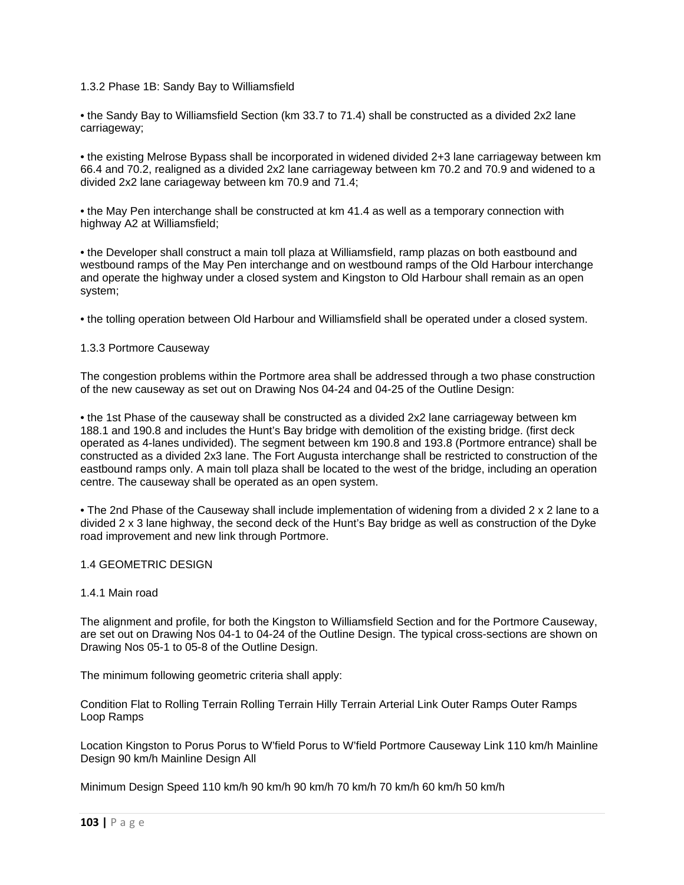1.3.2 Phase 1B: Sandy Bay to Williamsfield

• the Sandy Bay to Williamsfield Section (km 33.7 to 71.4) shall be constructed as a divided 2x2 lane carriageway;

• the existing Melrose Bypass shall be incorporated in widened divided 2+3 lane carriageway between km 66.4 and 70.2, realigned as a divided 2x2 lane carriageway between km 70.2 and 70.9 and widened to a divided 2x2 lane cariageway between km 70.9 and 71.4;

• the May Pen interchange shall be constructed at km 41.4 as well as a temporary connection with highway A2 at Williamsfield;

• the Developer shall construct a main toll plaza at Williamsfield, ramp plazas on both eastbound and westbound ramps of the May Pen interchange and on westbound ramps of the Old Harbour interchange and operate the highway under a closed system and Kingston to Old Harbour shall remain as an open system;

• the tolling operation between Old Harbour and Williamsfield shall be operated under a closed system.

1.3.3 Portmore Causeway

The congestion problems within the Portmore area shall be addressed through a two phase construction of the new causeway as set out on Drawing Nos 04-24 and 04-25 of the Outline Design:

• the 1st Phase of the causeway shall be constructed as a divided 2x2 lane carriageway between km 188.1 and 190.8 and includes the Hunt's Bay bridge with demolition of the existing bridge. (first deck operated as 4-lanes undivided). The segment between km 190.8 and 193.8 (Portmore entrance) shall be constructed as a divided 2x3 lane. The Fort Augusta interchange shall be restricted to construction of the eastbound ramps only. A main toll plaza shall be located to the west of the bridge, including an operation centre. The causeway shall be operated as an open system.

• The 2nd Phase of the Causeway shall include implementation of widening from a divided 2 x 2 lane to a divided 2 x 3 lane highway, the second deck of the Hunt's Bay bridge as well as construction of the Dyke road improvement and new link through Portmore.

1.4 GEOMETRIC DESIGN

1.4.1 Main road

The alignment and profile, for both the Kingston to Williamsfield Section and for the Portmore Causeway, are set out on Drawing Nos 04-1 to 04-24 of the Outline Design. The typical cross-sections are shown on Drawing Nos 05-1 to 05-8 of the Outline Design.

The minimum following geometric criteria shall apply:

Condition Flat to Rolling Terrain Rolling Terrain Hilly Terrain Arterial Link Outer Ramps Outer Ramps Loop Ramps

Location Kingston to Porus Porus to W'field Porus to W'field Portmore Causeway Link 110 km/h Mainline Design 90 km/h Mainline Design All

Minimum Design Speed 110 km/h 90 km/h 90 km/h 70 km/h 70 km/h 60 km/h 50 km/h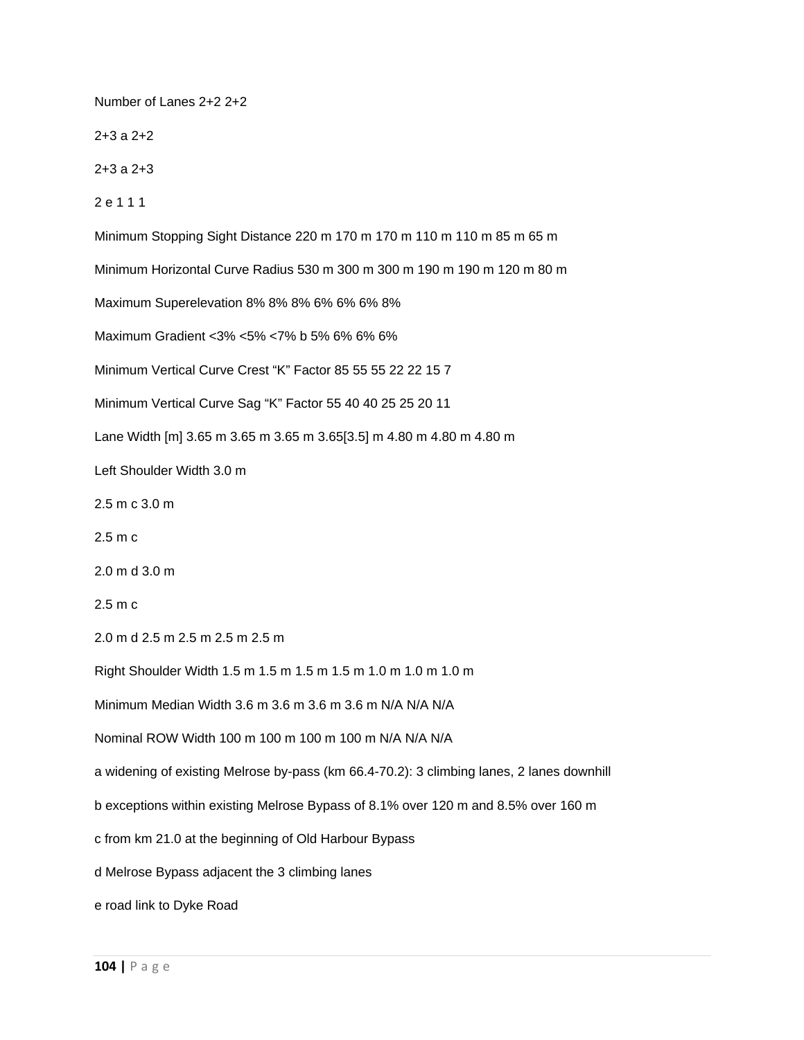Number of Lanes 2+2 2+2

2+3 a 2+2

2+3 a 2+3

2 e 1 1 1

Minimum Stopping Sight Distance 220 m 170 m 170 m 110 m 110 m 85 m 65 m

Minimum Horizontal Curve Radius 530 m 300 m 300 m 190 m 190 m 120 m 80 m

Maximum Superelevation 8% 8% 8% 6% 6% 6% 8%

Maximum Gradient <3% <5% <7% b 5% 6% 6% 6%

Minimum Vertical Curve Crest “K” Factor 85 55 55 22 22 15 7

Minimum Vertical Curve Sag “K” Factor 55 40 40 25 25 20 11

Lane Width [m] 3.65 m 3.65 m 3.65 m 3.65[3.5] m 4.80 m 4.80 m 4.80 m

Left Shoulder Width 3.0 m

2.5 m c 3.0 m

2.5 m c

2.0 m d 3.0 m

2.5 m c

2.0 m d 2.5 m 2.5 m 2.5 m 2.5 m

Right Shoulder Width 1.5 m 1.5 m 1.5 m 1.5 m 1.0 m 1.0 m 1.0 m

Minimum Median Width 3.6 m 3.6 m 3.6 m 3.6 m N/A N/A N/A

Nominal ROW Width 100 m 100 m 100 m 100 m N/A N/A N/A

a widening of existing Melrose by-pass (km 66.4-70.2): 3 climbing lanes, 2 lanes downhill

b exceptions within existing Melrose Bypass of 8.1% over 120 m and 8.5% over 160 m

c from km 21.0 at the beginning of Old Harbour Bypass

d Melrose Bypass adjacent the 3 climbing lanes

e road link to Dyke Road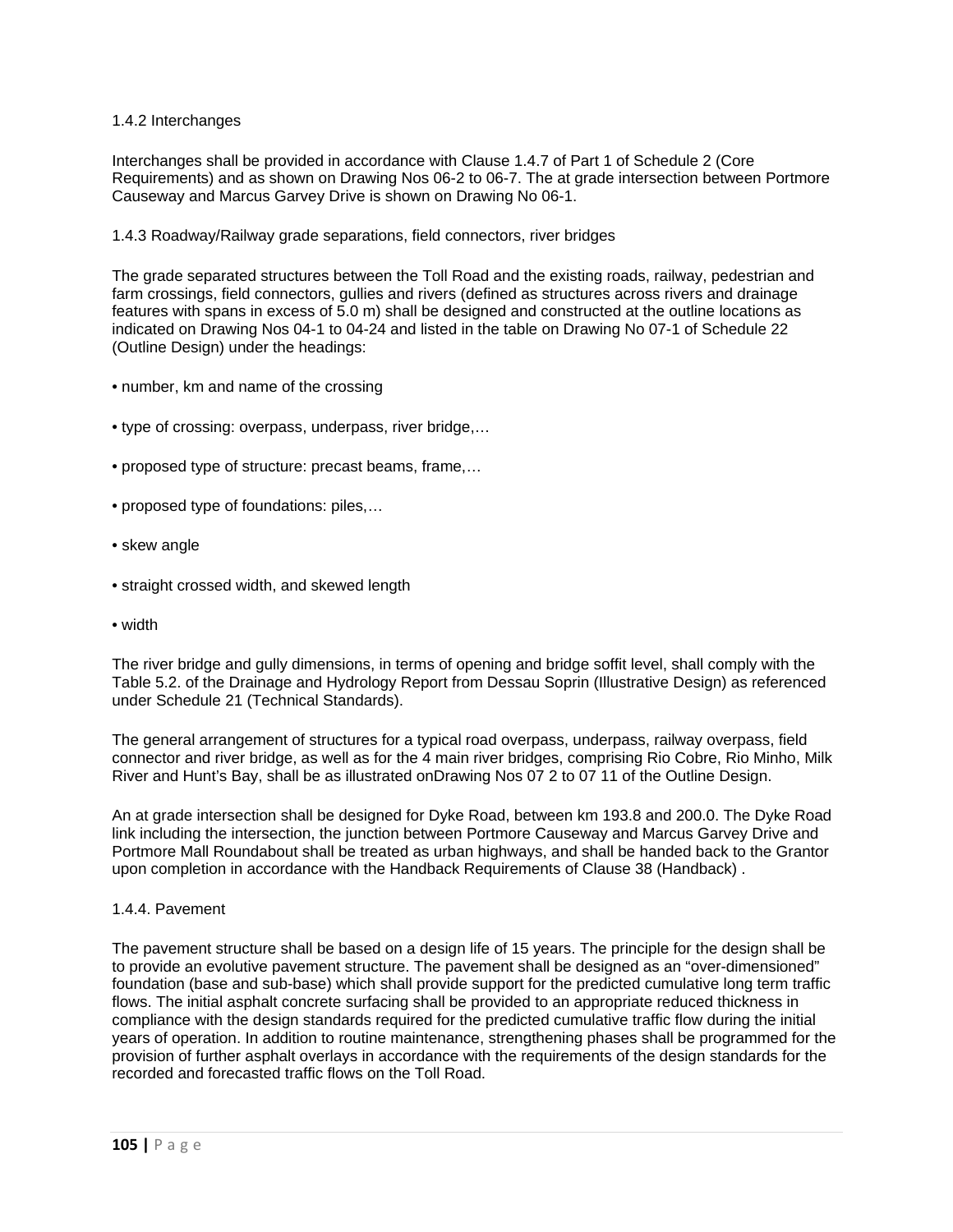### 1.4.2 Interchanges

Interchanges shall be provided in accordance with Clause 1.4.7 of Part 1 of Schedule 2 (Core Requirements) and as shown on Drawing Nos 06-2 to 06-7. The at grade intersection between Portmore Causeway and Marcus Garvey Drive is shown on Drawing No 06-1.

### 1.4.3 Roadway/Railway grade separations, field connectors, river bridges

The grade separated structures between the Toll Road and the existing roads, railway, pedestrian and farm crossings, field connectors, gullies and rivers (defined as structures across rivers and drainage features with spans in excess of 5.0 m) shall be designed and constructed at the outline locations as indicated on Drawing Nos 04-1 to 04-24 and listed in the table on Drawing No 07-1 of Schedule 22 (Outline Design) under the headings:

- number, km and name of the crossing
- type of crossing: overpass, underpass, river bridge,…
- proposed type of structure: precast beams, frame,…
- proposed type of foundations: piles,…
- skew angle
- straight crossed width, and skewed length
- width

The river bridge and gully dimensions, in terms of opening and bridge soffit level, shall comply with the Table 5.2. of the Drainage and Hydrology Report from Dessau Soprin (Illustrative Design) as referenced under Schedule 21 (Technical Standards).

The general arrangement of structures for a typical road overpass, underpass, railway overpass, field connector and river bridge, as well as for the 4 main river bridges, comprising Rio Cobre, Rio Minho, Milk River and Hunt's Bay, shall be as illustrated onDrawing Nos 07 2 to 07 11 of the Outline Design.

An at grade intersection shall be designed for Dyke Road, between km 193.8 and 200.0. The Dyke Road link including the intersection, the junction between Portmore Causeway and Marcus Garvey Drive and Portmore Mall Roundabout shall be treated as urban highways, and shall be handed back to the Grantor upon completion in accordance with the Handback Requirements of Clause 38 (Handback) .

### 1.4.4. Pavement

The pavement structure shall be based on a design life of 15 years. The principle for the design shall be to provide an evolutive pavement structure. The pavement shall be designed as an "over-dimensioned" foundation (base and sub-base) which shall provide support for the predicted cumulative long term traffic flows. The initial asphalt concrete surfacing shall be provided to an appropriate reduced thickness in compliance with the design standards required for the predicted cumulative traffic flow during the initial years of operation. In addition to routine maintenance, strengthening phases shall be programmed for the provision of further asphalt overlays in accordance with the requirements of the design standards for the recorded and forecasted traffic flows on the Toll Road.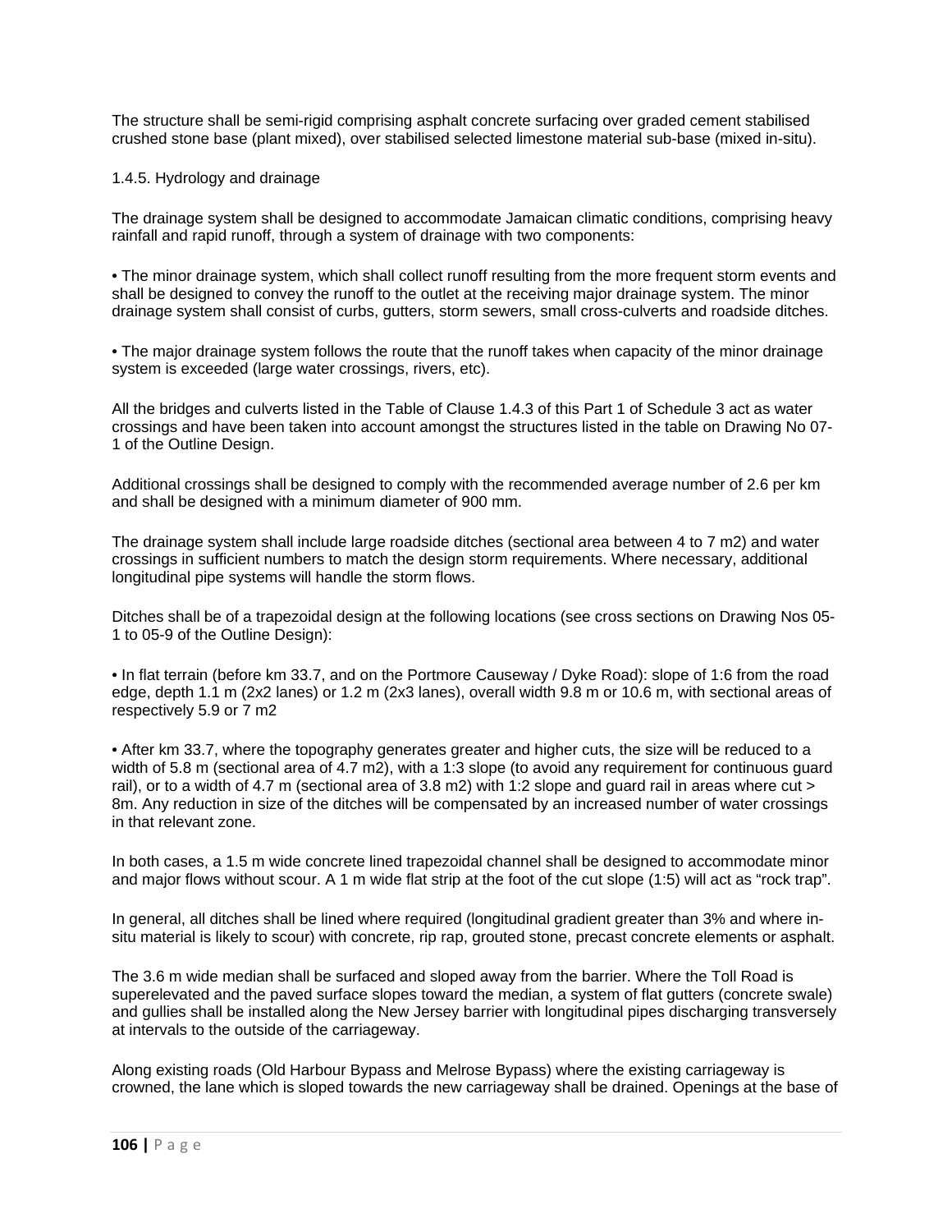The structure shall be semi-rigid comprising asphalt concrete surfacing over graded cement stabilised crushed stone base (plant mixed), over stabilised selected limestone material sub-base (mixed in-situ).

### 1.4.5. Hydrology and drainage

The drainage system shall be designed to accommodate Jamaican climatic conditions, comprising heavy rainfall and rapid runoff, through a system of drainage with two components:

- The minor drainage system, which shall collect runoff resulting from the more frequent storm events and shall be designed to convey the runoff to the outlet at the receiving major drainage system. The minor drainage system shall consist of curbs, gutters, storm sewers, small cross-culverts and roadside ditches.

- The major drainage system follows the route that the runoff takes when capacity of the minor drainage system is exceeded (large water crossings, rivers, etc).

All the bridges and culverts listed in the Table of Clause 1.4.3 of this Part 1 of Schedule 3 act as water crossings and have been taken into account amongst the structures listed in the table on Drawing No 07-1 of the Outline Design.

Additional crossings shall be designed to comply with the recommended average number of 2.6 per km and shall be designed with a minimum diameter of 900 mm.

The drainage system shall include large roadside ditches (sectional area between 4 to 7 m2) and water crossings in sufficient numbers to match the design storm requirements. Where necessary, additional longitudinal pipe systems will handle the storm flows.

Ditches shall be of a trapezoidal design at the following locations (see cross sections on Drawing Nos 05-1 to 05-9 of the Outline Design):

- In flat terrain (before km 33.7, and on the Portmore Causeway / Dyke Road): slope of 1:6 from the road edge, depth 1.1 m (2x2 lanes) or 1.2 m (2x3 lanes), overall width 9.8 m or 10.6 m, with sectional areas of respectively 5.9 or 7 m2

- After km 33.7, where the topography generates greater and higher cuts, the size will be reduced to a width of 5.8 m (sectional area of 4.7 m2), with a 1:3 slope (to avoid any requirement for continuous guard rail), or to a width of 4.7 m (sectional area of 3.8 m2) with 1:2 slope and guard rail in areas where cut > 8m. Any reduction in size of the ditches will be compensated by an increased number of water crossings in that relevant zone.

In both cases, a 1.5 m wide concrete lined trapezoidal channel shall be designed to accommodate minor and major flows without scour. A 1 m wide flat strip at the foot of the cut slope (1:5) will act as "rock trap".

In general, all ditches shall be lined where required (longitudinal gradient greater than 3% and where in-situ material is likely to scour) with concrete, rip rap, grouted stone, precast concrete elements or asphalt.

The 3.6 m wide median shall be surfaced and sloped away from the barrier. Where the Toll Road is superelevated and the paved surface slopes toward the median, a system of flat gutters (concrete swale) and gullies shall be installed along the New Jersey barrier with longitudinal pipes discharging transversely at intervals to the outside of the carriageway.

Along existing roads (Old Harbour Bypass and Melrose Bypass) where the existing carriageway is crowned, the lane which is sloped towards the new carriageway shall be drained. Openings at the base of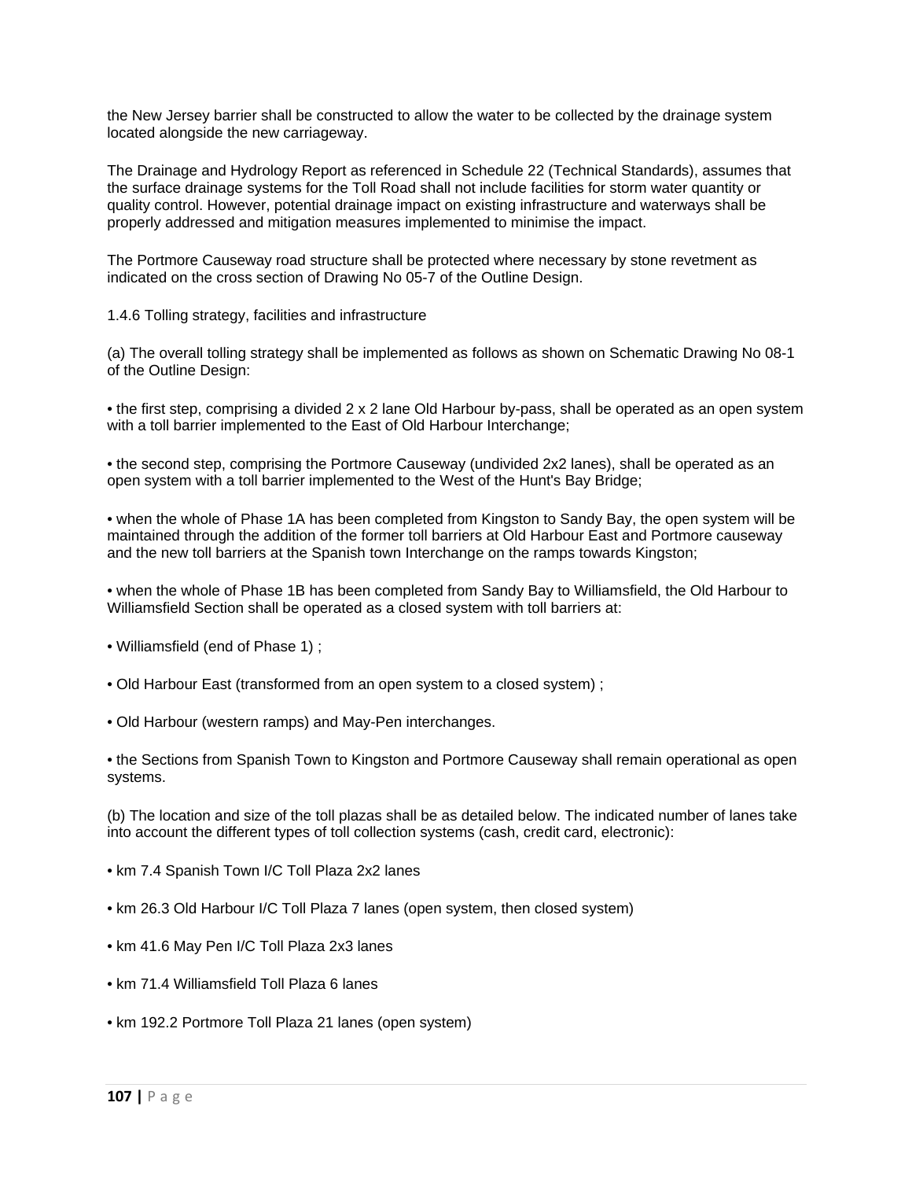the New Jersey barrier shall be constructed to allow the water to be collected by the drainage system located alongside the new carriageway.

The Drainage and Hydrology Report as referenced in Schedule 22 (Technical Standards), assumes that the surface drainage systems for the Toll Road shall not include facilities for storm water quantity or quality control. However, potential drainage impact on existing infrastructure and waterways shall be properly addressed and mitigation measures implemented to minimise the impact.

The Portmore Causeway road structure shall be protected where necessary by stone revetment as indicated on the cross section of Drawing No 05-7 of the Outline Design.

1.4.6 Tolling strategy, facilities and infrastructure

(a) The overall tolling strategy shall be implemented as follows as shown on Schematic Drawing No 08-1 of the Outline Design:

- the first step, comprising a divided 2 x 2 lane Old Harbour by-pass, shall be operated as an open system with a toll barrier implemented to the East of Old Harbour Interchange;

- the second step, comprising the Portmore Causeway (undivided 2x2 lanes), shall be operated as an open system with a toll barrier implemented to the West of the Hunt's Bay Bridge;

- when the whole of Phase 1A has been completed from Kingston to Sandy Bay, the open system will be maintained through the addition of the former toll barriers at Old Harbour East and Portmore causeway and the new toll barriers at the Spanish town Interchange on the ramps towards Kingston;

- when the whole of Phase 1B has been completed from Sandy Bay to Williamsfield, the Old Harbour to Williamsfield Section shall be operated as a closed system with toll barriers at:

- Williamsfield (end of Phase 1) ;

- Old Harbour East (transformed from an open system to a closed system) ;

- Old Harbour (western ramps) and May-Pen interchanges.

- the Sections from Spanish Town to Kingston and Portmore Causeway shall remain operational as open systems.

(b) The location and size of the toll plazas shall be as detailed below. The indicated number of lanes take into account the different types of toll collection systems (cash, credit card, electronic):

- km 7.4 Spanish Town I/C Toll Plaza 2x2 lanes

- km 26.3 Old Harbour I/C Toll Plaza 7 lanes (open system, then closed system)

- km 41.6 May Pen I/C Toll Plaza 2x3 lanes

- km 71.4 Williamsfield Toll Plaza 6 lanes

- km 192.2 Portmore Toll Plaza 21 lanes (open system)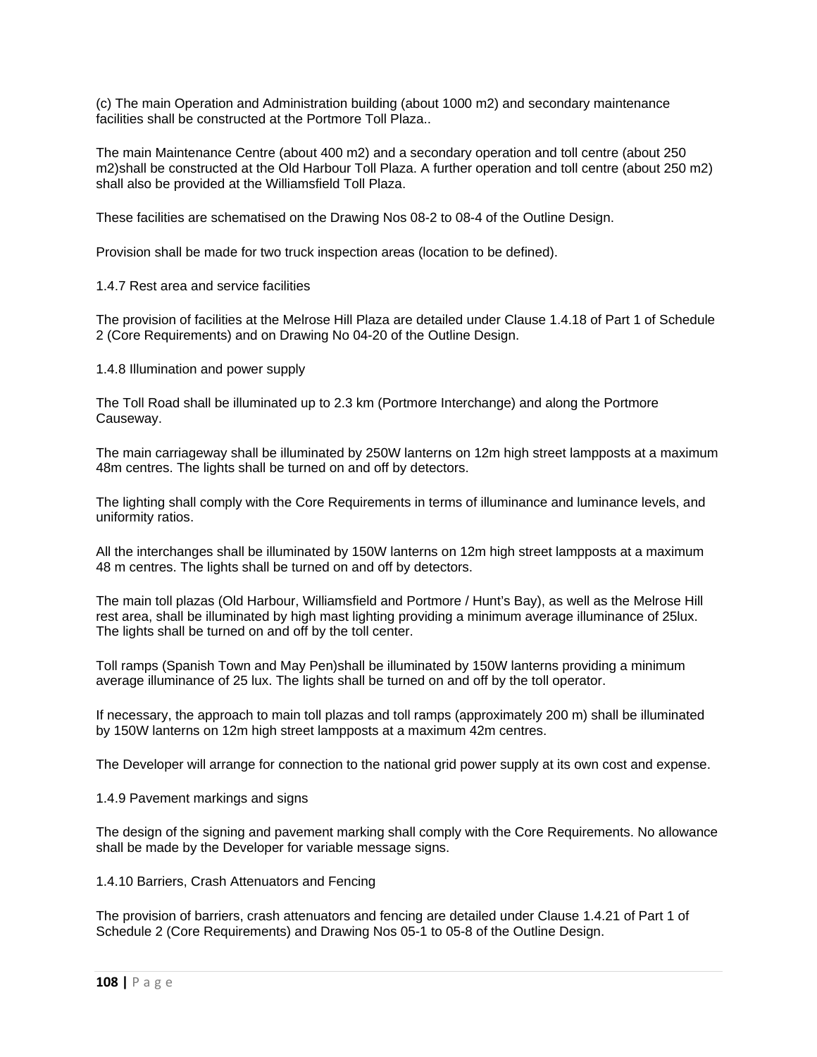(c) The main Operation and Administration building (about 1000 m2) and secondary maintenance facilities shall be constructed at the Portmore Toll Plaza..

The main Maintenance Centre (about 400 m2) and a secondary operation and toll centre (about 250 m2)shall be constructed at the Old Harbour Toll Plaza. A further operation and toll centre (about 250 m2) shall also be provided at the Williamsfield Toll Plaza.

These facilities are schematised on the Drawing Nos 08-2 to 08-4 of the Outline Design.

Provision shall be made for two truck inspection areas (location to be defined).

### 1.4.7 Rest area and service facilities

The provision of facilities at the Melrose Hill Plaza are detailed under Clause 1.4.18 of Part 1 of Schedule 2 (Core Requirements) and on Drawing No 04-20 of the Outline Design.

### 1.4.8 Illumination and power supply

The Toll Road shall be illuminated up to 2.3 km (Portmore Interchange) and along the Portmore Causeway.

The main carriageway shall be illuminated by 250W lanterns on 12m high street lampposts at a maximum 48m centres. The lights shall be turned on and off by detectors.

The lighting shall comply with the Core Requirements in terms of illuminance and luminance levels, and uniformity ratios.

All the interchanges shall be illuminated by 150W lanterns on 12m high street lampposts at a maximum 48 m centres. The lights shall be turned on and off by detectors.

The main toll plazas (Old Harbour, Williamsfield and Portmore / Hunt's Bay), as well as the Melrose Hill rest area, shall be illuminated by high mast lighting providing a minimum average illuminance of 25lux. The lights shall be turned on and off by the toll center.

Toll ramps (Spanish Town and May Pen)shall be illuminated by 150W lanterns providing a minimum average illuminance of 25 lux. The lights shall be turned on and off by the toll operator.

If necessary, the approach to main toll plazas and toll ramps (approximately 200 m) shall be illuminated by 150W lanterns on 12m high street lampposts at a maximum 42m centres.

The Developer will arrange for connection to the national grid power supply at its own cost and expense.

### 1.4.9 Pavement markings and signs

The design of the signing and pavement marking shall comply with the Core Requirements. No allowance shall be made by the Developer for variable message signs.

### 1.4.10 Barriers, Crash Attenuators and Fencing

The provision of barriers, crash attenuators and fencing are detailed under Clause 1.4.21 of Part 1 of Schedule 2 (Core Requirements) and Drawing Nos 05-1 to 05-8 of the Outline Design.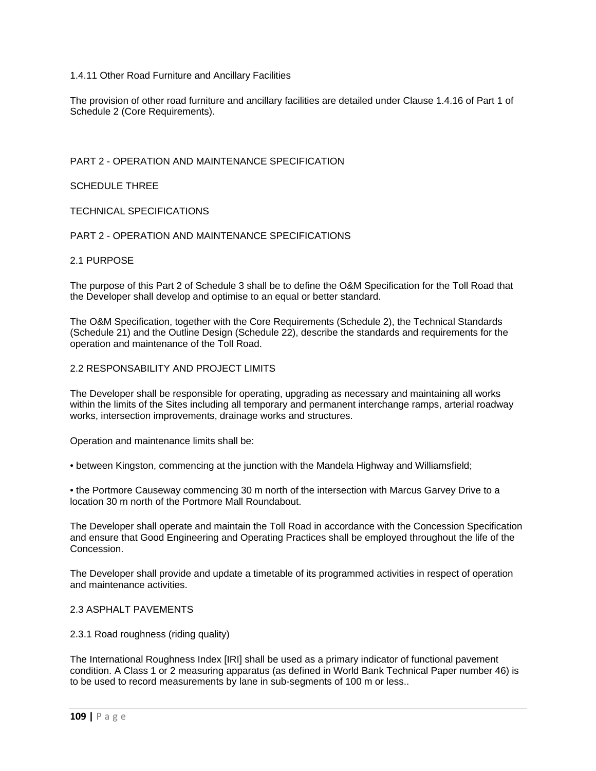#### 1.4.11 Other Road Furniture and Ancillary Facilities

The provision of other road furniture and ancillary facilities are detailed under Clause 1.4.16 of Part 1 of Schedule 2 (Core Requirements).

# PART 2 - OPERATION AND MAINTENANCE SPECIFICATION

# SCHEDULE THREE

# TECHNICAL SPECIFICATIONS

# PART 2 - OPERATION AND MAINTENANCE SPECIFICATIONS

## 2.1 PURPOSE

The purpose of this Part 2 of Schedule 3 shall be to define the O&M Specification for the Toll Road that the Developer shall develop and optimise to an equal or better standard.

The O&M Specification, together with the Core Requirements (Schedule 2), the Technical Standards (Schedule 21) and the Outline Design (Schedule 22), describe the standards and requirements for the operation and maintenance of the Toll Road.

## 2.2 RESPONSABILITY AND PROJECT LIMITS

The Developer shall be responsible for operating, upgrading as necessary and maintaining all works within the limits of the Sites including all temporary and permanent interchange ramps, arterial roadway works, intersection improvements, drainage works and structures.

Operation and maintenance limits shall be:

- between Kingston, commencing at the junction with the Mandela Highway and Williamsfield;

- the Portmore Causeway commencing 30 m north of the intersection with Marcus Garvey Drive to a location 30 m north of the Portmore Mall Roundabout.

The Developer shall operate and maintain the Toll Road in accordance with the Concession Specification and ensure that Good Engineering and Operating Practices shall be employed throughout the life of the Concession.

The Developer shall provide and update a timetable of its programmed activities in respect of operation and maintenance activities.

## 2.3 ASPHALT PAVEMENTS

### 2.3.1 Road roughness (riding quality)

The International Roughness Index [IRI] shall be used as a primary indicator of functional pavement condition. A Class 1 or 2 measuring apparatus (as defined in World Bank Technical Paper number 46) is to be used to record measurements by lane in sub-segments of 100 m or less..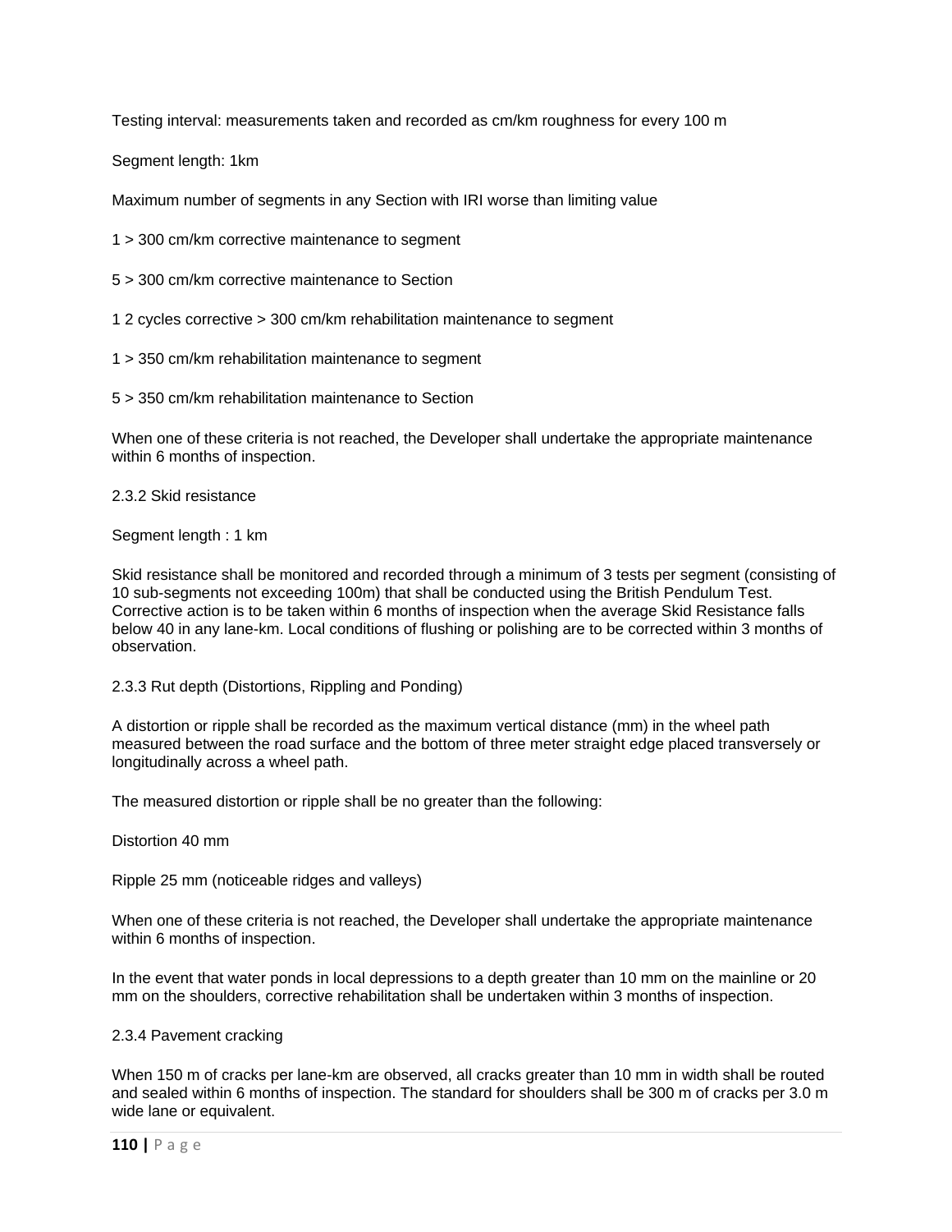Testing interval: measurements taken and recorded as cm/km roughness for every 100 m

Segment length: 1km

Maximum number of segments in any Section with IRI worse than limiting value

1 > 300 cm/km corrective maintenance to segment

5 > 300 cm/km corrective maintenance to Section

1 2 cycles corrective > 300 cm/km rehabilitation maintenance to segment

1 > 350 cm/km rehabilitation maintenance to segment

5 > 350 cm/km rehabilitation maintenance to Section

When one of these criteria is not reached, the Developer shall undertake the appropriate maintenance within 6 months of inspection.

### 2.3.2 Skid resistance

Segment length : 1 km

Skid resistance shall be monitored and recorded through a minimum of 3 tests per segment (consisting of 10 sub-segments not exceeding 100m) that shall be conducted using the British Pendulum Test. Corrective action is to be taken within 6 months of inspection when the average Skid Resistance falls below 40 in any lane-km. Local conditions of flushing or polishing are to be corrected within 3 months of observation.

### 2.3.3 Rut depth (Distortions, Rippling and Ponding)

A distortion or ripple shall be recorded as the maximum vertical distance (mm) in the wheel path measured between the road surface and the bottom of three meter straight edge placed transversely or longitudinally across a wheel path.

The measured distortion or ripple shall be no greater than the following:

Distortion 40 mm

Ripple 25 mm (noticeable ridges and valleys)

When one of these criteria is not reached, the Developer shall undertake the appropriate maintenance within 6 months of inspection.

In the event that water ponds in local depressions to a depth greater than 10 mm on the mainline or 20 mm on the shoulders, corrective rehabilitation shall be undertaken within 3 months of inspection.

### 2.3.4 Pavement cracking

When 150 m of cracks per lane-km are observed, all cracks greater than 10 mm in width shall be routed and sealed within 6 months of inspection. The standard for shoulders shall be 300 m of cracks per 3.0 m wide lane or equivalent.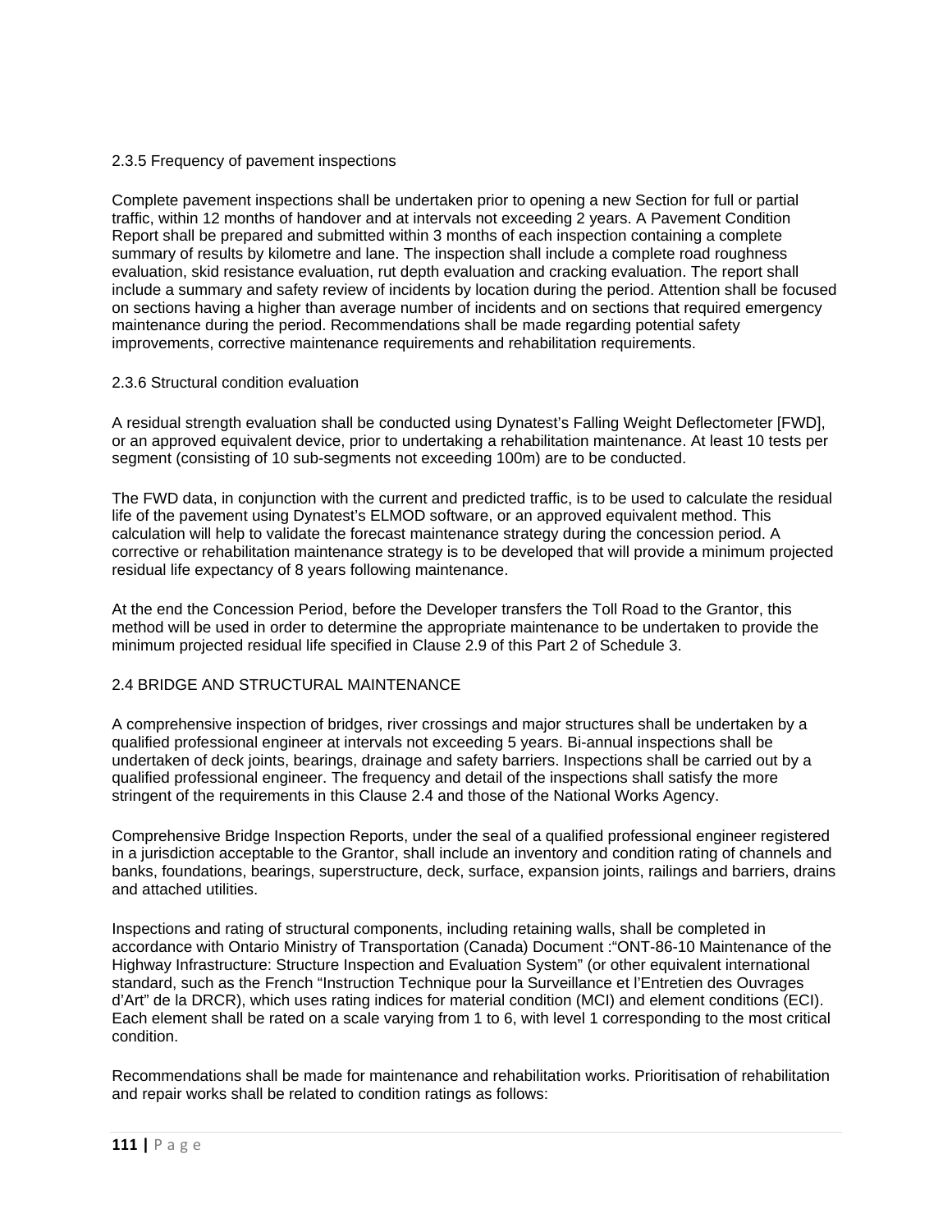### 2.3.5 Frequency of pavement inspections

Complete pavement inspections shall be undertaken prior to opening a new Section for full or partial traffic, within 12 months of handover and at intervals not exceeding 2 years. A Pavement Condition Report shall be prepared and submitted within 3 months of each inspection containing a complete summary of results by kilometre and lane. The inspection shall include a complete road roughness evaluation, skid resistance evaluation, rut depth evaluation and cracking evaluation. The report shall include a summary and safety review of incidents by location during the period. Attention shall be focused on sections having a higher than average number of incidents and on sections that required emergency maintenance during the period. Recommendations shall be made regarding potential safety improvements, corrective maintenance requirements and rehabilitation requirements.

### 2.3.6 Structural condition evaluation

A residual strength evaluation shall be conducted using Dynatest's Falling Weight Deflectometer [FWD], or an approved equivalent device, prior to undertaking a rehabilitation maintenance. At least 10 tests per segment (consisting of 10 sub-segments not exceeding 100m) are to be conducted.

The FWD data, in conjunction with the current and predicted traffic, is to be used to calculate the residual life of the pavement using Dynatest's ELMOD software, or an approved equivalent method. This calculation will help to validate the forecast maintenance strategy during the concession period. A corrective or rehabilitation maintenance strategy is to be developed that will provide a minimum projected residual life expectancy of 8 years following maintenance.

At the end the Concession Period, before the Developer transfers the Toll Road to the Grantor, this method will be used in order to determine the appropriate maintenance to be undertaken to provide the minimum projected residual life specified in Clause 2.9 of this Part 2 of Schedule 3.

## 2.4 BRIDGE AND STRUCTURAL MAINTENANCE

A comprehensive inspection of bridges, river crossings and major structures shall be undertaken by a qualified professional engineer at intervals not exceeding 5 years. Bi-annual inspections shall be undertaken of deck joints, bearings, drainage and safety barriers. Inspections shall be carried out by a qualified professional engineer. The frequency and detail of the inspections shall satisfy the more stringent of the requirements in this Clause 2.4 and those of the National Works Agency.

Comprehensive Bridge Inspection Reports, under the seal of a qualified professional engineer registered in a jurisdiction acceptable to the Grantor, shall include an inventory and condition rating of channels and banks, foundations, bearings, superstructure, deck, surface, expansion joints, railings and barriers, drains and attached utilities.

Inspections and rating of structural components, including retaining walls, shall be completed in accordance with Ontario Ministry of Transportation (Canada) Document :"ONT-86-10 Maintenance of the Highway Infrastructure: Structure Inspection and Evaluation System" (or other equivalent international standard, such as the French "Instruction Technique pour la Surveillance et l'Entretien des Ouvrages d'Art" de la DRCR), which uses rating indices for material condition (MCI) and element conditions (ECI). Each element shall be rated on a scale varying from 1 to 6, with level 1 corresponding to the most critical condition.

Recommendations shall be made for maintenance and rehabilitation works. Prioritisation of rehabilitation and repair works shall be related to condition ratings as follows: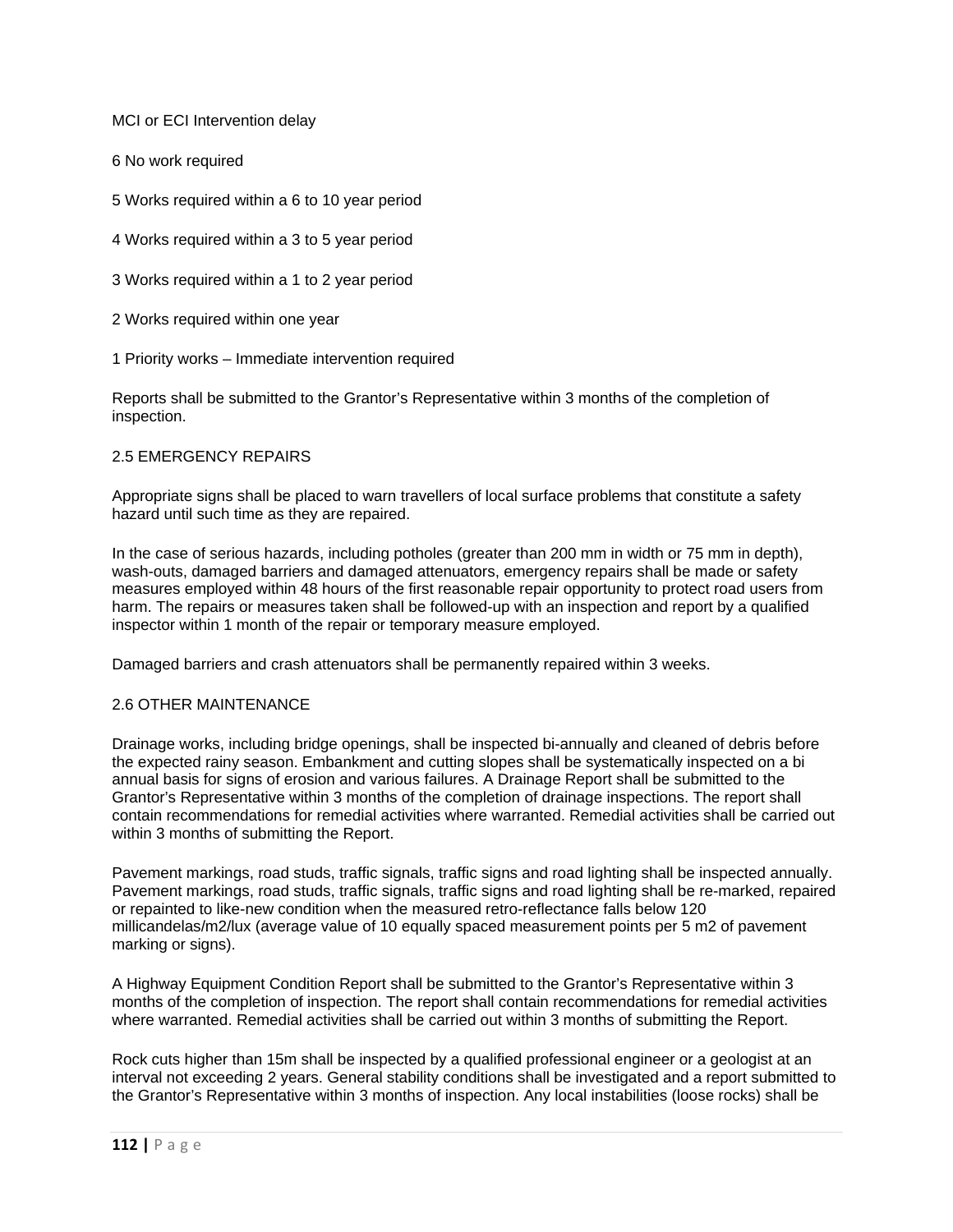MCI or ECI Intervention delay

6 No work required

5 Works required within a 6 to 10 year period

4 Works required within a 3 to 5 year period

3 Works required within a 1 to 2 year period

2 Works required within one year

1 Priority works – Immediate intervention required

Reports shall be submitted to the Grantor's Representative within 3 months of the completion of inspection.

## 2.5 EMERGENCY REPAIRS

Appropriate signs shall be placed to warn travellers of local surface problems that constitute a safety hazard until such time as they are repaired.

In the case of serious hazards, including potholes (greater than 200 mm in width or 75 mm in depth), wash-outs, damaged barriers and damaged attenuators, emergency repairs shall be made or safety measures employed within 48 hours of the first reasonable repair opportunity to protect road users from harm. The repairs or measures taken shall be followed-up with an inspection and report by a qualified inspector within 1 month of the repair or temporary measure employed.

Damaged barriers and crash attenuators shall be permanently repaired within 3 weeks.

## 2.6 OTHER MAINTENANCE

Drainage works, including bridge openings, shall be inspected bi-annually and cleaned of debris before the expected rainy season. Embankment and cutting slopes shall be systematically inspected on a bi annual basis for signs of erosion and various failures. A Drainage Report shall be submitted to the Grantor's Representative within 3 months of the completion of drainage inspections. The report shall contain recommendations for remedial activities where warranted. Remedial activities shall be carried out within 3 months of submitting the Report.

Pavement markings, road studs, traffic signals, traffic signs and road lighting shall be inspected annually. Pavement markings, road studs, traffic signals, traffic signs and road lighting shall be re-marked, repaired or repainted to like-new condition when the measured retro-reflectance falls below 120 millicandelas/m2/lux (average value of 10 equally spaced measurement points per 5 m2 of pavement marking or signs).

A Highway Equipment Condition Report shall be submitted to the Grantor's Representative within 3 months of the completion of inspection. The report shall contain recommendations for remedial activities where warranted. Remedial activities shall be carried out within 3 months of submitting the Report.

Rock cuts higher than 15m shall be inspected by a qualified professional engineer or a geologist at an interval not exceeding 2 years. General stability conditions shall be investigated and a report submitted to the Grantor's Representative within 3 months of inspection. Any local instabilities (loose rocks) shall be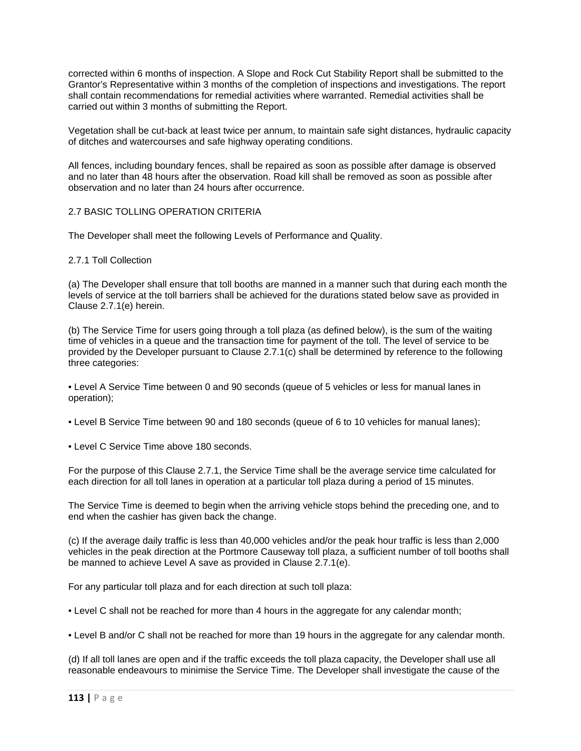corrected within 6 months of inspection. A Slope and Rock Cut Stability Report shall be submitted to the Grantor's Representative within 3 months of the completion of inspections and investigations. The report shall contain recommendations for remedial activities where warranted. Remedial activities shall be carried out within 3 months of submitting the Report.

Vegetation shall be cut-back at least twice per annum, to maintain safe sight distances, hydraulic capacity of ditches and watercourses and safe highway operating conditions.

All fences, including boundary fences, shall be repaired as soon as possible after damage is observed and no later than 48 hours after the observation. Road kill shall be removed as soon as possible after observation and no later than 24 hours after occurrence.

## 2.7 BASIC TOLLING OPERATION CRITERIA

The Developer shall meet the following Levels of Performance and Quality.

### 2.7.1 Toll Collection

(a) The Developer shall ensure that toll booths are manned in a manner such that during each month the levels of service at the toll barriers shall be achieved for the durations stated below save as provided in Clause 2.7.1(e) herein.

(b) The Service Time for users going through a toll plaza (as defined below), is the sum of the waiting time of vehicles in a queue and the transaction time for payment of the toll. The level of service to be provided by the Developer pursuant to Clause 2.7.1(c) shall be determined by reference to the following three categories:

- Level A Service Time between 0 and 90 seconds (queue of 5 vehicles or less for manual lanes in operation);
- Level B Service Time between 90 and 180 seconds (queue of 6 to 10 vehicles for manual lanes);
- Level C Service Time above 180 seconds.

For the purpose of this Clause 2.7.1, the Service Time shall be the average service time calculated for each direction for all toll lanes in operation at a particular toll plaza during a period of 15 minutes.

The Service Time is deemed to begin when the arriving vehicle stops behind the preceding one, and to end when the cashier has given back the change.

(c) If the average daily traffic is less than 40,000 vehicles and/or the peak hour traffic is less than 2,000 vehicles in the peak direction at the Portmore Causeway toll plaza, a sufficient number of toll booths shall be manned to achieve Level A save as provided in Clause 2.7.1(e).

For any particular toll plaza and for each direction at such toll plaza:

- Level C shall not be reached for more than 4 hours in the aggregate for any calendar month;
- Level B and/or C shall not be reached for more than 19 hours in the aggregate for any calendar month.

(d) If all toll lanes are open and if the traffic exceeds the toll plaza capacity, the Developer shall use all reasonable endeavours to minimise the Service Time. The Developer shall investigate the cause of the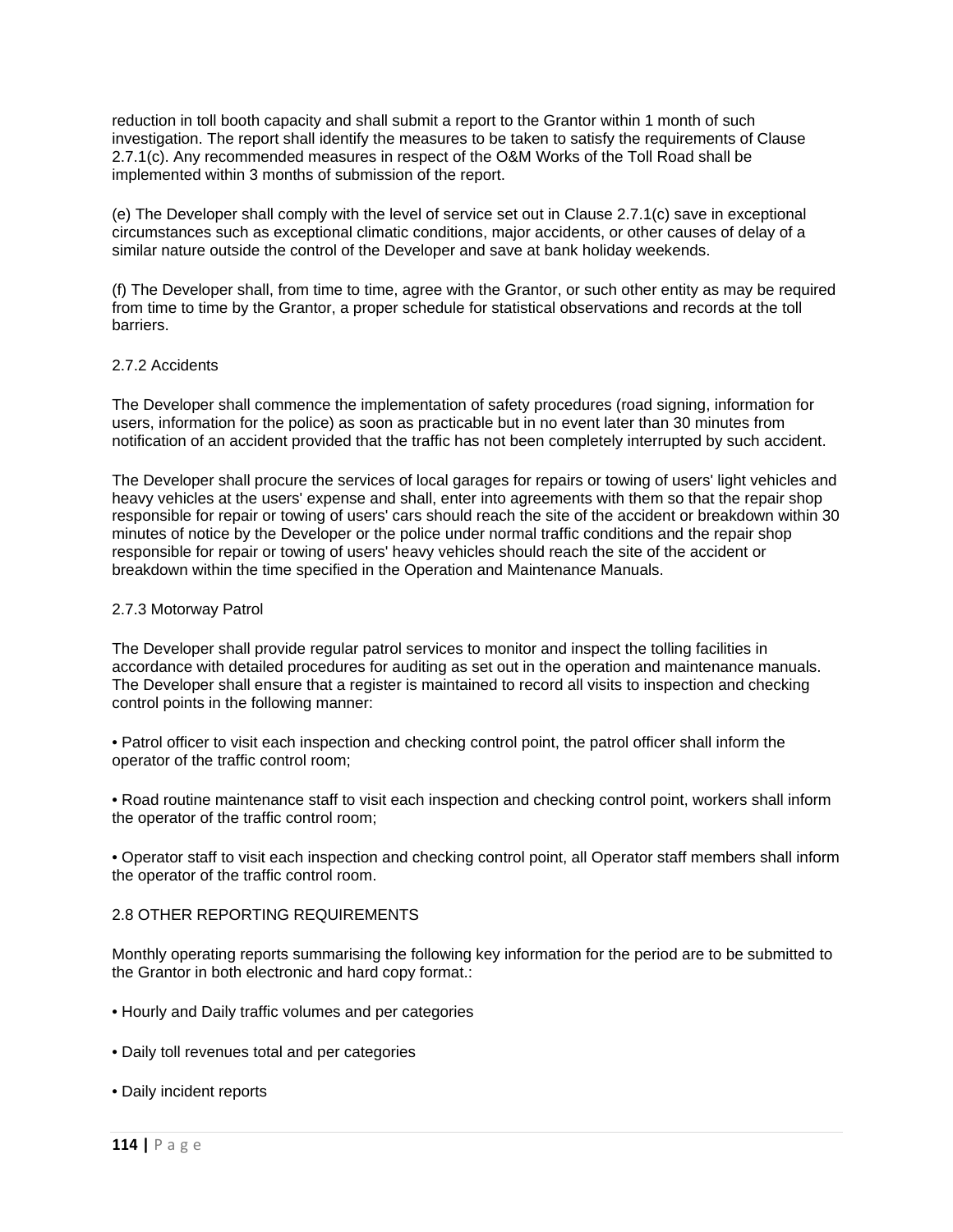reduction in toll booth capacity and shall submit a report to the Grantor within 1 month of such investigation. The report shall identify the measures to be taken to satisfy the requirements of Clause 2.7.1(c). Any recommended measures in respect of the O&M Works of the Toll Road shall be implemented within 3 months of submission of the report.

(e) The Developer shall comply with the level of service set out in Clause 2.7.1(c) save in exceptional circumstances such as exceptional climatic conditions, major accidents, or other causes of delay of a similar nature outside the control of the Developer and save at bank holiday weekends.

(f) The Developer shall, from time to time, agree with the Grantor, or such other entity as may be required from time to time by the Grantor, a proper schedule for statistical observations and records at the toll barriers.

### 2.7.2 Accidents

The Developer shall commence the implementation of safety procedures (road signing, information for users, information for the police) as soon as practicable but in no event later than 30 minutes from notification of an accident provided that the traffic has not been completely interrupted by such accident.

The Developer shall procure the services of local garages for repairs or towing of users' light vehicles and heavy vehicles at the users' expense and shall, enter into agreements with them so that the repair shop responsible for repair or towing of users' cars should reach the site of the accident or breakdown within 30 minutes of notice by the Developer or the police under normal traffic conditions and the repair shop responsible for repair or towing of users' heavy vehicles should reach the site of the accident or breakdown within the time specified in the Operation and Maintenance Manuals.

### 2.7.3 Motorway Patrol

The Developer shall provide regular patrol services to monitor and inspect the tolling facilities in accordance with detailed procedures for auditing as set out in the operation and maintenance manuals. The Developer shall ensure that a register is maintained to record all visits to inspection and checking control points in the following manner:

- Patrol officer to visit each inspection and checking control point, the patrol officer shall inform the operator of the traffic control room;

- Road routine maintenance staff to visit each inspection and checking control point, workers shall inform the operator of the traffic control room;

- Operator staff to visit each inspection and checking control point, all Operator staff members shall inform the operator of the traffic control room.

## 2.8 OTHER REPORTING REQUIREMENTS

Monthly operating reports summarising the following key information for the period are to be submitted to the Grantor in both electronic and hard copy format.:

- Hourly and Daily traffic volumes and per categories

- Daily toll revenues total and per categories

- Daily incident reports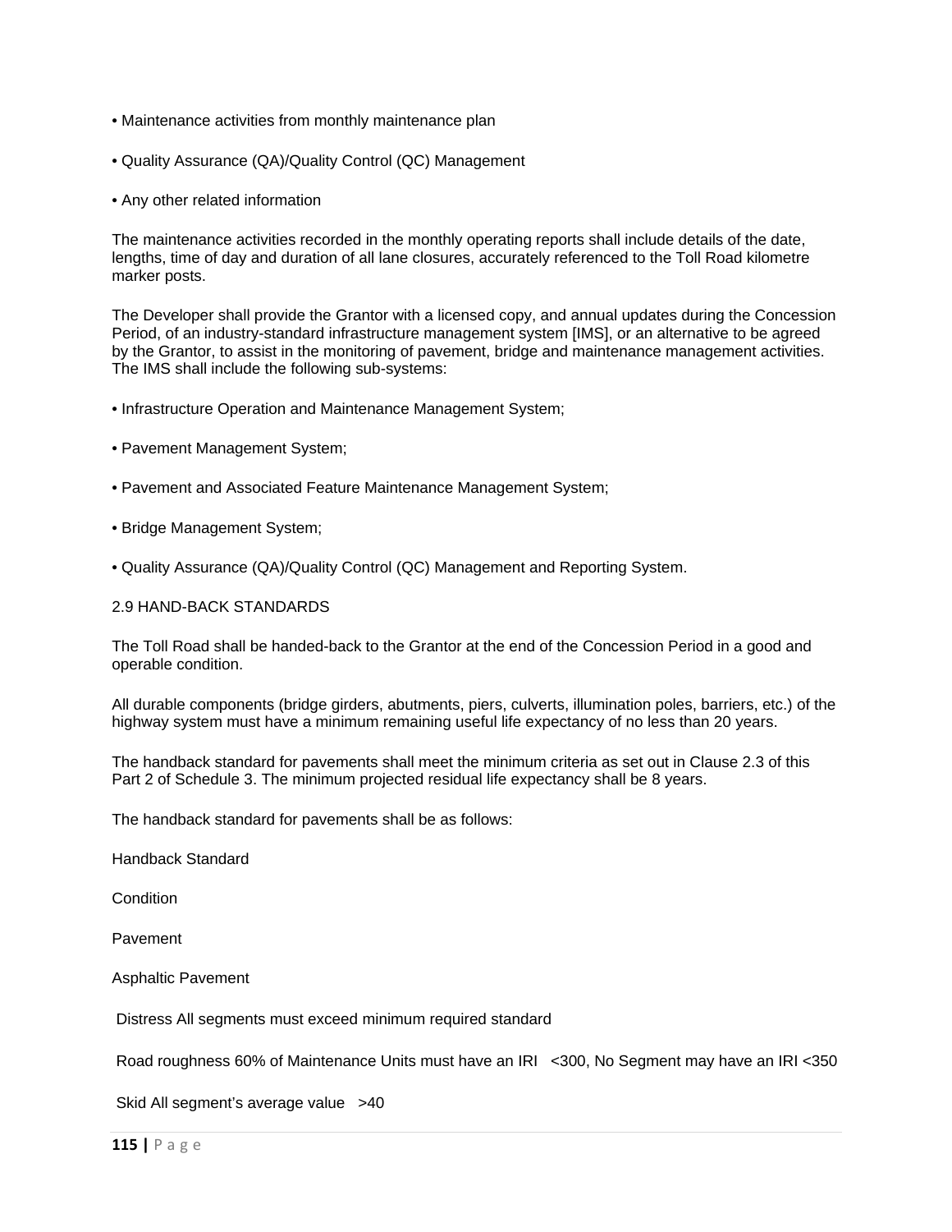- Maintenance activities from monthly maintenance plan
- Quality Assurance (QA)/Quality Control (QC) Management
- Any other related information

The maintenance activities recorded in the monthly operating reports shall include details of the date, lengths, time of day and duration of all lane closures, accurately referenced to the Toll Road kilometre marker posts.

The Developer shall provide the Grantor with a licensed copy, and annual updates during the Concession Period, of an industry-standard infrastructure management system [IMS], or an alternative to be agreed by the Grantor, to assist in the monitoring of pavement, bridge and maintenance management activities. The IMS shall include the following sub-systems:

- Infrastructure Operation and Maintenance Management System;
- Pavement Management System;
- Pavement and Associated Feature Maintenance Management System;
- Bridge Management System;
- Quality Assurance (QA)/Quality Control (QC) Management and Reporting System.

## 2.9 HAND-BACK STANDARDS

The Toll Road shall be handed-back to the Grantor at the end of the Concession Period in a good and operable condition.

All durable components (bridge girders, abutments, piers, culverts, illumination poles, barriers, etc.) of the highway system must have a minimum remaining useful life expectancy of no less than 20 years.

The handback standard for pavements shall meet the minimum criteria as set out in Clause 2.3 of this Part 2 of Schedule 3. The minimum projected residual life expectancy shall be 8 years.

The handback standard for pavements shall be as follows:

Handback Standard

Condition

Pavement

Asphaltic Pavement

Distress All segments must exceed minimum required standard

Road roughness 60% of Maintenance Units must have an IRI <300, No Segment may have an IRI <350

Skid All segment's average value >40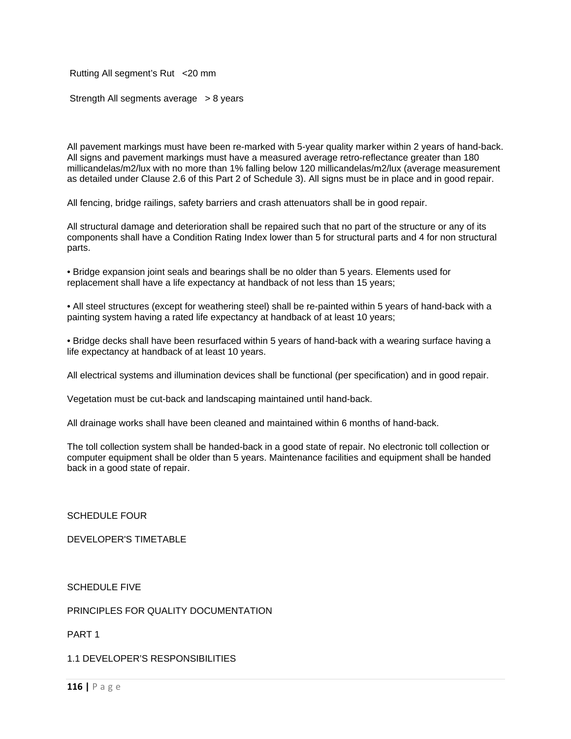Rutting All segment's Rut <20 mm

Strength All segments average > 8 years

All pavement markings must have been re-marked with 5-year quality marker within 2 years of hand-back. All signs and pavement markings must have a measured average retro-reflectance greater than 180 millicandelas/m2/lux with no more than 1% falling below 120 millicandelas/m2/lux (average measurement as detailed under Clause 2.6 of this Part 2 of Schedule 3). All signs must be in place and in good repair.

All fencing, bridge railings, safety barriers and crash attenuators shall be in good repair.

All structural damage and deterioration shall be repaired such that no part of the structure or any of its components shall have a Condition Rating Index lower than 5 for structural parts and 4 for non structural parts.

- Bridge expansion joint seals and bearings shall be no older than 5 years. Elements used for replacement shall have a life expectancy at handback of not less than 15 years;

- All steel structures (except for weathering steel) shall be re-painted within 5 years of hand-back with a painting system having a rated life expectancy at handback of at least 10 years;

- Bridge decks shall have been resurfaced within 5 years of hand-back with a wearing surface having a life expectancy at handback of at least 10 years.

All electrical systems and illumination devices shall be functional (per specification) and in good repair.

Vegetation must be cut-back and landscaping maintained until hand-back.

All drainage works shall have been cleaned and maintained within 6 months of hand-back.

The toll collection system shall be handed-back in a good state of repair. No electronic toll collection or computer equipment shall be older than 5 years. Maintenance facilities and equipment shall be handed back in a good state of repair.

## SCHEDULE FOUR

## DEVELOPER'S TIMETABLE

## SCHEDULE FIVE

## PRINCIPLES FOR QUALITY DOCUMENTATION

### PART 1

### 1.1 DEVELOPER'S RESPONSIBILITIES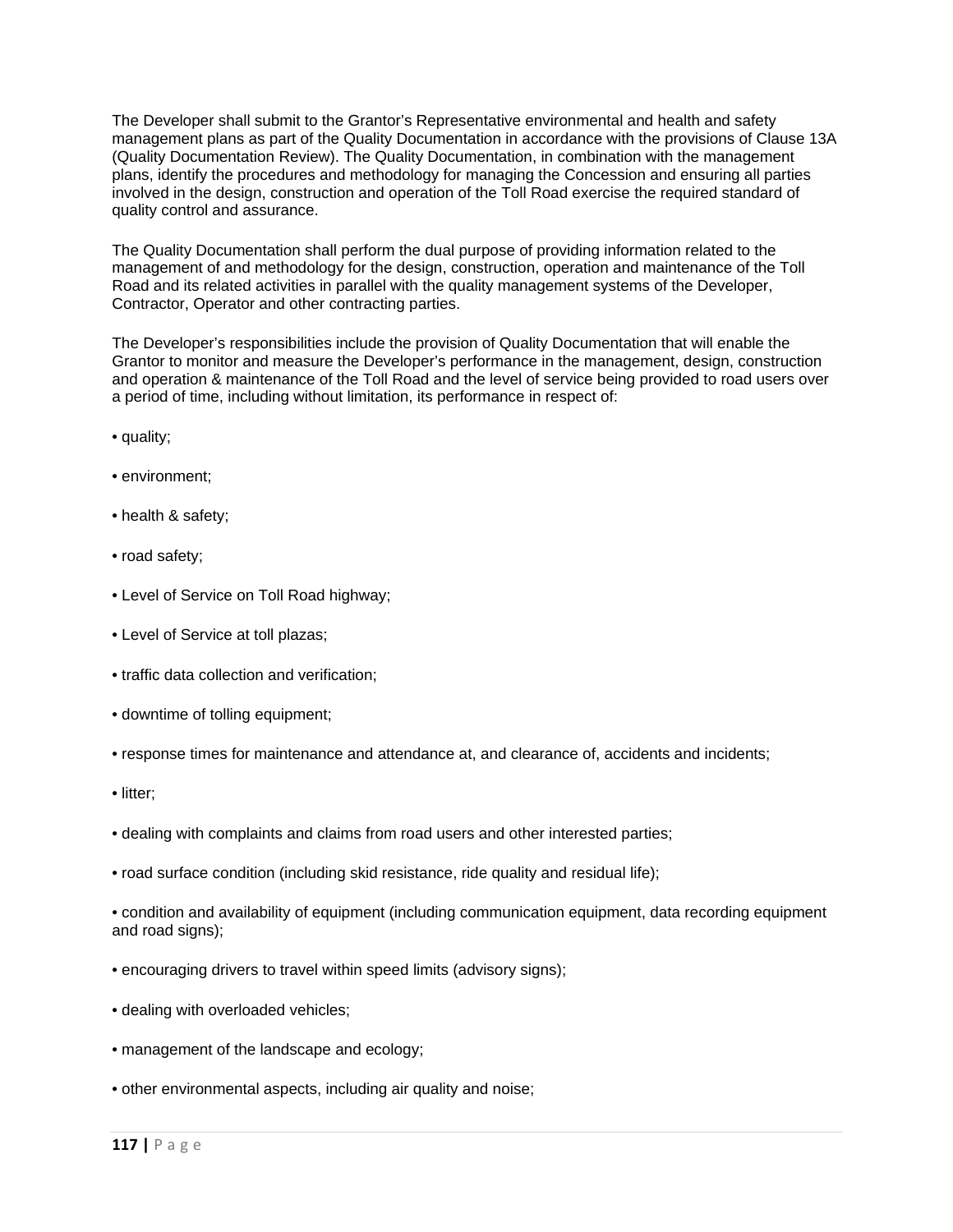The Developer shall submit to the Grantor's Representative environmental and health and safety management plans as part of the Quality Documentation in accordance with the provisions of Clause 13A (Quality Documentation Review). The Quality Documentation, in combination with the management plans, identify the procedures and methodology for managing the Concession and ensuring all parties involved in the design, construction and operation of the Toll Road exercise the required standard of quality control and assurance.

The Quality Documentation shall perform the dual purpose of providing information related to the management of and methodology for the design, construction, operation and maintenance of the Toll Road and its related activities in parallel with the quality management systems of the Developer, Contractor, Operator and other contracting parties.

The Developer's responsibilities include the provision of Quality Documentation that will enable the Grantor to monitor and measure the Developer's performance in the management, design, construction and operation & maintenance of the Toll Road and the level of service being provided to road users over a period of time, including without limitation, its performance in respect of:

- quality;
- environment;
- health & safety;
- road safety;
- Level of Service on Toll Road highway;
- Level of Service at toll plazas;
- traffic data collection and verification;
- downtime of tolling equipment;
- response times for maintenance and attendance at, and clearance of, accidents and incidents;
- litter;
- dealing with complaints and claims from road users and other interested parties;
- road surface condition (including skid resistance, ride quality and residual life);
- condition and availability of equipment (including communication equipment, data recording equipment and road signs);
- encouraging drivers to travel within speed limits (advisory signs);
- dealing with overloaded vehicles;
- management of the landscape and ecology;
- other environmental aspects, including air quality and noise;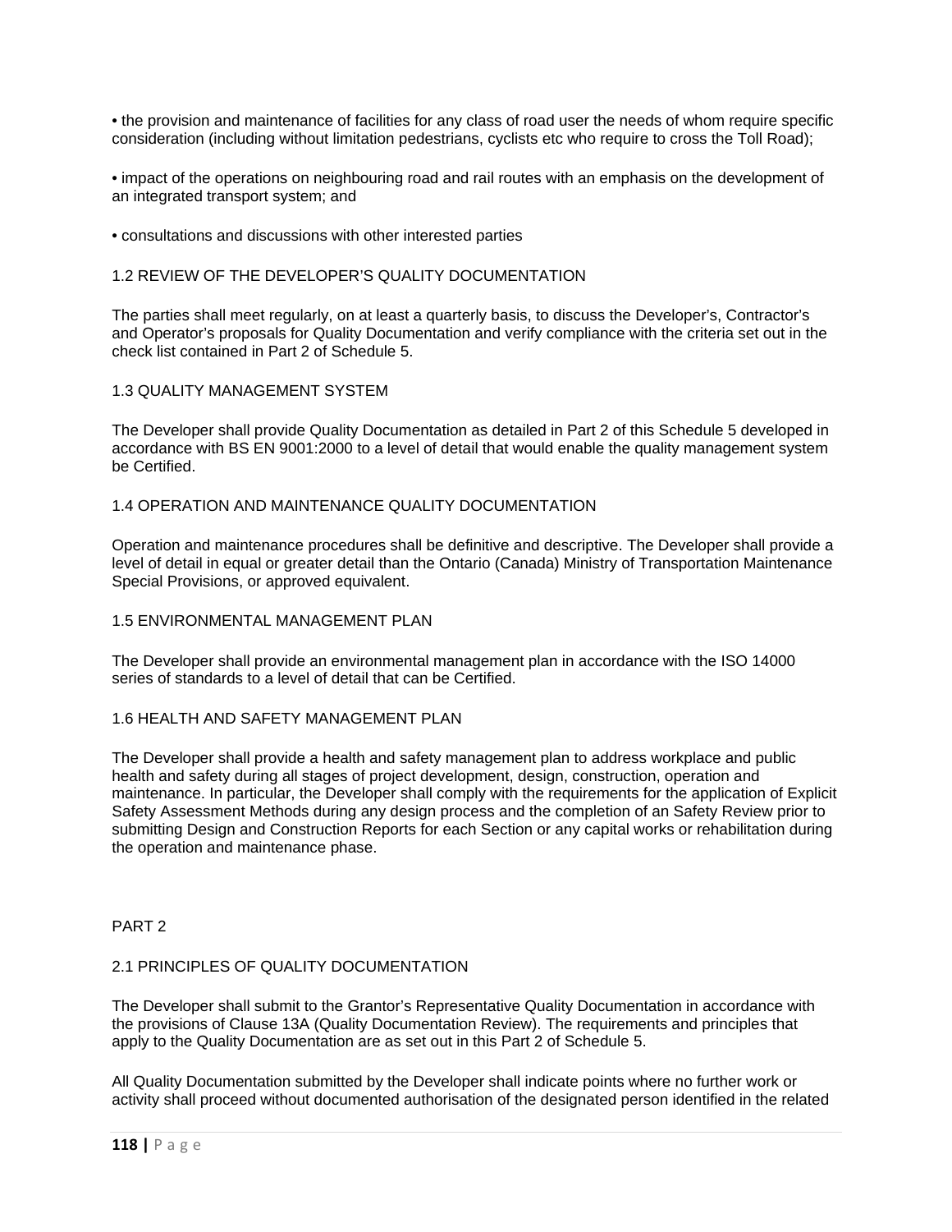- the provision and maintenance of facilities for any class of road user the needs of whom require specific consideration (including without limitation pedestrians, cyclists etc who require to cross the Toll Road);

- impact of the operations on neighbouring road and rail routes with an emphasis on the development of an integrated transport system; and

- consultations and discussions with other interested parties

### 1.2 REVIEW OF THE DEVELOPER'S QUALITY DOCUMENTATION

The parties shall meet regularly, on at least a quarterly basis, to discuss the Developer's, Contractor's and Operator's proposals for Quality Documentation and verify compliance with the criteria set out in the check list contained in Part 2 of Schedule 5.

### 1.3 QUALITY MANAGEMENT SYSTEM

The Developer shall provide Quality Documentation as detailed in Part 2 of this Schedule 5 developed in accordance with BS EN 9001:2000 to a level of detail that would enable the quality management system be Certified.

### 1.4 OPERATION AND MAINTENANCE QUALITY DOCUMENTATION

Operation and maintenance procedures shall be definitive and descriptive. The Developer shall provide a level of detail in equal or greater detail than the Ontario (Canada) Ministry of Transportation Maintenance Special Provisions, or approved equivalent.

### 1.5 ENVIRONMENTAL MANAGEMENT PLAN

The Developer shall provide an environmental management plan in accordance with the ISO 14000 series of standards to a level of detail that can be Certified.

### 1.6 HEALTH AND SAFETY MANAGEMENT PLAN

The Developer shall provide a health and safety management plan to address workplace and public health and safety during all stages of project development, design, construction, operation and maintenance. In particular, the Developer shall comply with the requirements for the application of Explicit Safety Assessment Methods during any design process and the completion of an Safety Review prior to submitting Design and Construction Reports for each Section or any capital works or rehabilitation during the operation and maintenance phase.

## PART 2

### 2.1 PRINCIPLES OF QUALITY DOCUMENTATION

The Developer shall submit to the Grantor's Representative Quality Documentation in accordance with the provisions of Clause 13A (Quality Documentation Review). The requirements and principles that apply to the Quality Documentation are as set out in this Part 2 of Schedule 5.

All Quality Documentation submitted by the Developer shall indicate points where no further work or activity shall proceed without documented authorisation of the designated person identified in the related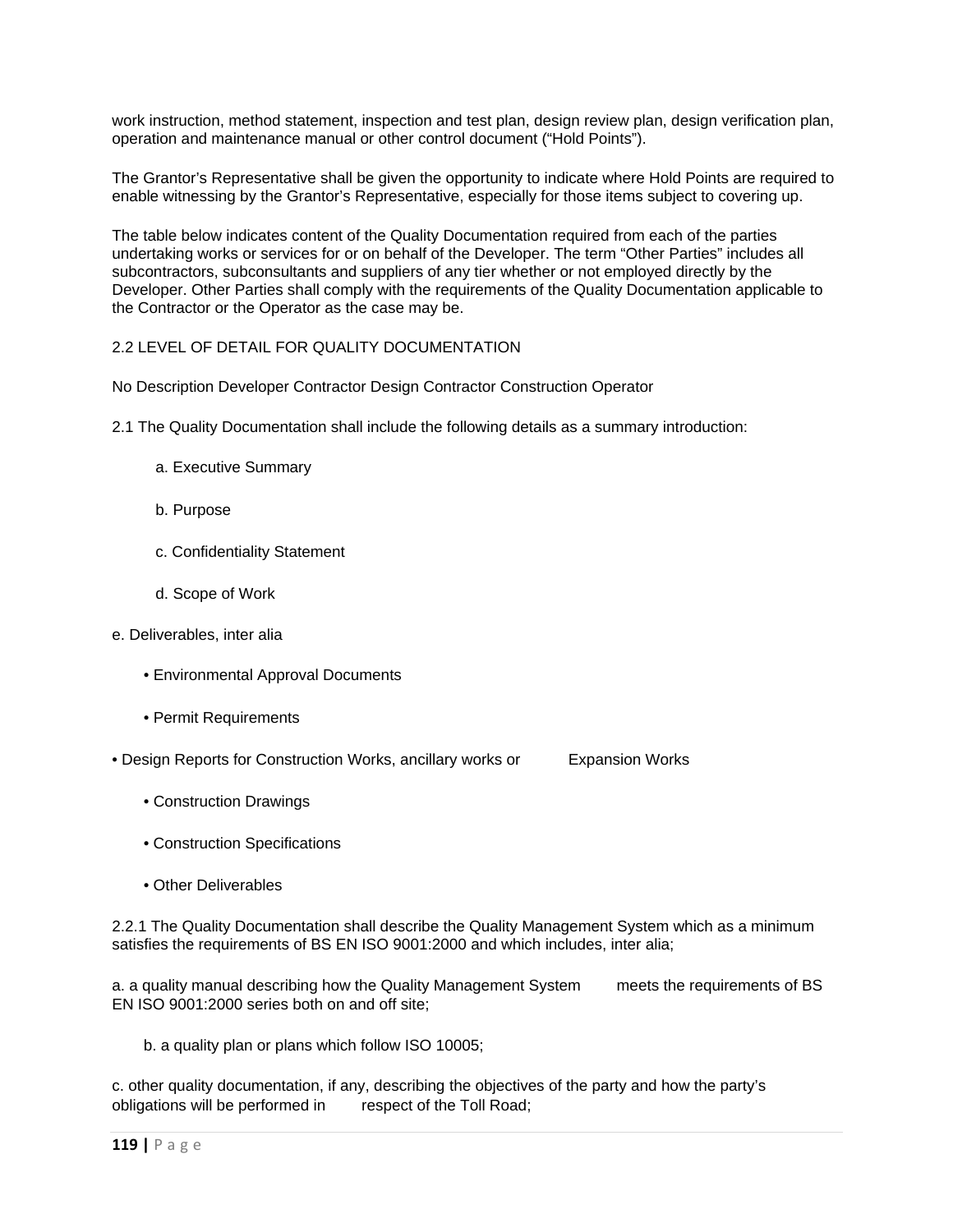work instruction, method statement, inspection and test plan, design review plan, design verification plan, operation and maintenance manual or other control document ("Hold Points").

The Grantor's Representative shall be given the opportunity to indicate where Hold Points are required to enable witnessing by the Grantor's Representative, especially for those items subject to covering up.

The table below indicates content of the Quality Documentation required from each of the parties undertaking works or services for or on behalf of the Developer. The term "Other Parties" includes all subcontractors, subconsultants and suppliers of any tier whether or not employed directly by the Developer. Other Parties shall comply with the requirements of the Quality Documentation applicable to the Contractor or the Operator as the case may be.

2.2 LEVEL OF DETAIL FOR QUALITY DOCUMENTATION

No Description Developer Contractor Design Contractor Construction Operator

2.1 The Quality Documentation shall include the following details as a summary introduction:

a. Executive Summary

b. Purpose

c. Confidentiality Statement

d. Scope of Work

e. Deliverables, inter alia

- Environmental Approval Documents
- Permit Requirements
- Design Reports for Construction Works, ancillary works or Expansion Works
- Construction Drawings
- Construction Specifications
- Other Deliverables

2.2.1 The Quality Documentation shall describe the Quality Management System which as a minimum satisfies the requirements of BS EN ISO 9001:2000 and which includes, inter alia;

a. a quality manual describing how the Quality Management System meets the requirements of BS EN ISO 9001:2000 series both on and off site;

b. a quality plan or plans which follow ISO 10005;

c. other quality documentation, if any, describing the objectives of the party and how the party's obligations will be performed in respect of the Toll Road;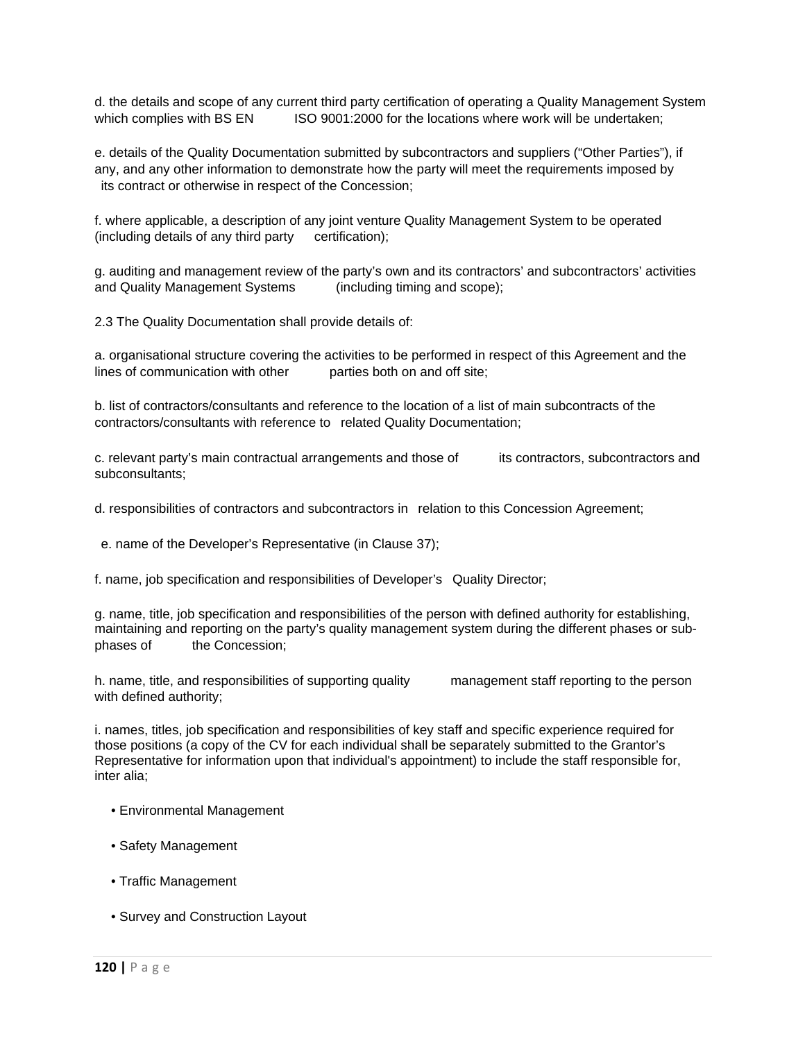d. the details and scope of any current third party certification of operating a Quality Management System which complies with BS EN ISO 9001:2000 for the locations where work will be undertaken;

e. details of the Quality Documentation submitted by subcontractors and suppliers ("Other Parties"), if any, and any other information to demonstrate how the party will meet the requirements imposed by its contract or otherwise in respect of the Concession;

f. where applicable, a description of any joint venture Quality Management System to be operated (including details of any third party certification);

g. auditing and management review of the party's own and its contractors' and subcontractors' activities and Quality Management Systems (including timing and scope);

2.3 The Quality Documentation shall provide details of:

a. organisational structure covering the activities to be performed in respect of this Agreement and the lines of communication with other parties both on and off site;

b. list of contractors/consultants and reference to the location of a list of main subcontracts of the contractors/consultants with reference to related Quality Documentation;

c. relevant party's main contractual arrangements and those of its contractors, subcontractors and subconsultants;

d. responsibilities of contractors and subcontractors in relation to this Concession Agreement;

e. name of the Developer's Representative (in Clause 37);

f. name, job specification and responsibilities of Developer's Quality Director;

g. name, title, job specification and responsibilities of the person with defined authority for establishing, maintaining and reporting on the party's quality management system during the different phases or sub-phases of the Concession;

h. name, title, and responsibilities of supporting quality management staff reporting to the person with defined authority;

i. names, titles, job specification and responsibilities of key staff and specific experience required for those positions (a copy of the CV for each individual shall be separately submitted to the Grantor's Representative for information upon that individual's appointment) to include the staff responsible for, inter alia;

- Environmental Management
- Safety Management
- Traffic Management
- Survey and Construction Layout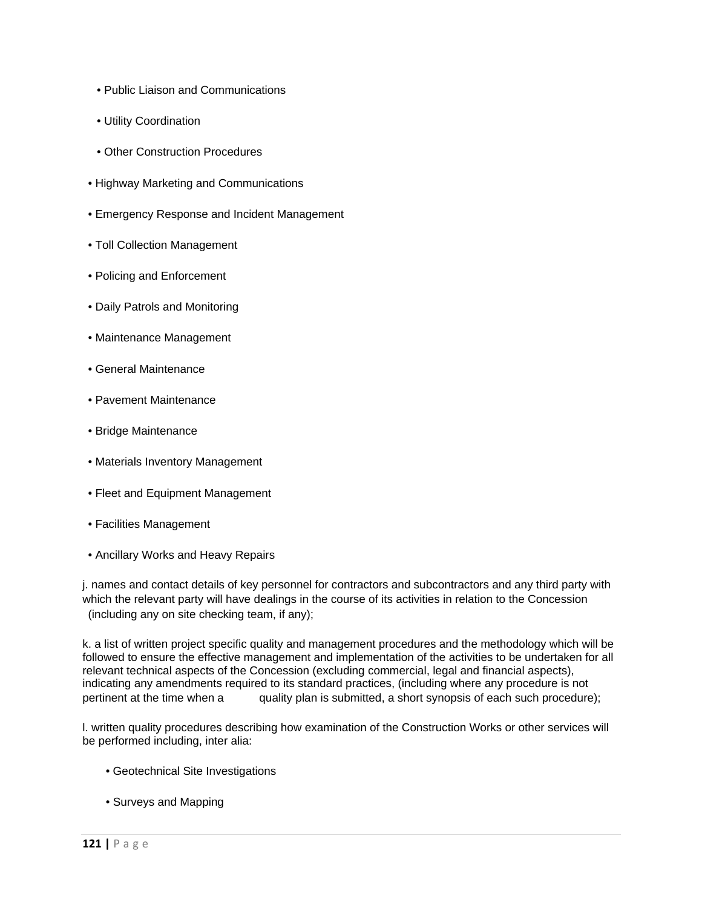- Public Liaison and Communications
- Utility Coordination
- Other Construction Procedures

- Highway Marketing and Communications
- Emergency Response and Incident Management
- Toll Collection Management
- Policing and Enforcement
- Daily Patrols and Monitoring
- Maintenance Management
- General Maintenance
- Pavement Maintenance
- Bridge Maintenance
- Materials Inventory Management
- Fleet and Equipment Management
- Facilities Management
- Ancillary Works and Heavy Repairs

j. names and contact details of key personnel for contractors and subcontractors and any third party with which the relevant party will have dealings in the course of its activities in relation to the Concession (including any on site checking team, if any);

k. a list of written project specific quality and management procedures and the methodology which will be followed to ensure the effective management and implementation of the activities to be undertaken for all relevant technical aspects of the Concession (excluding commercial, legal and financial aspects), indicating any amendments required to its standard practices, (including where any procedure is not pertinent at the time when a quality plan is submitted, a short synopsis of each such procedure);

l. written quality procedures describing how examination of the Construction Works or other services will be performed including, inter alia:

- Geotechnical Site Investigations
- Surveys and Mapping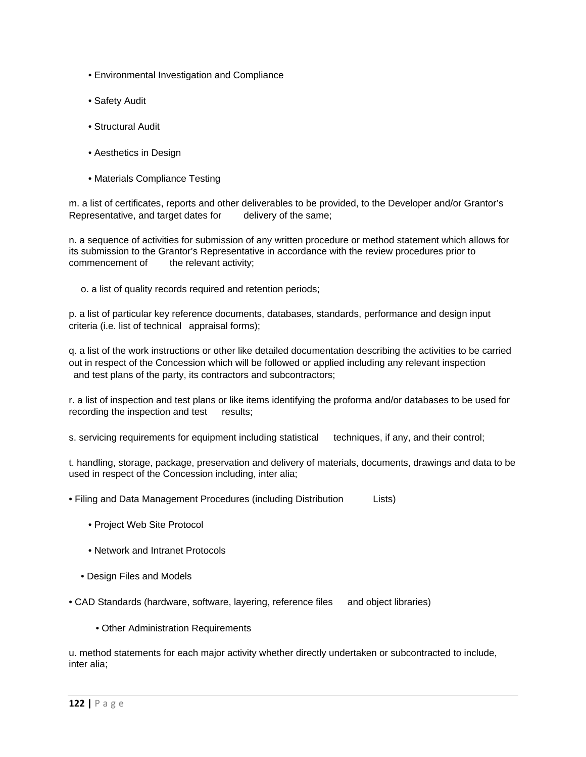- Environmental Investigation and Compliance
- Safety Audit
- Structural Audit
- Aesthetics in Design
- Materials Compliance Testing

m. a list of certificates, reports and other deliverables to be provided, to the Developer and/or Grantor's Representative, and target dates for delivery of the same;

n. a sequence of activities for submission of any written procedure or method statement which allows for its submission to the Grantor's Representative in accordance with the review procedures prior to commencement of the relevant activity;

o. a list of quality records required and retention periods;

p. a list of particular key reference documents, databases, standards, performance and design input criteria (i.e. list of technical appraisal forms);

q. a list of the work instructions or other like detailed documentation describing the activities to be carried out in respect of the Concession which will be followed or applied including any relevant inspection and test plans of the party, its contractors and subcontractors;

r. a list of inspection and test plans or like items identifying the proforma and/or databases to be used for recording the inspection and test results;

s. servicing requirements for equipment including statistical techniques, if any, and their control;

t. handling, storage, package, preservation and delivery of materials, documents, drawings and data to be used in respect of the Concession including, inter alia;

- Filing and Data Management Procedures (including Distribution Lists)
- Project Web Site Protocol
- Network and Intranet Protocols
- Design Files and Models
- CAD Standards (hardware, software, layering, reference files and object libraries)
- Other Administration Requirements

u. method statements for each major activity whether directly undertaken or subcontracted to include, inter alia;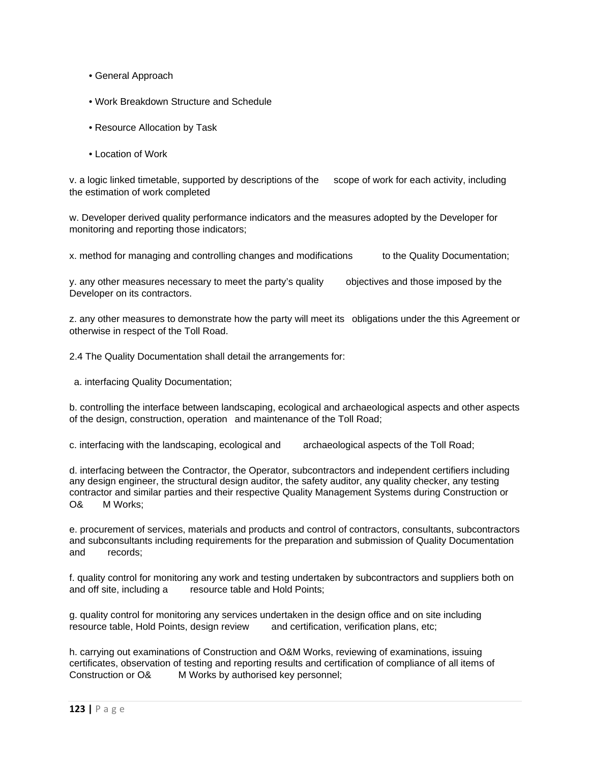- General Approach
- Work Breakdown Structure and Schedule
- Resource Allocation by Task
- Location of Work

v. a logic linked timetable, supported by descriptions of the scope of work for each activity, including the estimation of work completed

w. Developer derived quality performance indicators and the measures adopted by the Developer for monitoring and reporting those indicators;

x. method for managing and controlling changes and modifications to the Quality Documentation;

y. any other measures necessary to meet the party's quality objectives and those imposed by the Developer on its contractors.

z. any other measures to demonstrate how the party will meet its obligations under the this Agreement or otherwise in respect of the Toll Road.

2.4 The Quality Documentation shall detail the arrangements for:

a. interfacing Quality Documentation;

b. controlling the interface between landscaping, ecological and archaeological aspects and other aspects of the design, construction, operation and maintenance of the Toll Road;

c. interfacing with the landscaping, ecological and archaeological aspects of the Toll Road;

d. interfacing between the Contractor, the Operator, subcontractors and independent certifiers including any design engineer, the structural design auditor, the safety auditor, any quality checker, any testing contractor and similar parties and their respective Quality Management Systems during Construction or O& M Works;

e. procurement of services, materials and products and control of contractors, consultants, subcontractors and subconsultants including requirements for the preparation and submission of Quality Documentation and records;

f. quality control for monitoring any work and testing undertaken by subcontractors and suppliers both on and off site, including a resource table and Hold Points;

g. quality control for monitoring any services undertaken in the design office and on site including resource table, Hold Points, design review and certification, verification plans, etc;

h. carrying out examinations of Construction and O&M Works, reviewing of examinations, issuing certificates, observation of testing and reporting results and certification of compliance of all items of Construction or O& M Works by authorised key personnel;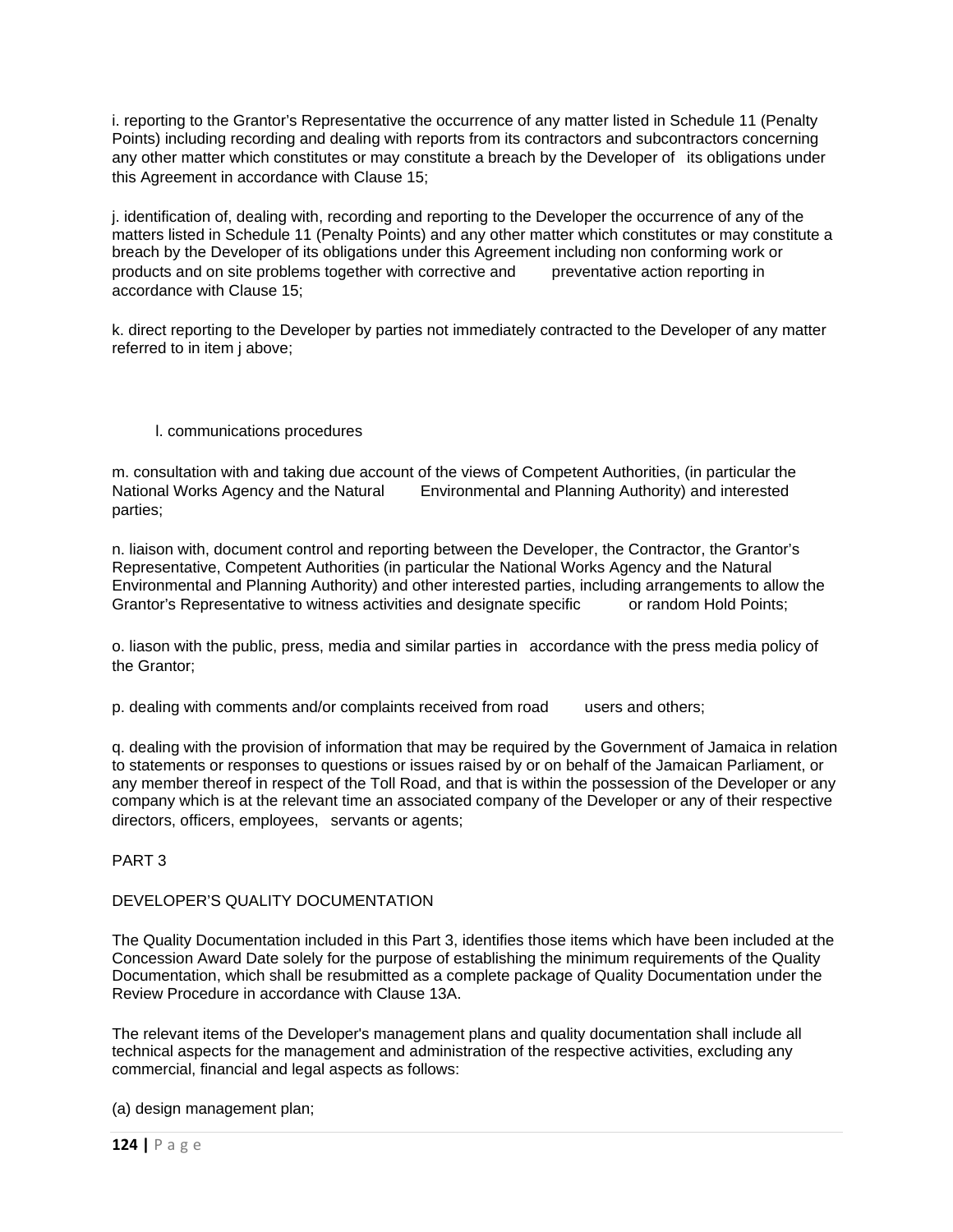i. reporting to the Grantor's Representative the occurrence of any matter listed in Schedule 11 (Penalty Points) including recording and dealing with reports from its contractors and subcontractors concerning any other matter which constitutes or may constitute a breach by the Developer of its obligations under this Agreement in accordance with Clause 15;

j. identification of, dealing with, recording and reporting to the Developer the occurrence of any of the matters listed in Schedule 11 (Penalty Points) and any other matter which constitutes or may constitute a breach by the Developer of its obligations under this Agreement including non conforming work or products and on site problems together with corrective and preventative action reporting in accordance with Clause 15;

k. direct reporting to the Developer by parties not immediately contracted to the Developer of any matter referred to in item j above;

l. communications procedures

m. consultation with and taking due account of the views of Competent Authorities, (in particular the National Works Agency and the Natural Environmental and Planning Authority) and interested parties;

n. liaison with, document control and reporting between the Developer, the Contractor, the Grantor's Representative, Competent Authorities (in particular the National Works Agency and the Natural Environmental and Planning Authority) and other interested parties, including arrangements to allow the Grantor's Representative to witness activities and designate specific or random Hold Points;

o. liason with the public, press, media and similar parties in accordance with the press media policy of the Grantor;

p. dealing with comments and/or complaints received from road users and others;

q. dealing with the provision of information that may be required by the Government of Jamaica in relation to statements or responses to questions or issues raised by or on behalf of the Jamaican Parliament, or any member thereof in respect of the Toll Road, and that is within the possession of the Developer or any company which is at the relevant time an associated company of the Developer or any of their respective directors, officers, employees, servants or agents;

PART 3

DEVELOPER'S QUALITY DOCUMENTATION

The Quality Documentation included in this Part 3, identifies those items which have been included at the Concession Award Date solely for the purpose of establishing the minimum requirements of the Quality Documentation, which shall be resubmitted as a complete package of Quality Documentation under the Review Procedure in accordance with Clause 13A.

The relevant items of the Developer's management plans and quality documentation shall include all technical aspects for the management and administration of the respective activities, excluding any commercial, financial and legal aspects as follows:

(a) design management plan;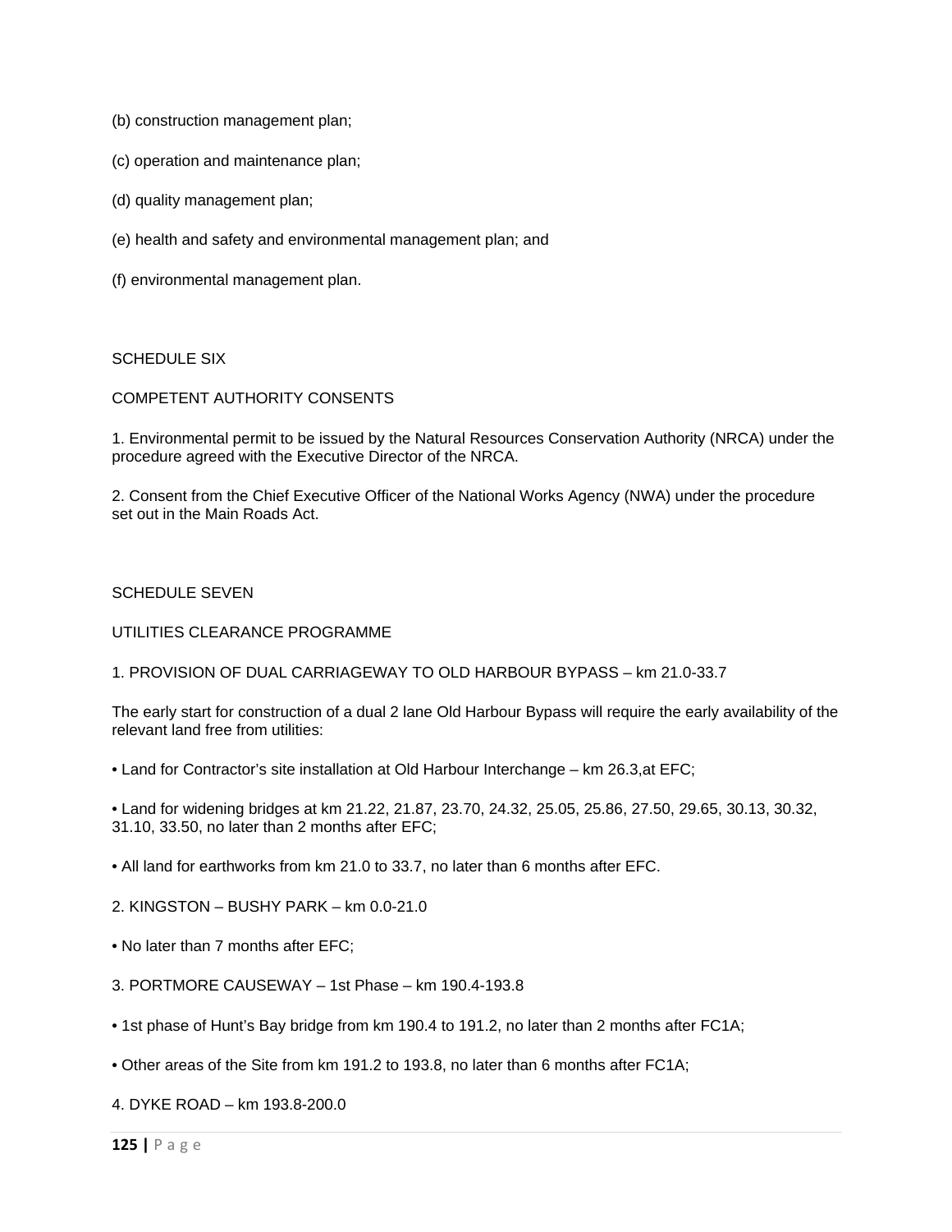(b) construction management plan;

(c) operation and maintenance plan;

(d) quality management plan;

(e) health and safety and environmental management plan; and

(f) environmental management plan.

## SCHEDULE SIX

## COMPETENT AUTHORITY CONSENTS

1. Environmental permit to be issued by the Natural Resources Conservation Authority (NRCA) under the procedure agreed with the Executive Director of the NRCA.

2. Consent from the Chief Executive Officer of the National Works Agency (NWA) under the procedure set out in the Main Roads Act.

## SCHEDULE SEVEN

## UTILITIES CLEARANCE PROGRAMME

1. PROVISION OF DUAL CARRIAGEWAY TO OLD HARBOUR BYPASS – km 21.0-33.7

The early start for construction of a dual 2 lane Old Harbour Bypass will require the early availability of the relevant land free from utilities:

- Land for Contractor's site installation at Old Harbour Interchange – km 26.3,at EFC;
- Land for widening bridges at km 21.22, 21.87, 23.70, 24.32, 25.05, 25.86, 27.50, 29.65, 30.13, 30.32, 31.10, 33.50, no later than 2 months after EFC;
- All land for earthworks from km 21.0 to 33.7, no later than 6 months after EFC.

2. KINGSTON – BUSHY PARK – km 0.0-21.0

- No later than 7 months after EFC;

3. PORTMORE CAUSEWAY – 1st Phase – km 190.4-193.8

- 1st phase of Hunt's Bay bridge from km 190.4 to 191.2, no later than 2 months after FC1A;
- Other areas of the Site from km 191.2 to 193.8, no later than 6 months after FC1A;

4. DYKE ROAD – km 193.8-200.0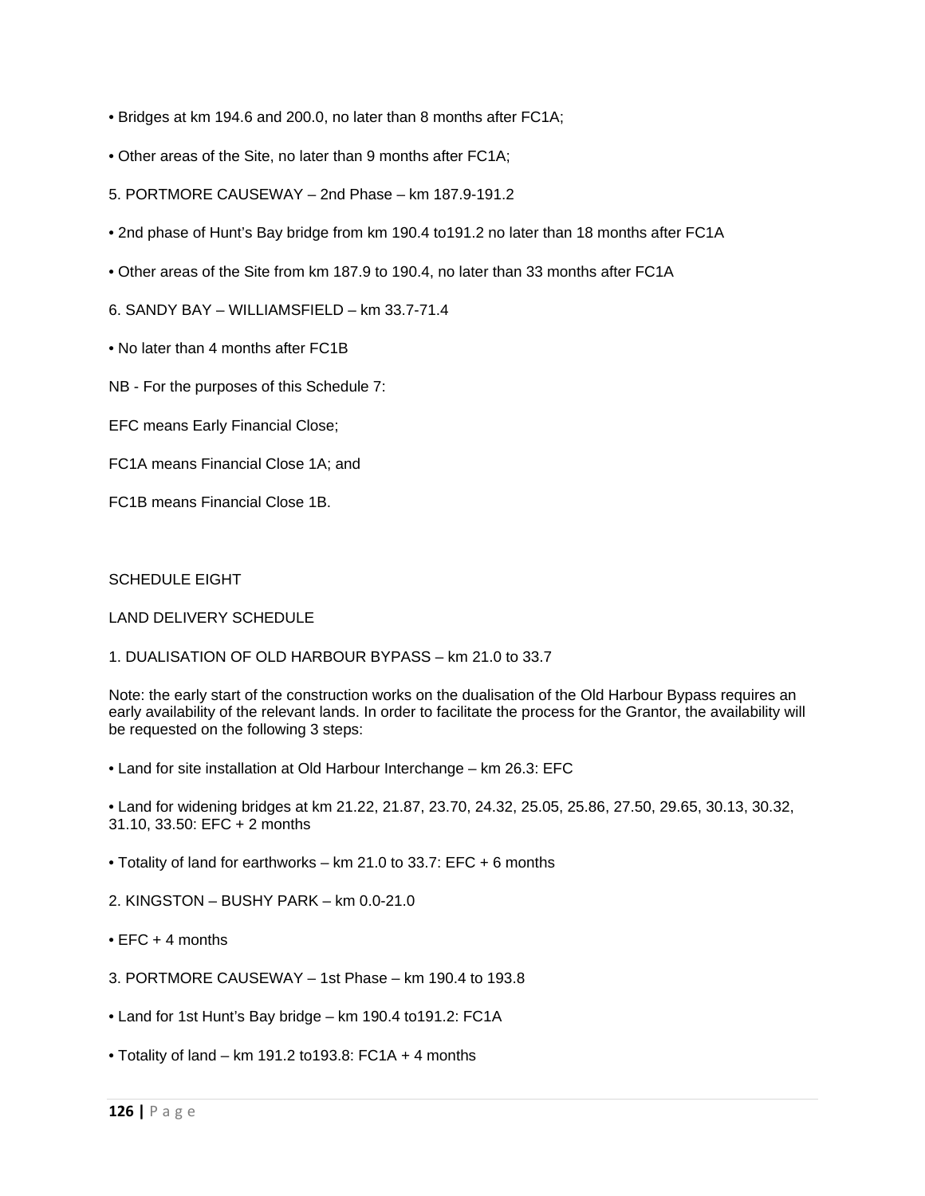- Bridges at km 194.6 and 200.0, no later than 8 months after FC1A;
- Other areas of the Site, no later than 9 months after FC1A;

5. PORTMORE CAUSEWAY – 2nd Phase – km 187.9-191.2

- 2nd phase of Hunt's Bay bridge from km 190.4 to191.2 no later than 18 months after FC1A
- Other areas of the Site from km 187.9 to 190.4, no later than 33 months after FC1A

6. SANDY BAY – WILLIAMSFIELD – km 33.7-71.4

- No later than 4 months after FC1B

NB - For the purposes of this Schedule 7:

EFC means Early Financial Close;

FC1A means Financial Close 1A; and

FC1B means Financial Close 1B.

## SCHEDULE EIGHT

## LAND DELIVERY SCHEDULE

1. DUALISATION OF OLD HARBOUR BYPASS – km 21.0 to 33.7

Note: the early start of the construction works on the dualisation of the Old Harbour Bypass requires an early availability of the relevant lands. In order to facilitate the process for the Grantor, the availability will be requested on the following 3 steps:

- Land for site installation at Old Harbour Interchange – km 26.3: EFC
- Land for widening bridges at km 21.22, 21.87, 23.70, 24.32, 25.05, 25.86, 27.50, 29.65, 30.13, 30.32, 31.10, 33.50: EFC + 2 months
- Totality of land for earthworks – km 21.0 to 33.7: EFC + 6 months

2. KINGSTON – BUSHY PARK – km 0.0-21.0

- EFC + 4 months

3. PORTMORE CAUSEWAY – 1st Phase – km 190.4 to 193.8

- Land for 1st Hunt's Bay bridge – km 190.4 to191.2: FC1A
- Totality of land – km 191.2 to193.8: FC1A + 4 months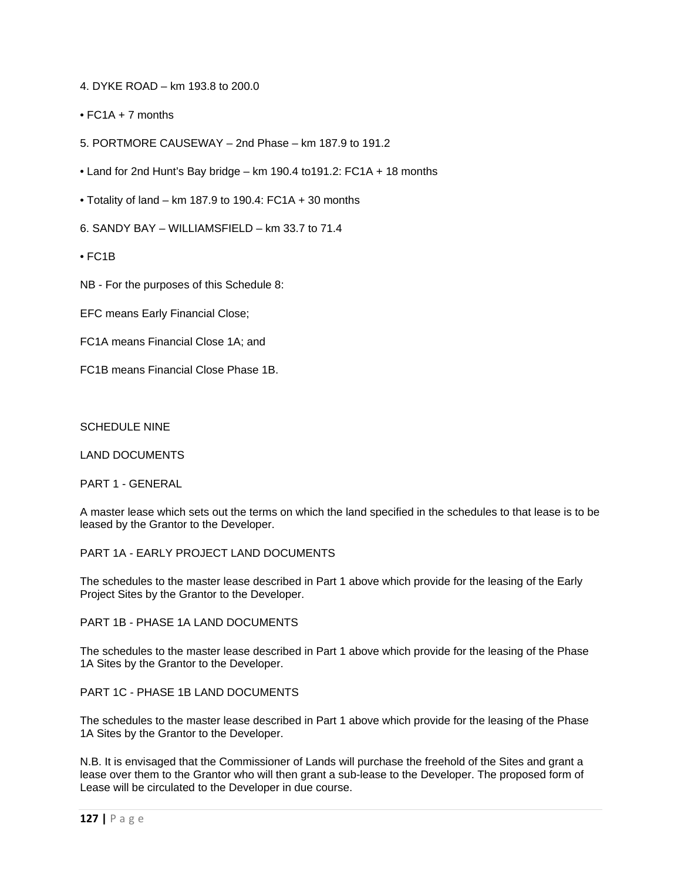4. DYKE ROAD – km 193.8 to 200.0

- FC1A + 7 months

5. PORTMORE CAUSEWAY – 2nd Phase – km 187.9 to 191.2

- Land for 2nd Hunt's Bay bridge – km 190.4 to191.2: FC1A + 18 months
- Totality of land – km 187.9 to 190.4: FC1A + 30 months

6. SANDY BAY – WILLIAMSFIELD – km 33.7 to 71.4

- FC1B

NB - For the purposes of this Schedule 8:

EFC means Early Financial Close;

FC1A means Financial Close 1A; and

FC1B means Financial Close Phase 1B.

## SCHEDULE NINE

## LAND DOCUMENTS

### PART 1 - GENERAL

A master lease which sets out the terms on which the land specified in the schedules to that lease is to be leased by the Grantor to the Developer.

### PART 1A - EARLY PROJECT LAND DOCUMENTS

The schedules to the master lease described in Part 1 above which provide for the leasing of the Early Project Sites by the Grantor to the Developer.

### PART 1B - PHASE 1A LAND DOCUMENTS

The schedules to the master lease described in Part 1 above which provide for the leasing of the Phase 1A Sites by the Grantor to the Developer.

### PART 1C - PHASE 1B LAND DOCUMENTS

The schedules to the master lease described in Part 1 above which provide for the leasing of the Phase 1A Sites by the Grantor to the Developer.

N.B. It is envisaged that the Commissioner of Lands will purchase the freehold of the Sites and grant a lease over them to the Grantor who will then grant a sub-lease to the Developer. The proposed form of Lease will be circulated to the Developer in due course.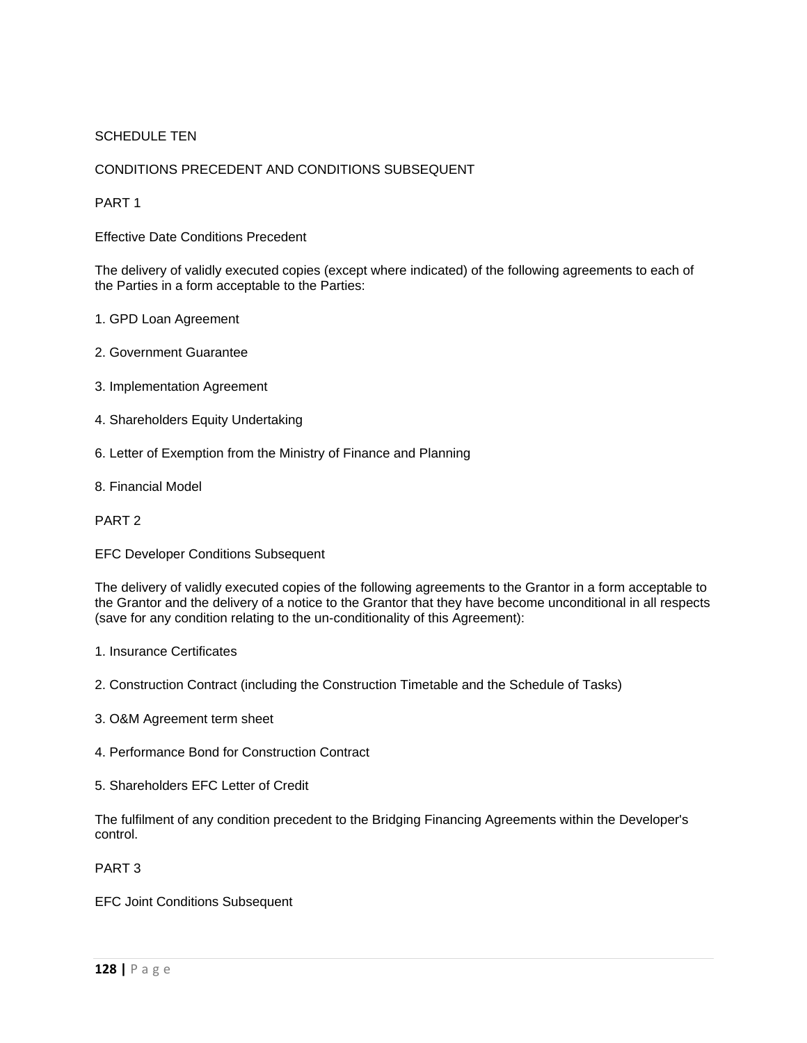# SCHEDULE TEN

## CONDITIONS PRECEDENT AND CONDITIONS SUBSEQUENT

### PART 1

Effective Date Conditions Precedent

The delivery of validly executed copies (except where indicated) of the following agreements to each of the Parties in a form acceptable to the Parties:

1. GPD Loan Agreement

2. Government Guarantee

3. Implementation Agreement

4. Shareholders Equity Undertaking

6. Letter of Exemption from the Ministry of Finance and Planning

8. Financial Model

### PART 2

EFC Developer Conditions Subsequent

The delivery of validly executed copies of the following agreements to the Grantor in a form acceptable to the Grantor and the delivery of a notice to the Grantor that they have become unconditional in all respects (save for any condition relating to the un-conditionality of this Agreement):

1. Insurance Certificates

2. Construction Contract (including the Construction Timetable and the Schedule of Tasks)

3. O&M Agreement term sheet

4. Performance Bond for Construction Contract

5. Shareholders EFC Letter of Credit

The fulfilment of any condition precedent to the Bridging Financing Agreements within the Developer's control.

### PART 3

EFC Joint Conditions Subsequent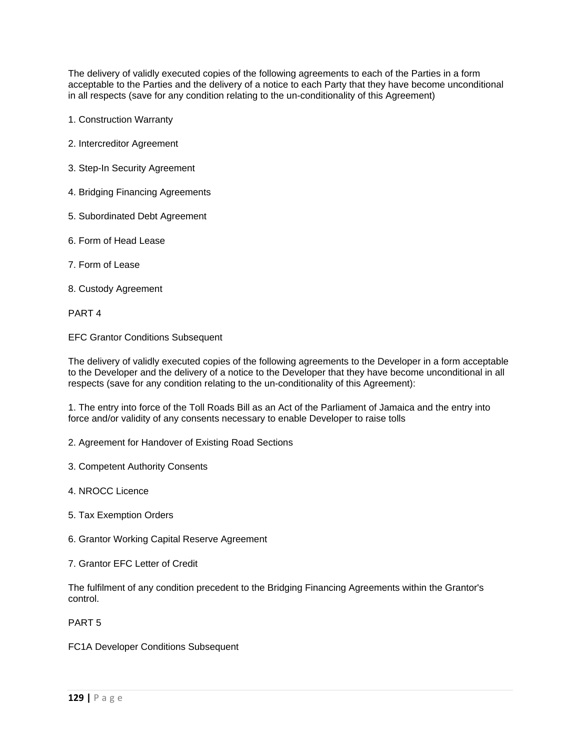The delivery of validly executed copies of the following agreements to each of the Parties in a form acceptable to the Parties and the delivery of a notice to each Party that they have become unconditional in all respects (save for any condition relating to the un-conditionality of this Agreement)

1. Construction Warranty

2. Intercreditor Agreement

3. Step-In Security Agreement

4. Bridging Financing Agreements

5. Subordinated Debt Agreement

6. Form of Head Lease

7. Form of Lease

8. Custody Agreement

PART 4

EFC Grantor Conditions Subsequent

The delivery of validly executed copies of the following agreements to the Developer in a form acceptable to the Developer and the delivery of a notice to the Developer that they have become unconditional in all respects (save for any condition relating to the un-conditionality of this Agreement):

1. The entry into force of the Toll Roads Bill as an Act of the Parliament of Jamaica and the entry into force and/or validity of any consents necessary to enable Developer to raise tolls

2. Agreement for Handover of Existing Road Sections

3. Competent Authority Consents

4. NROCC Licence

5. Tax Exemption Orders

6. Grantor Working Capital Reserve Agreement

7. Grantor EFC Letter of Credit

The fulfilment of any condition precedent to the Bridging Financing Agreements within the Grantor's control.

PART 5

FC1A Developer Conditions Subsequent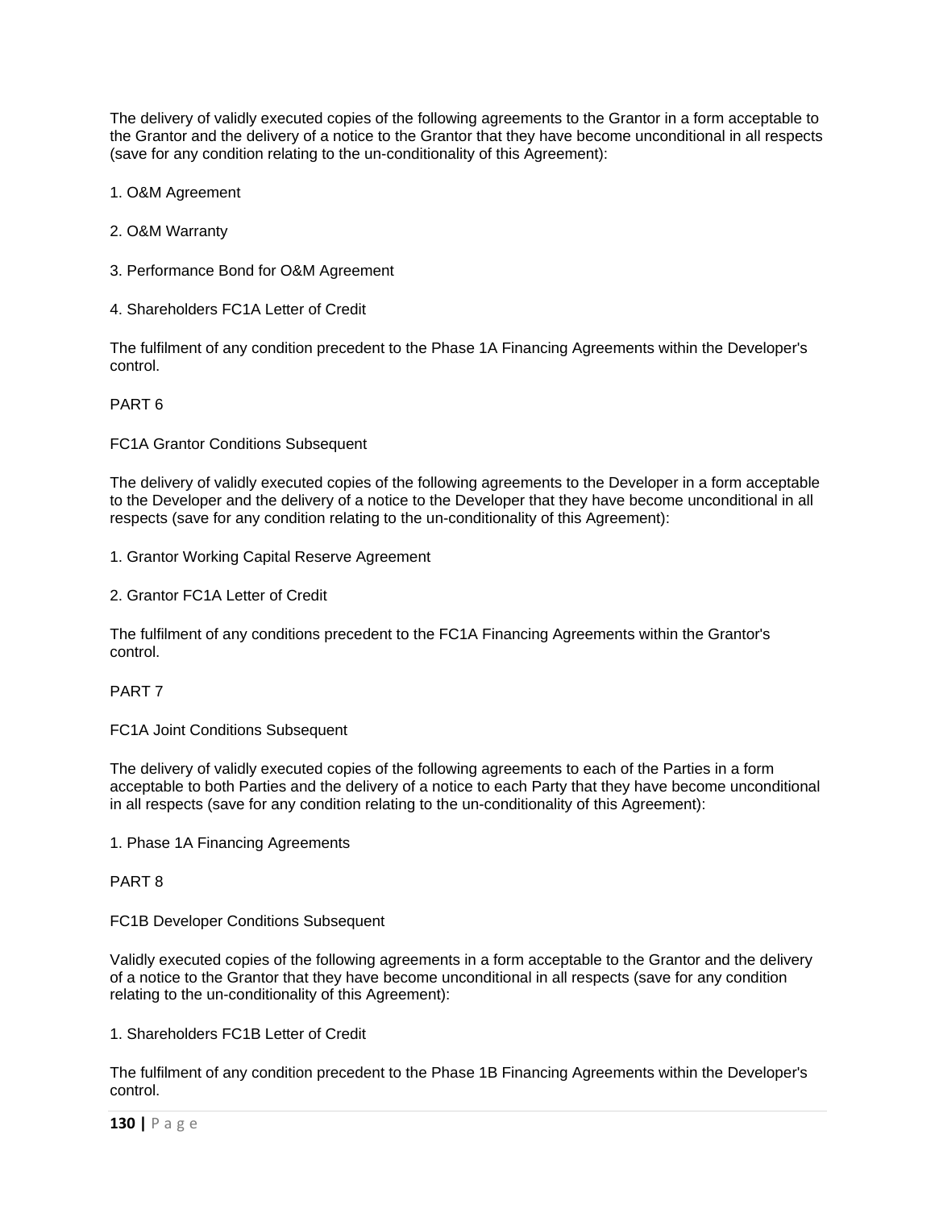The delivery of validly executed copies of the following agreements to the Grantor in a form acceptable to the Grantor and the delivery of a notice to the Grantor that they have become unconditional in all respects (save for any condition relating to the un-conditionality of this Agreement):

1. O&M Agreement

2. O&M Warranty

3. Performance Bond for O&M Agreement

4. Shareholders FC1A Letter of Credit

The fulfilment of any condition precedent to the Phase 1A Financing Agreements within the Developer's control.

PART 6

FC1A Grantor Conditions Subsequent

The delivery of validly executed copies of the following agreements to the Developer in a form acceptable to the Developer and the delivery of a notice to the Developer that they have become unconditional in all respects (save for any condition relating to the un-conditionality of this Agreement):

1. Grantor Working Capital Reserve Agreement

2. Grantor FC1A Letter of Credit

The fulfilment of any conditions precedent to the FC1A Financing Agreements within the Grantor's control.

PART 7

FC1A Joint Conditions Subsequent

The delivery of validly executed copies of the following agreements to each of the Parties in a form acceptable to both Parties and the delivery of a notice to each Party that they have become unconditional in all respects (save for any condition relating to the un-conditionality of this Agreement):

1. Phase 1A Financing Agreements

PART 8

FC1B Developer Conditions Subsequent

Validly executed copies of the following agreements in a form acceptable to the Grantor and the delivery of a notice to the Grantor that they have become unconditional in all respects (save for any condition relating to the un-conditionality of this Agreement):

1. Shareholders FC1B Letter of Credit

The fulfilment of any condition precedent to the Phase 1B Financing Agreements within the Developer's control.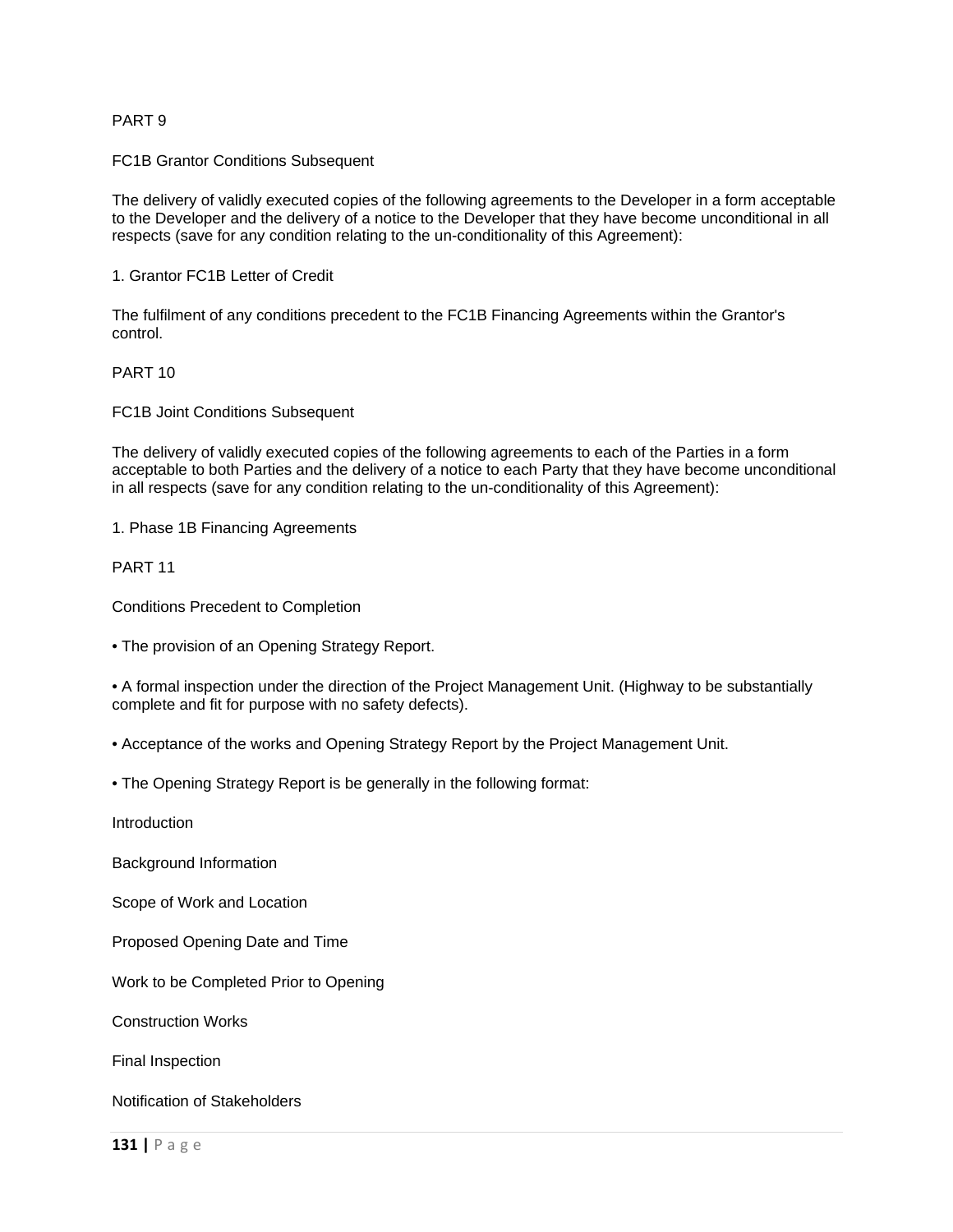PART 9

FC1B Grantor Conditions Subsequent

The delivery of validly executed copies of the following agreements to the Developer in a form acceptable to the Developer and the delivery of a notice to the Developer that they have become unconditional in all respects (save for any condition relating to the un-conditionality of this Agreement):

1. Grantor FC1B Letter of Credit

The fulfilment of any conditions precedent to the FC1B Financing Agreements within the Grantor's control.

PART 10

FC1B Joint Conditions Subsequent

The delivery of validly executed copies of the following agreements to each of the Parties in a form acceptable to both Parties and the delivery of a notice to each Party that they have become unconditional in all respects (save for any condition relating to the un-conditionality of this Agreement):

1. Phase 1B Financing Agreements

PART 11

Conditions Precedent to Completion

- The provision of an Opening Strategy Report.

- A formal inspection under the direction of the Project Management Unit. (Highway to be substantially complete and fit for purpose with no safety defects).

- Acceptance of the works and Opening Strategy Report by the Project Management Unit.

- The Opening Strategy Report is be generally in the following format:

Introduction

Background Information

Scope of Work and Location

Proposed Opening Date and Time

Work to be Completed Prior to Opening

Construction Works

Final Inspection

Notification of Stakeholders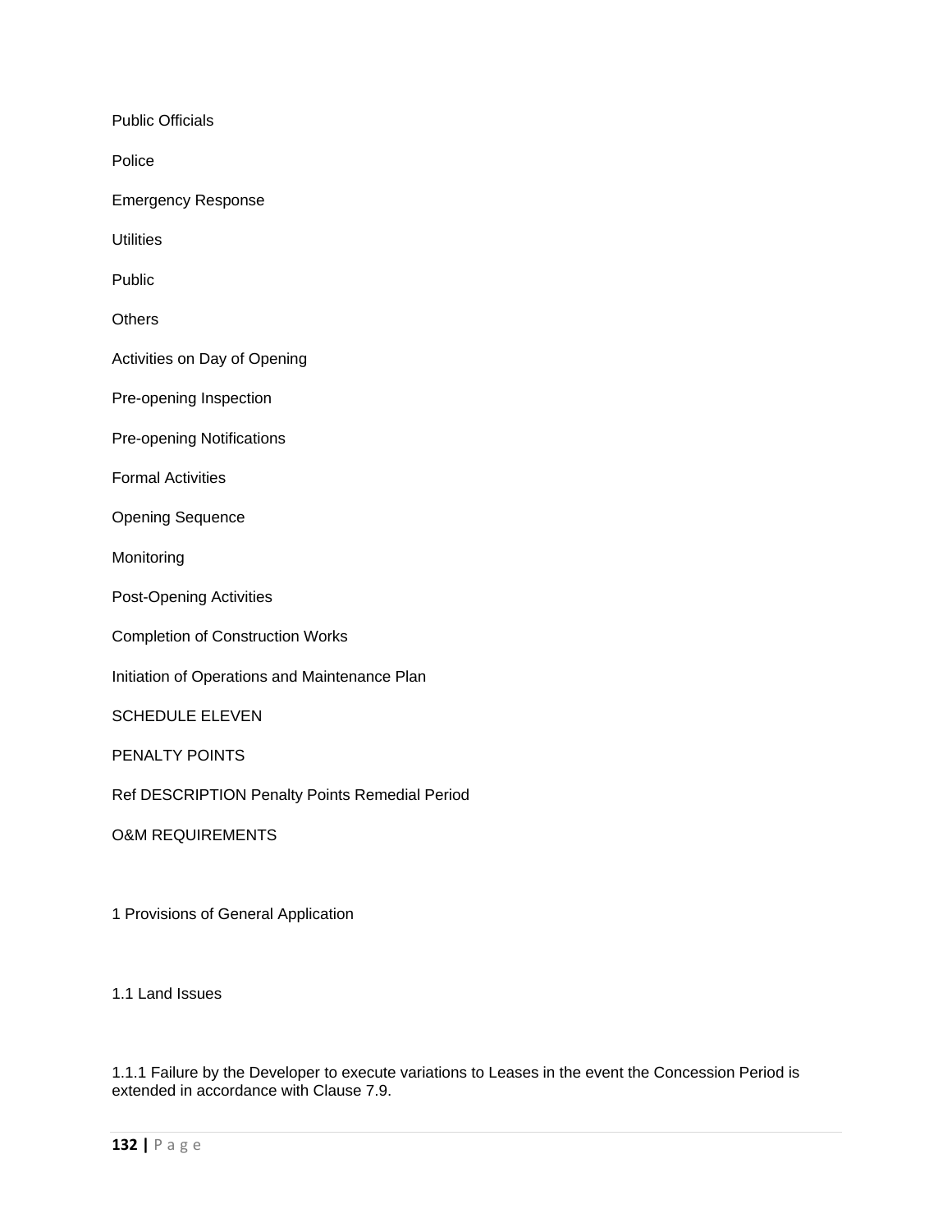Public Officials

Police

Emergency Response

Utilities

Public

Others

Activities on Day of Opening

Pre-opening Inspection

Pre-opening Notifications

Formal Activities

Opening Sequence

Monitoring

Post-Opening Activities

Completion of Construction Works

Initiation of Operations and Maintenance Plan

SCHEDULE ELEVEN

PENALTY POINTS

Ref DESCRIPTION Penalty Points Remedial Period

O&M REQUIREMENTS

1 Provisions of General Application

1.1 Land Issues

1.1.1 Failure by the Developer to execute variations to Leases in the event the Concession Period is extended in accordance with Clause 7.9.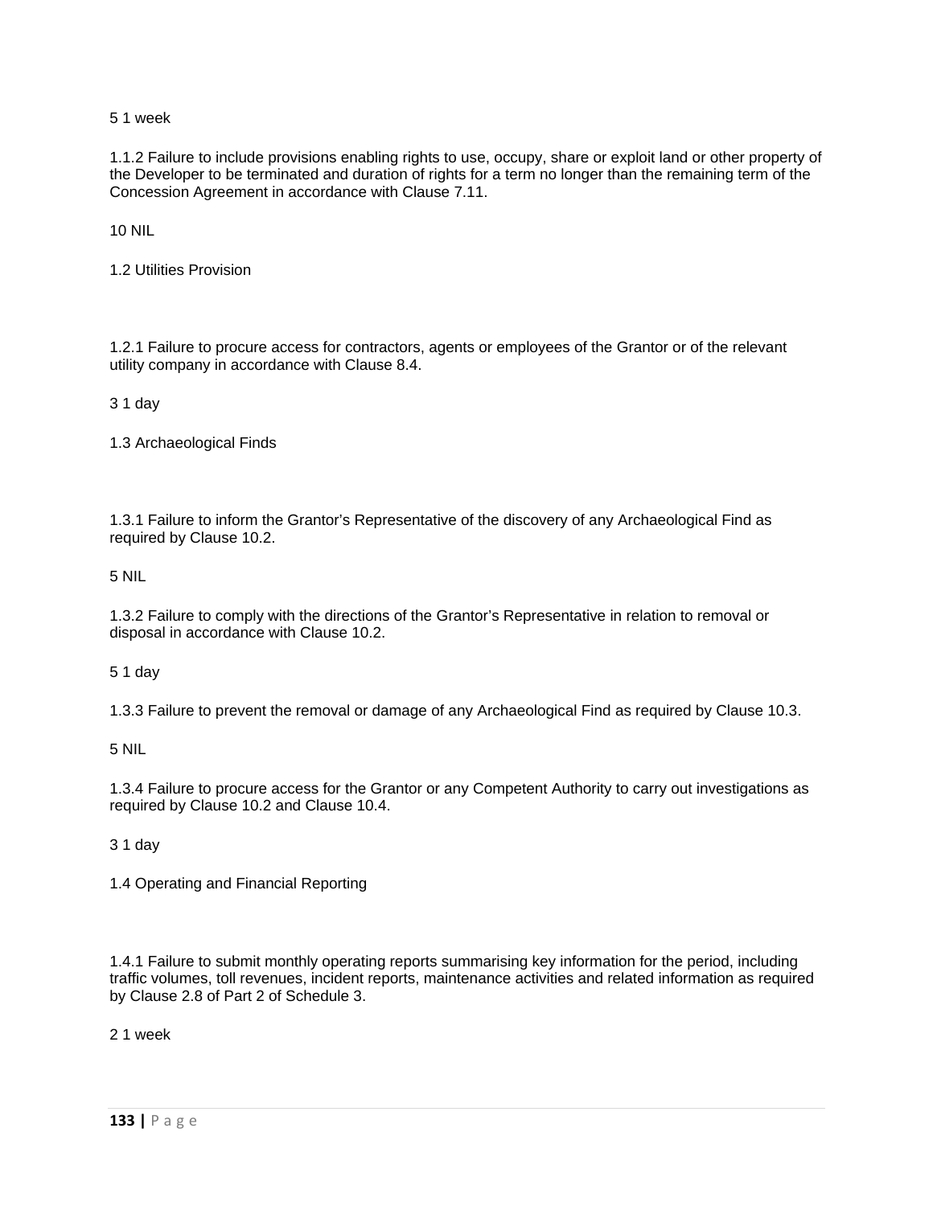5 1 week

1.1.2 Failure to include provisions enabling rights to use, occupy, share or exploit land or other property of the Developer to be terminated and duration of rights for a term no longer than the remaining term of the Concession Agreement in accordance with Clause 7.11.

10 NIL

1.2 Utilities Provision

1.2.1 Failure to procure access for contractors, agents or employees of the Grantor or of the relevant utility company in accordance with Clause 8.4.

3 1 day

1.3 Archaeological Finds

1.3.1 Failure to inform the Grantor's Representative of the discovery of any Archaeological Find as required by Clause 10.2.

5 NIL

1.3.2 Failure to comply with the directions of the Grantor's Representative in relation to removal or disposal in accordance with Clause 10.2.

5 1 day

1.3.3 Failure to prevent the removal or damage of any Archaeological Find as required by Clause 10.3.

5 NIL

1.3.4 Failure to procure access for the Grantor or any Competent Authority to carry out investigations as required by Clause 10.2 and Clause 10.4.

3 1 day

1.4 Operating and Financial Reporting

1.4.1 Failure to submit monthly operating reports summarising key information for the period, including traffic volumes, toll revenues, incident reports, maintenance activities and related information as required by Clause 2.8 of Part 2 of Schedule 3.

2 1 week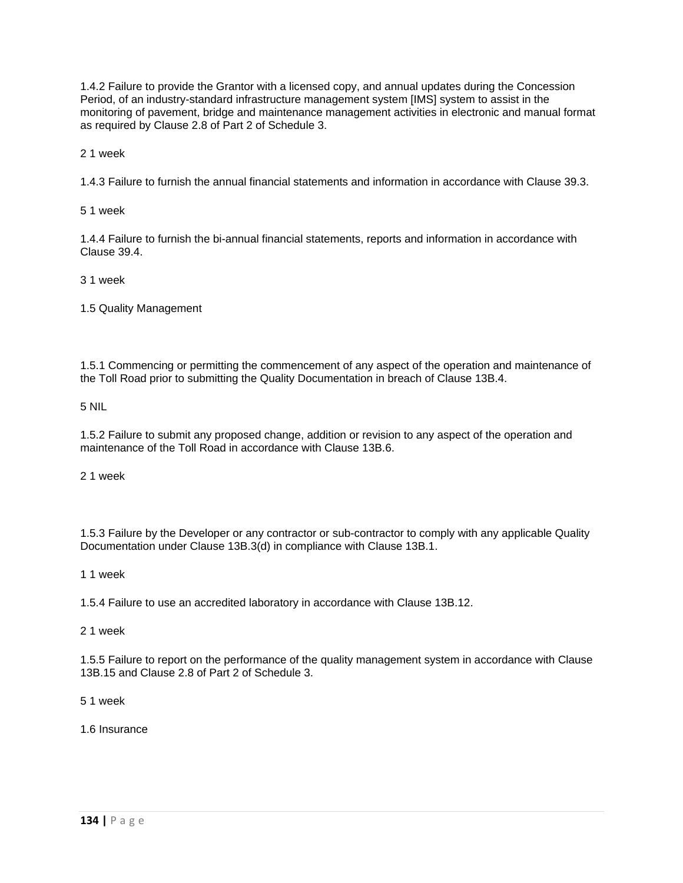1.4.2 Failure to provide the Grantor with a licensed copy, and annual updates during the Concession Period, of an industry-standard infrastructure management system [IMS] system to assist in the monitoring of pavement, bridge and maintenance management activities in electronic and manual format as required by Clause 2.8 of Part 2 of Schedule 3.

2 1 week

1.4.3 Failure to furnish the annual financial statements and information in accordance with Clause 39.3.

5 1 week

1.4.4 Failure to furnish the bi-annual financial statements, reports and information in accordance with Clause 39.4.

3 1 week

1.5 Quality Management

1.5.1 Commencing or permitting the commencement of any aspect of the operation and maintenance of the Toll Road prior to submitting the Quality Documentation in breach of Clause 13B.4.

5 NIL

1.5.2 Failure to submit any proposed change, addition or revision to any aspect of the operation and maintenance of the Toll Road in accordance with Clause 13B.6.

2 1 week

1.5.3 Failure by the Developer or any contractor or sub-contractor to comply with any applicable Quality Documentation under Clause 13B.3(d) in compliance with Clause 13B.1.

1 1 week

1.5.4 Failure to use an accredited laboratory in accordance with Clause 13B.12.

2 1 week

1.5.5 Failure to report on the performance of the quality management system in accordance with Clause 13B.15 and Clause 2.8 of Part 2 of Schedule 3.

5 1 week

1.6 Insurance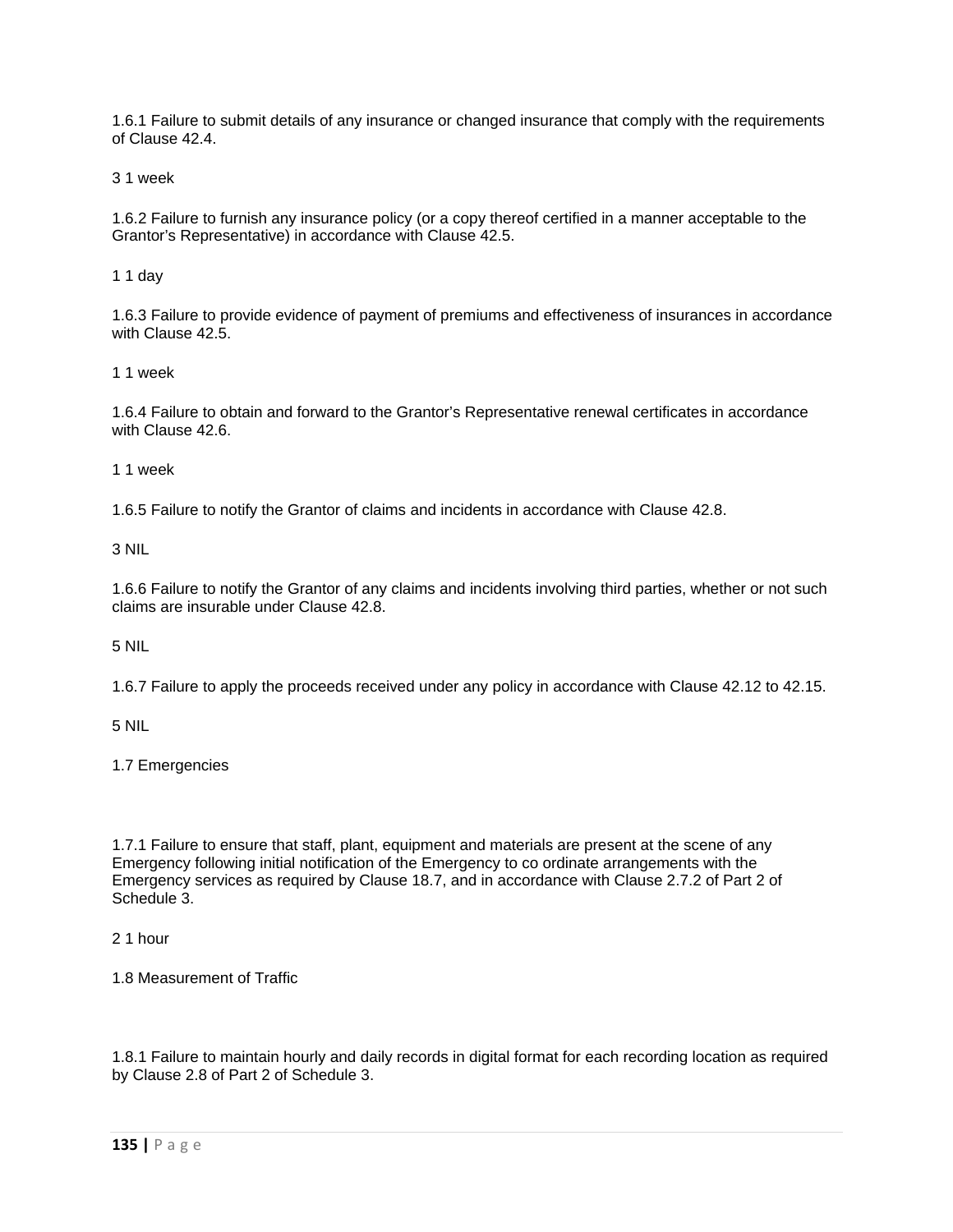1.6.1 Failure to submit details of any insurance or changed insurance that comply with the requirements of Clause 42.4.

3 1 week

1.6.2 Failure to furnish any insurance policy (or a copy thereof certified in a manner acceptable to the Grantor's Representative) in accordance with Clause 42.5.

1 1 day

1.6.3 Failure to provide evidence of payment of premiums and effectiveness of insurances in accordance with Clause 42.5.

1 1 week

1.6.4 Failure to obtain and forward to the Grantor's Representative renewal certificates in accordance with Clause 42.6.

1 1 week

1.6.5 Failure to notify the Grantor of claims and incidents in accordance with Clause 42.8.

3 NIL

1.6.6 Failure to notify the Grantor of any claims and incidents involving third parties, whether or not such claims are insurable under Clause 42.8.

5 NIL

1.6.7 Failure to apply the proceeds received under any policy in accordance with Clause 42.12 to 42.15.

5 NIL

1.7 Emergencies

1.7.1 Failure to ensure that staff, plant, equipment and materials are present at the scene of any Emergency following initial notification of the Emergency to co ordinate arrangements with the Emergency services as required by Clause 18.7, and in accordance with Clause 2.7.2 of Part 2 of Schedule 3.

2 1 hour

1.8 Measurement of Traffic

1.8.1 Failure to maintain hourly and daily records in digital format for each recording location as required by Clause 2.8 of Part 2 of Schedule 3.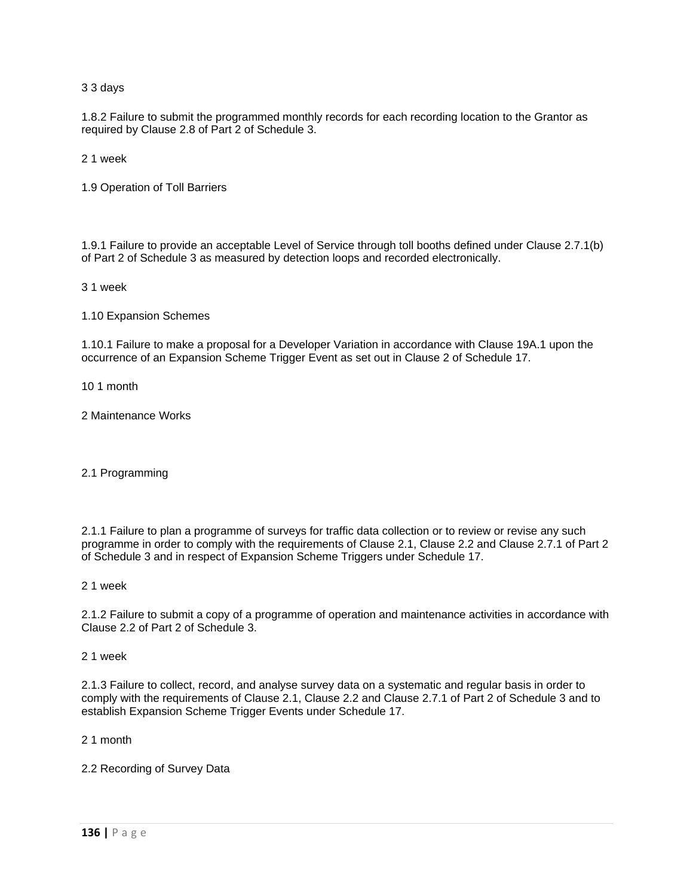3 3 days

1.8.2 Failure to submit the programmed monthly records for each recording location to the Grantor as required by Clause 2.8 of Part 2 of Schedule 3.

2 1 week

1.9 Operation of Toll Barriers

1.9.1 Failure to provide an acceptable Level of Service through toll booths defined under Clause 2.7.1(b) of Part 2 of Schedule 3 as measured by detection loops and recorded electronically.

3 1 week

1.10 Expansion Schemes

1.10.1 Failure to make a proposal for a Developer Variation in accordance with Clause 19A.1 upon the occurrence of an Expansion Scheme Trigger Event as set out in Clause 2 of Schedule 17.

10 1 month

2 Maintenance Works

2.1 Programming

2.1.1 Failure to plan a programme of surveys for traffic data collection or to review or revise any such programme in order to comply with the requirements of Clause 2.1, Clause 2.2 and Clause 2.7.1 of Part 2 of Schedule 3 and in respect of Expansion Scheme Triggers under Schedule 17.

2 1 week

2.1.2 Failure to submit a copy of a programme of operation and maintenance activities in accordance with Clause 2.2 of Part 2 of Schedule 3.

2 1 week

2.1.3 Failure to collect, record, and analyse survey data on a systematic and regular basis in order to comply with the requirements of Clause 2.1, Clause 2.2 and Clause 2.7.1 of Part 2 of Schedule 3 and to establish Expansion Scheme Trigger Events under Schedule 17.

2 1 month

2.2 Recording of Survey Data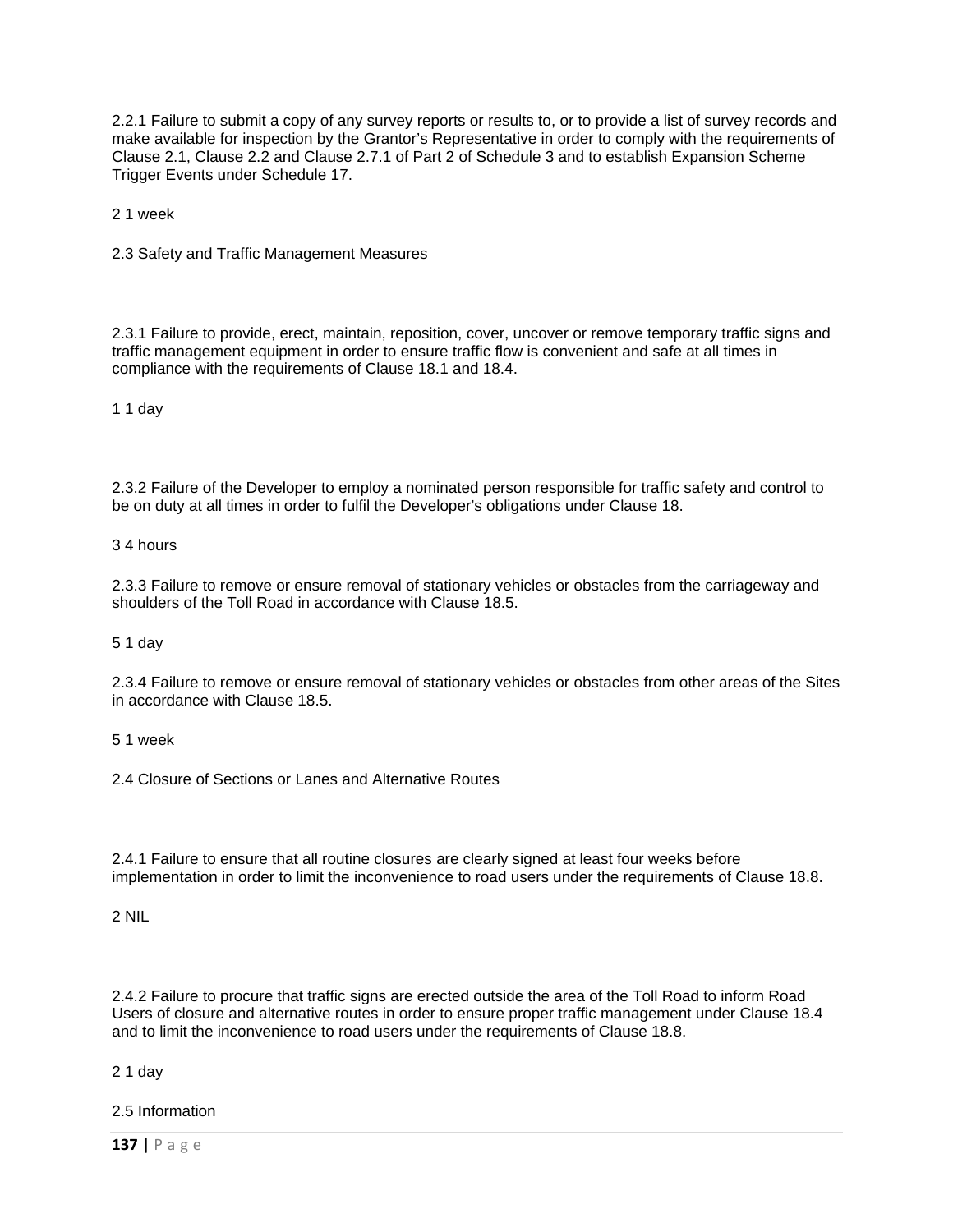2.2.1 Failure to submit a copy of any survey reports or results to, or to provide a list of survey records and make available for inspection by the Grantor's Representative in order to comply with the requirements of Clause 2.1, Clause 2.2 and Clause 2.7.1 of Part 2 of Schedule 3 and to establish Expansion Scheme Trigger Events under Schedule 17.

2 1 week

2.3 Safety and Traffic Management Measures

2.3.1 Failure to provide, erect, maintain, reposition, cover, uncover or remove temporary traffic signs and traffic management equipment in order to ensure traffic flow is convenient and safe at all times in compliance with the requirements of Clause 18.1 and 18.4.

1 1 day

2.3.2 Failure of the Developer to employ a nominated person responsible for traffic safety and control to be on duty at all times in order to fulfil the Developer's obligations under Clause 18.

3 4 hours

2.3.3 Failure to remove or ensure removal of stationary vehicles or obstacles from the carriageway and shoulders of the Toll Road in accordance with Clause 18.5.

5 1 day

2.3.4 Failure to remove or ensure removal of stationary vehicles or obstacles from other areas of the Sites in accordance with Clause 18.5.

5 1 week

2.4 Closure of Sections or Lanes and Alternative Routes

2.4.1 Failure to ensure that all routine closures are clearly signed at least four weeks before implementation in order to limit the inconvenience to road users under the requirements of Clause 18.8.

2 NIL

2.4.2 Failure to procure that traffic signs are erected outside the area of the Toll Road to inform Road Users of closure and alternative routes in order to ensure proper traffic management under Clause 18.4 and to limit the inconvenience to road users under the requirements of Clause 18.8.

2 1 day

2.5 Information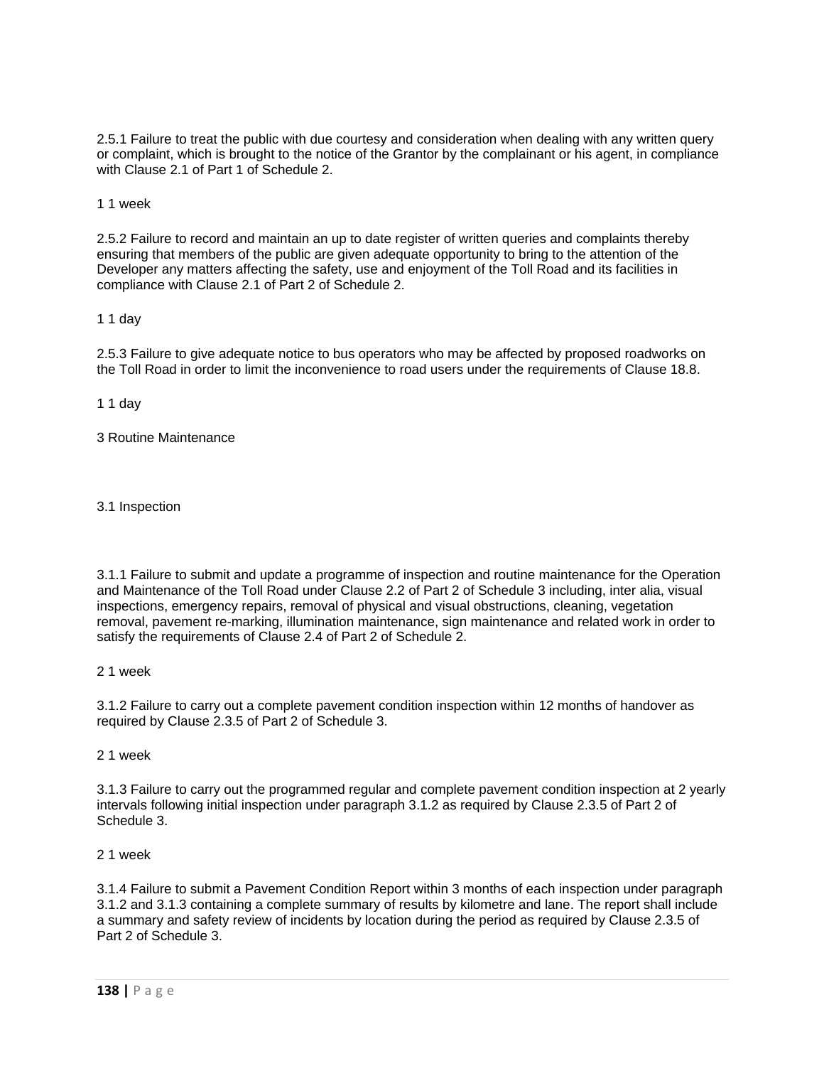2.5.1 Failure to treat the public with due courtesy and consideration when dealing with any written query or complaint, which is brought to the notice of the Grantor by the complainant or his agent, in compliance with Clause 2.1 of Part 1 of Schedule 2.

1 1 week

2.5.2 Failure to record and maintain an up to date register of written queries and complaints thereby ensuring that members of the public are given adequate opportunity to bring to the attention of the Developer any matters affecting the safety, use and enjoyment of the Toll Road and its facilities in compliance with Clause 2.1 of Part 2 of Schedule 2.

1 1 day

2.5.3 Failure to give adequate notice to bus operators who may be affected by proposed roadworks on the Toll Road in order to limit the inconvenience to road users under the requirements of Clause 18.8.

1 1 day

3 Routine Maintenance

3.1 Inspection

3.1.1 Failure to submit and update a programme of inspection and routine maintenance for the Operation and Maintenance of the Toll Road under Clause 2.2 of Part 2 of Schedule 3 including, inter alia, visual inspections, emergency repairs, removal of physical and visual obstructions, cleaning, vegetation removal, pavement re-marking, illumination maintenance, sign maintenance and related work in order to satisfy the requirements of Clause 2.4 of Part 2 of Schedule 2.

2 1 week

3.1.2 Failure to carry out a complete pavement condition inspection within 12 months of handover as required by Clause 2.3.5 of Part 2 of Schedule 3.

2 1 week

3.1.3 Failure to carry out the programmed regular and complete pavement condition inspection at 2 yearly intervals following initial inspection under paragraph 3.1.2 as required by Clause 2.3.5 of Part 2 of Schedule 3.

2 1 week

3.1.4 Failure to submit a Pavement Condition Report within 3 months of each inspection under paragraph 3.1.2 and 3.1.3 containing a complete summary of results by kilometre and lane. The report shall include a summary and safety review of incidents by location during the period as required by Clause 2.3.5 of Part 2 of Schedule 3.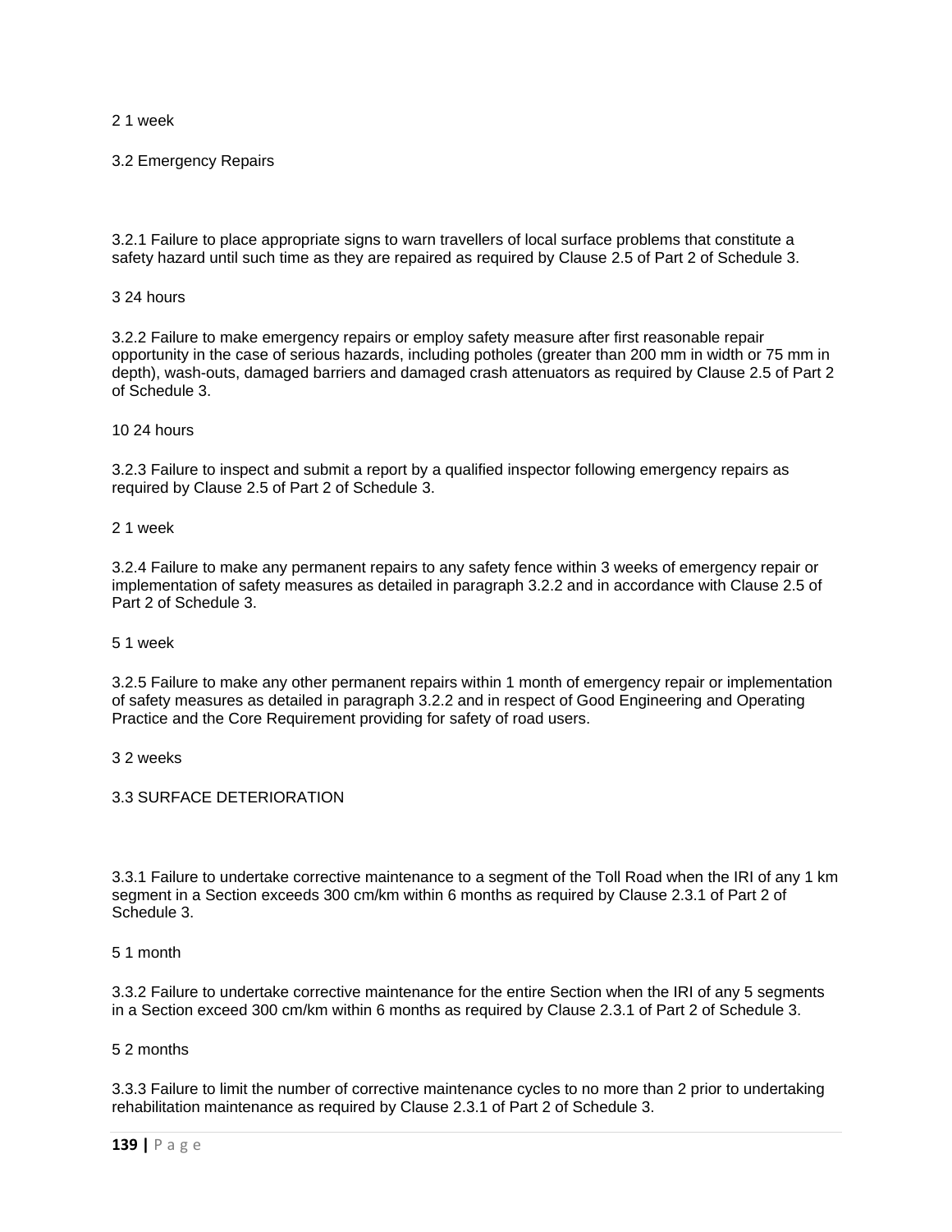2 1 week

3.2 Emergency Repairs

3.2.1 Failure to place appropriate signs to warn travellers of local surface problems that constitute a safety hazard until such time as they are repaired as required by Clause 2.5 of Part 2 of Schedule 3.

3 24 hours

3.2.2 Failure to make emergency repairs or employ safety measure after first reasonable repair opportunity in the case of serious hazards, including potholes (greater than 200 mm in width or 75 mm in depth), wash-outs, damaged barriers and damaged crash attenuators as required by Clause 2.5 of Part 2 of Schedule 3.

10 24 hours

3.2.3 Failure to inspect and submit a report by a qualified inspector following emergency repairs as required by Clause 2.5 of Part 2 of Schedule 3.

2 1 week

3.2.4 Failure to make any permanent repairs to any safety fence within 3 weeks of emergency repair or implementation of safety measures as detailed in paragraph 3.2.2 and in accordance with Clause 2.5 of Part 2 of Schedule 3.

5 1 week

3.2.5 Failure to make any other permanent repairs within 1 month of emergency repair or implementation of safety measures as detailed in paragraph 3.2.2 and in respect of Good Engineering and Operating Practice and the Core Requirement providing for safety of road users.

3 2 weeks

3.3 SURFACE DETERIORATION

3.3.1 Failure to undertake corrective maintenance to a segment of the Toll Road when the IRI of any 1 km segment in a Section exceeds 300 cm/km within 6 months as required by Clause 2.3.1 of Part 2 of Schedule 3.

5 1 month

3.3.2 Failure to undertake corrective maintenance for the entire Section when the IRI of any 5 segments in a Section exceed 300 cm/km within 6 months as required by Clause 2.3.1 of Part 2 of Schedule 3.

5 2 months

3.3.3 Failure to limit the number of corrective maintenance cycles to no more than 2 prior to undertaking rehabilitation maintenance as required by Clause 2.3.1 of Part 2 of Schedule 3.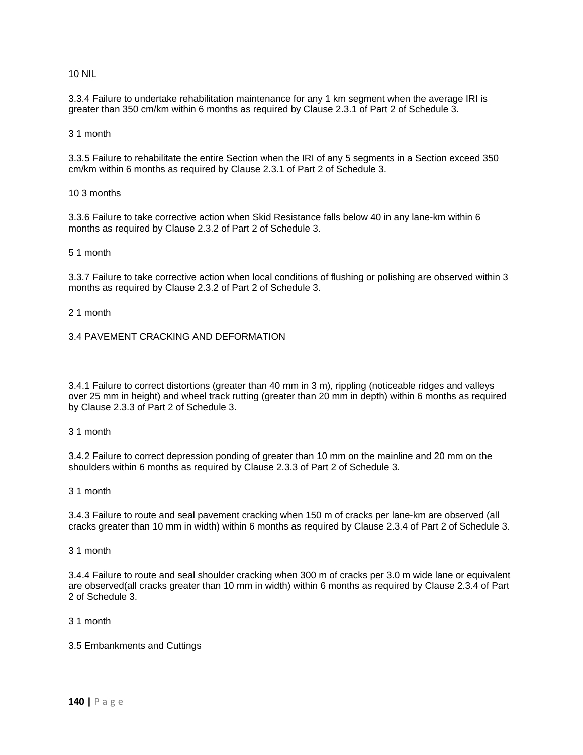10 NIL

3.3.4 Failure to undertake rehabilitation maintenance for any 1 km segment when the average IRI is greater than 350 cm/km within 6 months as required by Clause 2.3.1 of Part 2 of Schedule 3.

3 1 month

3.3.5 Failure to rehabilitate the entire Section when the IRI of any 5 segments in a Section exceed 350 cm/km within 6 months as required by Clause 2.3.1 of Part 2 of Schedule 3.

10 3 months

3.3.6 Failure to take corrective action when Skid Resistance falls below 40 in any lane-km within 6 months as required by Clause 2.3.2 of Part 2 of Schedule 3.

5 1 month

3.3.7 Failure to take corrective action when local conditions of flushing or polishing are observed within 3 months as required by Clause 2.3.2 of Part 2 of Schedule 3.

2 1 month

3.4 PAVEMENT CRACKING AND DEFORMATION

3.4.1 Failure to correct distortions (greater than 40 mm in 3 m), rippling (noticeable ridges and valleys over 25 mm in height) and wheel track rutting (greater than 20 mm in depth) within 6 months as required by Clause 2.3.3 of Part 2 of Schedule 3.

3 1 month

3.4.2 Failure to correct depression ponding of greater than 10 mm on the mainline and 20 mm on the shoulders within 6 months as required by Clause 2.3.3 of Part 2 of Schedule 3.

3 1 month

3.4.3 Failure to route and seal pavement cracking when 150 m of cracks per lane-km are observed (all cracks greater than 10 mm in width) within 6 months as required by Clause 2.3.4 of Part 2 of Schedule 3.

3 1 month

3.4.4 Failure to route and seal shoulder cracking when 300 m of cracks per 3.0 m wide lane or equivalent are observed(all cracks greater than 10 mm in width) within 6 months as required by Clause 2.3.4 of Part 2 of Schedule 3.

3 1 month

3.5 Embankments and Cuttings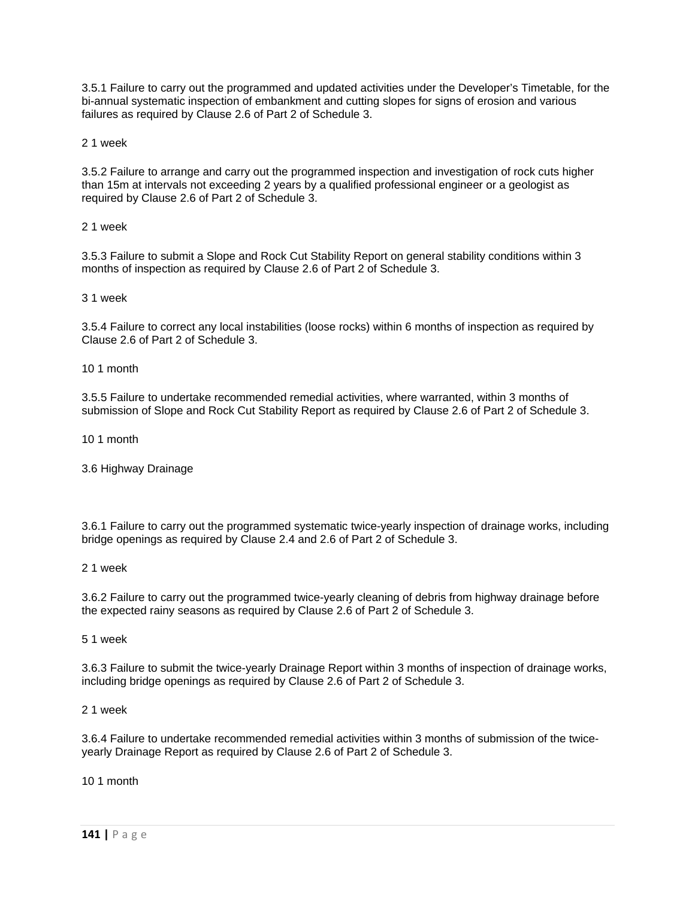3.5.1 Failure to carry out the programmed and updated activities under the Developer's Timetable, for the bi-annual systematic inspection of embankment and cutting slopes for signs of erosion and various failures as required by Clause 2.6 of Part 2 of Schedule 3.

2 1 week

3.5.2 Failure to arrange and carry out the programmed inspection and investigation of rock cuts higher than 15m at intervals not exceeding 2 years by a qualified professional engineer or a geologist as required by Clause 2.6 of Part 2 of Schedule 3.

2 1 week

3.5.3 Failure to submit a Slope and Rock Cut Stability Report on general stability conditions within 3 months of inspection as required by Clause 2.6 of Part 2 of Schedule 3.

3 1 week

3.5.4 Failure to correct any local instabilities (loose rocks) within 6 months of inspection as required by Clause 2.6 of Part 2 of Schedule 3.

10 1 month

3.5.5 Failure to undertake recommended remedial activities, where warranted, within 3 months of submission of Slope and Rock Cut Stability Report as required by Clause 2.6 of Part 2 of Schedule 3.

10 1 month

3.6 Highway Drainage

3.6.1 Failure to carry out the programmed systematic twice-yearly inspection of drainage works, including bridge openings as required by Clause 2.4 and 2.6 of Part 2 of Schedule 3.

2 1 week

3.6.2 Failure to carry out the programmed twice-yearly cleaning of debris from highway drainage before the expected rainy seasons as required by Clause 2.6 of Part 2 of Schedule 3.

5 1 week

3.6.3 Failure to submit the twice-yearly Drainage Report within 3 months of inspection of drainage works, including bridge openings as required by Clause 2.6 of Part 2 of Schedule 3.

2 1 week

3.6.4 Failure to undertake recommended remedial activities within 3 months of submission of the twice-yearly Drainage Report as required by Clause 2.6 of Part 2 of Schedule 3.

10 1 month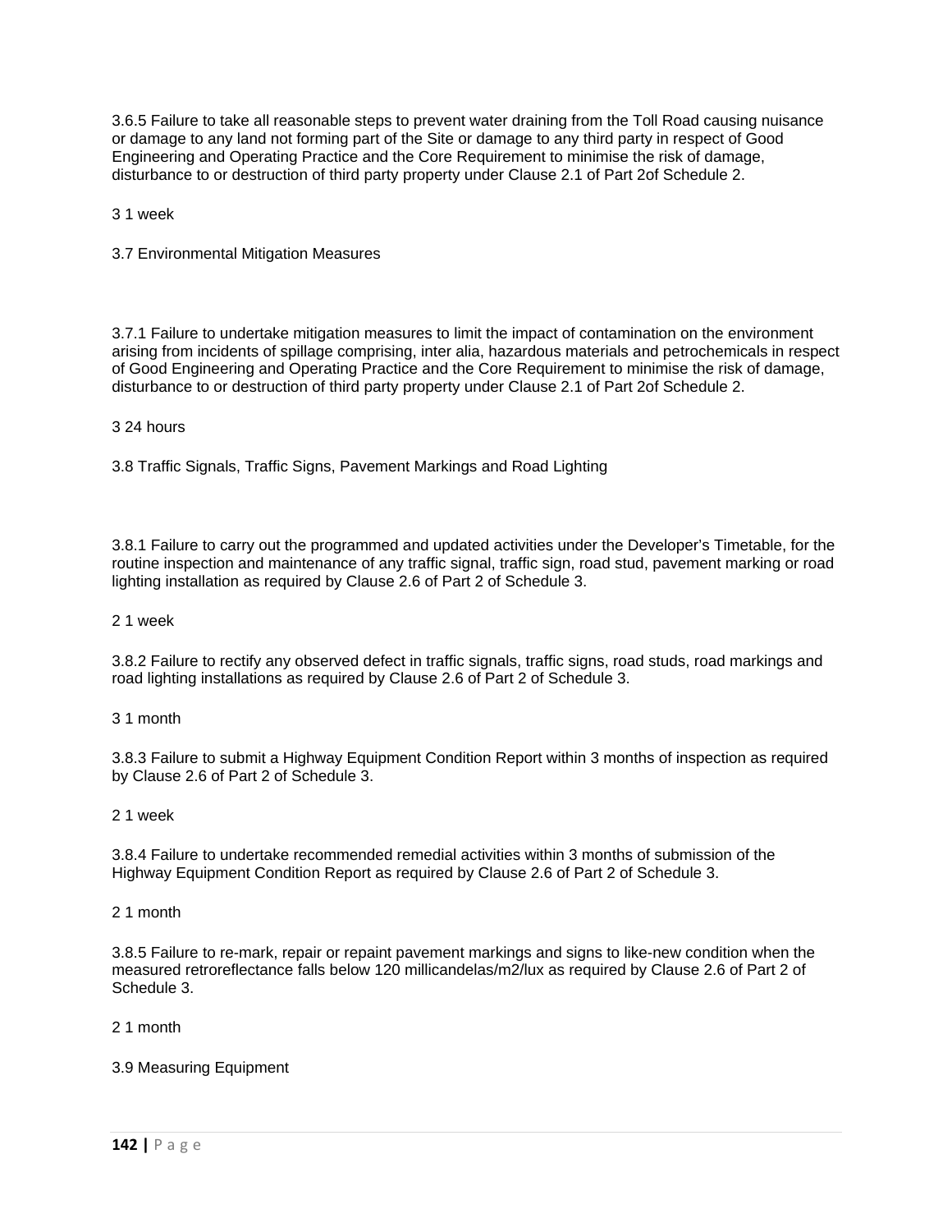3.6.5 Failure to take all reasonable steps to prevent water draining from the Toll Road causing nuisance or damage to any land not forming part of the Site or damage to any third party in respect of Good Engineering and Operating Practice and the Core Requirement to minimise the risk of damage, disturbance to or destruction of third party property under Clause 2.1 of Part 2of Schedule 2.

3 1 week

3.7 Environmental Mitigation Measures

3.7.1 Failure to undertake mitigation measures to limit the impact of contamination on the environment arising from incidents of spillage comprising, inter alia, hazardous materials and petrochemicals in respect of Good Engineering and Operating Practice and the Core Requirement to minimise the risk of damage, disturbance to or destruction of third party property under Clause 2.1 of Part 2of Schedule 2.

3 24 hours

3.8 Traffic Signals, Traffic Signs, Pavement Markings and Road Lighting

3.8.1 Failure to carry out the programmed and updated activities under the Developer's Timetable, for the routine inspection and maintenance of any traffic signal, traffic sign, road stud, pavement marking or road lighting installation as required by Clause 2.6 of Part 2 of Schedule 3.

2 1 week

3.8.2 Failure to rectify any observed defect in traffic signals, traffic signs, road studs, road markings and road lighting installations as required by Clause 2.6 of Part 2 of Schedule 3.

3 1 month

3.8.3 Failure to submit a Highway Equipment Condition Report within 3 months of inspection as required by Clause 2.6 of Part 2 of Schedule 3.

2 1 week

3.8.4 Failure to undertake recommended remedial activities within 3 months of submission of the Highway Equipment Condition Report as required by Clause 2.6 of Part 2 of Schedule 3.

2 1 month

3.8.5 Failure to re-mark, repair or repaint pavement markings and signs to like-new condition when the measured retroreflectance falls below 120 millicandelas/m2/lux as required by Clause 2.6 of Part 2 of Schedule 3.

2 1 month

3.9 Measuring Equipment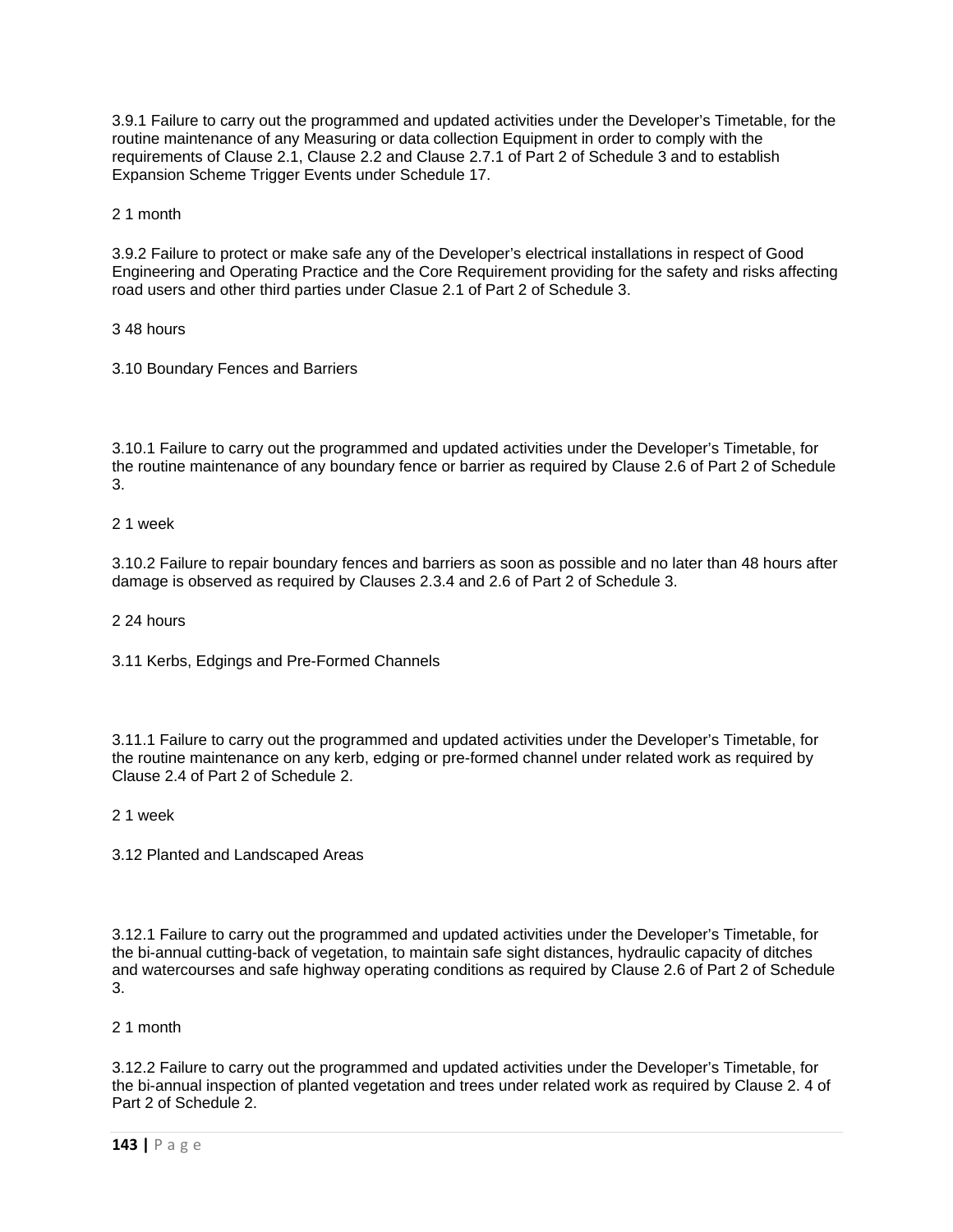3.9.1 Failure to carry out the programmed and updated activities under the Developer's Timetable, for the routine maintenance of any Measuring or data collection Equipment in order to comply with the requirements of Clause 2.1, Clause 2.2 and Clause 2.7.1 of Part 2 of Schedule 3 and to establish Expansion Scheme Trigger Events under Schedule 17.

2 1 month

3.9.2 Failure to protect or make safe any of the Developer's electrical installations in respect of Good Engineering and Operating Practice and the Core Requirement providing for the safety and risks affecting road users and other third parties under Clasue 2.1 of Part 2 of Schedule 3.

3 48 hours

3.10 Boundary Fences and Barriers

3.10.1 Failure to carry out the programmed and updated activities under the Developer's Timetable, for the routine maintenance of any boundary fence or barrier as required by Clause 2.6 of Part 2 of Schedule 3.

2 1 week

3.10.2 Failure to repair boundary fences and barriers as soon as possible and no later than 48 hours after damage is observed as required by Clauses 2.3.4 and 2.6 of Part 2 of Schedule 3.

2 24 hours

3.11 Kerbs, Edgings and Pre-Formed Channels

3.11.1 Failure to carry out the programmed and updated activities under the Developer's Timetable, for the routine maintenance on any kerb, edging or pre-formed channel under related work as required by Clause 2.4 of Part 2 of Schedule 2.

2 1 week

3.12 Planted and Landscaped Areas

3.12.1 Failure to carry out the programmed and updated activities under the Developer's Timetable, for the bi-annual cutting-back of vegetation, to maintain safe sight distances, hydraulic capacity of ditches and watercourses and safe highway operating conditions as required by Clause 2.6 of Part 2 of Schedule 3.

2 1 month

3.12.2 Failure to carry out the programmed and updated activities under the Developer's Timetable, for the bi-annual inspection of planted vegetation and trees under related work as required by Clause 2. 4 of Part 2 of Schedule 2.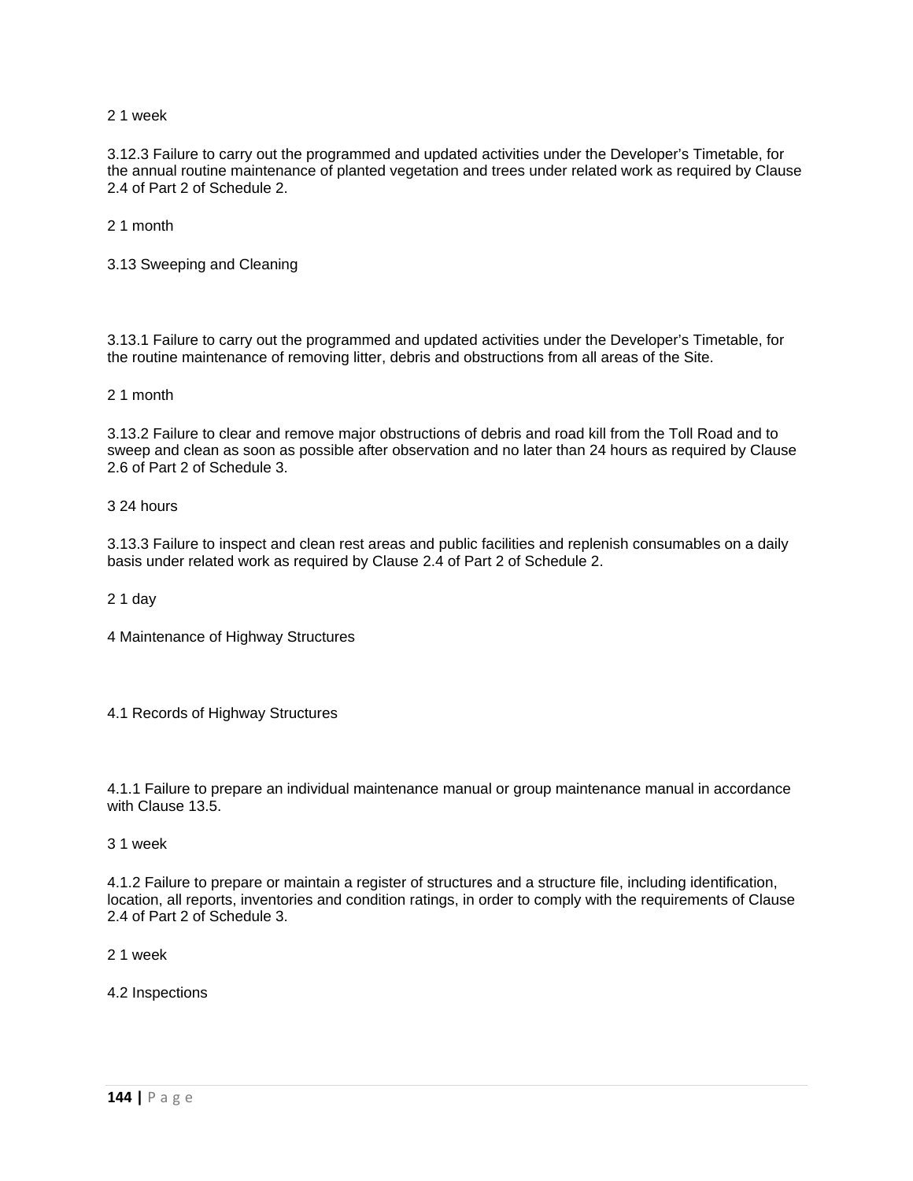2 1 week

3.12.3 Failure to carry out the programmed and updated activities under the Developer's Timetable, for the annual routine maintenance of planted vegetation and trees under related work as required by Clause 2.4 of Part 2 of Schedule 2.

2 1 month

3.13 Sweeping and Cleaning

3.13.1 Failure to carry out the programmed and updated activities under the Developer's Timetable, for the routine maintenance of removing litter, debris and obstructions from all areas of the Site.

2 1 month

3.13.2 Failure to clear and remove major obstructions of debris and road kill from the Toll Road and to sweep and clean as soon as possible after observation and no later than 24 hours as required by Clause 2.6 of Part 2 of Schedule 3.

3 24 hours

3.13.3 Failure to inspect and clean rest areas and public facilities and replenish consumables on a daily basis under related work as required by Clause 2.4 of Part 2 of Schedule 2.

2 1 day

4 Maintenance of Highway Structures

4.1 Records of Highway Structures

4.1.1 Failure to prepare an individual maintenance manual or group maintenance manual in accordance with Clause 13.5.

3 1 week

4.1.2 Failure to prepare or maintain a register of structures and a structure file, including identification, location, all reports, inventories and condition ratings, in order to comply with the requirements of Clause 2.4 of Part 2 of Schedule 3.

2 1 week

4.2 Inspections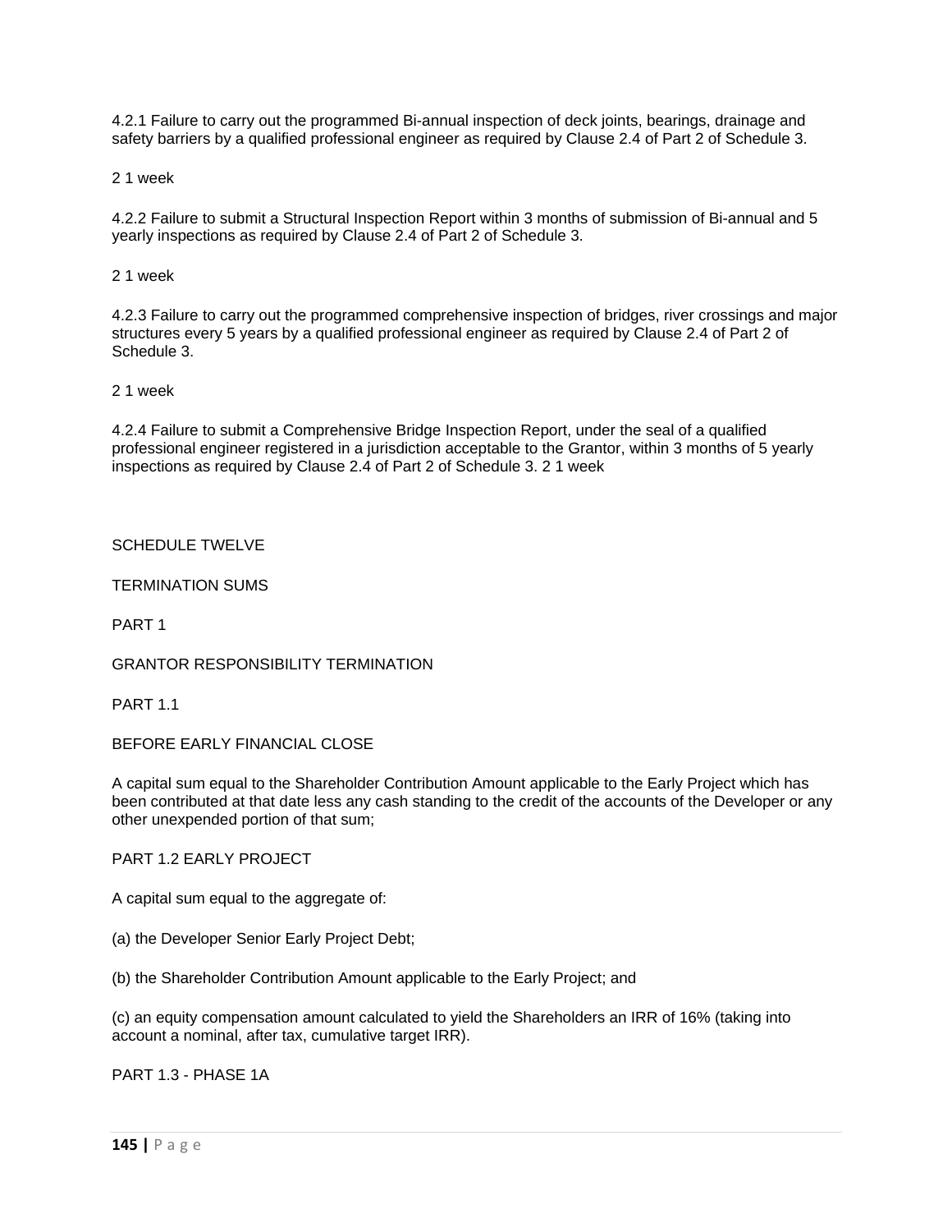4.2.1 Failure to carry out the programmed Bi-annual inspection of deck joints, bearings, drainage and safety barriers by a qualified professional engineer as required by Clause 2.4 of Part 2 of Schedule 3.

2 1 week

4.2.2 Failure to submit a Structural Inspection Report within 3 months of submission of Bi-annual and 5 yearly inspections as required by Clause 2.4 of Part 2 of Schedule 3.

2 1 week

4.2.3 Failure to carry out the programmed comprehensive inspection of bridges, river crossings and major structures every 5 years by a qualified professional engineer as required by Clause 2.4 of Part 2 of Schedule 3.

2 1 week

4.2.4 Failure to submit a Comprehensive Bridge Inspection Report, under the seal of a qualified professional engineer registered in a jurisdiction acceptable to the Grantor, within 3 months of 5 yearly inspections as required by Clause 2.4 of Part 2 of Schedule 3. 2 1 week

# SCHEDULE TWELVE

# TERMINATION SUMS

## PART 1

## GRANTOR RESPONSIBILITY TERMINATION

### PART 1.1

### BEFORE EARLY FINANCIAL CLOSE

A capital sum equal to the Shareholder Contribution Amount applicable to the Early Project which has been contributed at that date less any cash standing to the credit of the accounts of the Developer or any other unexpended portion of that sum;

### PART 1.2 EARLY PROJECT

A capital sum equal to the aggregate of:

(a) the Developer Senior Early Project Debt;

(b) the Shareholder Contribution Amount applicable to the Early Project; and

(c) an equity compensation amount calculated to yield the Shareholders an IRR of 16% (taking into account a nominal, after tax, cumulative target IRR).

### PART 1.3 - PHASE 1A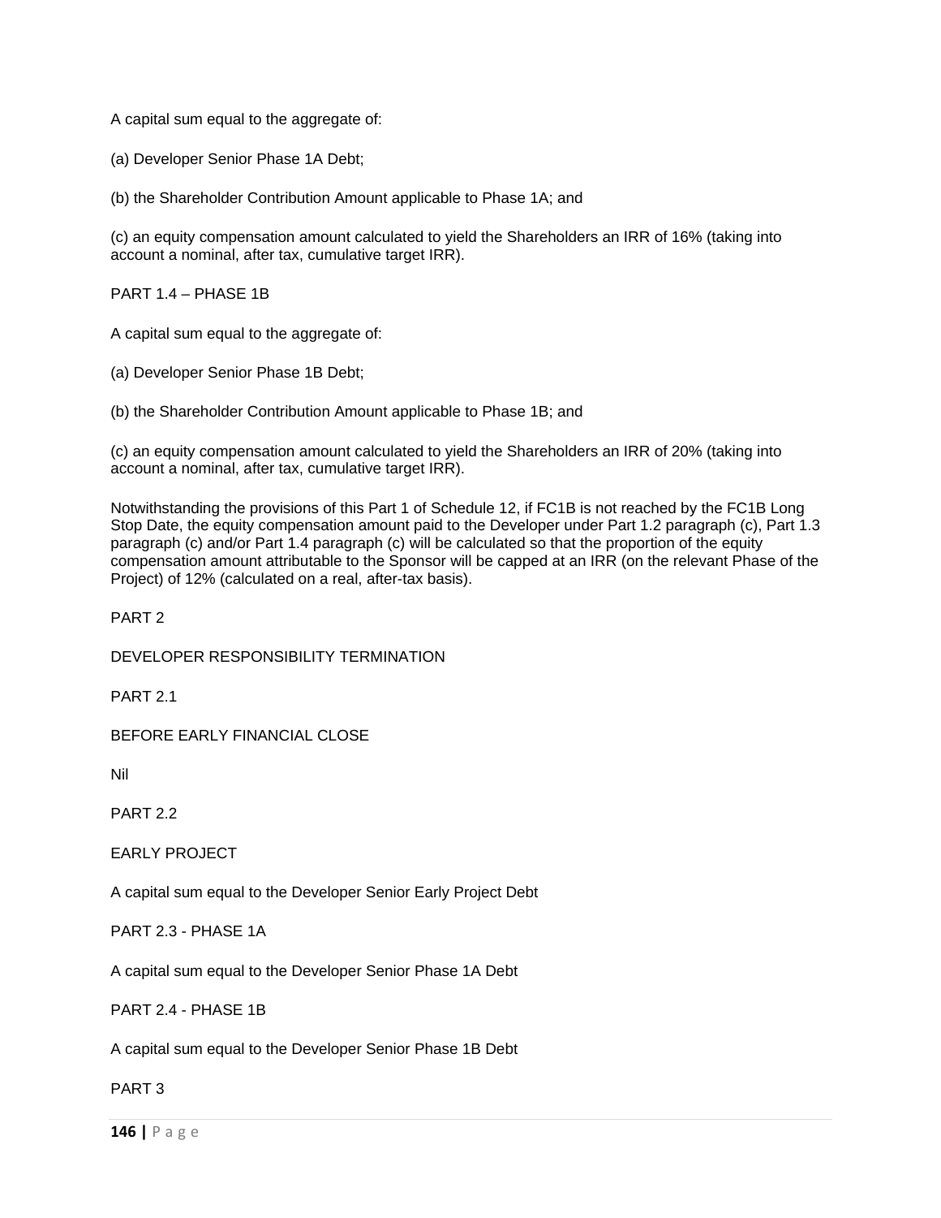A capital sum equal to the aggregate of:

(a) Developer Senior Phase 1A Debt;

(b) the Shareholder Contribution Amount applicable to Phase 1A; and

(c) an equity compensation amount calculated to yield the Shareholders an IRR of 16% (taking into account a nominal, after tax, cumulative target IRR).

PART 1.4 – PHASE 1B

A capital sum equal to the aggregate of:

(a) Developer Senior Phase 1B Debt;

(b) the Shareholder Contribution Amount applicable to Phase 1B; and

(c) an equity compensation amount calculated to yield the Shareholders an IRR of 20% (taking into account a nominal, after tax, cumulative target IRR).

Notwithstanding the provisions of this Part 1 of Schedule 12, if FC1B is not reached by the FC1B Long Stop Date, the equity compensation amount paid to the Developer under Part 1.2 paragraph (c), Part 1.3 paragraph (c) and/or Part 1.4 paragraph (c) will be calculated so that the proportion of the equity compensation amount attributable to the Sponsor will be capped at an IRR (on the relevant Phase of the Project) of 12% (calculated on a real, after-tax basis).

PART 2

DEVELOPER RESPONSIBILITY TERMINATION

PART 2.1

BEFORE EARLY FINANCIAL CLOSE

Nil

PART 2.2

EARLY PROJECT

A capital sum equal to the Developer Senior Early Project Debt

PART 2.3 - PHASE 1A

A capital sum equal to the Developer Senior Phase 1A Debt

PART 2.4 - PHASE 1B

A capital sum equal to the Developer Senior Phase 1B Debt

PART 3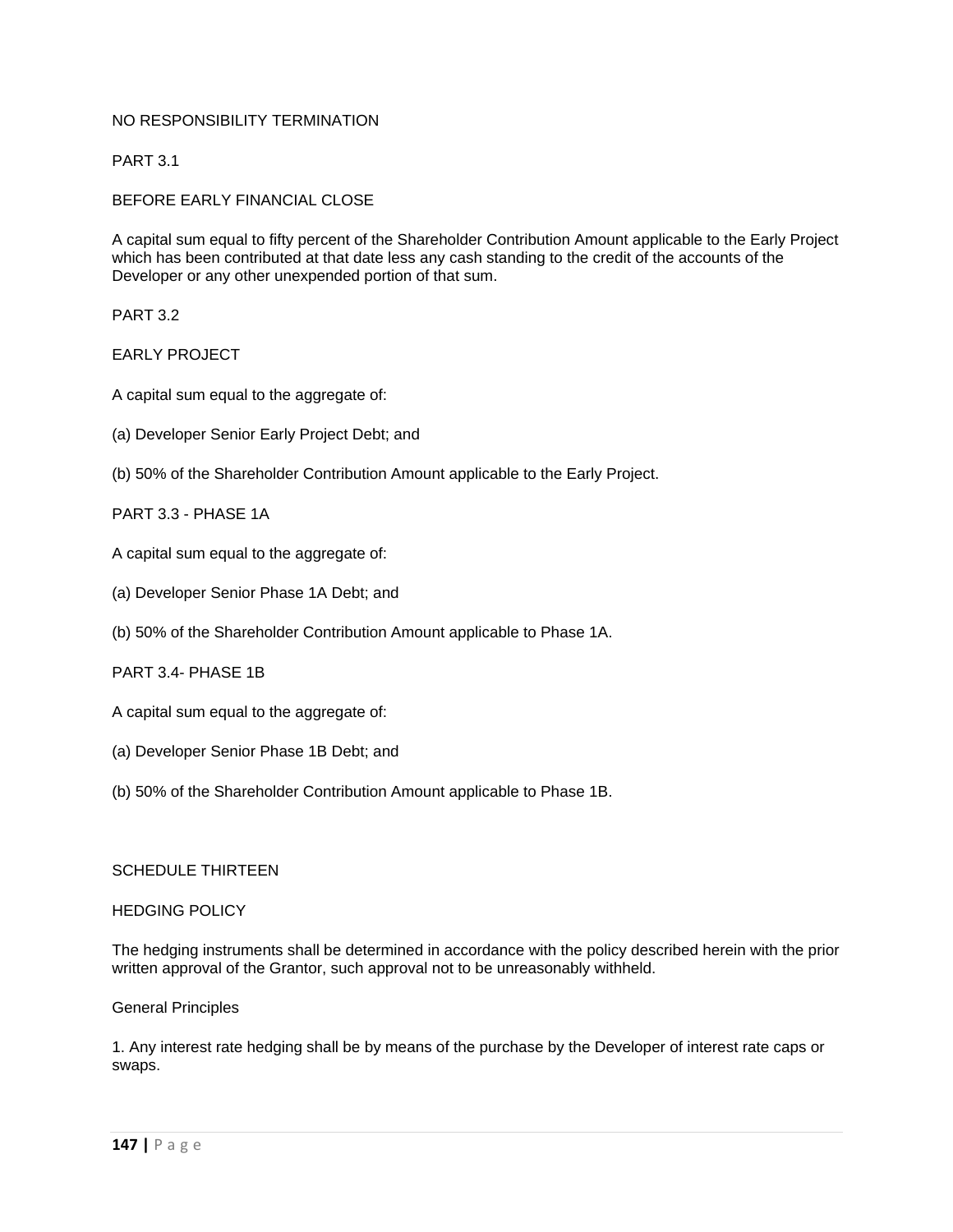NO RESPONSIBILITY TERMINATION

PART 3.1

BEFORE EARLY FINANCIAL CLOSE

A capital sum equal to fifty percent of the Shareholder Contribution Amount applicable to the Early Project which has been contributed at that date less any cash standing to the credit of the accounts of the Developer or any other unexpended portion of that sum.

PART 3.2

EARLY PROJECT

A capital sum equal to the aggregate of:

(a) Developer Senior Early Project Debt; and

(b) 50% of the Shareholder Contribution Amount applicable to the Early Project.

PART 3.3 - PHASE 1A

A capital sum equal to the aggregate of:

(a) Developer Senior Phase 1A Debt; and

(b) 50% of the Shareholder Contribution Amount applicable to Phase 1A.

PART 3.4- PHASE 1B

A capital sum equal to the aggregate of:

(a) Developer Senior Phase 1B Debt; and

(b) 50% of the Shareholder Contribution Amount applicable to Phase 1B.

SCHEDULE THIRTEEN

HEDGING POLICY

The hedging instruments shall be determined in accordance with the policy described herein with the prior written approval of the Grantor, such approval not to be unreasonably withheld.

General Principles

1. Any interest rate hedging shall be by means of the purchase by the Developer of interest rate caps or swaps.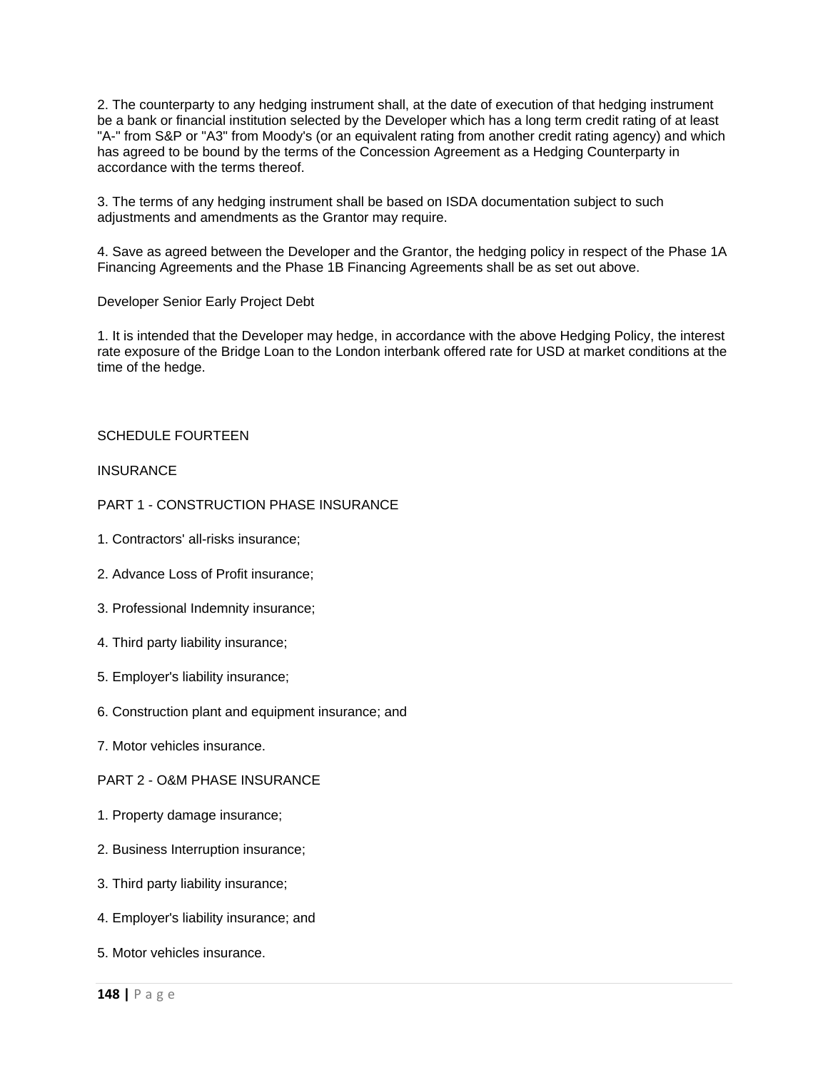2. The counterparty to any hedging instrument shall, at the date of execution of that hedging instrument be a bank or financial institution selected by the Developer which has a long term credit rating of at least "A-" from S&P or "A3" from Moody's (or an equivalent rating from another credit rating agency) and which has agreed to be bound by the terms of the Concession Agreement as a Hedging Counterparty in accordance with the terms thereof.

3. The terms of any hedging instrument shall be based on ISDA documentation subject to such adjustments and amendments as the Grantor may require.

4. Save as agreed between the Developer and the Grantor, the hedging policy in respect of the Phase 1A Financing Agreements and the Phase 1B Financing Agreements shall be as set out above.

Developer Senior Early Project Debt

1. It is intended that the Developer may hedge, in accordance with the above Hedging Policy, the interest rate exposure of the Bridge Loan to the London interbank offered rate for USD at market conditions at the time of the hedge.

## SCHEDULE FOURTEEN

## INSURANCE

### PART 1 - CONSTRUCTION PHASE INSURANCE

1. Contractors' all-risks insurance;

2. Advance Loss of Profit insurance;

3. Professional Indemnity insurance;

4. Third party liability insurance;

5. Employer's liability insurance;

6. Construction plant and equipment insurance; and

7. Motor vehicles insurance.

### PART 2 - O&M PHASE INSURANCE

1. Property damage insurance;

2. Business Interruption insurance;

3. Third party liability insurance;

4. Employer's liability insurance; and

5. Motor vehicles insurance.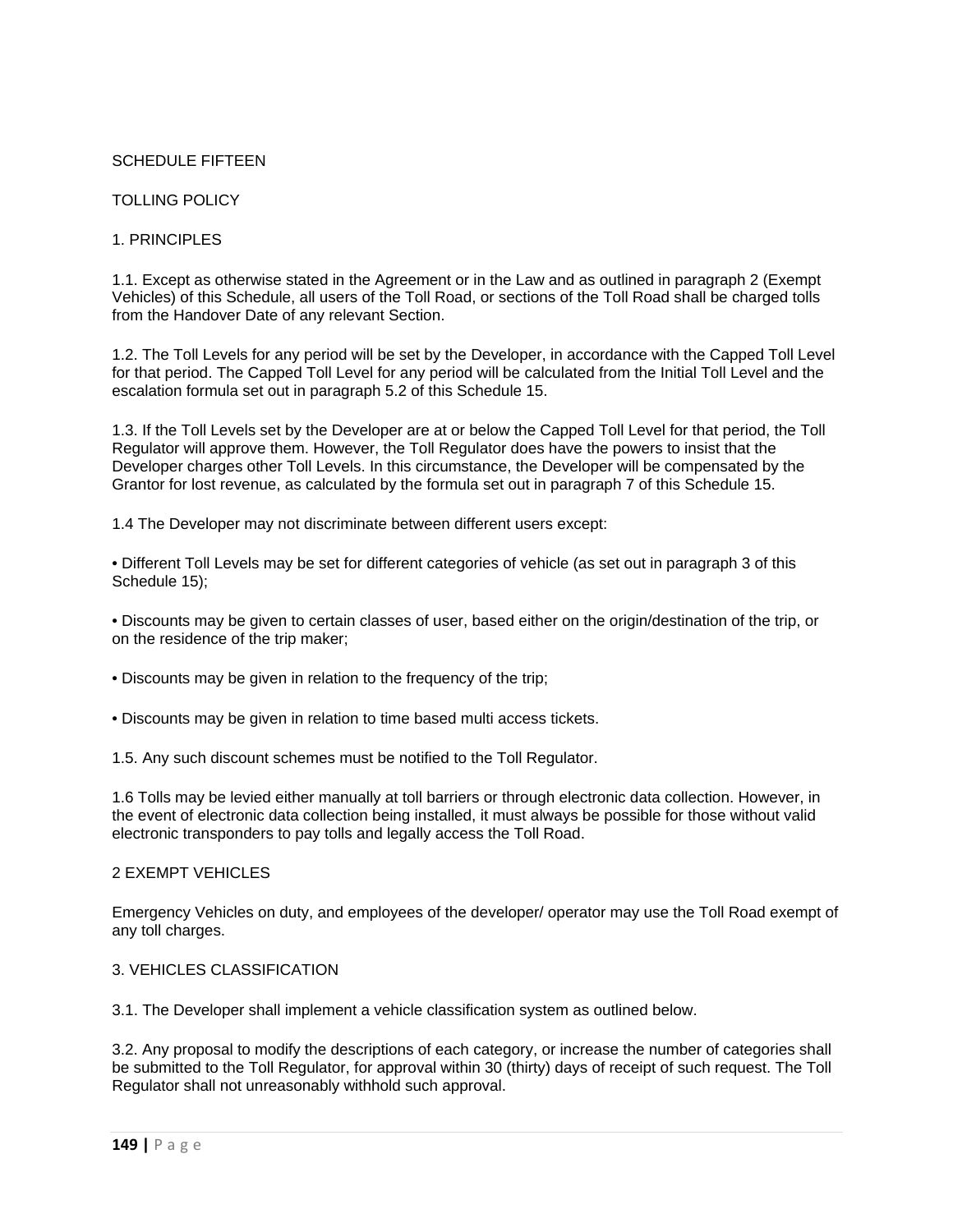# SCHEDULE FIFTEEN

## TOLLING POLICY

### 1. PRINCIPLES

1.1. Except as otherwise stated in the Agreement or in the Law and as outlined in paragraph 2 (Exempt Vehicles) of this Schedule, all users of the Toll Road, or sections of the Toll Road shall be charged tolls from the Handover Date of any relevant Section.

1.2. The Toll Levels for any period will be set by the Developer, in accordance with the Capped Toll Level for that period. The Capped Toll Level for any period will be calculated from the Initial Toll Level and the escalation formula set out in paragraph 5.2 of this Schedule 15.

1.3. If the Toll Levels set by the Developer are at or below the Capped Toll Level for that period, the Toll Regulator will approve them. However, the Toll Regulator does have the powers to insist that the Developer charges other Toll Levels. In this circumstance, the Developer will be compensated by the Grantor for lost revenue, as calculated by the formula set out in paragraph 7 of this Schedule 15.

1.4 The Developer may not discriminate between different users except:

- Different Toll Levels may be set for different categories of vehicle (as set out in paragraph 3 of this Schedule 15);
- Discounts may be given to certain classes of user, based either on the origin/destination of the trip, or on the residence of the trip maker;
- Discounts may be given in relation to the frequency of the trip;
- Discounts may be given in relation to time based multi access tickets.

1.5. Any such discount schemes must be notified to the Toll Regulator.

1.6 Tolls may be levied either manually at toll barriers or through electronic data collection. However, in the event of electronic data collection being installed, it must always be possible for those without valid electronic transponders to pay tolls and legally access the Toll Road.

### 2 EXEMPT VEHICLES

Emergency Vehicles on duty, and employees of the developer/ operator may use the Toll Road exempt of any toll charges.

### 3. VEHICLES CLASSIFICATION

3.1. The Developer shall implement a vehicle classification system as outlined below.

3.2. Any proposal to modify the descriptions of each category, or increase the number of categories shall be submitted to the Toll Regulator, for approval within 30 (thirty) days of receipt of such request. The Toll Regulator shall not unreasonably withhold such approval.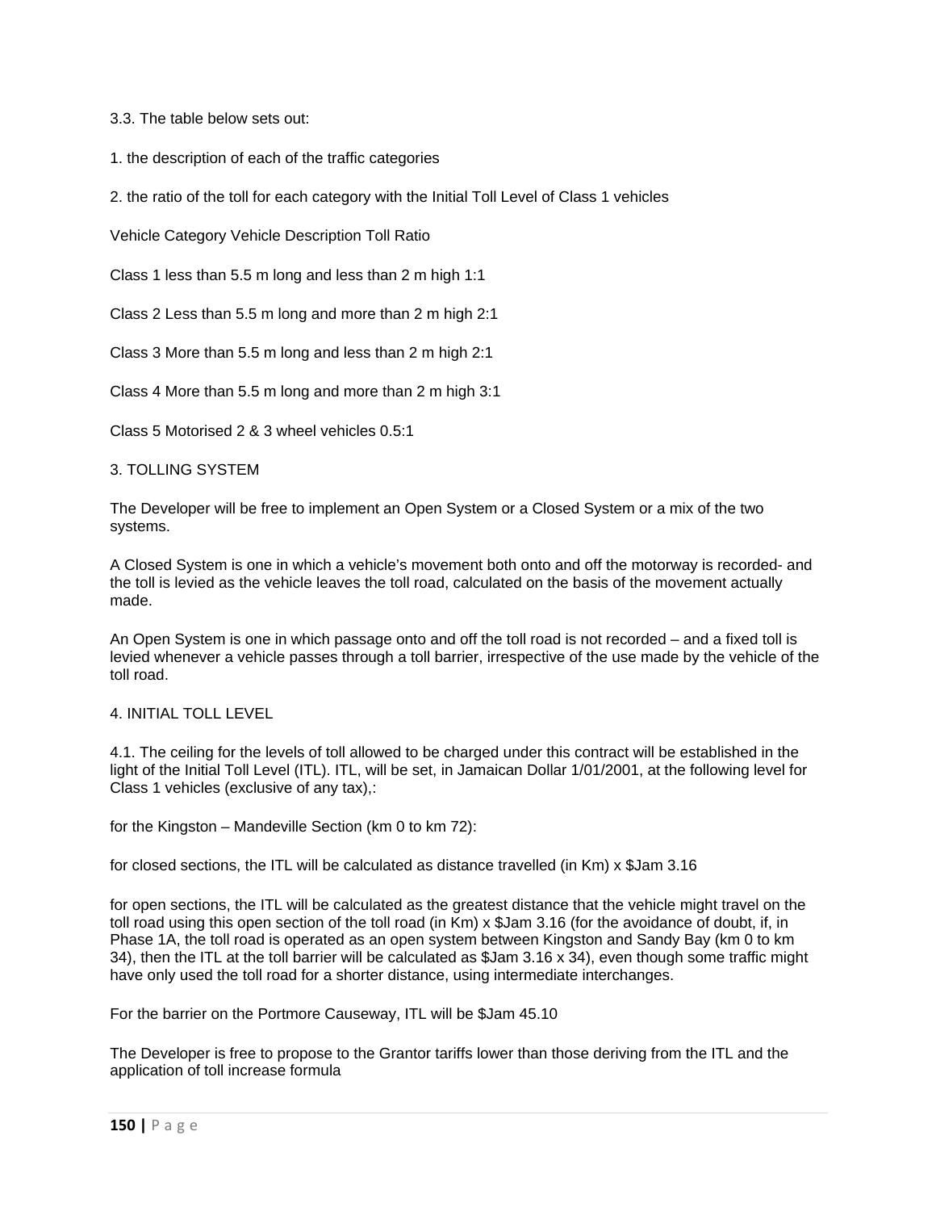3.3. The table below sets out:

1. the description of each of the traffic categories

2. the ratio of the toll for each category with the Initial Toll Level of Class 1 vehicles

| Vehicle Category | Vehicle Description | Toll Ratio |
| --- | --- | --- |
| Class 1 | less than 5.5 m long and less than 2 m high | 1:1 |
| Class 2 | Less than 5.5 m long and more than 2 m high | 2:1 |
| Class 3 | More than 5.5 m long and less than 2 m high | 2:1 |
| Class 4 | More than 5.5 m long and more than 2 m high | 3:1 |
| Class 5 | Motorised 2 & 3 wheel vehicles | 0.5:1 |

## 3. TOLLING SYSTEM

The Developer will be free to implement an Open System or a Closed System or a mix of the two systems.

A Closed System is one in which a vehicle's movement both onto and off the motorway is recorded- and the toll is levied as the vehicle leaves the toll road, calculated on the basis of the movement actually made.

An Open System is one in which passage onto and off the toll road is not recorded – and a fixed toll is levied whenever a vehicle passes through a toll barrier, irrespective of the use made by the vehicle of the toll road.

## 4. INITIAL TOLL LEVEL

4.1. The ceiling for the levels of toll allowed to be charged under this contract will be established in the light of the Initial Toll Level (ITL). ITL, will be set, in Jamaican Dollar 1/01/2001, at the following level for Class 1 vehicles (exclusive of any tax),:

for the Kingston – Mandeville Section (km 0 to km 72):

for closed sections, the ITL will be calculated as distance travelled (in Km) x $Jam 3.16

for open sections, the ITL will be calculated as the greatest distance that the vehicle might travel on the toll road using this open section of the toll road (in Km) x $Jam 3.16 (for the avoidance of doubt, if, in Phase 1A, the toll road is operated as an open system between Kingston and Sandy Bay (km 0 to km 34), then the ITL at the toll barrier will be calculated as $Jam 3.16 x 34), even though some traffic might have only used the toll road for a shorter distance, using intermediate interchanges.

For the barrier on the Portmore Causeway, ITL will be $Jam 45.10

The Developer is free to propose to the Grantor tariffs lower than those deriving from the ITL and the application of toll increase formula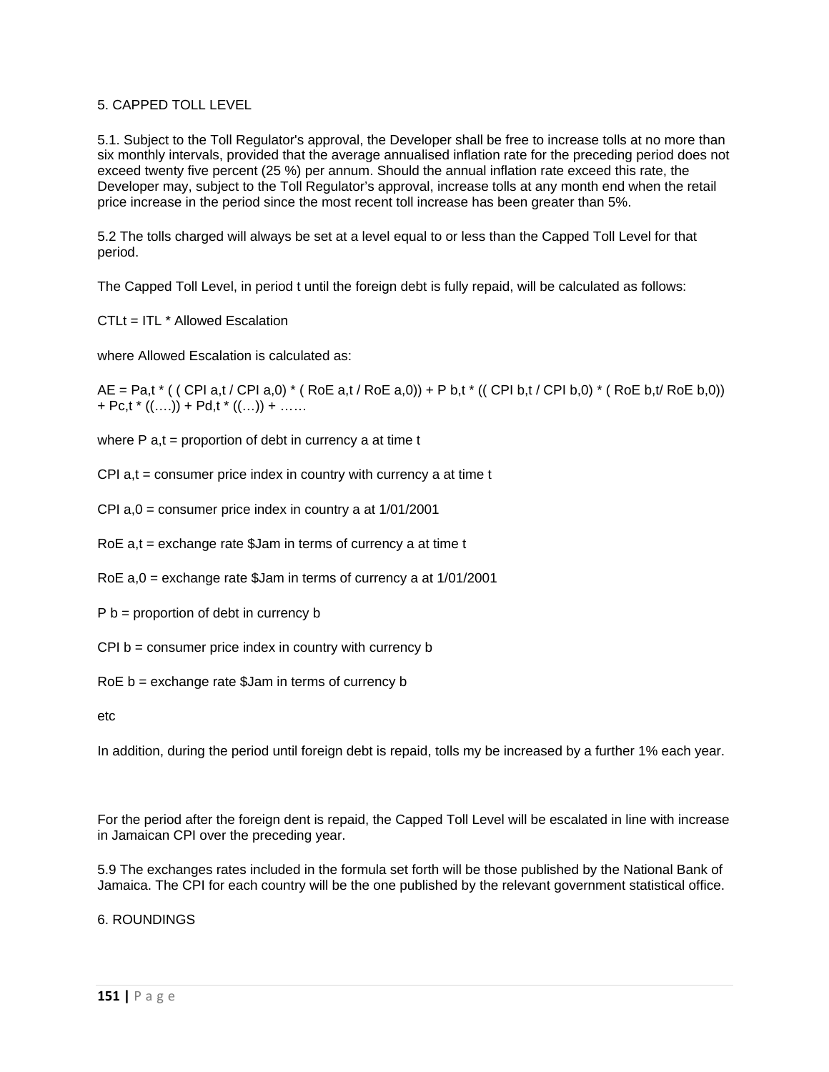5. CAPPED TOLL LEVEL

5.1. Subject to the Toll Regulator's approval, the Developer shall be free to increase tolls at no more than six monthly intervals, provided that the average annualised inflation rate for the preceding period does not exceed twenty five percent (25 %) per annum. Should the annual inflation rate exceed this rate, the Developer may, subject to the Toll Regulator's approval, increase tolls at any month end when the retail price increase in the period since the most recent toll increase has been greater than 5%.

5.2 The tolls charged will always be set at a level equal to or less than the Capped Toll Level for that period.

The Capped Toll Level, in period t until the foreign debt is fully repaid, will be calculated as follows:

$$CTL_t = ITL * \text{Allowed Escalation}$$

where Allowed Escalation is calculated as:

$$AE = P_{a,t} * \left( \left( CPI_{a,t} / CPI_{a,0} \right) * \left( RoE_{a,t} / RoE_{a,0} \right) \right) + P_{b,t} * \left( \left( CPI_{b,t} / CPI_{b,0} \right) * \left( RoE_{b,t} / RoE_{b,0} \right) \right) + P_{c,t} * ((\ldots.)) + P_{d,t} * ((\ldots)) + \ldots\ldots$$

where $P_{a,t}$ = proportion of debt in currency a at time t

$CPI_{a,t}$ = consumer price index in country with currency a at time t

$CPI_{a,0}$ = consumer price index in country a at 1/01/2001

$RoE_{a,t}$ = exchange rate $Jam in terms of currency a at time t

$RoE_{a,0}$ = exchange rate $Jam in terms of currency a at 1/01/2001

$P_b$ = proportion of debt in currency b

$CPI_b$ = consumer price index in country with currency b

$RoE_b$ = exchange rate $Jam in terms of currency b

etc

In addition, during the period until foreign debt is repaid, tolls my be increased by a further 1% each year.

For the period after the foreign dent is repaid, the Capped Toll Level will be escalated in line with increase in Jamaican CPI over the preceding year.

5.9 The exchanges rates included in the formula set forth will be those published by the National Bank of Jamaica. The CPI for each country will be the one published by the relevant government statistical office.

6. ROUNDINGS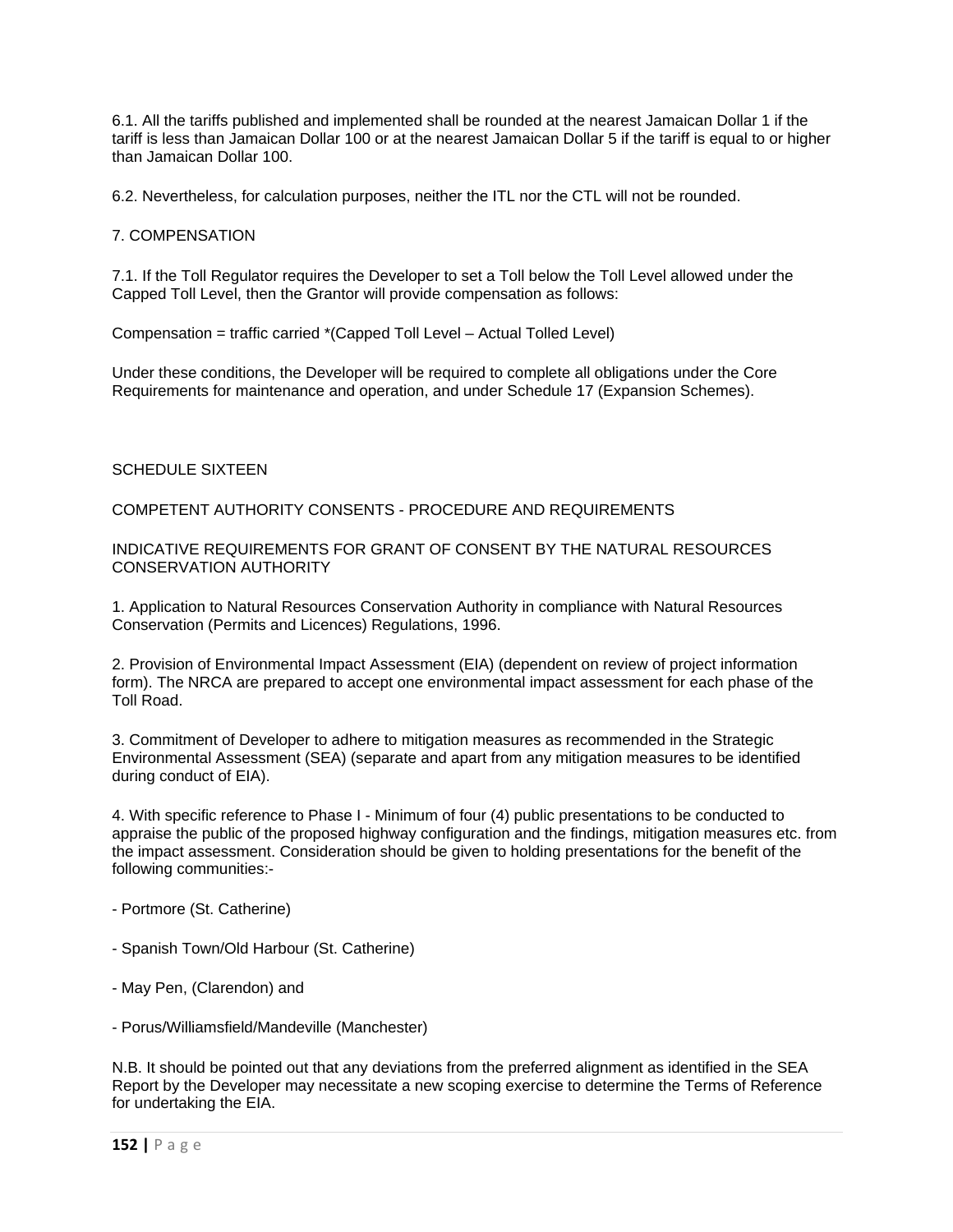6.1. All the tariffs published and implemented shall be rounded at the nearest Jamaican Dollar 1 if the tariff is less than Jamaican Dollar 100 or at the nearest Jamaican Dollar 5 if the tariff is equal to or higher than Jamaican Dollar 100.

6.2. Nevertheless, for calculation purposes, neither the ITL nor the CTL will not be rounded.

## 7. COMPENSATION

7.1. If the Toll Regulator requires the Developer to set a Toll below the Toll Level allowed under the Capped Toll Level, then the Grantor will provide compensation as follows:

Compensation = traffic carried *(Capped Toll Level – Actual Tolled Level)

Under these conditions, the Developer will be required to complete all obligations under the Core Requirements for maintenance and operation, and under Schedule 17 (Expansion Schemes).

# SCHEDULE SIXTEEN

## COMPETENT AUTHORITY CONSENTS - PROCEDURE AND REQUIREMENTS

### INDICATIVE REQUIREMENTS FOR GRANT OF CONSENT BY THE NATURAL RESOURCES CONSERVATION AUTHORITY

1. Application to Natural Resources Conservation Authority in compliance with Natural Resources Conservation (Permits and Licences) Regulations, 1996.

2. Provision of Environmental Impact Assessment (EIA) (dependent on review of project information form). The NRCA are prepared to accept one environmental impact assessment for each phase of the Toll Road.

3. Commitment of Developer to adhere to mitigation measures as recommended in the Strategic Environmental Assessment (SEA) (separate and apart from any mitigation measures to be identified during conduct of EIA).

4. With specific reference to Phase I - Minimum of four (4) public presentations to be conducted to appraise the public of the proposed highway configuration and the findings, mitigation measures etc. from the impact assessment. Consideration should be given to holding presentations for the benefit of the following communities:-

- Portmore (St. Catherine)

- Spanish Town/Old Harbour (St. Catherine)

- May Pen, (Clarendon) and

- Porus/Williamsfield/Mandeville (Manchester)

N.B. It should be pointed out that any deviations from the preferred alignment as identified in the SEA Report by the Developer may necessitate a new scoping exercise to determine the Terms of Reference for undertaking the EIA.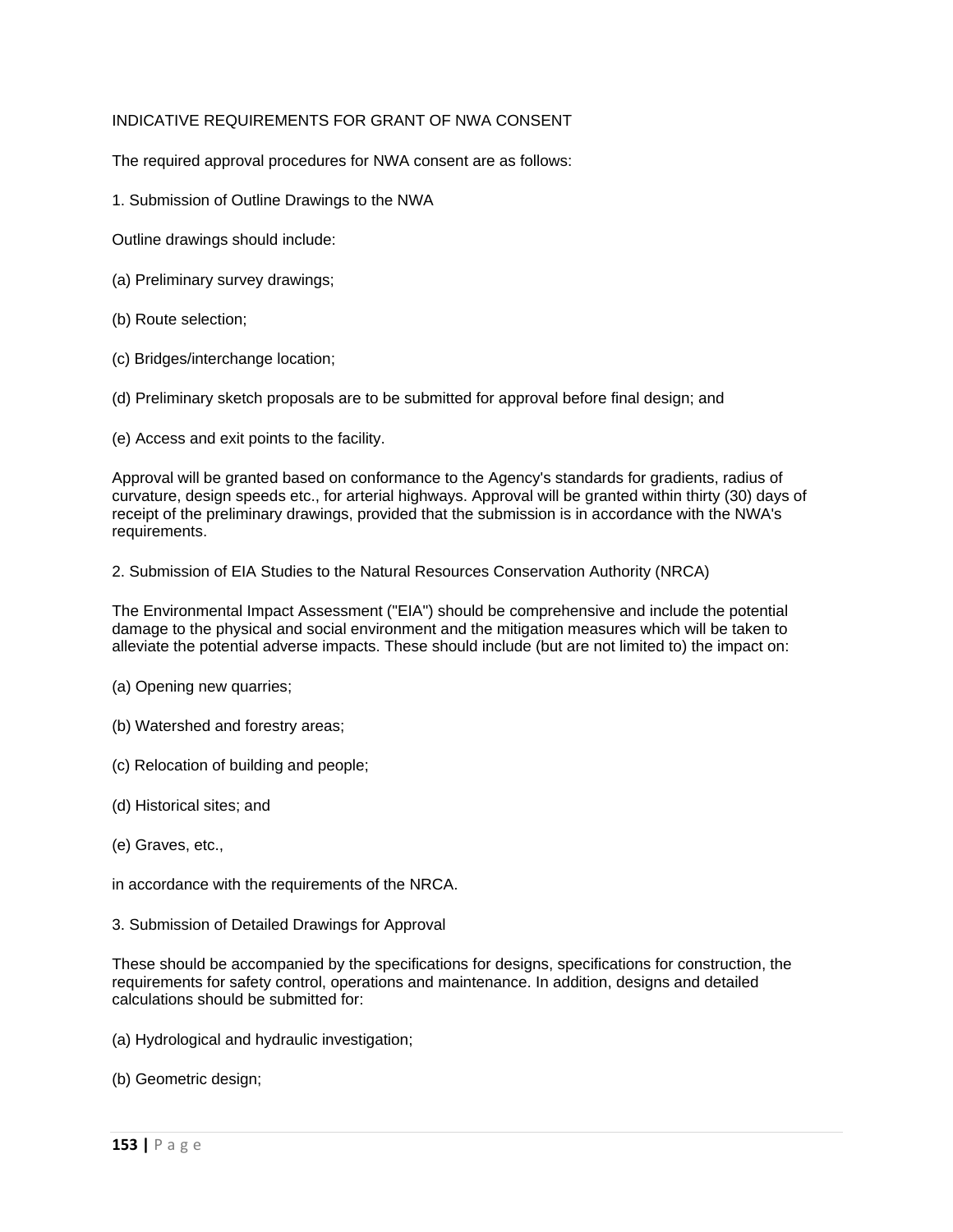## INDICATIVE REQUIREMENTS FOR GRANT OF NWA CONSENT

The required approval procedures for NWA consent are as follows:

### 1. Submission of Outline Drawings to the NWA

Outline drawings should include:

(a) Preliminary survey drawings;

(b) Route selection;

(c) Bridges/interchange location;

(d) Preliminary sketch proposals are to be submitted for approval before final design; and

(e) Access and exit points to the facility.

Approval will be granted based on conformance to the Agency's standards for gradients, radius of curvature, design speeds etc., for arterial highways. Approval will be granted within thirty (30) days of receipt of the preliminary drawings, provided that the submission is in accordance with the NWA's requirements.

### 2. Submission of EIA Studies to the Natural Resources Conservation Authority (NRCA)

The Environmental Impact Assessment ("EIA") should be comprehensive and include the potential damage to the physical and social environment and the mitigation measures which will be taken to alleviate the potential adverse impacts. These should include (but are not limited to) the impact on:

(a) Opening new quarries;

(b) Watershed and forestry areas;

(c) Relocation of building and people;

(d) Historical sites; and

(e) Graves, etc.,

in accordance with the requirements of the NRCA.

### 3. Submission of Detailed Drawings for Approval

These should be accompanied by the specifications for designs, specifications for construction, the requirements for safety control, operations and maintenance. In addition, designs and detailed calculations should be submitted for:

(a) Hydrological and hydraulic investigation;

(b) Geometric design;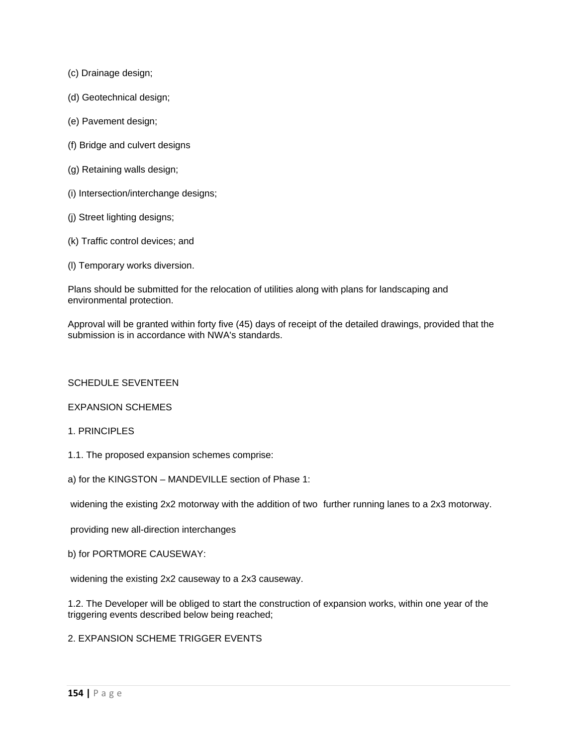(c) Drainage design;

(d) Geotechnical design;

(e) Pavement design;

(f) Bridge and culvert designs

(g) Retaining walls design;

(i) Intersection/interchange designs;

(j) Street lighting designs;

(k) Traffic control devices; and

(l) Temporary works diversion.

Plans should be submitted for the relocation of utilities along with plans for landscaping and environmental protection.

Approval will be granted within forty five (45) days of receipt of the detailed drawings, provided that the submission is in accordance with NWA's standards.

SCHEDULE SEVENTEEN

EXPANSION SCHEMES

1. PRINCIPLES

1.1. The proposed expansion schemes comprise:

a) for the KINGSTON – MANDEVILLE section of Phase 1:

widening the existing 2x2 motorway with the addition of two further running lanes to a 2x3 motorway.

providing new all-direction interchanges

b) for PORTMORE CAUSEWAY:

widening the existing 2x2 causeway to a 2x3 causeway.

1.2. The Developer will be obliged to start the construction of expansion works, within one year of the triggering events described below being reached;

2. EXPANSION SCHEME TRIGGER EVENTS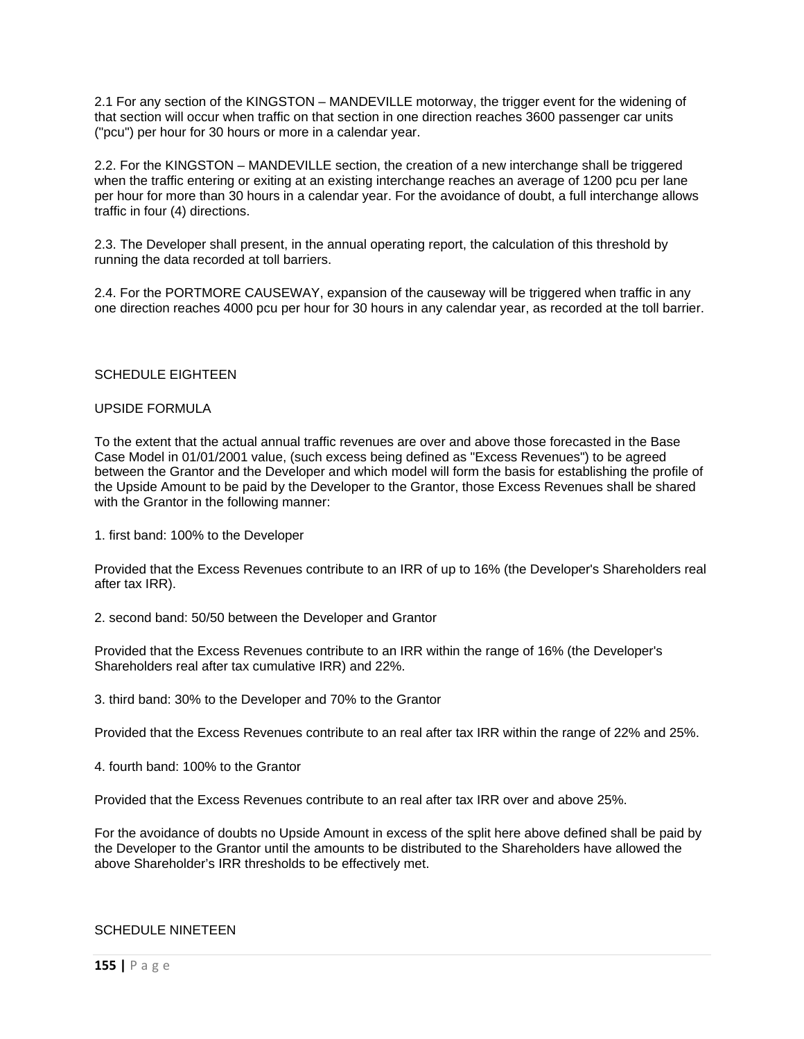2.1 For any section of the KINGSTON – MANDEVILLE motorway, the trigger event for the widening of that section will occur when traffic on that section in one direction reaches 3600 passenger car units ("pcu") per hour for 30 hours or more in a calendar year.

2.2. For the KINGSTON – MANDEVILLE section, the creation of a new interchange shall be triggered when the traffic entering or exiting at an existing interchange reaches an average of 1200 pcu per lane per hour for more than 30 hours in a calendar year. For the avoidance of doubt, a full interchange allows traffic in four (4) directions.

2.3. The Developer shall present, in the annual operating report, the calculation of this threshold by running the data recorded at toll barriers.

2.4. For the PORTMORE CAUSEWAY, expansion of the causeway will be triggered when traffic in any one direction reaches 4000 pcu per hour for 30 hours in any calendar year, as recorded at the toll barrier.

## SCHEDULE EIGHTEEN

### UPSIDE FORMULA

To the extent that the actual annual traffic revenues are over and above those forecasted in the Base Case Model in 01/01/2001 value, (such excess being defined as "Excess Revenues") to be agreed between the Grantor and the Developer and which model will form the basis for establishing the profile of the Upside Amount to be paid by the Developer to the Grantor, those Excess Revenues shall be shared with the Grantor in the following manner:

1. first band: 100% to the Developer

Provided that the Excess Revenues contribute to an IRR of up to 16% (the Developer's Shareholders real after tax IRR).

2. second band: 50/50 between the Developer and Grantor

Provided that the Excess Revenues contribute to an IRR within the range of 16% (the Developer's Shareholders real after tax cumulative IRR) and 22%.

3. third band: 30% to the Developer and 70% to the Grantor

Provided that the Excess Revenues contribute to an real after tax IRR within the range of 22% and 25%.

4. fourth band: 100% to the Grantor

Provided that the Excess Revenues contribute to an real after tax IRR over and above 25%.

For the avoidance of doubts no Upside Amount in excess of the split here above defined shall be paid by the Developer to the Grantor until the amounts to be distributed to the Shareholders have allowed the above Shareholder's IRR thresholds to be effectively met.

## SCHEDULE NINETEEN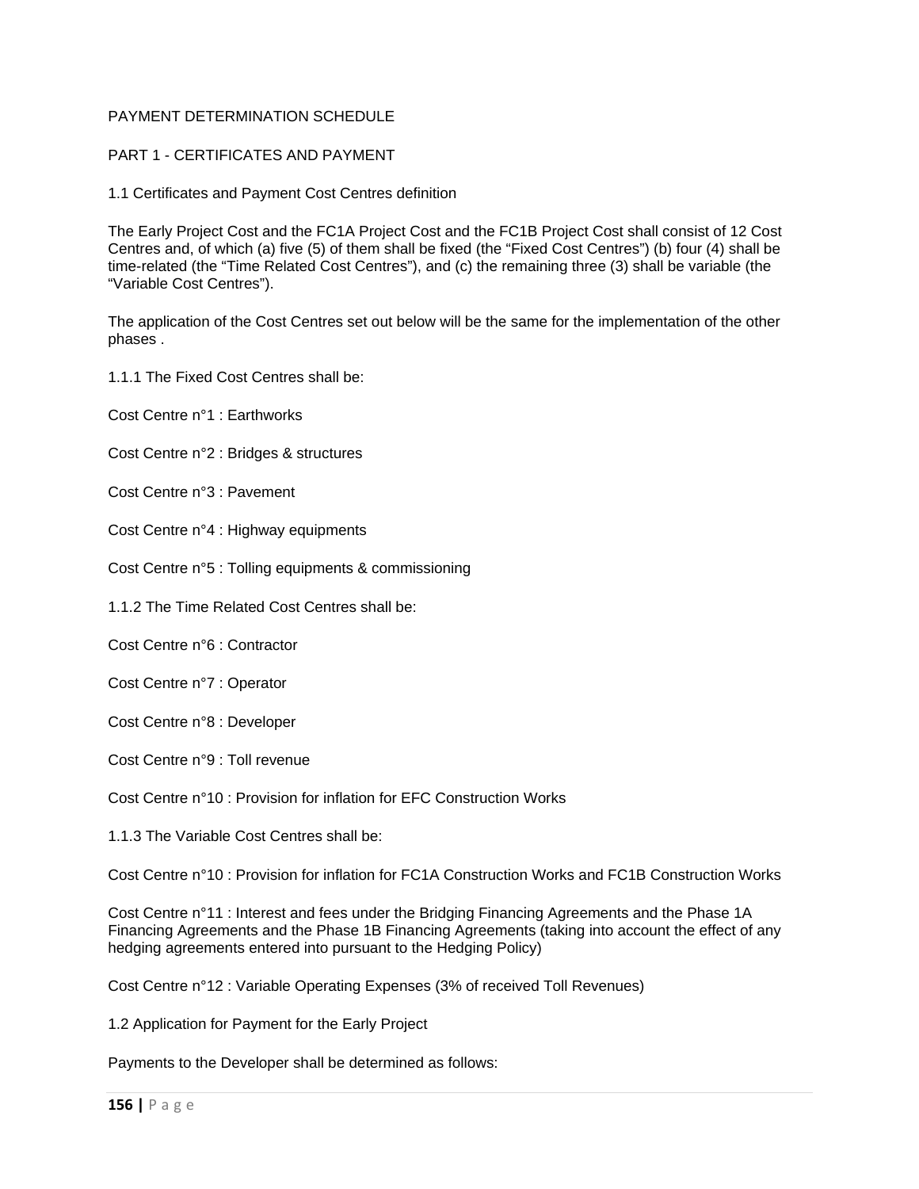# PAYMENT DETERMINATION SCHEDULE

## PART 1 - CERTIFICATES AND PAYMENT

### 1.1 Certificates and Payment Cost Centres definition

The Early Project Cost and the FC1A Project Cost and the FC1B Project Cost shall consist of 12 Cost Centres and, of which (a) five (5) of them shall be fixed (the "Fixed Cost Centres") (b) four (4) shall be time-related (the "Time Related Cost Centres"), and (c) the remaining three (3) shall be variable (the "Variable Cost Centres").

The application of the Cost Centres set out below will be the same for the implementation of the other phases .

1.1.1 The Fixed Cost Centres shall be:

Cost Centre n°1 : Earthworks

Cost Centre n°2 : Bridges & structures

Cost Centre n°3 : Pavement

Cost Centre n°4 : Highway equipments

Cost Centre n°5 : Tolling equipments & commissioning

1.1.2 The Time Related Cost Centres shall be:

Cost Centre n°6 : Contractor

Cost Centre n°7 : Operator

Cost Centre n°8 : Developer

Cost Centre n°9 : Toll revenue

Cost Centre n°10 : Provision for inflation for EFC Construction Works

1.1.3 The Variable Cost Centres shall be:

Cost Centre n°10 : Provision for inflation for FC1A Construction Works and FC1B Construction Works

Cost Centre n°11 : Interest and fees under the Bridging Financing Agreements and the Phase 1A Financing Agreements and the Phase 1B Financing Agreements (taking into account the effect of any hedging agreements entered into pursuant to the Hedging Policy)

Cost Centre n°12 : Variable Operating Expenses (3% of received Toll Revenues)

### 1.2 Application for Payment for the Early Project

Payments to the Developer shall be determined as follows: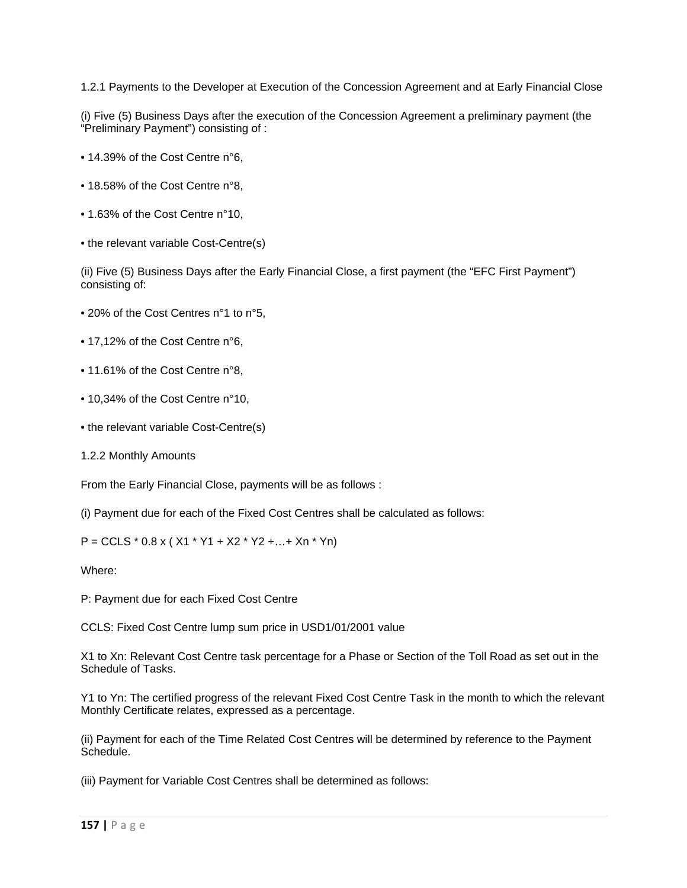1.2.1 Payments to the Developer at Execution of the Concession Agreement and at Early Financial Close

(i) Five (5) Business Days after the execution of the Concession Agreement a preliminary payment (the "Preliminary Payment") consisting of :

- 14.39% of the Cost Centre n°6,
- 18.58% of the Cost Centre n°8,
- 1.63% of the Cost Centre n°10,
- the relevant variable Cost-Centre(s)

(ii) Five (5) Business Days after the Early Financial Close, a first payment (the "EFC First Payment") consisting of:

- 20% of the Cost Centres n°1 to n°5,
- 17,12% of the Cost Centre n°6,
- 11.61% of the Cost Centre n°8,
- 10,34% of the Cost Centre n°10,
- the relevant variable Cost-Centre(s)

1.2.2 Monthly Amounts

From the Early Financial Close, payments will be as follows :

(i) Payment due for each of the Fixed Cost Centres shall be calculated as follows:

$$P = CCLS * 0.8 \times (X_1 * Y_1 + X_2 * Y_2 + \ldots + X_n * Y_n)$$

Where:

P: Payment due for each Fixed Cost Centre

CCLS: Fixed Cost Centre lump sum price in USD1/01/2001 value

$X_1$ to $X_n$: Relevant Cost Centre task percentage for a Phase or Section of the Toll Road as set out in the Schedule of Tasks.

$Y_1$ to $Y_n$: The certified progress of the relevant Fixed Cost Centre Task in the month to which the relevant Monthly Certificate relates, expressed as a percentage.

(ii) Payment for each of the Time Related Cost Centres will be determined by reference to the Payment Schedule.

(iii) Payment for Variable Cost Centres shall be determined as follows: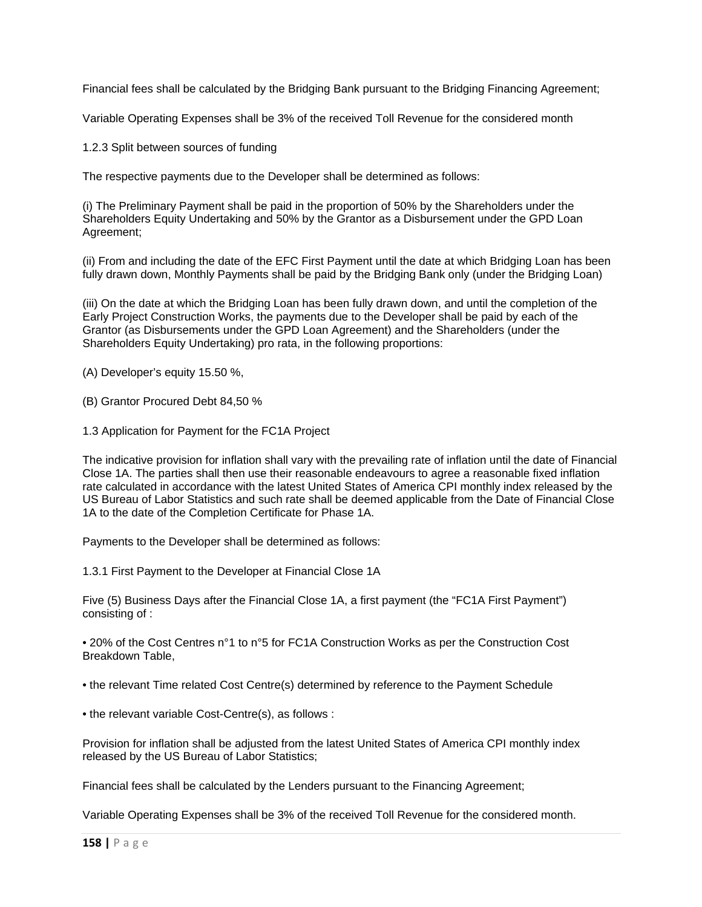Financial fees shall be calculated by the Bridging Bank pursuant to the Bridging Financing Agreement;

Variable Operating Expenses shall be 3% of the received Toll Revenue for the considered month

1.2.3 Split between sources of funding

The respective payments due to the Developer shall be determined as follows:

(i) The Preliminary Payment shall be paid in the proportion of 50% by the Shareholders under the Shareholders Equity Undertaking and 50% by the Grantor as a Disbursement under the GPD Loan Agreement;

(ii) From and including the date of the EFC First Payment until the date at which Bridging Loan has been fully drawn down, Monthly Payments shall be paid by the Bridging Bank only (under the Bridging Loan)

(iii) On the date at which the Bridging Loan has been fully drawn down, and until the completion of the Early Project Construction Works, the payments due to the Developer shall be paid by each of the Grantor (as Disbursements under the GPD Loan Agreement) and the Shareholders (under the Shareholders Equity Undertaking) pro rata, in the following proportions:

(A) Developer's equity 15.50 %,

(B) Grantor Procured Debt 84,50 %

1.3 Application for Payment for the FC1A Project

The indicative provision for inflation shall vary with the prevailing rate of inflation until the date of Financial Close 1A. The parties shall then use their reasonable endeavours to agree a reasonable fixed inflation rate calculated in accordance with the latest United States of America CPI monthly index released by the US Bureau of Labor Statistics and such rate shall be deemed applicable from the Date of Financial Close 1A to the date of the Completion Certificate for Phase 1A.

Payments to the Developer shall be determined as follows:

1.3.1 First Payment to the Developer at Financial Close 1A

Five (5) Business Days after the Financial Close 1A, a first payment (the "FC1A First Payment") consisting of :

- 20% of the Cost Centres n°1 to n°5 for FC1A Construction Works as per the Construction Cost Breakdown Table,
- the relevant Time related Cost Centre(s) determined by reference to the Payment Schedule
- the relevant variable Cost-Centre(s), as follows :

Provision for inflation shall be adjusted from the latest United States of America CPI monthly index released by the US Bureau of Labor Statistics;

Financial fees shall be calculated by the Lenders pursuant to the Financing Agreement;

Variable Operating Expenses shall be 3% of the received Toll Revenue for the considered month.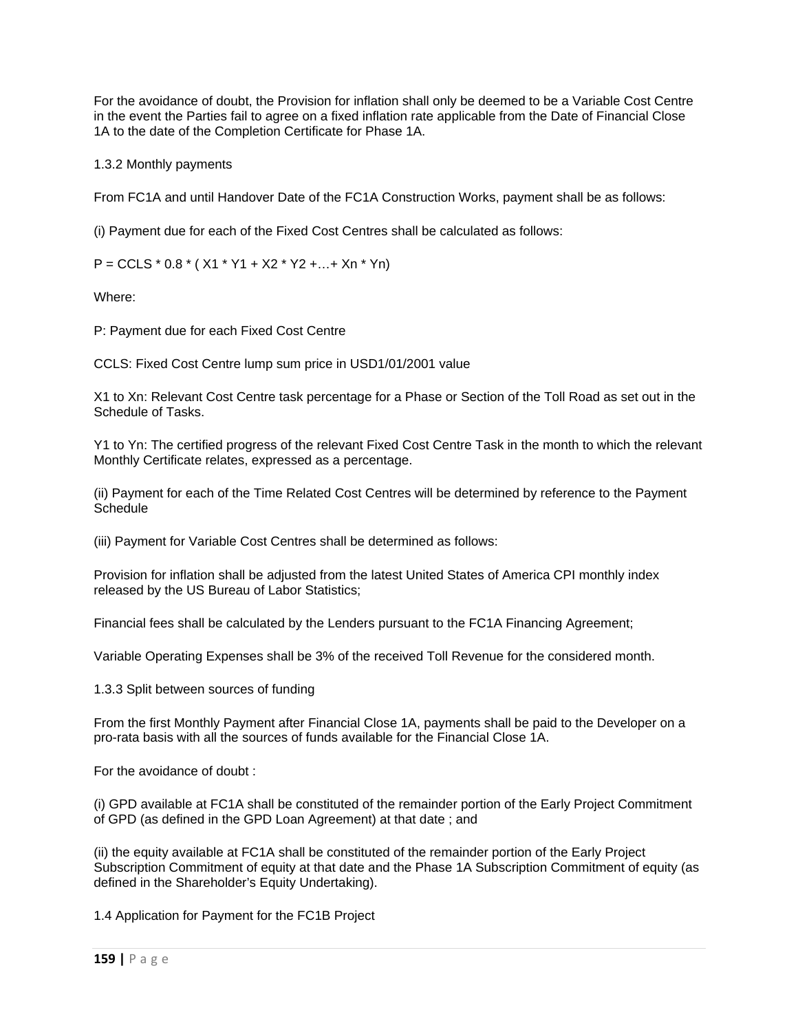For the avoidance of doubt, the Provision for inflation shall only be deemed to be a Variable Cost Centre in the event the Parties fail to agree on a fixed inflation rate applicable from the Date of Financial Close 1A to the date of the Completion Certificate for Phase 1A.

### 1.3.2 Monthly payments

From FC1A and until Handover Date of the FC1A Construction Works, payment shall be as follows:

(i) Payment due for each of the Fixed Cost Centres shall be calculated as follows:

$$P = CCLS * 0.8 * ( X1 * Y1 + X2 * Y2 + \ldots + Xn * Yn)$$

Where:

P: Payment due for each Fixed Cost Centre

CCLS: Fixed Cost Centre lump sum price in USD1/01/2001 value

X1 to Xn: Relevant Cost Centre task percentage for a Phase or Section of the Toll Road as set out in the Schedule of Tasks.

Y1 to Yn: The certified progress of the relevant Fixed Cost Centre Task in the month to which the relevant Monthly Certificate relates, expressed as a percentage.

(ii) Payment for each of the Time Related Cost Centres will be determined by reference to the Payment Schedule

(iii) Payment for Variable Cost Centres shall be determined as follows:

Provision for inflation shall be adjusted from the latest United States of America CPI monthly index released by the US Bureau of Labor Statistics;

Financial fees shall be calculated by the Lenders pursuant to the FC1A Financing Agreement;

Variable Operating Expenses shall be 3% of the received Toll Revenue for the considered month.

### 1.3.3 Split between sources of funding

From the first Monthly Payment after Financial Close 1A, payments shall be paid to the Developer on a pro-rata basis with all the sources of funds available for the Financial Close 1A.

For the avoidance of doubt :

(i) GPD available at FC1A shall be constituted of the remainder portion of the Early Project Commitment of GPD (as defined in the GPD Loan Agreement) at that date ; and

(ii) the equity available at FC1A shall be constituted of the remainder portion of the Early Project Subscription Commitment of equity at that date and the Phase 1A Subscription Commitment of equity (as defined in the Shareholder's Equity Undertaking).

## 1.4 Application for Payment for the FC1B Project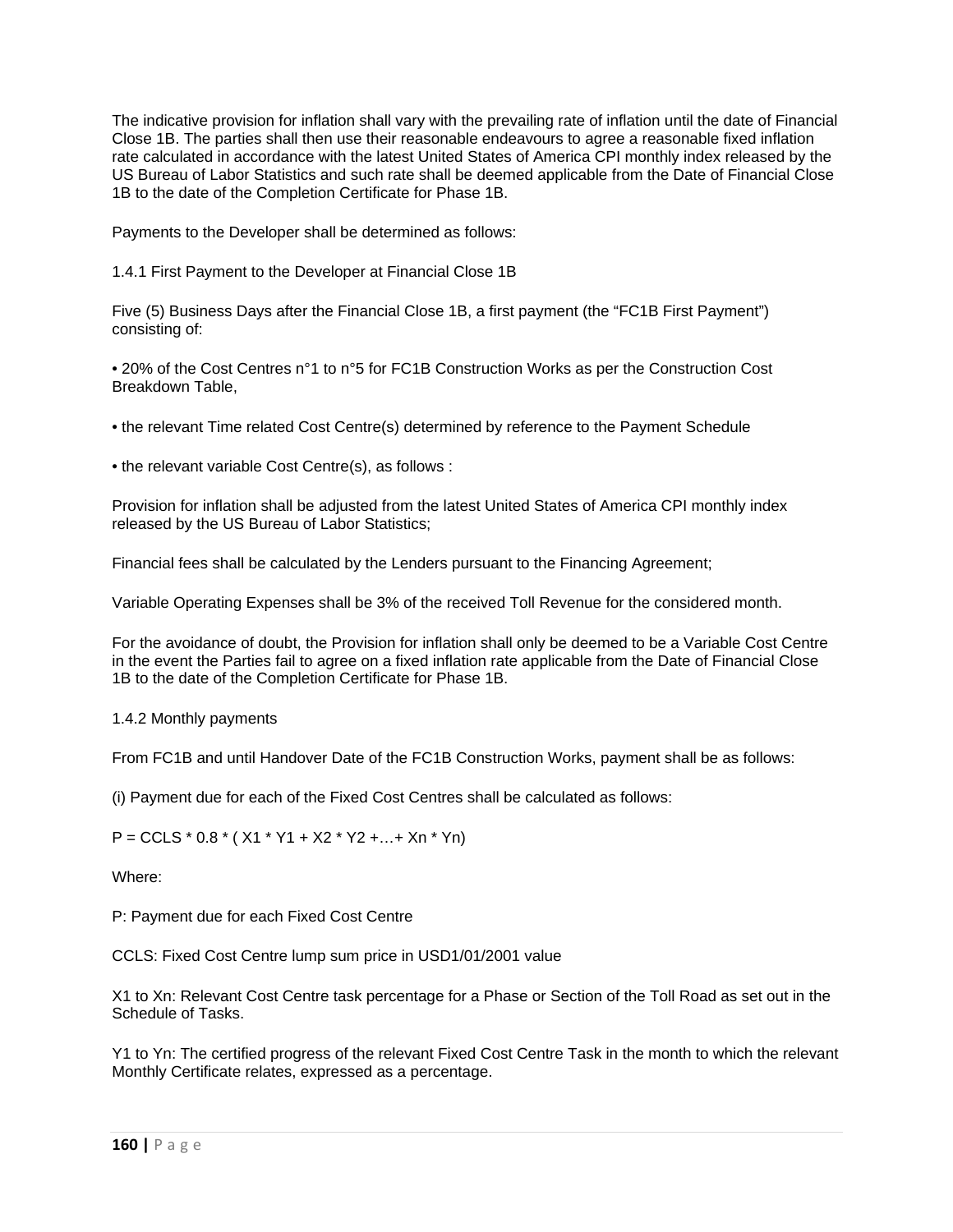The indicative provision for inflation shall vary with the prevailing rate of inflation until the date of Financial Close 1B. The parties shall then use their reasonable endeavours to agree a reasonable fixed inflation rate calculated in accordance with the latest United States of America CPI monthly index released by the US Bureau of Labor Statistics and such rate shall be deemed applicable from the Date of Financial Close 1B to the date of the Completion Certificate for Phase 1B.

Payments to the Developer shall be determined as follows:

1.4.1 First Payment to the Developer at Financial Close 1B

Five (5) Business Days after the Financial Close 1B, a first payment (the "FC1B First Payment") consisting of:

- 20% of the Cost Centres n°1 to n°5 for FC1B Construction Works as per the Construction Cost Breakdown Table,
- the relevant Time related Cost Centre(s) determined by reference to the Payment Schedule
- the relevant variable Cost Centre(s), as follows :

Provision for inflation shall be adjusted from the latest United States of America CPI monthly index released by the US Bureau of Labor Statistics;

Financial fees shall be calculated by the Lenders pursuant to the Financing Agreement;

Variable Operating Expenses shall be 3% of the received Toll Revenue for the considered month.

For the avoidance of doubt, the Provision for inflation shall only be deemed to be a Variable Cost Centre in the event the Parties fail to agree on a fixed inflation rate applicable from the Date of Financial Close 1B to the date of the Completion Certificate for Phase 1B.

1.4.2 Monthly payments

From FC1B and until Handover Date of the FC1B Construction Works, payment shall be as follows:

(i) Payment due for each of the Fixed Cost Centres shall be calculated as follows:

$$P = CCLS * 0.8 * ( X1 * Y1 + X2 * Y2 + \ldots + Xn * Yn)$$

Where:

P: Payment due for each Fixed Cost Centre

CCLS: Fixed Cost Centre lump sum price in USD1/01/2001 value

X1 to Xn: Relevant Cost Centre task percentage for a Phase or Section of the Toll Road as set out in the Schedule of Tasks.

Y1 to Yn: The certified progress of the relevant Fixed Cost Centre Task in the month to which the relevant Monthly Certificate relates, expressed as a percentage.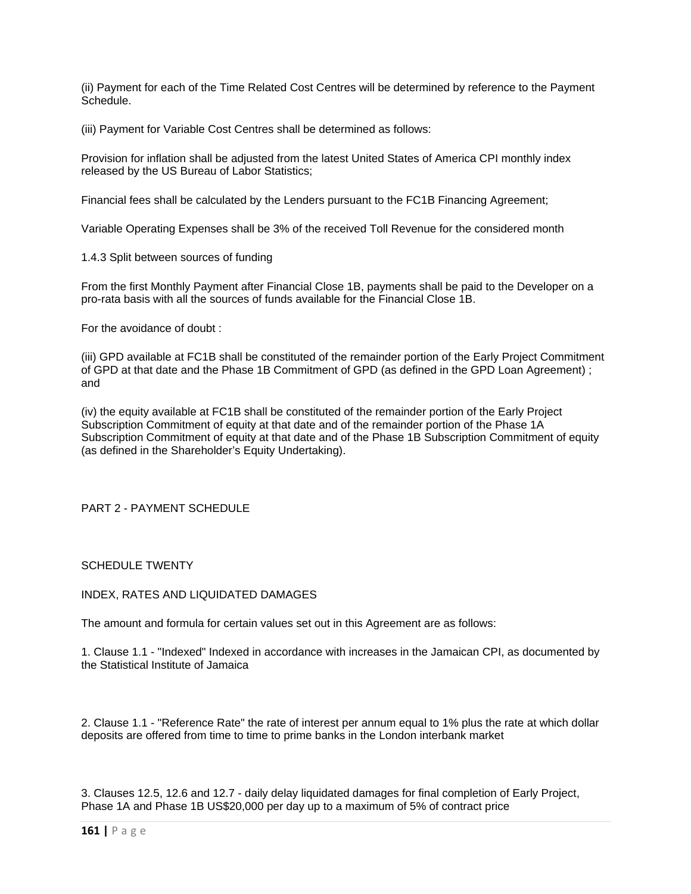(ii) Payment for each of the Time Related Cost Centres will be determined by reference to the Payment Schedule.

(iii) Payment for Variable Cost Centres shall be determined as follows:

Provision for inflation shall be adjusted from the latest United States of America CPI monthly index released by the US Bureau of Labor Statistics;

Financial fees shall be calculated by the Lenders pursuant to the FC1B Financing Agreement;

Variable Operating Expenses shall be 3% of the received Toll Revenue for the considered month

1.4.3 Split between sources of funding

From the first Monthly Payment after Financial Close 1B, payments shall be paid to the Developer on a pro-rata basis with all the sources of funds available for the Financial Close 1B.

For the avoidance of doubt :

(iii) GPD available at FC1B shall be constituted of the remainder portion of the Early Project Commitment of GPD at that date and the Phase 1B Commitment of GPD (as defined in the GPD Loan Agreement) ; and

(iv) the equity available at FC1B shall be constituted of the remainder portion of the Early Project Subscription Commitment of equity at that date and of the remainder portion of the Phase 1A Subscription Commitment of equity at that date and of the Phase 1B Subscription Commitment of equity (as defined in the Shareholder's Equity Undertaking).

## PART 2 - PAYMENT SCHEDULE

# SCHEDULE TWENTY

## INDEX, RATES AND LIQUIDATED DAMAGES

The amount and formula for certain values set out in this Agreement are as follows:

1. Clause 1.1 - "Indexed" Indexed in accordance with increases in the Jamaican CPI, as documented by the Statistical Institute of Jamaica

2. Clause 1.1 - "Reference Rate" the rate of interest per annum equal to 1% plus the rate at which dollar deposits are offered from time to time to prime banks in the London interbank market

3. Clauses 12.5, 12.6 and 12.7 - daily delay liquidated damages for final completion of Early Project, Phase 1A and Phase 1B US$20,000 per day up to a maximum of 5% of contract price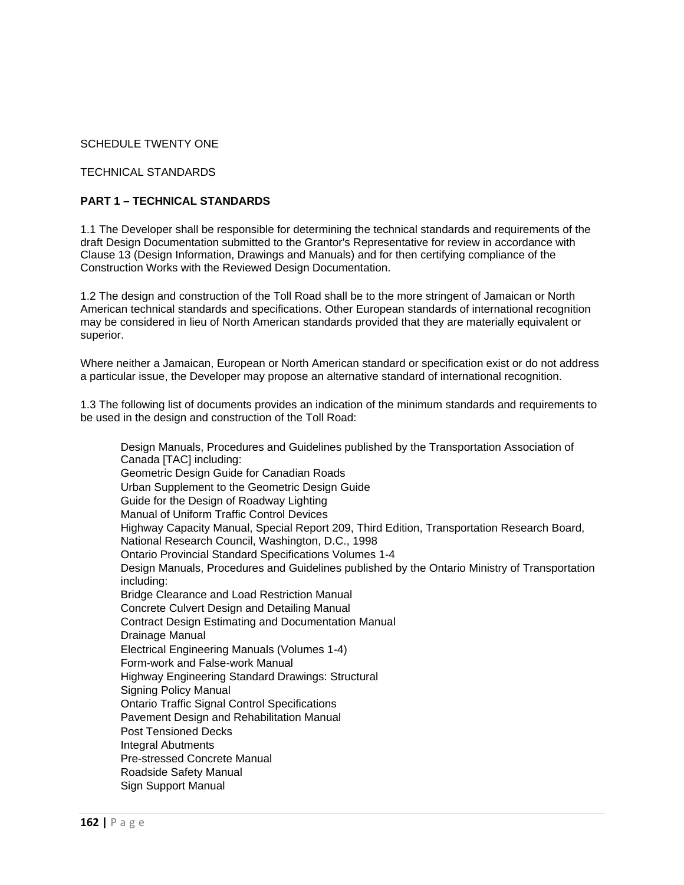SCHEDULE TWENTY ONE

TECHNICAL STANDARDS

**PART 1 – TECHNICAL STANDARDS**

1.1 The Developer shall be responsible for determining the technical standards and requirements of the draft Design Documentation submitted to the Grantor's Representative for review in accordance with Clause 13 (Design Information, Drawings and Manuals) and for then certifying compliance of the Construction Works with the Reviewed Design Documentation.

1.2 The design and construction of the Toll Road shall be to the more stringent of Jamaican or North American technical standards and specifications. Other European standards of international recognition may be considered in lieu of North American standards provided that they are materially equivalent or superior.

Where neither a Jamaican, European or North American standard or specification exist or do not address a particular issue, the Developer may propose an alternative standard of international recognition.

1.3 The following list of documents provides an indication of the minimum standards and requirements to be used in the design and construction of the Toll Road:

Design Manuals, Procedures and Guidelines published by the Transportation Association of Canada [TAC] including:
Geometric Design Guide for Canadian Roads
Urban Supplement to the Geometric Design Guide
Guide for the Design of Roadway Lighting
Manual of Uniform Traffic Control Devices
Highway Capacity Manual, Special Report 209, Third Edition, Transportation Research Board, National Research Council, Washington, D.C., 1998
Ontario Provincial Standard Specifications Volumes 1-4
Design Manuals, Procedures and Guidelines published by the Ontario Ministry of Transportation including:
Bridge Clearance and Load Restriction Manual
Concrete Culvert Design and Detailing Manual
Contract Design Estimating and Documentation Manual
Drainage Manual
Electrical Engineering Manuals (Volumes 1-4)
Form-work and False-work Manual
Highway Engineering Standard Drawings: Structural
Signing Policy Manual
Ontario Traffic Signal Control Specifications
Pavement Design and Rehabilitation Manual
Post Tensioned Decks
Integral Abutments
Pre-stressed Concrete Manual
Roadside Safety Manual
Sign Support Manual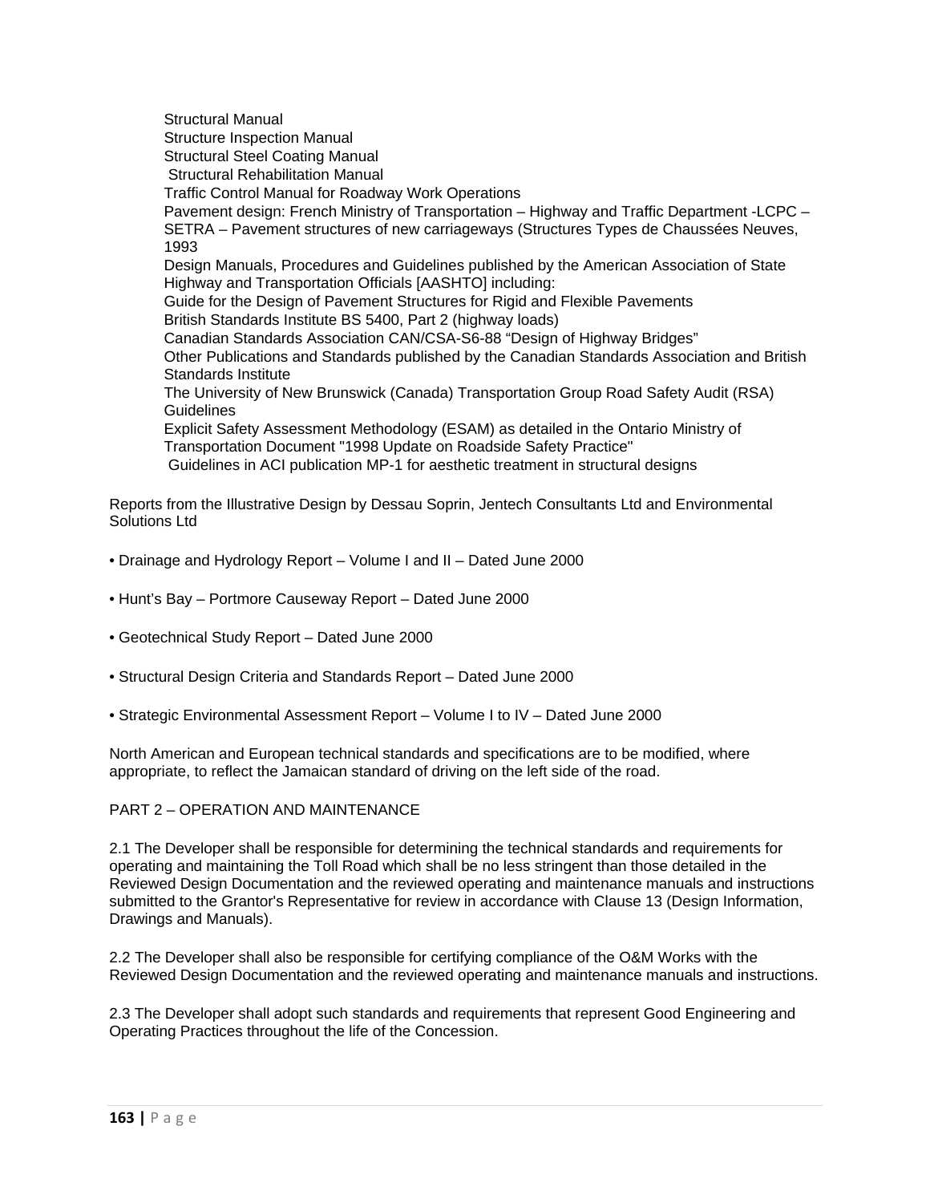Structural Manual
Structure Inspection Manual
Structural Steel Coating Manual
Structural Rehabilitation Manual
Traffic Control Manual for Roadway Work Operations
Pavement design: French Ministry of Transportation – Highway and Traffic Department -LCPC – SETRA – Pavement structures of new carriageways (Structures Types de Chaussées Neuves, 1993
Design Manuals, Procedures and Guidelines published by the American Association of State Highway and Transportation Officials [AASHTO] including:
Guide for the Design of Pavement Structures for Rigid and Flexible Pavements
British Standards Institute BS 5400, Part 2 (highway loads)
Canadian Standards Association CAN/CSA-S6-88 “Design of Highway Bridges”
Other Publications and Standards published by the Canadian Standards Association and British Standards Institute
The University of New Brunswick (Canada) Transportation Group Road Safety Audit (RSA) Guidelines
Explicit Safety Assessment Methodology (ESAM) as detailed in the Ontario Ministry of Transportation Document "1998 Update on Roadside Safety Practice"
Guidelines in ACI publication MP-1 for aesthetic treatment in structural designs

Reports from the Illustrative Design by Dessau Soprin, Jentech Consultants Ltd and Environmental Solutions Ltd

- Drainage and Hydrology Report – Volume I and II – Dated June 2000
- Hunt’s Bay – Portmore Causeway Report – Dated June 2000
- Geotechnical Study Report – Dated June 2000
- Structural Design Criteria and Standards Report – Dated June 2000
- Strategic Environmental Assessment Report – Volume I to IV – Dated June 2000

North American and European technical standards and specifications are to be modified, where appropriate, to reflect the Jamaican standard of driving on the left side of the road.

PART 2 – OPERATION AND MAINTENANCE

2.1 The Developer shall be responsible for determining the technical standards and requirements for operating and maintaining the Toll Road which shall be no less stringent than those detailed in the Reviewed Design Documentation and the reviewed operating and maintenance manuals and instructions submitted to the Grantor's Representative for review in accordance with Clause 13 (Design Information, Drawings and Manuals).

2.2 The Developer shall also be responsible for certifying compliance of the O&M Works with the Reviewed Design Documentation and the reviewed operating and maintenance manuals and instructions.

2.3 The Developer shall adopt such standards and requirements that represent Good Engineering and Operating Practices throughout the life of the Concession.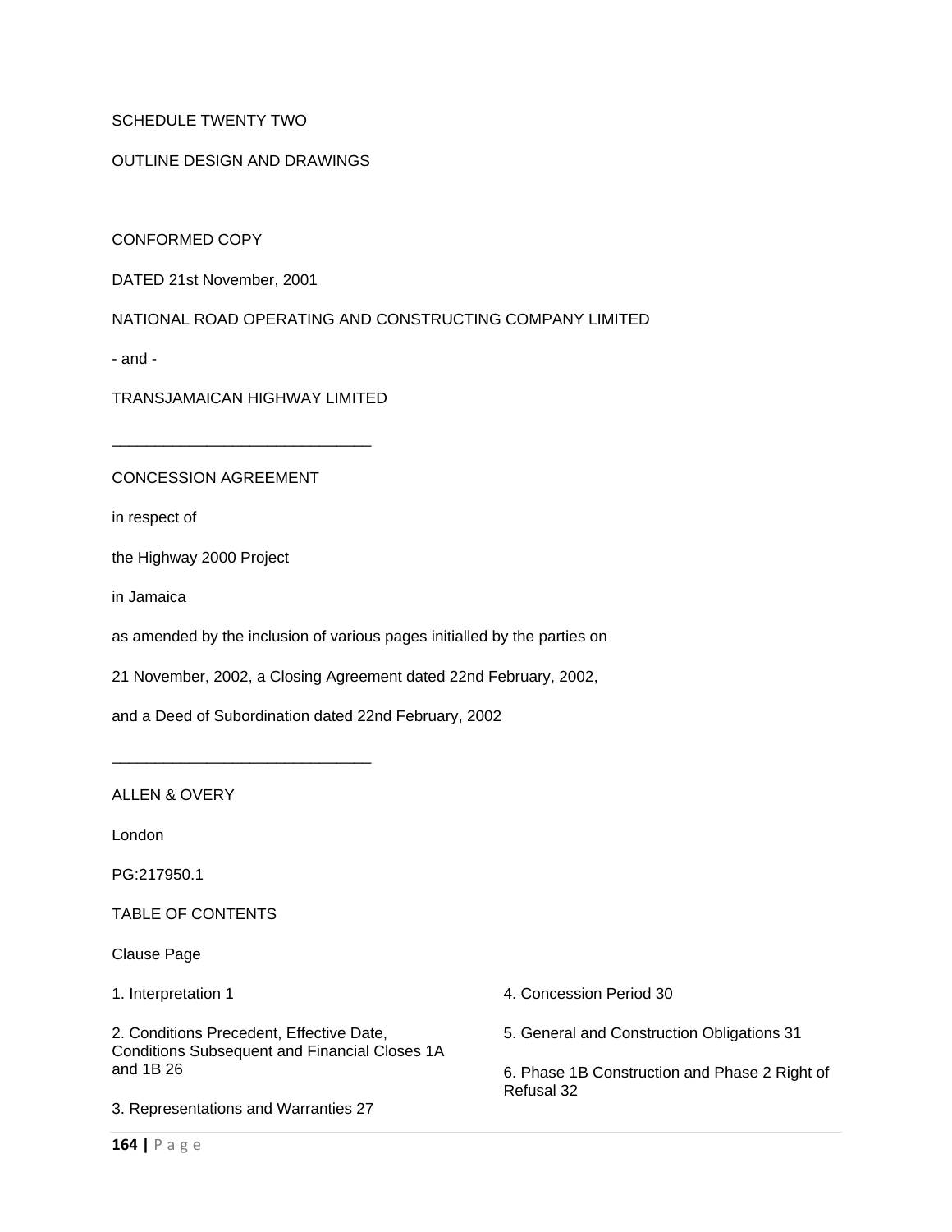SCHEDULE TWENTY TWO

OUTLINE DESIGN AND DRAWINGS

CONFORMED COPY

DATED 21st November, 2001

NATIONAL ROAD OPERATING AND CONSTRUCTING COMPANY LIMITED

- and -

TRANSJAMAICAN HIGHWAY LIMITED

______________________________

CONCESSION AGREEMENT

in respect of

the Highway 2000 Project

in Jamaica

as amended by the inclusion of various pages initialled by the parties on

21 November, 2002, a Closing Agreement dated 22nd February, 2002,

and a Deed of Subordination dated 22nd February, 2002

______________________________

ALLEN & OVERY

London

PG:217950.1

TABLE OF CONTENTS

Clause Page

1. Interpretation 1

2. Conditions Precedent, Effective Date, Conditions Subsequent and Financial Closes 1A and 1B 26

3. Representations and Warranties 27

4. Concession Period 30

5. General and Construction Obligations 31

6. Phase 1B Construction and Phase 2 Right of Refusal 32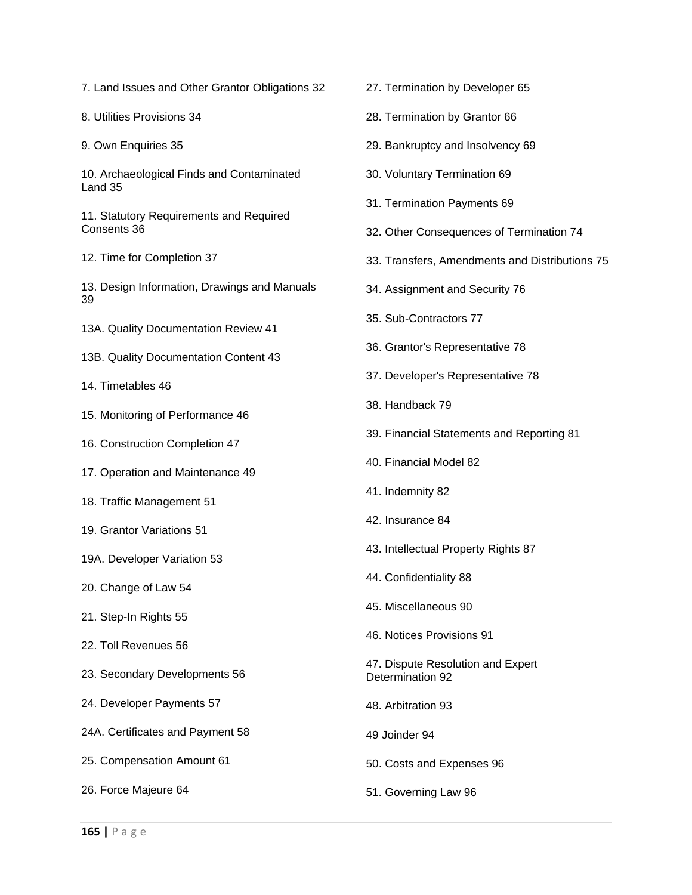7. Land Issues and Other Grantor Obligations 32

8. Utilities Provisions 34

9. Own Enquiries 35

10. Archaeological Finds and Contaminated Land 35

11. Statutory Requirements and Required Consents 36

12. Time for Completion 37

13. Design Information, Drawings and Manuals 39

13A. Quality Documentation Review 41

13B. Quality Documentation Content 43

14. Timetables 46

15. Monitoring of Performance 46

16. Construction Completion 47

17. Operation and Maintenance 49

18. Traffic Management 51

19. Grantor Variations 51

19A. Developer Variation 53

20. Change of Law 54

21. Step-In Rights 55

22. Toll Revenues 56

23. Secondary Developments 56

24. Developer Payments 57

24A. Certificates and Payment 58

25. Compensation Amount 61

26. Force Majeure 64

27. Termination by Developer 65

28. Termination by Grantor 66

29. Bankruptcy and Insolvency 69

30. Voluntary Termination 69

31. Termination Payments 69

32. Other Consequences of Termination 74

33. Transfers, Amendments and Distributions 75

34. Assignment and Security 76

35. Sub-Contractors 77

36. Grantor's Representative 78

37. Developer's Representative 78

38. Handback 79

39. Financial Statements and Reporting 81

40. Financial Model 82

41. Indemnity 82

42. Insurance 84

43. Intellectual Property Rights 87

44. Confidentiality 88

45. Miscellaneous 90

46. Notices Provisions 91

47. Dispute Resolution and Expert Determination 92

48. Arbitration 93

49 Joinder 94

50. Costs and Expenses 96

51. Governing Law 96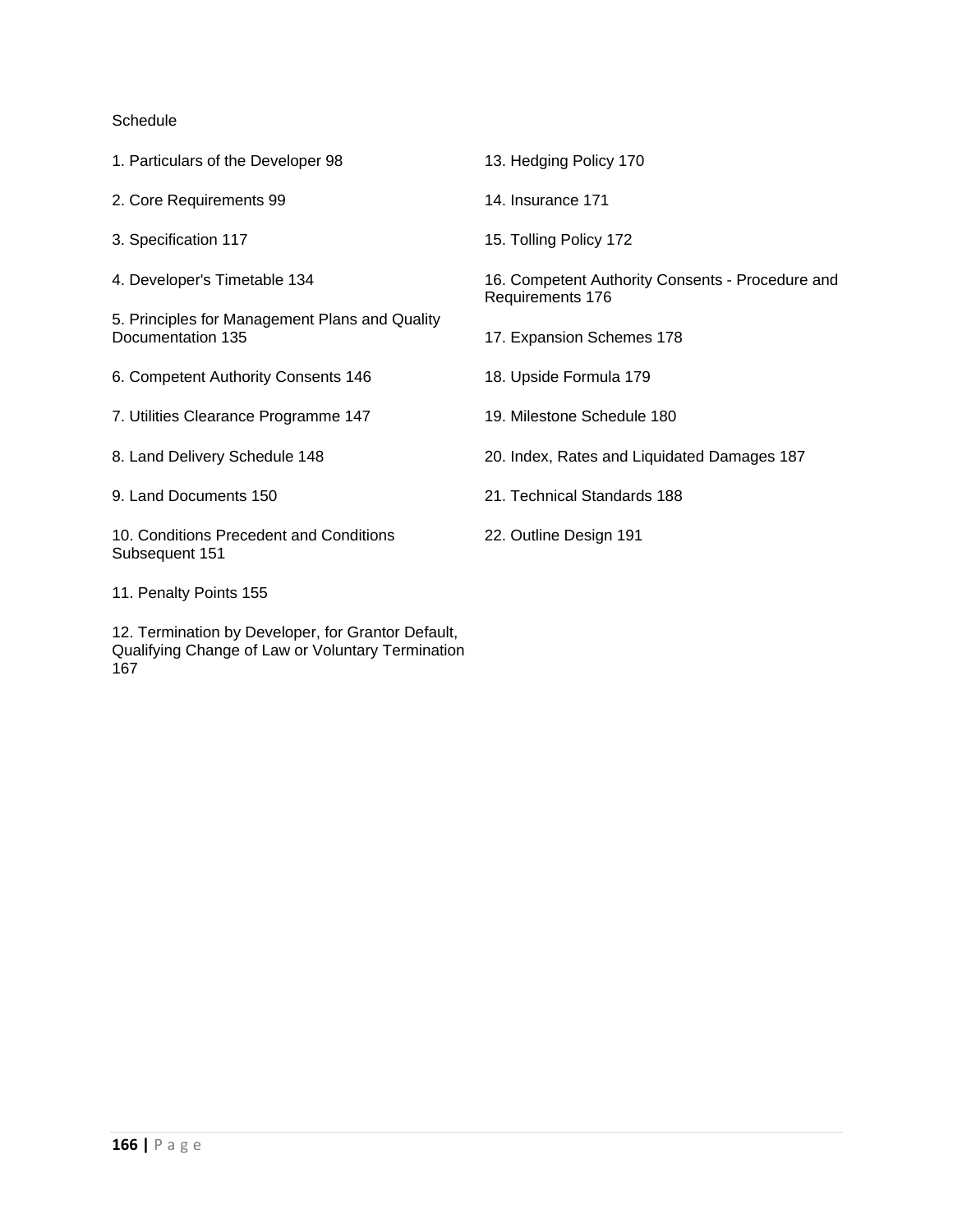Schedule

1. Particulars of the Developer 98

2. Core Requirements 99

3. Specification 117

4. Developer's Timetable 134

5. Principles for Management Plans and Quality Documentation 135

6. Competent Authority Consents 146

7. Utilities Clearance Programme 147

8. Land Delivery Schedule 148

9. Land Documents 150

10. Conditions Precedent and Conditions Subsequent 151

11. Penalty Points 155

12. Termination by Developer, for Grantor Default, Qualifying Change of Law or Voluntary Termination 167

13. Hedging Policy 170

14. Insurance 171

15. Tolling Policy 172

16. Competent Authority Consents - Procedure and Requirements 176

17. Expansion Schemes 178

18. Upside Formula 179

19. Milestone Schedule 180

20. Index, Rates and Liquidated Damages 187

21. Technical Standards 188

22. Outline Design 191